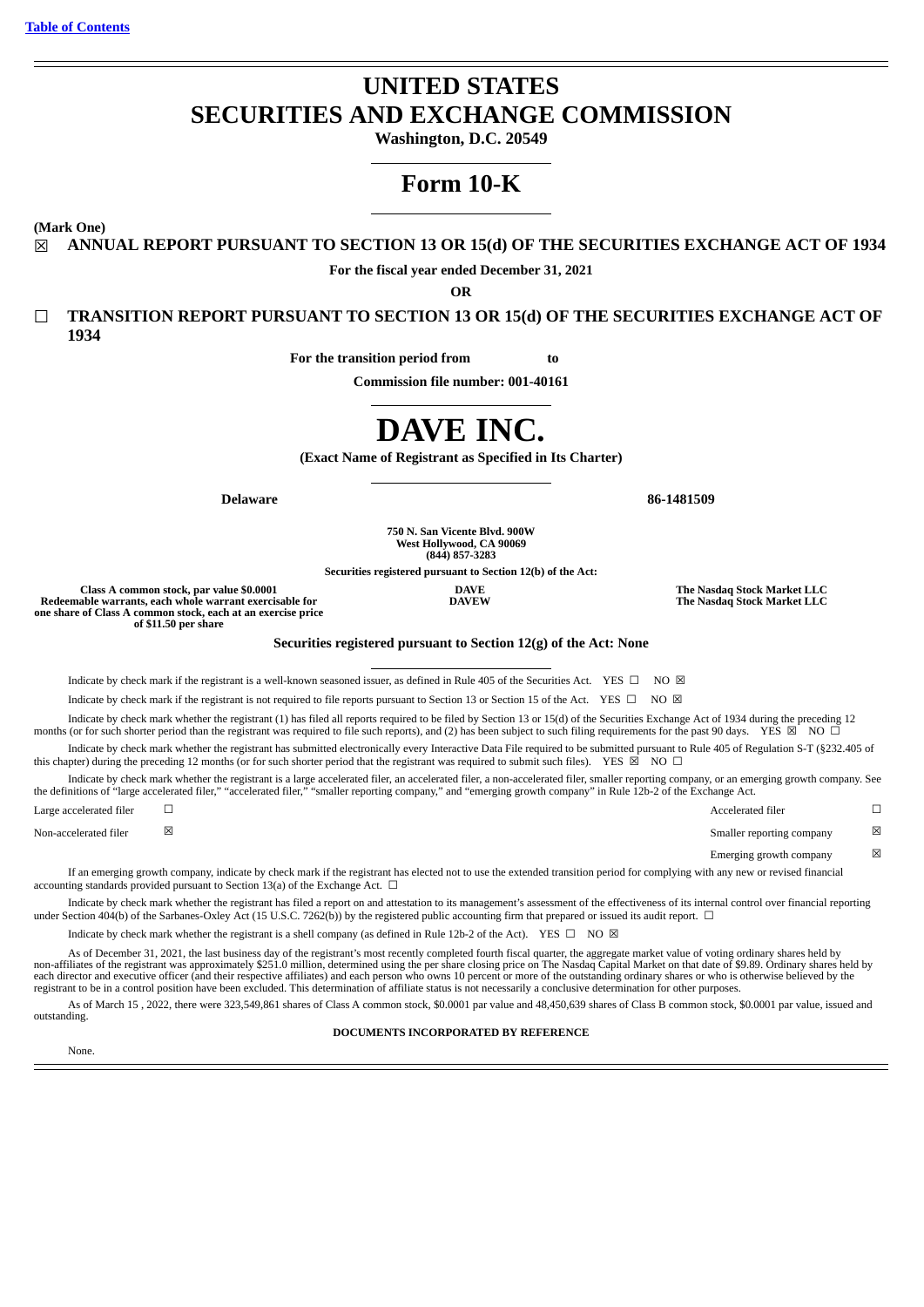[Table of Contents](#)

# UNITED STATES
# SECURITIES AND EXCHANGE COMMISSION

**Washington, D.C. 20549**

# Form 10-K

**(Mark One)**

☒ **ANNUAL REPORT PURSUANT TO SECTION 13 OR 15(d) OF THE SECURITIES EXCHANGE ACT OF 1934**

**For the fiscal year ended December 31, 2021**

**OR**

☐ **TRANSITION REPORT PURSUANT TO SECTION 13 OR 15(d) OF THE SECURITIES EXCHANGE ACT OF 1934**

**For the transition period from to**

**Commission file number: 001-40161**

# DAVE INC.

**(Exact Name of Registrant as Specified in Its Charter)**

| **Delaware** | **86-1481509** |
|---|---|

**750 N. San Vicente Blvd. 900W**
**West Hollywood, CA 90069**
**(844) 857-3283**

**Securities registered pursuant to Section 12(b) of the Act:**

| | | |
|---|---|---|
| **Class A common stock, par value $0.0001** | **DAVE** | **The Nasdaq Stock Market LLC** |
| **Redeemable warrants, each whole warrant exercisable for one share of Class A common stock, each at an exercise price of $11.50 per share** | **DAVEW** | **The Nasdaq Stock Market LLC** |

**Securities registered pursuant to Section 12(g) of the Act: None**

Indicate by check mark if the registrant is a well-known seasoned issuer, as defined in Rule 405 of the Securities Act. YES ☐ NO ☒

Indicate by check mark if the registrant is not required to file reports pursuant to Section 13 or Section 15 of the Act. YES ☐ NO ☒

Indicate by check mark whether the registrant (1) has filed all reports required to be filed by Section 13 or 15(d) of the Securities Exchange Act of 1934 during the preceding 12 months (or for such shorter period than the registrant was required to file such reports), and (2) has been subject to such filing requirements for the past 90 days. YES ☒ NO ☐

Indicate by check mark whether the registrant has submitted electronically every Interactive Data File required to be submitted pursuant to Rule 405 of Regulation S-T (§232.405 of this chapter) during the preceding 12 months (or for such shorter period that the registrant was required to submit such files). YES ☒ NO ☐

Indicate by check mark whether the registrant is a large accelerated filer, an accelerated filer, a non-accelerated filer, smaller reporting company, or an emerging growth company. See the definitions of "large accelerated filer," "accelerated filer," "smaller reporting company," and "emerging growth company" in Rule 12b-2 of the Exchange Act.

| | | | |
|---|---|---|---|
| Large accelerated filer | ☐ | Accelerated filer | ☐ |
| Non-accelerated filer | ☒ | Smaller reporting company | ☒ |
| | | Emerging growth company | ☒ |

If an emerging growth company, indicate by check mark if the registrant has elected not to use the extended transition period for complying with any new or revised financial accounting standards provided pursuant to Section 13(a) of the Exchange Act. ☐

Indicate by check mark whether the registrant has filed a report on and attestation to its management's assessment of the effectiveness of its internal control over financial reporting under Section 404(b) of the Sarbanes-Oxley Act (15 U.S.C. 7262(b)) by the registered public accounting firm that prepared or issued its audit report. ☐

Indicate by check mark whether the registrant is a shell company (as defined in Rule 12b-2 of the Act). YES ☐ NO ☒

As of December 31, 2021, the last business day of the registrant's most recently completed fourth fiscal quarter, the aggregate market value of voting ordinary shares held by non-affiliates of the registrant was approximately $251.0 million, determined using the per share closing price on The Nasdaq Capital Market on that date of $9.89. Ordinary shares held by each director and executive officer (and their respective affiliates) and each person who owns 10 percent or more of the outstanding ordinary shares or who is otherwise believed by the registrant to be in a control position have been excluded. This determination of affiliate status is not necessarily a conclusive determination for other purposes.

As of March 15 , 2022, there were 323,549,861 shares of Class A common stock, $0.0001 par value and 48,450,639 shares of Class B common stock, $0.0001 par value, issued and outstanding.

**DOCUMENTS INCORPORATED BY REFERENCE**

None.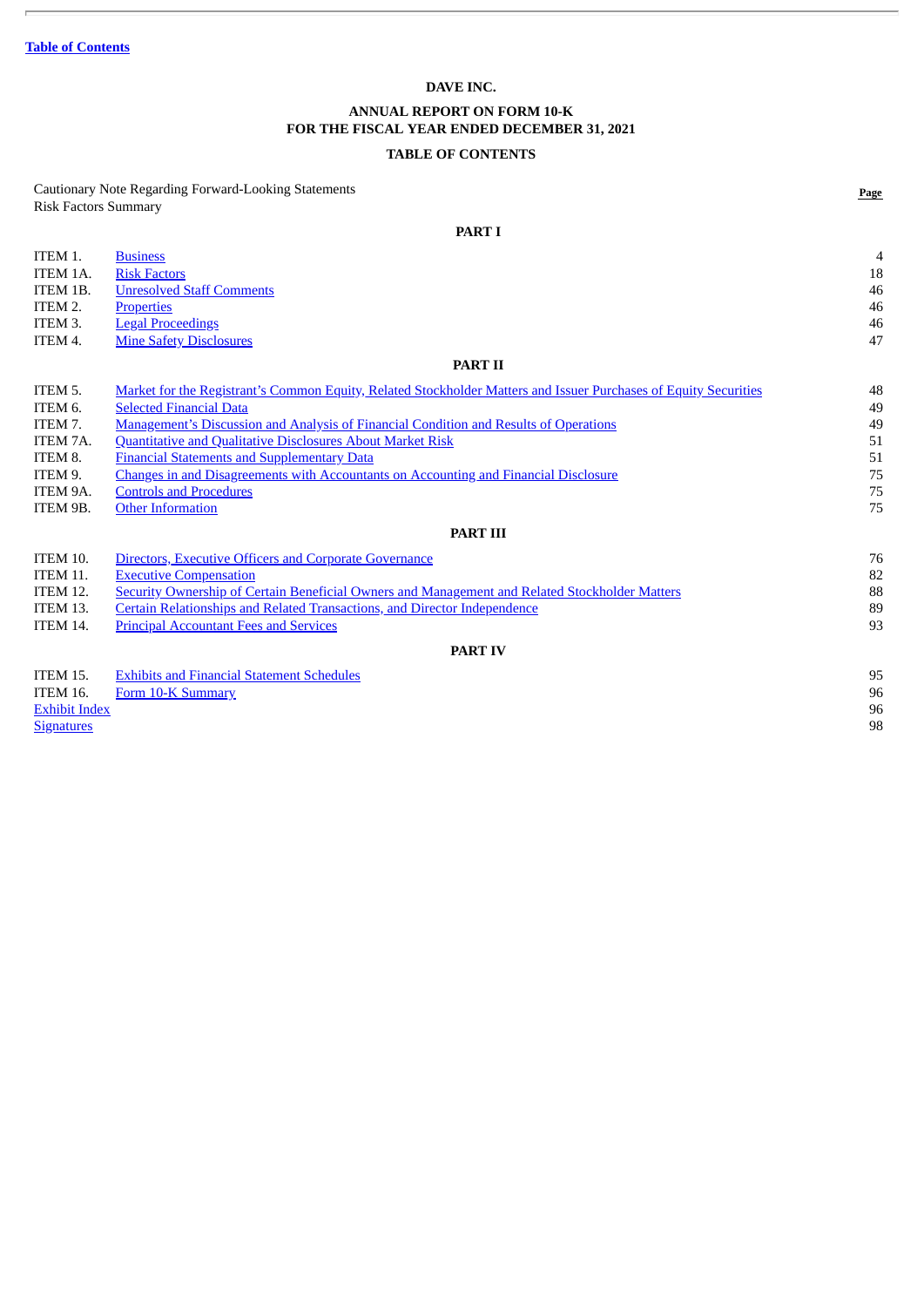Table of Contents

**DAVE INC.**

**ANNUAL REPORT ON FORM 10-K**
**FOR THE FISCAL YEAR ENDED DECEMBER 31, 2021**

**TABLE OF CONTENTS**

| | | Page |
|---|---|---|
| Cautionary Note Regarding Forward-Looking Statements | | |
| Risk Factors Summary | | |
| | **PART I** | |
| ITEM 1. | Business | 4 |
| ITEM 1A. | Risk Factors | 18 |
| ITEM 1B. | Unresolved Staff Comments | 46 |
| ITEM 2. | Properties | 46 |
| ITEM 3. | Legal Proceedings | 46 |
| ITEM 4. | Mine Safety Disclosures | 47 |
| | **PART II** | |
| ITEM 5. | Market for the Registrant's Common Equity, Related Stockholder Matters and Issuer Purchases of Equity Securities | 48 |
| ITEM 6. | Selected Financial Data | 49 |
| ITEM 7. | Management's Discussion and Analysis of Financial Condition and Results of Operations | 49 |
| ITEM 7A. | Quantitative and Qualitative Disclosures About Market Risk | 51 |
| ITEM 8. | Financial Statements and Supplementary Data | 51 |
| ITEM 9. | Changes in and Disagreements with Accountants on Accounting and Financial Disclosure | 75 |
| ITEM 9A. | Controls and Procedures | 75 |
| ITEM 9B. | Other Information | 75 |
| | **PART III** | |
| ITEM 10. | Directors, Executive Officers and Corporate Governance | 76 |
| ITEM 11. | Executive Compensation | 82 |
| ITEM 12. | Security Ownership of Certain Beneficial Owners and Management and Related Stockholder Matters | 88 |
| ITEM 13. | Certain Relationships and Related Transactions, and Director Independence | 89 |
| ITEM 14. | Principal Accountant Fees and Services | 93 |
| | **PART IV** | |
| ITEM 15. | Exhibits and Financial Statement Schedules | 95 |
| ITEM 16. | Form 10-K Summary | 96 |
| Exhibit Index | | 96 |
| Signatures | | 98 |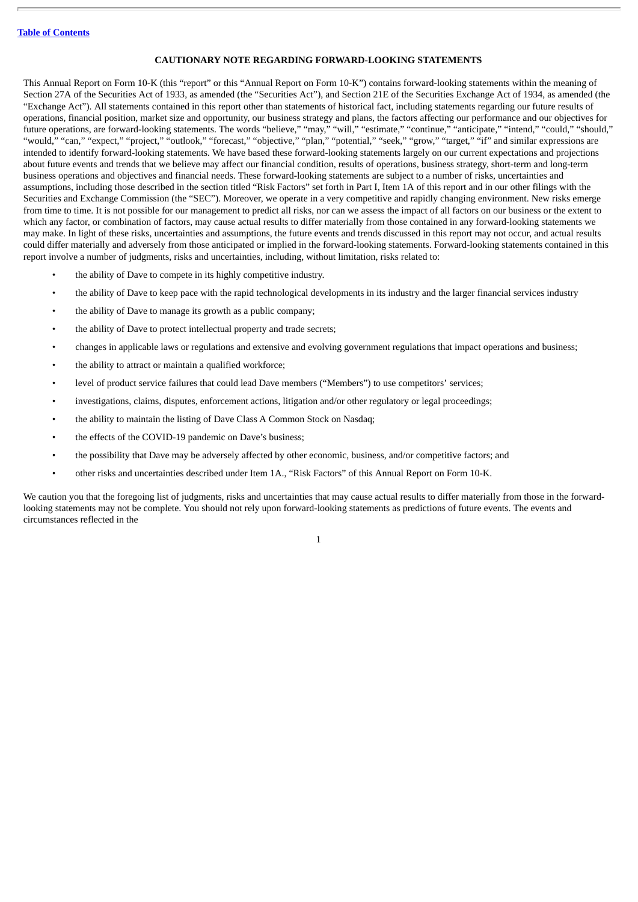**CAUTIONARY NOTE REGARDING FORWARD-LOOKING STATEMENTS**

This Annual Report on Form 10-K (this "report" or this "Annual Report on Form 10-K") contains forward-looking statements within the meaning of Section 27A of the Securities Act of 1933, as amended (the "Securities Act"), and Section 21E of the Securities Exchange Act of 1934, as amended (the "Exchange Act"). All statements contained in this report other than statements of historical fact, including statements regarding our future results of operations, financial position, market size and opportunity, our business strategy and plans, the factors affecting our performance and our objectives for future operations, are forward-looking statements. The words "believe," "may," "will," "estimate," "continue," "anticipate," "intend," "could," "should," "would," "can," "expect," "project," "outlook," "forecast," "objective," "plan," "potential," "seek," "grow," "target," "if" and similar expressions are intended to identify forward-looking statements. We have based these forward-looking statements largely on our current expectations and projections about future events and trends that we believe may affect our financial condition, results of operations, business strategy, short-term and long-term business operations and objectives and financial needs. These forward-looking statements are subject to a number of risks, uncertainties and assumptions, including those described in the section titled "Risk Factors" set forth in Part I, Item 1A of this report and in our other filings with the Securities and Exchange Commission (the "SEC"). Moreover, we operate in a very competitive and rapidly changing environment. New risks emerge from time to time. It is not possible for our management to predict all risks, nor can we assess the impact of all factors on our business or the extent to which any factor, or combination of factors, may cause actual results to differ materially from those contained in any forward-looking statements we may make. In light of these risks, uncertainties and assumptions, the future events and trends discussed in this report may not occur, and actual results could differ materially and adversely from those anticipated or implied in the forward-looking statements. Forward-looking statements contained in this report involve a number of judgments, risks and uncertainties, including, without limitation, risks related to:

- the ability of Dave to compete in its highly competitive industry.
- the ability of Dave to keep pace with the rapid technological developments in its industry and the larger financial services industry
- the ability of Dave to manage its growth as a public company;
- the ability of Dave to protect intellectual property and trade secrets;
- changes in applicable laws or regulations and extensive and evolving government regulations that impact operations and business;
- the ability to attract or maintain a qualified workforce;
- level of product service failures that could lead Dave members ("Members") to use competitors' services;
- investigations, claims, disputes, enforcement actions, litigation and/or other regulatory or legal proceedings;
- the ability to maintain the listing of Dave Class A Common Stock on Nasdaq;
- the effects of the COVID-19 pandemic on Dave's business;
- the possibility that Dave may be adversely affected by other economic, business, and/or competitive factors; and
- other risks and uncertainties described under Item 1A., "Risk Factors" of this Annual Report on Form 10-K.

We caution you that the foregoing list of judgments, risks and uncertainties that may cause actual results to differ materially from those in the forward-looking statements may not be complete. You should not rely upon forward-looking statements as predictions of future events. The events and circumstances reflected in the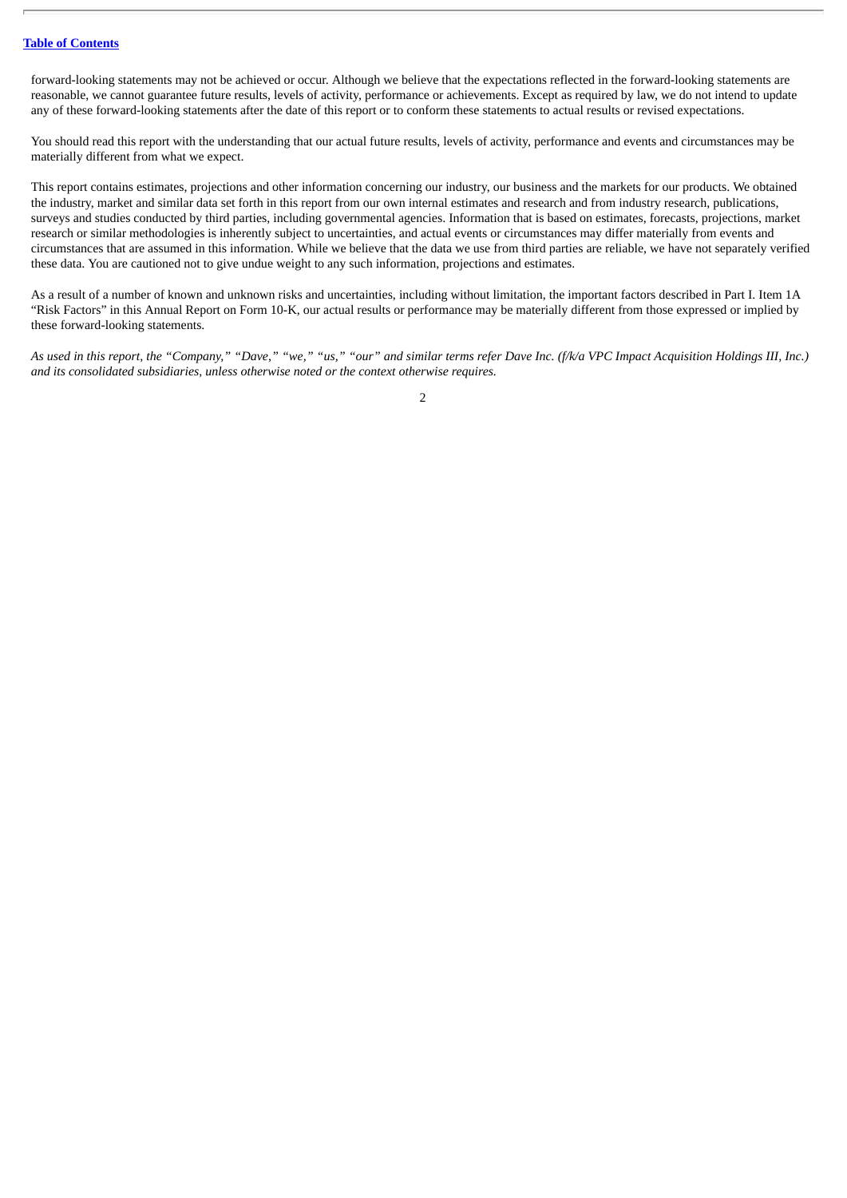forward-looking statements may not be achieved or occur. Although we believe that the expectations reflected in the forward-looking statements are reasonable, we cannot guarantee future results, levels of activity, performance or achievements. Except as required by law, we do not intend to update any of these forward-looking statements after the date of this report or to conform these statements to actual results or revised expectations.

You should read this report with the understanding that our actual future results, levels of activity, performance and events and circumstances may be materially different from what we expect.

This report contains estimates, projections and other information concerning our industry, our business and the markets for our products. We obtained the industry, market and similar data set forth in this report from our own internal estimates and research and from industry research, publications, surveys and studies conducted by third parties, including governmental agencies. Information that is based on estimates, forecasts, projections, market research or similar methodologies is inherently subject to uncertainties, and actual events or circumstances may differ materially from events and circumstances that are assumed in this information. While we believe that the data we use from third parties are reliable, we have not separately verified these data. You are cautioned not to give undue weight to any such information, projections and estimates.

As a result of a number of known and unknown risks and uncertainties, including without limitation, the important factors described in Part I. Item 1A "Risk Factors" in this Annual Report on Form 10-K, our actual results or performance may be materially different from those expressed or implied by these forward-looking statements.

*As used in this report, the "Company," "Dave," "we," "us," "our" and similar terms refer Dave Inc. (f/k/a VPC Impact Acquisition Holdings III, Inc.) and its consolidated subsidiaries, unless otherwise noted or the context otherwise requires.*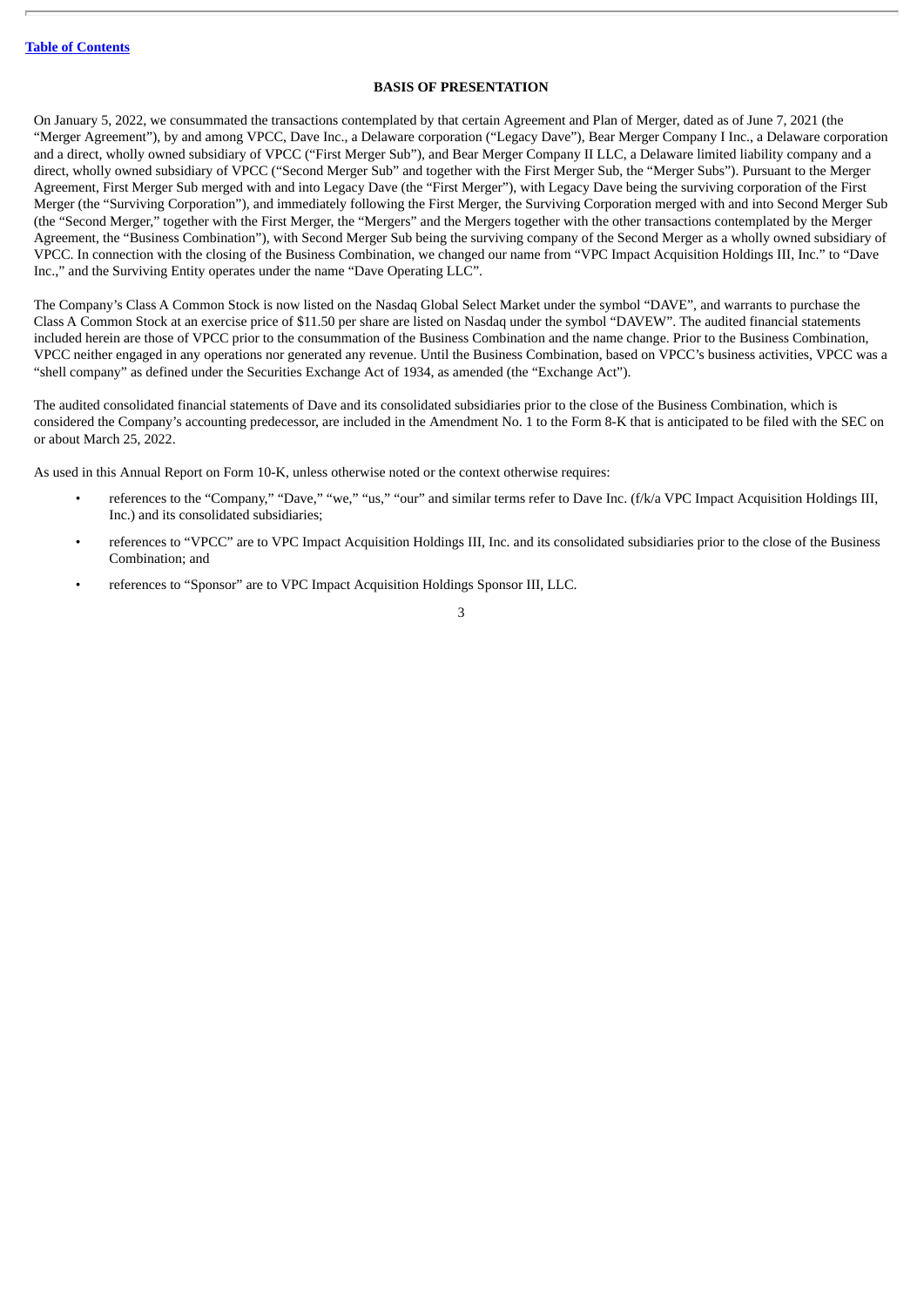[Table of Contents](#)

## BASIS OF PRESENTATION

On January 5, 2022, we consummated the transactions contemplated by that certain Agreement and Plan of Merger, dated as of June 7, 2021 (the "Merger Agreement"), by and among VPCC, Dave Inc., a Delaware corporation ("Legacy Dave"), Bear Merger Company I Inc., a Delaware corporation and a direct, wholly owned subsidiary of VPCC ("First Merger Sub"), and Bear Merger Company II LLC, a Delaware limited liability company and a direct, wholly owned subsidiary of VPCC ("Second Merger Sub" and together with the First Merger Sub, the "Merger Subs"). Pursuant to the Merger Agreement, First Merger Sub merged with and into Legacy Dave (the "First Merger"), with Legacy Dave being the surviving corporation of the First Merger (the "Surviving Corporation"), and immediately following the First Merger, the Surviving Corporation merged with and into Second Merger Sub (the "Second Merger," together with the First Merger, the "Mergers" and the Mergers together with the other transactions contemplated by the Merger Agreement, the "Business Combination"), with Second Merger Sub being the surviving company of the Second Merger as a wholly owned subsidiary of VPCC. In connection with the closing of the Business Combination, we changed our name from "VPC Impact Acquisition Holdings III, Inc." to "Dave Inc.," and the Surviving Entity operates under the name "Dave Operating LLC".

The Company's Class A Common Stock is now listed on the Nasdaq Global Select Market under the symbol "DAVE", and warrants to purchase the Class A Common Stock at an exercise price of $11.50 per share are listed on Nasdaq under the symbol "DAVEW". The audited financial statements included herein are those of VPCC prior to the consummation of the Business Combination and the name change. Prior to the Business Combination, VPCC neither engaged in any operations nor generated any revenue. Until the Business Combination, based on VPCC's business activities, VPCC was a "shell company" as defined under the Securities Exchange Act of 1934, as amended (the "Exchange Act").

The audited consolidated financial statements of Dave and its consolidated subsidiaries prior to the close of the Business Combination, which is considered the Company's accounting predecessor, are included in the Amendment No. 1 to the Form 8-K that is anticipated to be filed with the SEC on or about March 25, 2022.

As used in this Annual Report on Form 10-K, unless otherwise noted or the context otherwise requires:

- references to the "Company," "Dave," "we," "us," "our" and similar terms refer to Dave Inc. (f/k/a VPC Impact Acquisition Holdings III, Inc.) and its consolidated subsidiaries;
- references to "VPCC" are to VPC Impact Acquisition Holdings III, Inc. and its consolidated subsidiaries prior to the close of the Business Combination; and
- references to "Sponsor" are to VPC Impact Acquisition Holdings Sponsor III, LLC.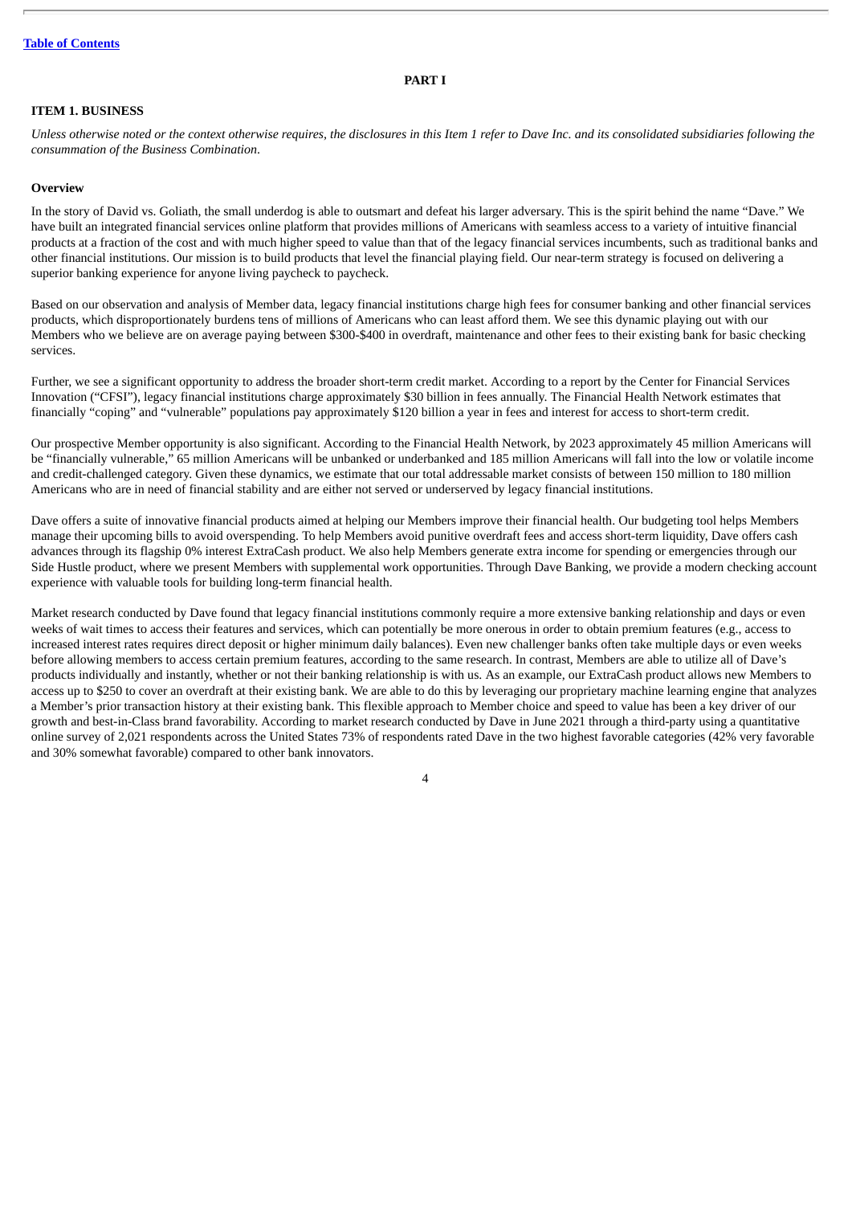# PART I

## ITEM 1. BUSINESS

*Unless otherwise noted or the context otherwise requires, the disclosures in this Item 1 refer to Dave Inc. and its consolidated subsidiaries following the consummation of the Business Combination.*

### Overview

In the story of David vs. Goliath, the small underdog is able to outsmart and defeat his larger adversary. This is the spirit behind the name "Dave." We have built an integrated financial services online platform that provides millions of Americans with seamless access to a variety of intuitive financial products at a fraction of the cost and with much higher speed to value than that of the legacy financial services incumbents, such as traditional banks and other financial institutions. Our mission is to build products that level the financial playing field. Our near-term strategy is focused on delivering a superior banking experience for anyone living paycheck to paycheck.

Based on our observation and analysis of Member data, legacy financial institutions charge high fees for consumer banking and other financial services products, which disproportionately burdens tens of millions of Americans who can least afford them. We see this dynamic playing out with our Members who we believe are on average paying between $300-$400 in overdraft, maintenance and other fees to their existing bank for basic checking services.

Further, we see a significant opportunity to address the broader short-term credit market. According to a report by the Center for Financial Services Innovation ("CFSI"), legacy financial institutions charge approximately $30 billion in fees annually. The Financial Health Network estimates that financially "coping" and "vulnerable" populations pay approximately $120 billion a year in fees and interest for access to short-term credit.

Our prospective Member opportunity is also significant. According to the Financial Health Network, by 2023 approximately 45 million Americans will be "financially vulnerable," 65 million Americans will be unbanked or underbanked and 185 million Americans will fall into the low or volatile income and credit-challenged category. Given these dynamics, we estimate that our total addressable market consists of between 150 million to 180 million Americans who are in need of financial stability and are either not served or underserved by legacy financial institutions.

Dave offers a suite of innovative financial products aimed at helping our Members improve their financial health. Our budgeting tool helps Members manage their upcoming bills to avoid overspending. To help Members avoid punitive overdraft fees and access short-term liquidity, Dave offers cash advances through its flagship 0% interest ExtraCash product. We also help Members generate extra income for spending or emergencies through our Side Hustle product, where we present Members with supplemental work opportunities. Through Dave Banking, we provide a modern checking account experience with valuable tools for building long-term financial health.

Market research conducted by Dave found that legacy financial institutions commonly require a more extensive banking relationship and days or even weeks of wait times to access their features and services, which can potentially be more onerous in order to obtain premium features (e.g., access to increased interest rates requires direct deposit or higher minimum daily balances). Even new challenger banks often take multiple days or even weeks before allowing members to access certain premium features, according to the same research. In contrast, Members are able to utilize all of Dave's products individually and instantly, whether or not their banking relationship is with us. As an example, our ExtraCash product allows new Members to access up to $250 to cover an overdraft at their existing bank. We are able to do this by leveraging our proprietary machine learning engine that analyzes a Member's prior transaction history at their existing bank. This flexible approach to Member choice and speed to value has been a key driver of our growth and best-in-Class brand favorability. According to market research conducted by Dave in June 2021 through a third-party using a quantitative online survey of 2,021 respondents across the United States 73% of respondents rated Dave in the two highest favorable categories (42% very favorable and 30% somewhat favorable) compared to other bank innovators.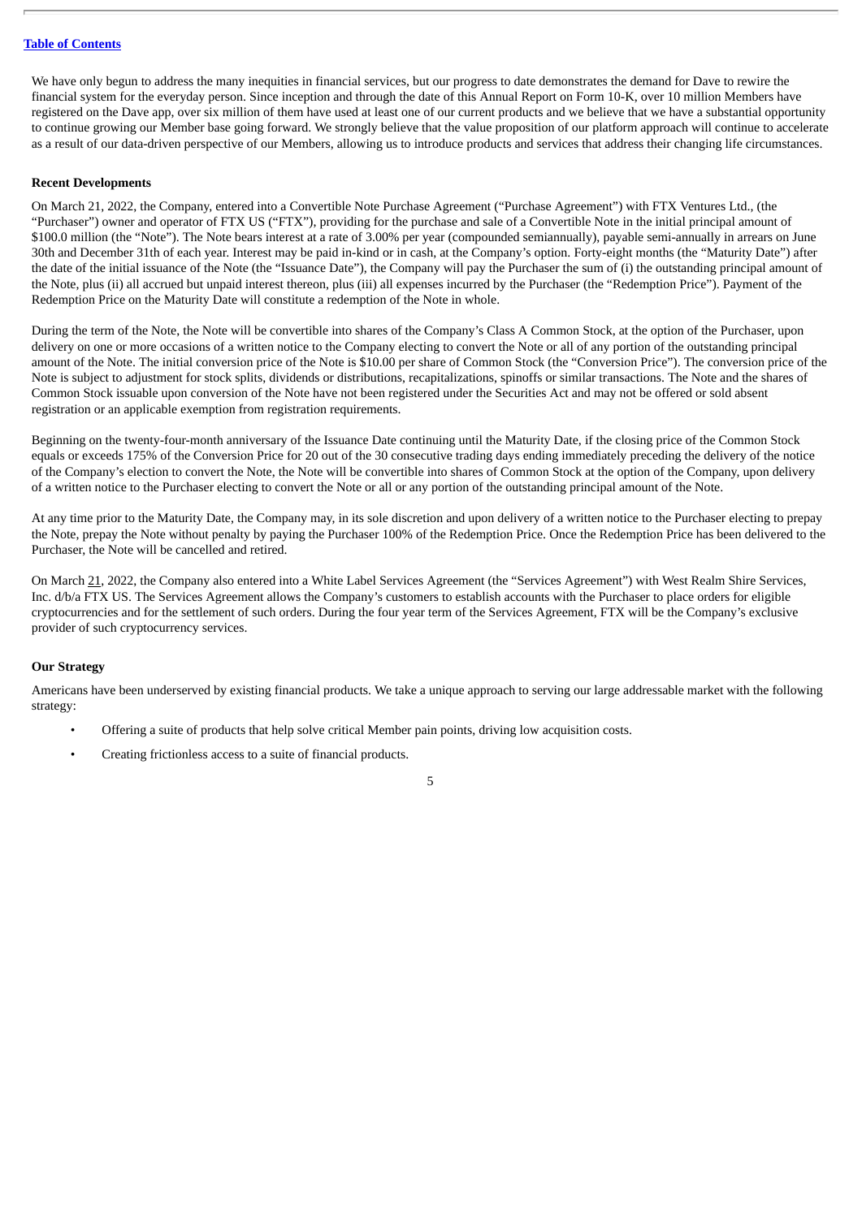We have only begun to address the many inequities in financial services, but our progress to date demonstrates the demand for Dave to rewire the financial system for the everyday person. Since inception and through the date of this Annual Report on Form 10-K, over 10 million Members have registered on the Dave app, over six million of them have used at least one of our current products and we believe that we have a substantial opportunity to continue growing our Member base going forward. We strongly believe that the value proposition of our platform approach will continue to accelerate as a result of our data-driven perspective of our Members, allowing us to introduce products and services that address their changing life circumstances.

**Recent Developments**

On March 21, 2022, the Company, entered into a Convertible Note Purchase Agreement ("Purchase Agreement") with FTX Ventures Ltd., (the "Purchaser") owner and operator of FTX US ("FTX"), providing for the purchase and sale of a Convertible Note in the initial principal amount of $100.0 million (the "Note"). The Note bears interest at a rate of 3.00% per year (compounded semiannually), payable semi-annually in arrears on June 30th and December 31th of each year. Interest may be paid in-kind or in cash, at the Company's option. Forty-eight months (the "Maturity Date") after the date of the initial issuance of the Note (the "Issuance Date"), the Company will pay the Purchaser the sum of (i) the outstanding principal amount of the Note, plus (ii) all accrued but unpaid interest thereon, plus (iii) all expenses incurred by the Purchaser (the "Redemption Price"). Payment of the Redemption Price on the Maturity Date will constitute a redemption of the Note in whole.

During the term of the Note, the Note will be convertible into shares of the Company's Class A Common Stock, at the option of the Purchaser, upon delivery on one or more occasions of a written notice to the Company electing to convert the Note or all of any portion of the outstanding principal amount of the Note. The initial conversion price of the Note is $10.00 per share of Common Stock (the "Conversion Price"). The conversion price of the Note is subject to adjustment for stock splits, dividends or distributions, recapitalizations, spinoffs or similar transactions. The Note and the shares of Common Stock issuable upon conversion of the Note have not been registered under the Securities Act and may not be offered or sold absent registration or an applicable exemption from registration requirements.

Beginning on the twenty-four-month anniversary of the Issuance Date continuing until the Maturity Date, if the closing price of the Common Stock equals or exceeds 175% of the Conversion Price for 20 out of the 30 consecutive trading days ending immediately preceding the delivery of the notice of the Company's election to convert the Note, the Note will be convertible into shares of Common Stock at the option of the Company, upon delivery of a written notice to the Purchaser electing to convert the Note or all or any portion of the outstanding principal amount of the Note.

At any time prior to the Maturity Date, the Company may, in its sole discretion and upon delivery of a written notice to the Purchaser electing to prepay the Note, prepay the Note without penalty by paying the Purchaser 100% of the Redemption Price. Once the Redemption Price has been delivered to the Purchaser, the Note will be cancelled and retired.

On March 21, 2022, the Company also entered into a White Label Services Agreement (the "Services Agreement") with West Realm Shire Services, Inc. d/b/a FTX US. The Services Agreement allows the Company's customers to establish accounts with the Purchaser to place orders for eligible cryptocurrencies and for the settlement of such orders. During the four year term of the Services Agreement, FTX will be the Company's exclusive provider of such cryptocurrency services.

**Our Strategy**

Americans have been underserved by existing financial products. We take a unique approach to serving our large addressable market with the following strategy:

- Offering a suite of products that help solve critical Member pain points, driving low acquisition costs.
- Creating frictionless access to a suite of financial products.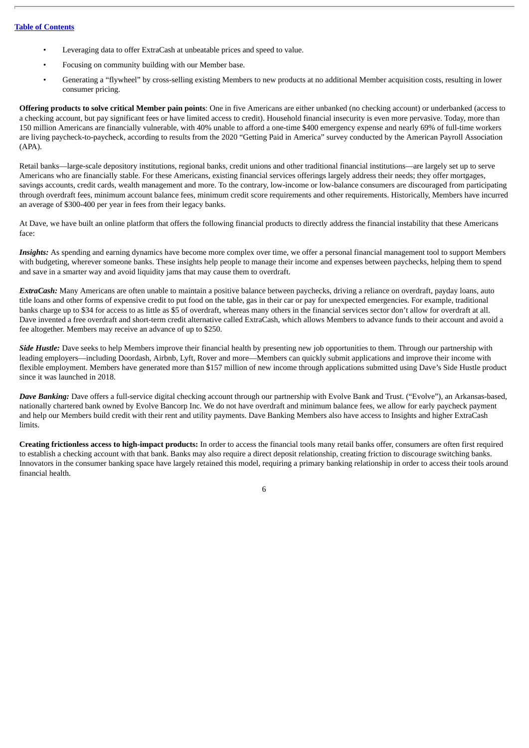- Leveraging data to offer ExtraCash at unbeatable prices and speed to value.
- Focusing on community building with our Member base.
- Generating a "flywheel" by cross-selling existing Members to new products at no additional Member acquisition costs, resulting in lower consumer pricing.

**Offering products to solve critical Member pain points**: One in five Americans are either unbanked (no checking account) or underbanked (access to a checking account, but pay significant fees or have limited access to credit). Household financial insecurity is even more pervasive. Today, more than 150 million Americans are financially vulnerable, with 40% unable to afford a one-time $400 emergency expense and nearly 69% of full-time workers are living paycheck-to-paycheck, according to results from the 2020 "Getting Paid in America" survey conducted by the American Payroll Association (APA).

Retail banks—large-scale depository institutions, regional banks, credit unions and other traditional financial institutions—are largely set up to serve Americans who are financially stable. For these Americans, existing financial services offerings largely address their needs; they offer mortgages, savings accounts, credit cards, wealth management and more. To the contrary, low-income or low-balance consumers are discouraged from participating through overdraft fees, minimum account balance fees, minimum credit score requirements and other requirements. Historically, Members have incurred an average of $300-400 per year in fees from their legacy banks.

At Dave, we have built an online platform that offers the following financial products to directly address the financial instability that these Americans face:

***Insights:*** As spending and earning dynamics have become more complex over time, we offer a personal financial management tool to support Members with budgeting, wherever someone banks. These insights help people to manage their income and expenses between paychecks, helping them to spend and save in a smarter way and avoid liquidity jams that may cause them to overdraft.

***ExtraCash:*** Many Americans are often unable to maintain a positive balance between paychecks, driving a reliance on overdraft, payday loans, auto title loans and other forms of expensive credit to put food on the table, gas in their car or pay for unexpected emergencies. For example, traditional banks charge up to $34 for access to as little as $5 of overdraft, whereas many others in the financial services sector don't allow for overdraft at all. Dave invented a free overdraft and short-term credit alternative called ExtraCash, which allows Members to advance funds to their account and avoid a fee altogether. Members may receive an advance of up to $250.

***Side Hustle:*** Dave seeks to help Members improve their financial health by presenting new job opportunities to them. Through our partnership with leading employers—including Doordash, Airbnb, Lyft, Rover and more—Members can quickly submit applications and improve their income with flexible employment. Members have generated more than $157 million of new income through applications submitted using Dave's Side Hustle product since it was launched in 2018.

***Dave Banking:*** Dave offers a full-service digital checking account through our partnership with Evolve Bank and Trust. ("Evolve"), an Arkansas-based, nationally chartered bank owned by Evolve Bancorp Inc. We do not have overdraft and minimum balance fees, we allow for early paycheck payment and help our Members build credit with their rent and utility payments. Dave Banking Members also have access to Insights and higher ExtraCash limits.

**Creating frictionless access to high-impact products:** In order to access the financial tools many retail banks offer, consumers are often first required to establish a checking account with that bank. Banks may also require a direct deposit relationship, creating friction to discourage switching banks. Innovators in the consumer banking space have largely retained this model, requiring a primary banking relationship in order to access their tools around financial health.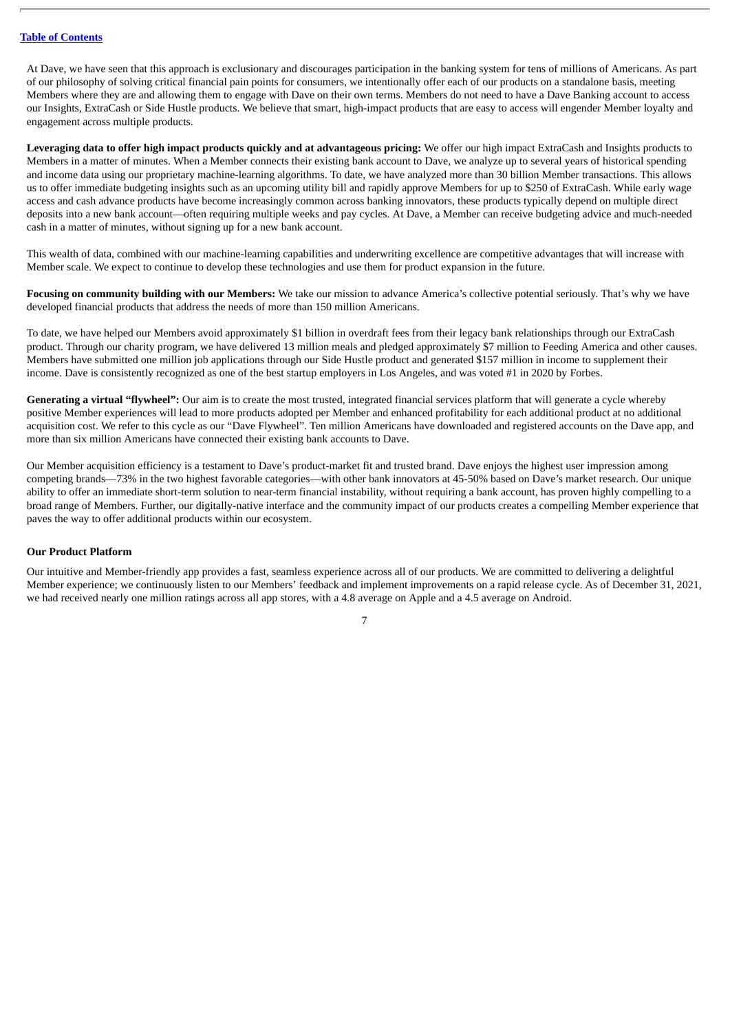At Dave, we have seen that this approach is exclusionary and discourages participation in the banking system for tens of millions of Americans. As part of our philosophy of solving critical financial pain points for consumers, we intentionally offer each of our products on a standalone basis, meeting Members where they are and allowing them to engage with Dave on their own terms. Members do not need to have a Dave Banking account to access our Insights, ExtraCash or Side Hustle products. We believe that smart, high-impact products that are easy to access will engender Member loyalty and engagement across multiple products.

**Leveraging data to offer high impact products quickly and at advantageous pricing:** We offer our high impact ExtraCash and Insights products to Members in a matter of minutes. When a Member connects their existing bank account to Dave, we analyze up to several years of historical spending and income data using our proprietary machine-learning algorithms. To date, we have analyzed more than 30 billion Member transactions. This allows us to offer immediate budgeting insights such as an upcoming utility bill and rapidly approve Members for up to $250 of ExtraCash. While early wage access and cash advance products have become increasingly common across banking innovators, these products typically depend on multiple direct deposits into a new bank account—often requiring multiple weeks and pay cycles. At Dave, a Member can receive budgeting advice and much-needed cash in a matter of minutes, without signing up for a new bank account.

This wealth of data, combined with our machine-learning capabilities and underwriting excellence are competitive advantages that will increase with Member scale. We expect to continue to develop these technologies and use them for product expansion in the future.

**Focusing on community building with our Members:** We take our mission to advance America's collective potential seriously. That's why we have developed financial products that address the needs of more than 150 million Americans.

To date, we have helped our Members avoid approximately $1 billion in overdraft fees from their legacy bank relationships through our ExtraCash product. Through our charity program, we have delivered 13 million meals and pledged approximately $7 million to Feeding America and other causes. Members have submitted one million job applications through our Side Hustle product and generated $157 million in income to supplement their income. Dave is consistently recognized as one of the best startup employers in Los Angeles, and was voted #1 in 2020 by Forbes.

**Generating a virtual "flywheel":** Our aim is to create the most trusted, integrated financial services platform that will generate a cycle whereby positive Member experiences will lead to more products adopted per Member and enhanced profitability for each additional product at no additional acquisition cost. We refer to this cycle as our "Dave Flywheel". Ten million Americans have downloaded and registered accounts on the Dave app, and more than six million Americans have connected their existing bank accounts to Dave.

Our Member acquisition efficiency is a testament to Dave's product-market fit and trusted brand. Dave enjoys the highest user impression among competing brands—73% in the two highest favorable categories—with other bank innovators at 45-50% based on Dave's market research. Our unique ability to offer an immediate short-term solution to near-term financial instability, without requiring a bank account, has proven highly compelling to a broad range of Members. Further, our digitally-native interface and the community impact of our products creates a compelling Member experience that paves the way to offer additional products within our ecosystem.

### Our Product Platform

Our intuitive and Member-friendly app provides a fast, seamless experience across all of our products. We are committed to delivering a delightful Member experience; we continuously listen to our Members' feedback and implement improvements on a rapid release cycle. As of December 31, 2021, we had received nearly one million ratings across all app stores, with a 4.8 average on Apple and a 4.5 average on Android.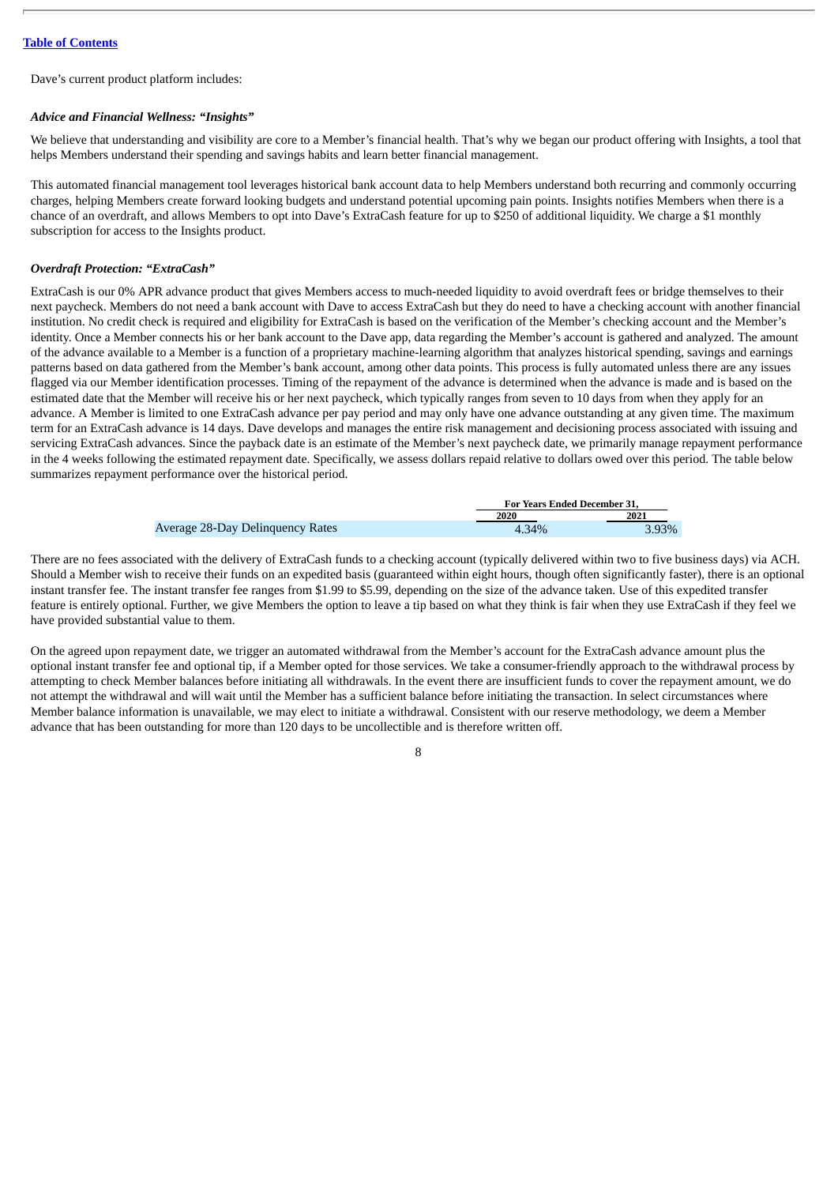Dave's current product platform includes:

***Advice and Financial Wellness: "Insights"***

We believe that understanding and visibility are core to a Member's financial health. That's why we began our product offering with Insights, a tool that helps Members understand their spending and savings habits and learn better financial management.

This automated financial management tool leverages historical bank account data to help Members understand both recurring and commonly occurring charges, helping Members create forward looking budgets and understand potential upcoming pain points. Insights notifies Members when there is a chance of an overdraft, and allows Members to opt into Dave's ExtraCash feature for up to $250 of additional liquidity. We charge a $1 monthly subscription for access to the Insights product.

***Overdraft Protection: "ExtraCash"***

ExtraCash is our 0% APR advance product that gives Members access to much-needed liquidity to avoid overdraft fees or bridge themselves to their next paycheck. Members do not need a bank account with Dave to access ExtraCash but they do need to have a checking account with another financial institution. No credit check is required and eligibility for ExtraCash is based on the verification of the Member's checking account and the Member's identity. Once a Member connects his or her bank account to the Dave app, data regarding the Member's account is gathered and analyzed. The amount of the advance available to a Member is a function of a proprietary machine-learning algorithm that analyzes historical spending, savings and earnings patterns based on data gathered from the Member's bank account, among other data points. This process is fully automated unless there are any issues flagged via our Member identification processes. Timing of the repayment of the advance is determined when the advance is made and is based on the estimated date that the Member will receive his or her next paycheck, which typically ranges from seven to 10 days from when they apply for an advance. A Member is limited to one ExtraCash advance per pay period and may only have one advance outstanding at any given time. The maximum term for an ExtraCash advance is 14 days. Dave develops and manages the entire risk management and decisioning process associated with issuing and servicing ExtraCash advances. Since the payback date is an estimate of the Member's next paycheck date, we primarily manage repayment performance in the 4 weeks following the estimated repayment date. Specifically, we assess dollars repaid relative to dollars owed over this period. The table below summarizes repayment performance over the historical period.

| | For Years Ended December 31, | |
|---|---|---|
| | 2020 | 2021 |
| Average 28-Day Delinquency Rates | 4.34% | 3.93% |

There are no fees associated with the delivery of ExtraCash funds to a checking account (typically delivered within two to five business days) via ACH. Should a Member wish to receive their funds on an expedited basis (guaranteed within eight hours, though often significantly faster), there is an optional instant transfer fee. The instant transfer fee ranges from $1.99 to $5.99, depending on the size of the advance taken. Use of this expedited transfer feature is entirely optional. Further, we give Members the option to leave a tip based on what they think is fair when they use ExtraCash if they feel we have provided substantial value to them.

On the agreed upon repayment date, we trigger an automated withdrawal from the Member's account for the ExtraCash advance amount plus the optional instant transfer fee and optional tip, if a Member opted for those services. We take a consumer-friendly approach to the withdrawal process by attempting to check Member balances before initiating all withdrawals. In the event there are insufficient funds to cover the repayment amount, we do not attempt the withdrawal and will wait until the Member has a sufficient balance before initiating the transaction. In select circumstances where Member balance information is unavailable, we may elect to initiate a withdrawal. Consistent with our reserve methodology, we deem a Member advance that has been outstanding for more than 120 days to be uncollectible and is therefore written off.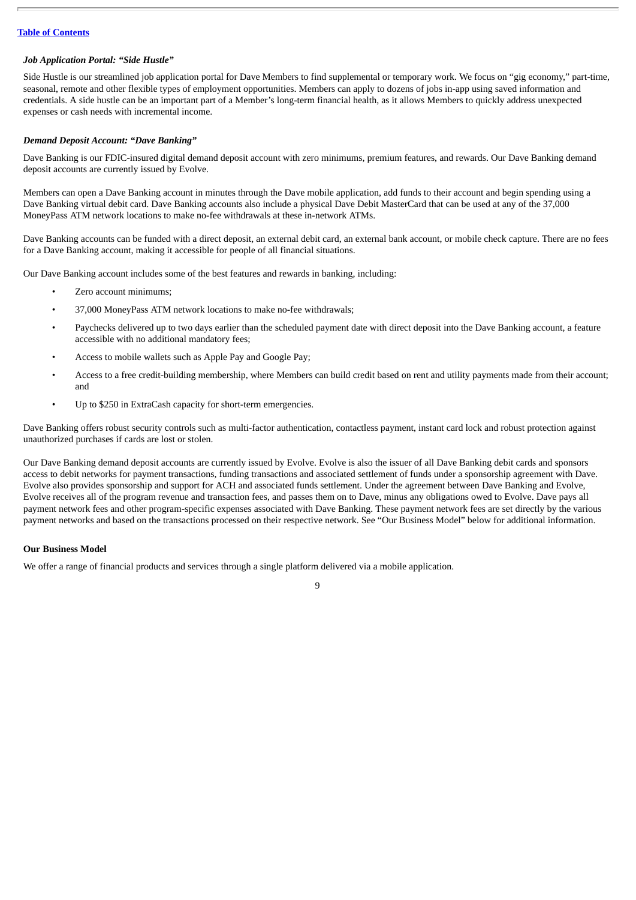***Job Application Portal: "Side Hustle"***

Side Hustle is our streamlined job application portal for Dave Members to find supplemental or temporary work. We focus on "gig economy," part-time, seasonal, remote and other flexible types of employment opportunities. Members can apply to dozens of jobs in-app using saved information and credentials. A side hustle can be an important part of a Member's long-term financial health, as it allows Members to quickly address unexpected expenses or cash needs with incremental income.

***Demand Deposit Account: "Dave Banking"***

Dave Banking is our FDIC-insured digital demand deposit account with zero minimums, premium features, and rewards. Our Dave Banking demand deposit accounts are currently issued by Evolve.

Members can open a Dave Banking account in minutes through the Dave mobile application, add funds to their account and begin spending using a Dave Banking virtual debit card. Dave Banking accounts also include a physical Dave Debit MasterCard that can be used at any of the 37,000 MoneyPass ATM network locations to make no-fee withdrawals at these in-network ATMs.

Dave Banking accounts can be funded with a direct deposit, an external debit card, an external bank account, or mobile check capture. There are no fees for a Dave Banking account, making it accessible for people of all financial situations.

Our Dave Banking account includes some of the best features and rewards in banking, including:

- Zero account minimums;
- 37,000 MoneyPass ATM network locations to make no-fee withdrawals;
- Paychecks delivered up to two days earlier than the scheduled payment date with direct deposit into the Dave Banking account, a feature accessible with no additional mandatory fees;
- Access to mobile wallets such as Apple Pay and Google Pay;
- Access to a free credit-building membership, where Members can build credit based on rent and utility payments made from their account; and
- Up to $250 in ExtraCash capacity for short-term emergencies.

Dave Banking offers robust security controls such as multi-factor authentication, contactless payment, instant card lock and robust protection against unauthorized purchases if cards are lost or stolen.

Our Dave Banking demand deposit accounts are currently issued by Evolve. Evolve is also the issuer of all Dave Banking debit cards and sponsors access to debit networks for payment transactions, funding transactions and associated settlement of funds under a sponsorship agreement with Dave. Evolve also provides sponsorship and support for ACH and associated funds settlement. Under the agreement between Dave Banking and Evolve, Evolve receives all of the program revenue and transaction fees, and passes them on to Dave, minus any obligations owed to Evolve. Dave pays all payment network fees and other program-specific expenses associated with Dave Banking. These payment network fees are set directly by the various payment networks and based on the transactions processed on their respective network. See "Our Business Model" below for additional information.

**Our Business Model**

We offer a range of financial products and services through a single platform delivered via a mobile application.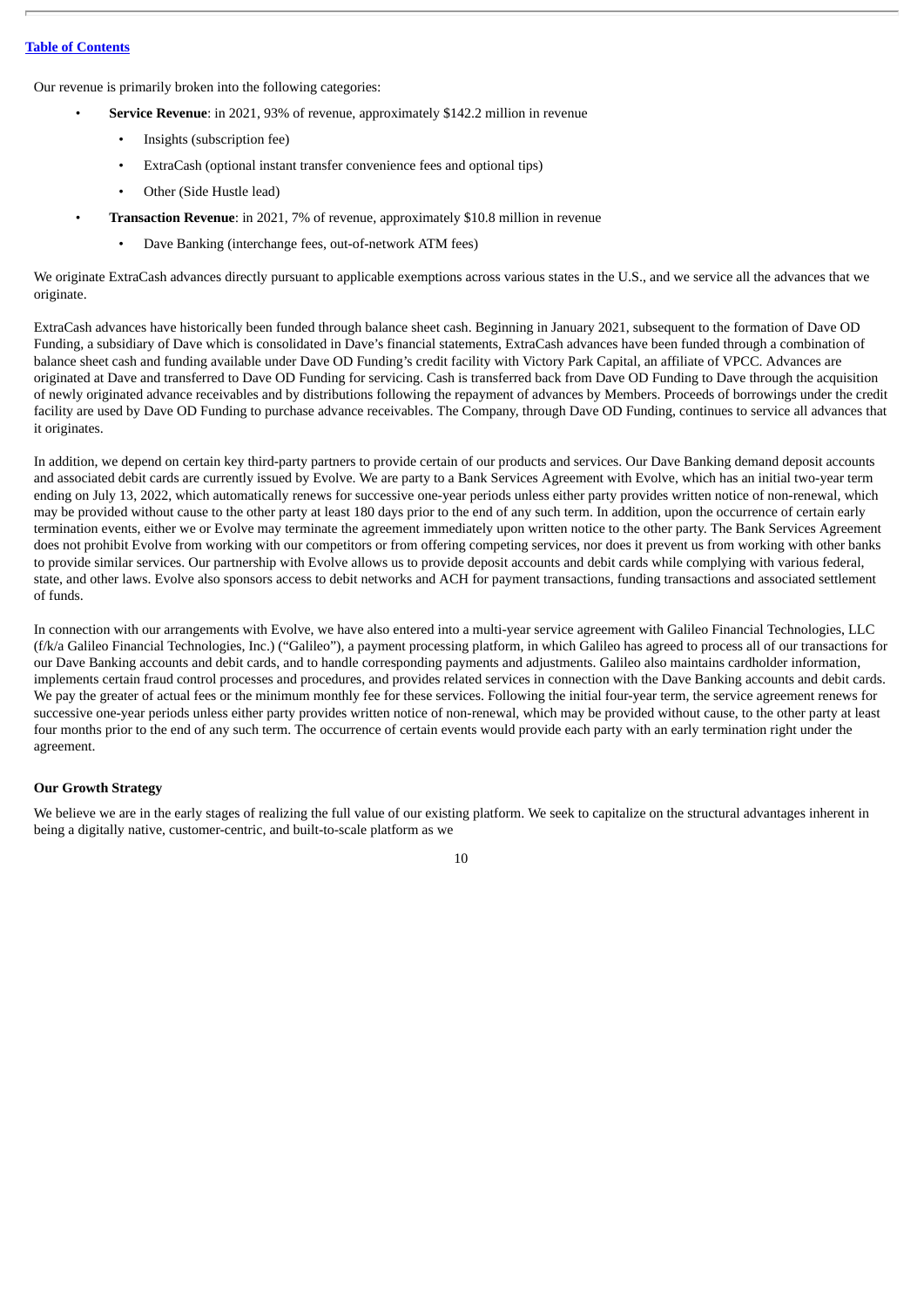Our revenue is primarily broken into the following categories:

- **Service Revenue**: in 2021, 93% of revenue, approximately $142.2 million in revenue
  - Insights (subscription fee)
  - ExtraCash (optional instant transfer convenience fees and optional tips)
  - Other (Side Hustle lead)
- **Transaction Revenue**: in 2021, 7% of revenue, approximately $10.8 million in revenue
  - Dave Banking (interchange fees, out-of-network ATM fees)

We originate ExtraCash advances directly pursuant to applicable exemptions across various states in the U.S., and we service all the advances that we originate.

ExtraCash advances have historically been funded through balance sheet cash. Beginning in January 2021, subsequent to the formation of Dave OD Funding, a subsidiary of Dave which is consolidated in Dave's financial statements, ExtraCash advances have been funded through a combination of balance sheet cash and funding available under Dave OD Funding's credit facility with Victory Park Capital, an affiliate of VPCC. Advances are originated at Dave and transferred to Dave OD Funding for servicing. Cash is transferred back from Dave OD Funding to Dave through the acquisition of newly originated advance receivables and by distributions following the repayment of advances by Members. Proceeds of borrowings under the credit facility are used by Dave OD Funding to purchase advance receivables. The Company, through Dave OD Funding, continues to service all advances that it originates.

In addition, we depend on certain key third-party partners to provide certain of our products and services. Our Dave Banking demand deposit accounts and associated debit cards are currently issued by Evolve. We are party to a Bank Services Agreement with Evolve, which has an initial two-year term ending on July 13, 2022, which automatically renews for successive one-year periods unless either party provides written notice of non-renewal, which may be provided without cause to the other party at least 180 days prior to the end of any such term. In addition, upon the occurrence of certain early termination events, either we or Evolve may terminate the agreement immediately upon written notice to the other party. The Bank Services Agreement does not prohibit Evolve from working with our competitors or from offering competing services, nor does it prevent us from working with other banks to provide similar services. Our partnership with Evolve allows us to provide deposit accounts and debit cards while complying with various federal, state, and other laws. Evolve also sponsors access to debit networks and ACH for payment transactions, funding transactions and associated settlement of funds.

In connection with our arrangements with Evolve, we have also entered into a multi-year service agreement with Galileo Financial Technologies, LLC (f/k/a Galileo Financial Technologies, Inc.) ("Galileo"), a payment processing platform, in which Galileo has agreed to process all of our transactions for our Dave Banking accounts and debit cards, and to handle corresponding payments and adjustments. Galileo also maintains cardholder information, implements certain fraud control processes and procedures, and provides related services in connection with the Dave Banking accounts and debit cards. We pay the greater of actual fees or the minimum monthly fee for these services. Following the initial four-year term, the service agreement renews for successive one-year periods unless either party provides written notice of non-renewal, which may be provided without cause, to the other party at least four months prior to the end of any such term. The occurrence of certain events would provide each party with an early termination right under the agreement.

**Our Growth Strategy**

We believe we are in the early stages of realizing the full value of our existing platform. We seek to capitalize on the structural advantages inherent in being a digitally native, customer-centric, and built-to-scale platform as we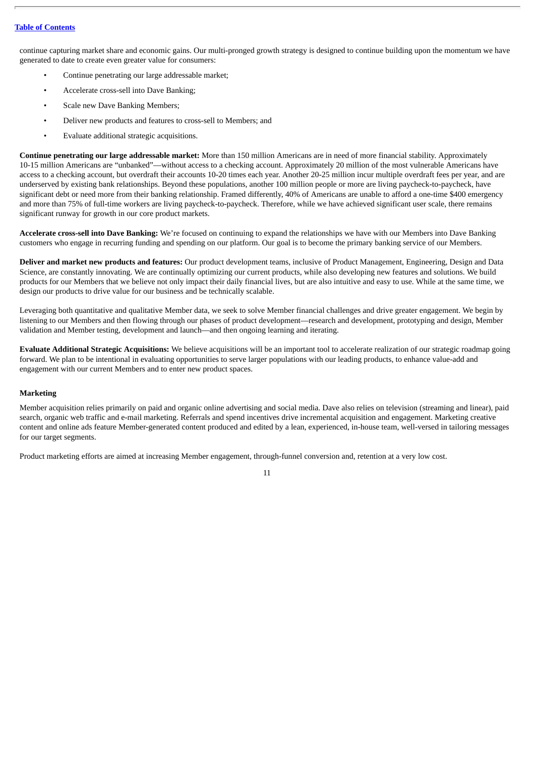continue capturing market share and economic gains. Our multi-pronged growth strategy is designed to continue building upon the momentum we have generated to date to create even greater value for consumers:

- Continue penetrating our large addressable market;
- Accelerate cross-sell into Dave Banking;
- Scale new Dave Banking Members;
- Deliver new products and features to cross-sell to Members; and
- Evaluate additional strategic acquisitions.

**Continue penetrating our large addressable market:** More than 150 million Americans are in need of more financial stability. Approximately 10-15 million Americans are "unbanked"—without access to a checking account. Approximately 20 million of the most vulnerable Americans have access to a checking account, but overdraft their accounts 10-20 times each year. Another 20-25 million incur multiple overdraft fees per year, and are underserved by existing bank relationships. Beyond these populations, another 100 million people or more are living paycheck-to-paycheck, have significant debt or need more from their banking relationship. Framed differently, 40% of Americans are unable to afford a one-time $400 emergency and more than 75% of full-time workers are living paycheck-to-paycheck. Therefore, while we have achieved significant user scale, there remains significant runway for growth in our core product markets.

**Accelerate cross-sell into Dave Banking:** We're focused on continuing to expand the relationships we have with our Members into Dave Banking customers who engage in recurring funding and spending on our platform. Our goal is to become the primary banking service of our Members.

**Deliver and market new products and features:** Our product development teams, inclusive of Product Management, Engineering, Design and Data Science, are constantly innovating. We are continually optimizing our current products, while also developing new features and solutions. We build products for our Members that we believe not only impact their daily financial lives, but are also intuitive and easy to use. While at the same time, we design our products to drive value for our business and be technically scalable.

Leveraging both quantitative and qualitative Member data, we seek to solve Member financial challenges and drive greater engagement. We begin by listening to our Members and then flowing through our phases of product development—research and development, prototyping and design, Member validation and Member testing, development and launch—and then ongoing learning and iterating.

**Evaluate Additional Strategic Acquisitions:** We believe acquisitions will be an important tool to accelerate realization of our strategic roadmap going forward. We plan to be intentional in evaluating opportunities to serve larger populations with our leading products, to enhance value-add and engagement with our current Members and to enter new product spaces.

**Marketing**

Member acquisition relies primarily on paid and organic online advertising and social media. Dave also relies on television (streaming and linear), paid search, organic web traffic and e-mail marketing. Referrals and spend incentives drive incremental acquisition and engagement. Marketing creative content and online ads feature Member-generated content produced and edited by a lean, experienced, in-house team, well-versed in tailoring messages for our target segments.

Product marketing efforts are aimed at increasing Member engagement, through-funnel conversion and, retention at a very low cost.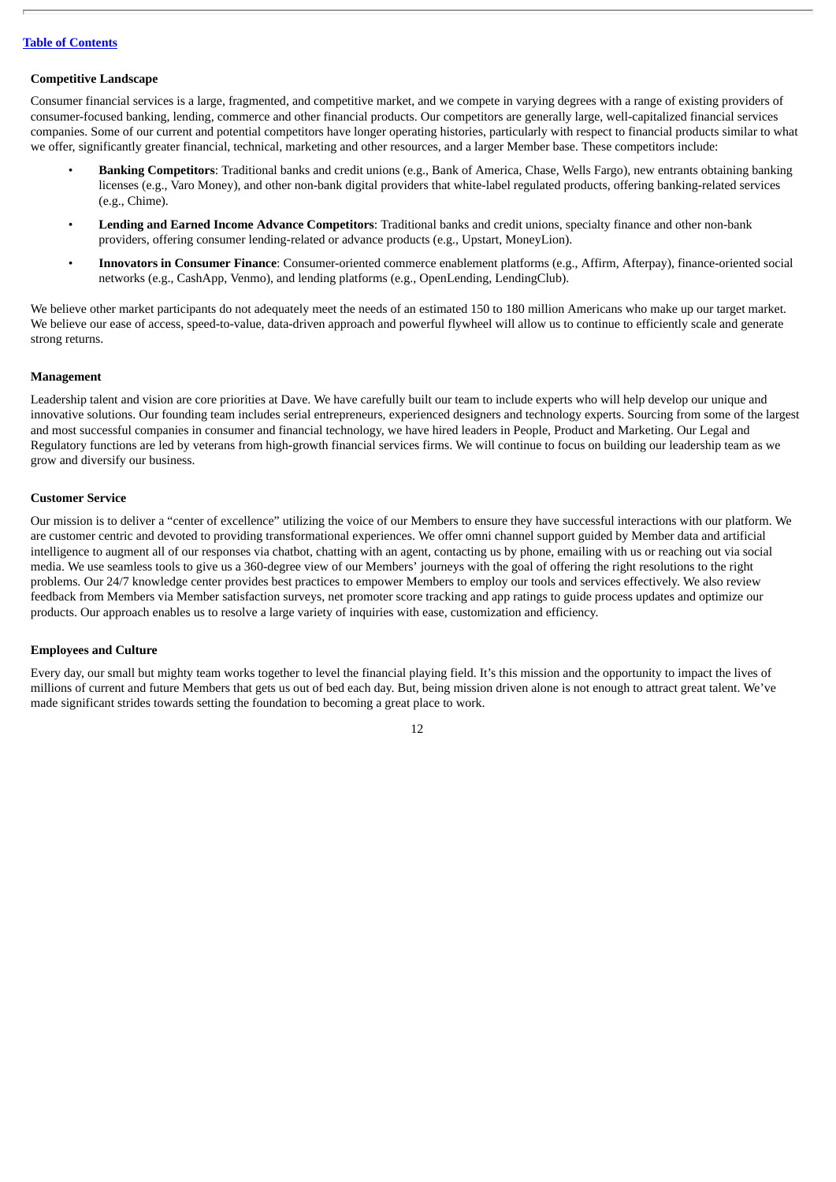### Competitive Landscape

Consumer financial services is a large, fragmented, and competitive market, and we compete in varying degrees with a range of existing providers of consumer-focused banking, lending, commerce and other financial products. Our competitors are generally large, well-capitalized financial services companies. Some of our current and potential competitors have longer operating histories, particularly with respect to financial products similar to what we offer, significantly greater financial, technical, marketing and other resources, and a larger Member base. These competitors include:

- **Banking Competitors**: Traditional banks and credit unions (e.g., Bank of America, Chase, Wells Fargo), new entrants obtaining banking licenses (e.g., Varo Money), and other non-bank digital providers that white-label regulated products, offering banking-related services (e.g., Chime).
- **Lending and Earned Income Advance Competitors**: Traditional banks and credit unions, specialty finance and other non-bank providers, offering consumer lending-related or advance products (e.g., Upstart, MoneyLion).
- **Innovators in Consumer Finance**: Consumer-oriented commerce enablement platforms (e.g., Affirm, Afterpay), finance-oriented social networks (e.g., CashApp, Venmo), and lending platforms (e.g., OpenLending, LendingClub).

We believe other market participants do not adequately meet the needs of an estimated 150 to 180 million Americans who make up our target market. We believe our ease of access, speed-to-value, data-driven approach and powerful flywheel will allow us to continue to efficiently scale and generate strong returns.

### Management

Leadership talent and vision are core priorities at Dave. We have carefully built our team to include experts who will help develop our unique and innovative solutions. Our founding team includes serial entrepreneurs, experienced designers and technology experts. Sourcing from some of the largest and most successful companies in consumer and financial technology, we have hired leaders in People, Product and Marketing. Our Legal and Regulatory functions are led by veterans from high-growth financial services firms. We will continue to focus on building our leadership team as we grow and diversify our business.

### Customer Service

Our mission is to deliver a "center of excellence" utilizing the voice of our Members to ensure they have successful interactions with our platform. We are customer centric and devoted to providing transformational experiences. We offer omni channel support guided by Member data and artificial intelligence to augment all of our responses via chatbot, chatting with an agent, contacting us by phone, emailing with us or reaching out via social media. We use seamless tools to give us a 360-degree view of our Members' journeys with the goal of offering the right resolutions to the right problems. Our 24/7 knowledge center provides best practices to empower Members to employ our tools and services effectively. We also review feedback from Members via Member satisfaction surveys, net promoter score tracking and app ratings to guide process updates and optimize our products. Our approach enables us to resolve a large variety of inquiries with ease, customization and efficiency.

### Employees and Culture

Every day, our small but mighty team works together to level the financial playing field. It's this mission and the opportunity to impact the lives of millions of current and future Members that gets us out of bed each day. But, being mission driven alone is not enough to attract great talent. We've made significant strides towards setting the foundation to becoming a great place to work.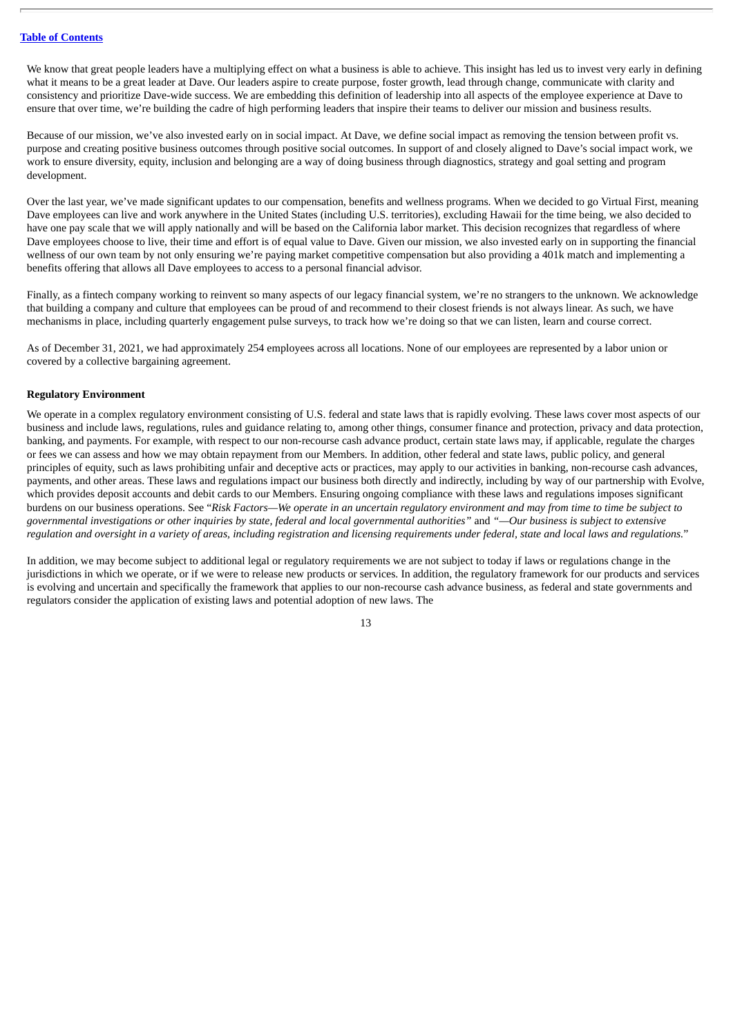We know that great people leaders have a multiplying effect on what a business is able to achieve. This insight has led us to invest very early in defining what it means to be a great leader at Dave. Our leaders aspire to create purpose, foster growth, lead through change, communicate with clarity and consistency and prioritize Dave-wide success. We are embedding this definition of leadership into all aspects of the employee experience at Dave to ensure that over time, we're building the cadre of high performing leaders that inspire their teams to deliver our mission and business results.

Because of our mission, we've also invested early on in social impact. At Dave, we define social impact as removing the tension between profit vs. purpose and creating positive business outcomes through positive social outcomes. In support of and closely aligned to Dave's social impact work, we work to ensure diversity, equity, inclusion and belonging are a way of doing business through diagnostics, strategy and goal setting and program development.

Over the last year, we've made significant updates to our compensation, benefits and wellness programs. When we decided to go Virtual First, meaning Dave employees can live and work anywhere in the United States (including U.S. territories), excluding Hawaii for the time being, we also decided to have one pay scale that we will apply nationally and will be based on the California labor market. This decision recognizes that regardless of where Dave employees choose to live, their time and effort is of equal value to Dave. Given our mission, we also invested early on in supporting the financial wellness of our own team by not only ensuring we're paying market competitive compensation but also providing a 401k match and implementing a benefits offering that allows all Dave employees to access to a personal financial advisor.

Finally, as a fintech company working to reinvent so many aspects of our legacy financial system, we're no strangers to the unknown. We acknowledge that building a company and culture that employees can be proud of and recommend to their closest friends is not always linear. As such, we have mechanisms in place, including quarterly engagement pulse surveys, to track how we're doing so that we can listen, learn and course correct.

As of December 31, 2021, we had approximately 254 employees across all locations. None of our employees are represented by a labor union or covered by a collective bargaining agreement.

**Regulatory Environment**

We operate in a complex regulatory environment consisting of U.S. federal and state laws that is rapidly evolving. These laws cover most aspects of our business and include laws, regulations, rules and guidance relating to, among other things, consumer finance and protection, privacy and data protection, banking, and payments. For example, with respect to our non-recourse cash advance product, certain state laws may, if applicable, regulate the charges or fees we can assess and how we may obtain repayment from our Members. In addition, other federal and state laws, public policy, and general principles of equity, such as laws prohibiting unfair and deceptive acts or practices, may apply to our activities in banking, non-recourse cash advances, payments, and other areas. These laws and regulations impact our business both directly and indirectly, including by way of our partnership with Evolve, which provides deposit accounts and debit cards to our Members. Ensuring ongoing compliance with these laws and regulations imposes significant burdens on our business operations. See "*Risk Factors—We operate in an uncertain regulatory environment and may from time to time be subject to governmental investigations or other inquiries by state, federal and local governmental authorities*" and "*—Our business is subject to extensive regulation and oversight in a variety of areas, including registration and licensing requirements under federal, state and local laws and regulations.*"

In addition, we may become subject to additional legal or regulatory requirements we are not subject to today if laws or regulations change in the jurisdictions in which we operate, or if we were to release new products or services. In addition, the regulatory framework for our products and services is evolving and uncertain and specifically the framework that applies to our non-recourse cash advance business, as federal and state governments and regulators consider the application of existing laws and potential adoption of new laws. The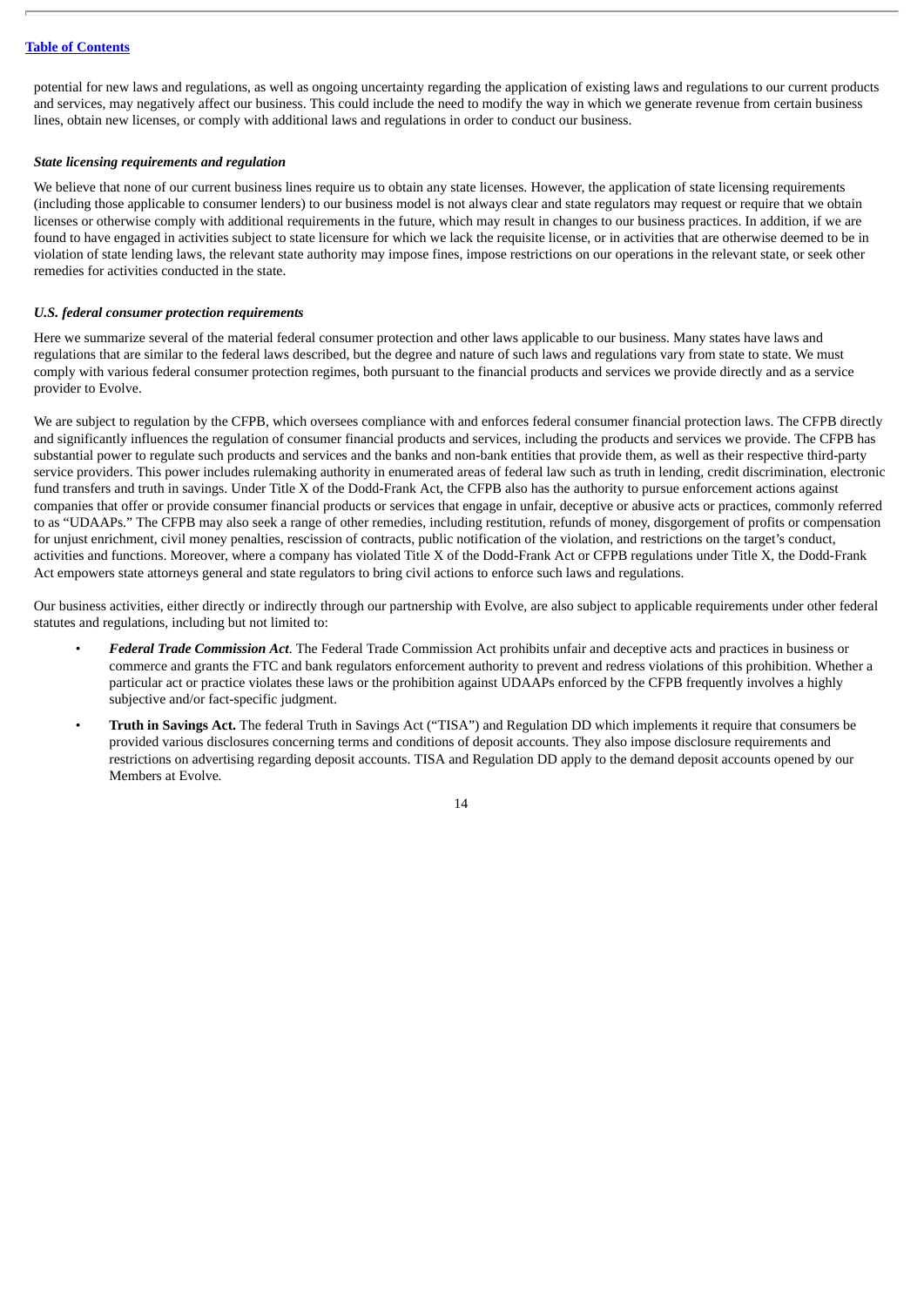potential for new laws and regulations, as well as ongoing uncertainty regarding the application of existing laws and regulations to our current products and services, may negatively affect our business. This could include the need to modify the way in which we generate revenue from certain business lines, obtain new licenses, or comply with additional laws and regulations in order to conduct our business.

***State licensing requirements and regulation***

We believe that none of our current business lines require us to obtain any state licenses. However, the application of state licensing requirements (including those applicable to consumer lenders) to our business model is not always clear and state regulators may request or require that we obtain licenses or otherwise comply with additional requirements in the future, which may result in changes to our business practices. In addition, if we are found to have engaged in activities subject to state licensure for which we lack the requisite license, or in activities that are otherwise deemed to be in violation of state lending laws, the relevant state authority may impose fines, impose restrictions on our operations in the relevant state, or seek other remedies for activities conducted in the state.

***U.S. federal consumer protection requirements***

Here we summarize several of the material federal consumer protection and other laws applicable to our business. Many states have laws and regulations that are similar to the federal laws described, but the degree and nature of such laws and regulations vary from state to state. We must comply with various federal consumer protection regimes, both pursuant to the financial products and services we provide directly and as a service provider to Evolve.

We are subject to regulation by the CFPB, which oversees compliance with and enforces federal consumer financial protection laws. The CFPB directly and significantly influences the regulation of consumer financial products and services, including the products and services we provide. The CFPB has substantial power to regulate such products and services and the banks and non-bank entities that provide them, as well as their respective third-party service providers. This power includes rulemaking authority in enumerated areas of federal law such as truth in lending, credit discrimination, electronic fund transfers and truth in savings. Under Title X of the Dodd-Frank Act, the CFPB also has the authority to pursue enforcement actions against companies that offer or provide consumer financial products or services that engage in unfair, deceptive or abusive acts or practices, commonly referred to as "UDAAPs." The CFPB may also seek a range of other remedies, including restitution, refunds of money, disgorgement of profits or compensation for unjust enrichment, civil money penalties, rescission of contracts, public notification of the violation, and restrictions on the target's conduct, activities and functions. Moreover, where a company has violated Title X of the Dodd-Frank Act or CFPB regulations under Title X, the Dodd-Frank Act empowers state attorneys general and state regulators to bring civil actions to enforce such laws and regulations.

Our business activities, either directly or indirectly through our partnership with Evolve, are also subject to applicable requirements under other federal statutes and regulations, including but not limited to:

- ***Federal Trade Commission Act***. The Federal Trade Commission Act prohibits unfair and deceptive acts and practices in business or commerce and grants the FTC and bank regulators enforcement authority to prevent and redress violations of this prohibition. Whether a particular act or practice violates these laws or the prohibition against UDAAPs enforced by the CFPB frequently involves a highly subjective and/or fact-specific judgment.
- **Truth in Savings Act.** The federal Truth in Savings Act ("TISA") and Regulation DD which implements it require that consumers be provided various disclosures concerning terms and conditions of deposit accounts. They also impose disclosure requirements and restrictions on advertising regarding deposit accounts. TISA and Regulation DD apply to the demand deposit accounts opened by our Members at Evolve.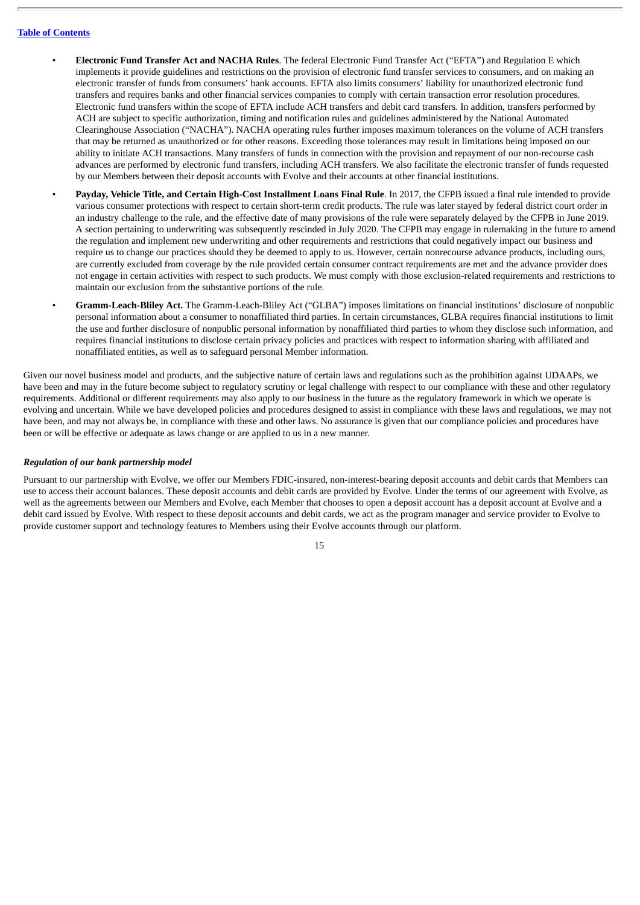- **Electronic Fund Transfer Act and NACHA Rules**. The federal Electronic Fund Transfer Act ("EFTA") and Regulation E which implements it provide guidelines and restrictions on the provision of electronic fund transfer services to consumers, and on making an electronic transfer of funds from consumers' bank accounts. EFTA also limits consumers' liability for unauthorized electronic fund transfers and requires banks and other financial services companies to comply with certain transaction error resolution procedures. Electronic fund transfers within the scope of EFTA include ACH transfers and debit card transfers. In addition, transfers performed by ACH are subject to specific authorization, timing and notification rules and guidelines administered by the National Automated Clearinghouse Association ("NACHA"). NACHA operating rules further imposes maximum tolerances on the volume of ACH transfers that may be returned as unauthorized or for other reasons. Exceeding those tolerances may result in limitations being imposed on our ability to initiate ACH transactions. Many transfers of funds in connection with the provision and repayment of our non-recourse cash advances are performed by electronic fund transfers, including ACH transfers. We also facilitate the electronic transfer of funds requested by our Members between their deposit accounts with Evolve and their accounts at other financial institutions.
- **Payday, Vehicle Title, and Certain High-Cost Installment Loans Final Rule**. In 2017, the CFPB issued a final rule intended to provide various consumer protections with respect to certain short-term credit products. The rule was later stayed by federal district court order in an industry challenge to the rule, and the effective date of many provisions of the rule were separately delayed by the CFPB in June 2019. A section pertaining to underwriting was subsequently rescinded in July 2020. The CFPB may engage in rulemaking in the future to amend the regulation and implement new underwriting and other requirements and restrictions that could negatively impact our business and require us to change our practices should they be deemed to apply to us. However, certain nonrecourse advance products, including ours, are currently excluded from coverage by the rule provided certain consumer contract requirements are met and the advance provider does not engage in certain activities with respect to such products. We must comply with those exclusion-related requirements and restrictions to maintain our exclusion from the substantive portions of the rule.
- **Gramm-Leach-Bliley Act.** The Gramm-Leach-Bliley Act ("GLBA") imposes limitations on financial institutions' disclosure of nonpublic personal information about a consumer to nonaffiliated third parties. In certain circumstances, GLBA requires financial institutions to limit the use and further disclosure of nonpublic personal information by nonaffiliated third parties to whom they disclose such information, and requires financial institutions to disclose certain privacy policies and practices with respect to information sharing with affiliated and nonaffiliated entities, as well as to safeguard personal Member information.

Given our novel business model and products, and the subjective nature of certain laws and regulations such as the prohibition against UDAAPs, we have been and may in the future become subject to regulatory scrutiny or legal challenge with respect to our compliance with these and other regulatory requirements. Additional or different requirements may also apply to our business in the future as the regulatory framework in which we operate is evolving and uncertain. While we have developed policies and procedures designed to assist in compliance with these laws and regulations, we may not have been, and may not always be, in compliance with these and other laws. No assurance is given that our compliance policies and procedures have been or will be effective or adequate as laws change or are applied to us in a new manner.

***Regulation of our bank partnership model***

Pursuant to our partnership with Evolve, we offer our Members FDIC-insured, non-interest-bearing deposit accounts and debit cards that Members can use to access their account balances. These deposit accounts and debit cards are provided by Evolve. Under the terms of our agreement with Evolve, as well as the agreements between our Members and Evolve, each Member that chooses to open a deposit account has a deposit account at Evolve and a debit card issued by Evolve. With respect to these deposit accounts and debit cards, we act as the program manager and service provider to Evolve to provide customer support and technology features to Members using their Evolve accounts through our platform.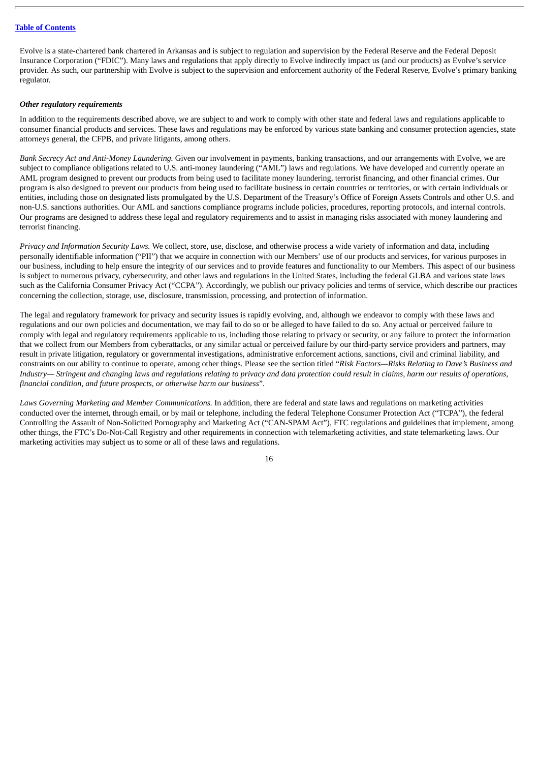Evolve is a state-chartered bank chartered in Arkansas and is subject to regulation and supervision by the Federal Reserve and the Federal Deposit Insurance Corporation ("FDIC"). Many laws and regulations that apply directly to Evolve indirectly impact us (and our products) as Evolve's service provider. As such, our partnership with Evolve is subject to the supervision and enforcement authority of the Federal Reserve, Evolve's primary banking regulator.

***Other regulatory requirements***

In addition to the requirements described above, we are subject to and work to comply with other state and federal laws and regulations applicable to consumer financial products and services. These laws and regulations may be enforced by various state banking and consumer protection agencies, state attorneys general, the CFPB, and private litigants, among others.

*Bank Secrecy Act and Anti-Money Laundering.* Given our involvement in payments, banking transactions, and our arrangements with Evolve, we are subject to compliance obligations related to U.S. anti-money laundering ("AML") laws and regulations. We have developed and currently operate an AML program designed to prevent our products from being used to facilitate money laundering, terrorist financing, and other financial crimes. Our program is also designed to prevent our products from being used to facilitate business in certain countries or territories, or with certain individuals or entities, including those on designated lists promulgated by the U.S. Department of the Treasury's Office of Foreign Assets Controls and other U.S. and non-U.S. sanctions authorities. Our AML and sanctions compliance programs include policies, procedures, reporting protocols, and internal controls. Our programs are designed to address these legal and regulatory requirements and to assist in managing risks associated with money laundering and terrorist financing.

*Privacy and Information Security Laws.* We collect, store, use, disclose, and otherwise process a wide variety of information and data, including personally identifiable information ("PII") that we acquire in connection with our Members' use of our products and services, for various purposes in our business, including to help ensure the integrity of our services and to provide features and functionality to our Members. This aspect of our business is subject to numerous privacy, cybersecurity, and other laws and regulations in the United States, including the federal GLBA and various state laws such as the California Consumer Privacy Act ("CCPA"). Accordingly, we publish our privacy policies and terms of service, which describe our practices concerning the collection, storage, use, disclosure, transmission, processing, and protection of information.

The legal and regulatory framework for privacy and security issues is rapidly evolving, and, although we endeavor to comply with these laws and regulations and our own policies and documentation, we may fail to do so or be alleged to have failed to do so. Any actual or perceived failure to comply with legal and regulatory requirements applicable to us, including those relating to privacy or security, or any failure to protect the information that we collect from our Members from cyberattacks, or any similar actual or perceived failure by our third-party service providers and partners, may result in private litigation, regulatory or governmental investigations, administrative enforcement actions, sanctions, civil and criminal liability, and constraints on our ability to continue to operate, among other things. Please see the section titled "*Risk Factors—Risks Relating to Dave's Business and Industry— Stringent and changing laws and regulations relating to privacy and data protection could result in claims, harm our results of operations, financial condition, and future prospects, or otherwise harm our business*".

*Laws Governing Marketing and Member Communications.* In addition, there are federal and state laws and regulations on marketing activities conducted over the internet, through email, or by mail or telephone, including the federal Telephone Consumer Protection Act ("TCPA"), the federal Controlling the Assault of Non-Solicited Pornography and Marketing Act ("CAN-SPAM Act"), FTC regulations and guidelines that implement, among other things, the FTC's Do-Not-Call Registry and other requirements in connection with telemarketing activities, and state telemarketing laws. Our marketing activities may subject us to some or all of these laws and regulations.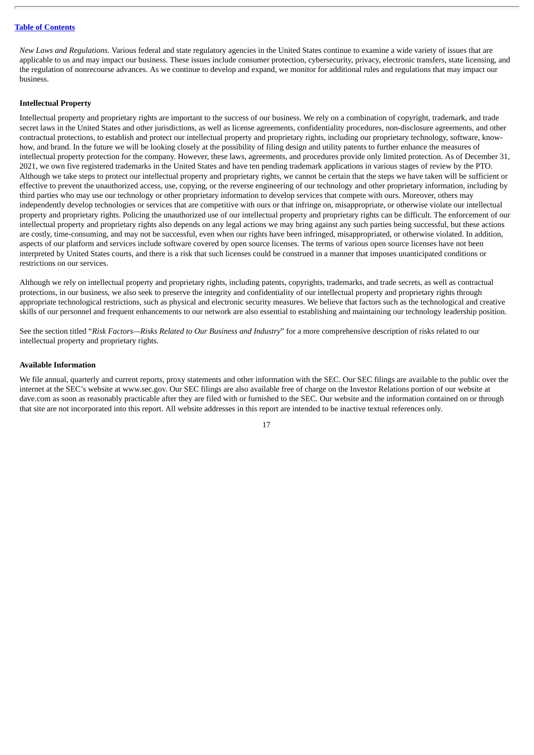*New Laws and Regulations.* Various federal and state regulatory agencies in the United States continue to examine a wide variety of issues that are applicable to us and may impact our business. These issues include consumer protection, cybersecurity, privacy, electronic transfers, state licensing, and the regulation of nonrecourse advances. As we continue to develop and expand, we monitor for additional rules and regulations that may impact our business.

**Intellectual Property**

Intellectual property and proprietary rights are important to the success of our business. We rely on a combination of copyright, trademark, and trade secret laws in the United States and other jurisdictions, as well as license agreements, confidentiality procedures, non-disclosure agreements, and other contractual protections, to establish and protect our intellectual property and proprietary rights, including our proprietary technology, software, know-how, and brand. In the future we will be looking closely at the possibility of filing design and utility patents to further enhance the measures of intellectual property protection for the company. However, these laws, agreements, and procedures provide only limited protection. As of December 31, 2021, we own five registered trademarks in the United States and have ten pending trademark applications in various stages of review by the PTO. Although we take steps to protect our intellectual property and proprietary rights, we cannot be certain that the steps we have taken will be sufficient or effective to prevent the unauthorized access, use, copying, or the reverse engineering of our technology and other proprietary information, including by third parties who may use our technology or other proprietary information to develop services that compete with ours. Moreover, others may independently develop technologies or services that are competitive with ours or that infringe on, misappropriate, or otherwise violate our intellectual property and proprietary rights. Policing the unauthorized use of our intellectual property and proprietary rights can be difficult. The enforcement of our intellectual property and proprietary rights also depends on any legal actions we may bring against any such parties being successful, but these actions are costly, time-consuming, and may not be successful, even when our rights have been infringed, misappropriated, or otherwise violated. In addition, aspects of our platform and services include software covered by open source licenses. The terms of various open source licenses have not been interpreted by United States courts, and there is a risk that such licenses could be construed in a manner that imposes unanticipated conditions or restrictions on our services.

Although we rely on intellectual property and proprietary rights, including patents, copyrights, trademarks, and trade secrets, as well as contractual protections, in our business, we also seek to preserve the integrity and confidentiality of our intellectual property and proprietary rights through appropriate technological restrictions, such as physical and electronic security measures. We believe that factors such as the technological and creative skills of our personnel and frequent enhancements to our network are also essential to establishing and maintaining our technology leadership position.

See the section titled "*Risk Factors—Risks Related to Our Business and Industry*" for a more comprehensive description of risks related to our intellectual property and proprietary rights.

**Available Information**

We file annual, quarterly and current reports, proxy statements and other information with the SEC. Our SEC filings are available to the public over the internet at the SEC's website at www.sec.gov. Our SEC filings are also available free of charge on the Investor Relations portion of our website at dave.com as soon as reasonably practicable after they are filed with or furnished to the SEC. Our website and the information contained on or through that site are not incorporated into this report. All website addresses in this report are intended to be inactive textual references only.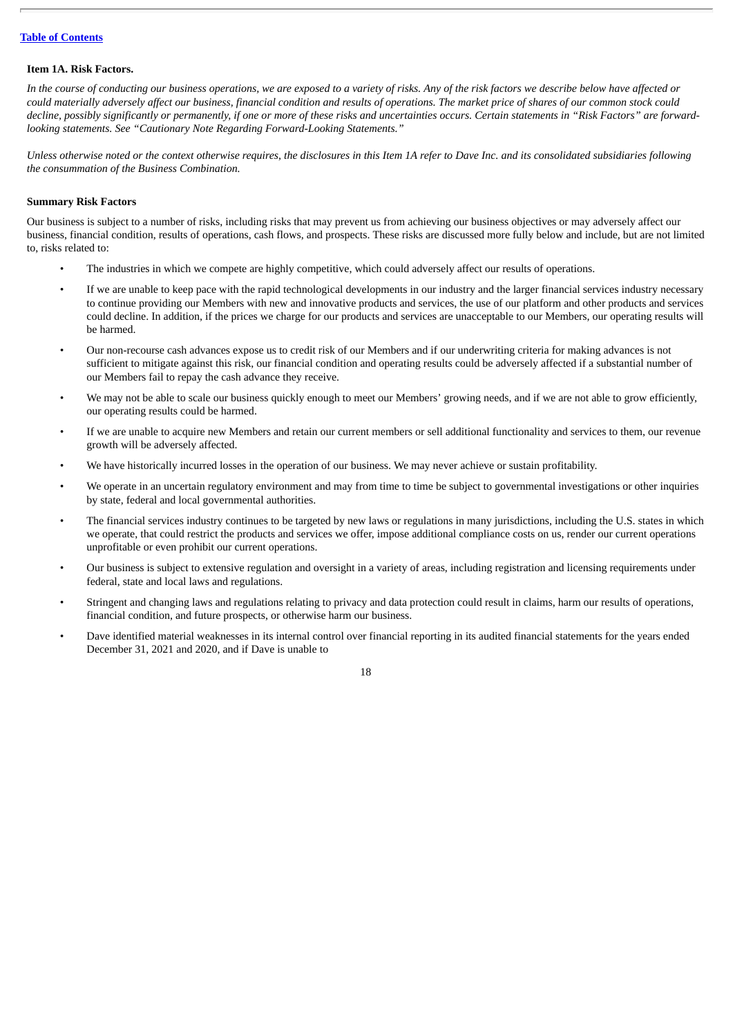### Item 1A. Risk Factors.

*In the course of conducting our business operations, we are exposed to a variety of risks. Any of the risk factors we describe below have affected or could materially adversely affect our business, financial condition and results of operations. The market price of shares of our common stock could decline, possibly significantly or permanently, if one or more of these risks and uncertainties occurs. Certain statements in "Risk Factors" are forward-looking statements. See "Cautionary Note Regarding Forward-Looking Statements."*

*Unless otherwise noted or the context otherwise requires, the disclosures in this Item 1A refer to Dave Inc. and its consolidated subsidiaries following the consummation of the Business Combination.*

**Summary Risk Factors**

Our business is subject to a number of risks, including risks that may prevent us from achieving our business objectives or may adversely affect our business, financial condition, results of operations, cash flows, and prospects. These risks are discussed more fully below and include, but are not limited to, risks related to:

- The industries in which we compete are highly competitive, which could adversely affect our results of operations.
- If we are unable to keep pace with the rapid technological developments in our industry and the larger financial services industry necessary to continue providing our Members with new and innovative products and services, the use of our platform and other products and services could decline. In addition, if the prices we charge for our products and services are unacceptable to our Members, our operating results will be harmed.
- Our non-recourse cash advances expose us to credit risk of our Members and if our underwriting criteria for making advances is not sufficient to mitigate against this risk, our financial condition and operating results could be adversely affected if a substantial number of our Members fail to repay the cash advance they receive.
- We may not be able to scale our business quickly enough to meet our Members' growing needs, and if we are not able to grow efficiently, our operating results could be harmed.
- If we are unable to acquire new Members and retain our current members or sell additional functionality and services to them, our revenue growth will be adversely affected.
- We have historically incurred losses in the operation of our business. We may never achieve or sustain profitability.
- We operate in an uncertain regulatory environment and may from time to time be subject to governmental investigations or other inquiries by state, federal and local governmental authorities.
- The financial services industry continues to be targeted by new laws or regulations in many jurisdictions, including the U.S. states in which we operate, that could restrict the products and services we offer, impose additional compliance costs on us, render our current operations unprofitable or even prohibit our current operations.
- Our business is subject to extensive regulation and oversight in a variety of areas, including registration and licensing requirements under federal, state and local laws and regulations.
- Stringent and changing laws and regulations relating to privacy and data protection could result in claims, harm our results of operations, financial condition, and future prospects, or otherwise harm our business.
- Dave identified material weaknesses in its internal control over financial reporting in its audited financial statements for the years ended December 31, 2021 and 2020, and if Dave is unable to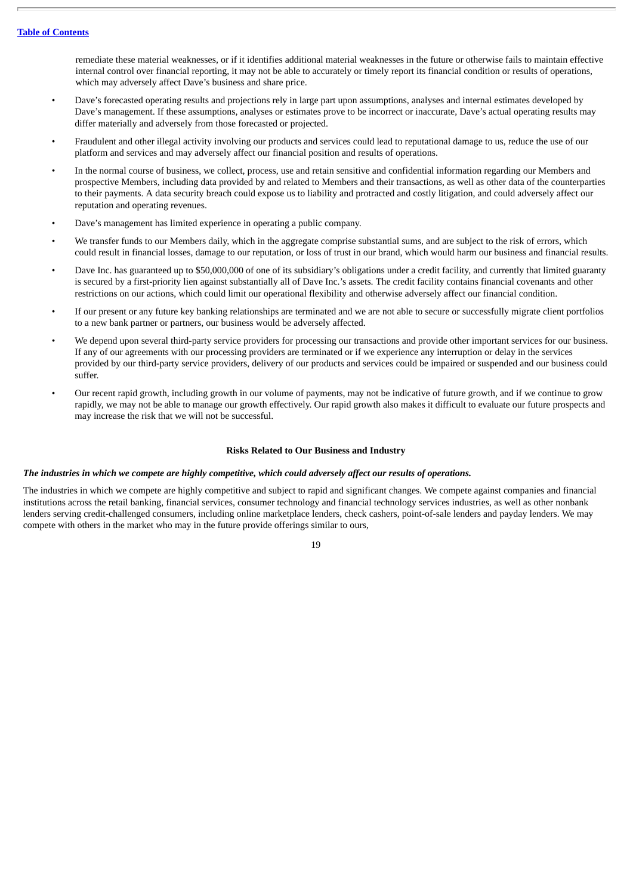remediate these material weaknesses, or if it identifies additional material weaknesses in the future or otherwise fails to maintain effective internal control over financial reporting, it may not be able to accurately or timely report its financial condition or results of operations, which may adversely affect Dave's business and share price.

- Dave's forecasted operating results and projections rely in large part upon assumptions, analyses and internal estimates developed by Dave's management. If these assumptions, analyses or estimates prove to be incorrect or inaccurate, Dave's actual operating results may differ materially and adversely from those forecasted or projected.
- Fraudulent and other illegal activity involving our products and services could lead to reputational damage to us, reduce the use of our platform and services and may adversely affect our financial position and results of operations.
- In the normal course of business, we collect, process, use and retain sensitive and confidential information regarding our Members and prospective Members, including data provided by and related to Members and their transactions, as well as other data of the counterparties to their payments. A data security breach could expose us to liability and protracted and costly litigation, and could adversely affect our reputation and operating revenues.
- Dave's management has limited experience in operating a public company.
- We transfer funds to our Members daily, which in the aggregate comprise substantial sums, and are subject to the risk of errors, which could result in financial losses, damage to our reputation, or loss of trust in our brand, which would harm our business and financial results.
- Dave Inc. has guaranteed up to $50,000,000 of one of its subsidiary's obligations under a credit facility, and currently that limited guaranty is secured by a first-priority lien against substantially all of Dave Inc.'s assets. The credit facility contains financial covenants and other restrictions on our actions, which could limit our operational flexibility and otherwise adversely affect our financial condition.
- If our present or any future key banking relationships are terminated and we are not able to secure or successfully migrate client portfolios to a new bank partner or partners, our business would be adversely affected.
- We depend upon several third-party service providers for processing our transactions and provide other important services for our business. If any of our agreements with our processing providers are terminated or if we experience any interruption or delay in the services provided by our third-party service providers, delivery of our products and services could be impaired or suspended and our business could suffer.
- Our recent rapid growth, including growth in our volume of payments, may not be indicative of future growth, and if we continue to grow rapidly, we may not be able to manage our growth effectively. Our rapid growth also makes it difficult to evaluate our future prospects and may increase the risk that we will not be successful.

## Risks Related to Our Business and Industry

***The industries in which we compete are highly competitive, which could adversely affect our results of operations.***

The industries in which we compete are highly competitive and subject to rapid and significant changes. We compete against companies and financial institutions across the retail banking, financial services, consumer technology and financial technology services industries, as well as other nonbank lenders serving credit-challenged consumers, including online marketplace lenders, check cashers, point-of-sale lenders and payday lenders. We may compete with others in the market who may in the future provide offerings similar to ours,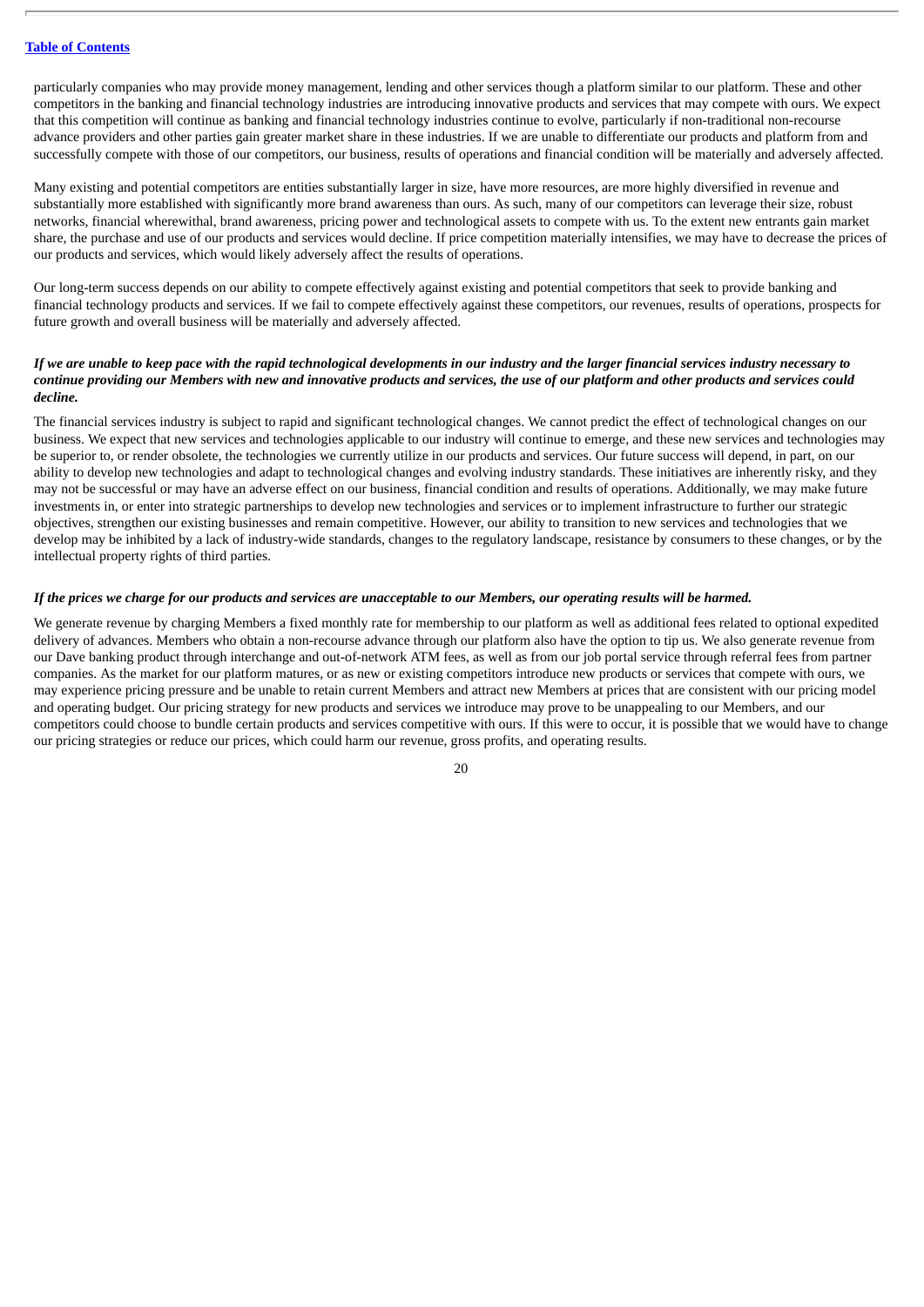particularly companies who may provide money management, lending and other services though a platform similar to our platform. These and other competitors in the banking and financial technology industries are introducing innovative products and services that may compete with ours. We expect that this competition will continue as banking and financial technology industries continue to evolve, particularly if non-traditional non-recourse advance providers and other parties gain greater market share in these industries. If we are unable to differentiate our products and platform from and successfully compete with those of our competitors, our business, results of operations and financial condition will be materially and adversely affected.

Many existing and potential competitors are entities substantially larger in size, have more resources, are more highly diversified in revenue and substantially more established with significantly more brand awareness than ours. As such, many of our competitors can leverage their size, robust networks, financial wherewithal, brand awareness, pricing power and technological assets to compete with us. To the extent new entrants gain market share, the purchase and use of our products and services would decline. If price competition materially intensifies, we may have to decrease the prices of our products and services, which would likely adversely affect the results of operations.

Our long-term success depends on our ability to compete effectively against existing and potential competitors that seek to provide banking and financial technology products and services. If we fail to compete effectively against these competitors, our revenues, results of operations, prospects for future growth and overall business will be materially and adversely affected.

***If we are unable to keep pace with the rapid technological developments in our industry and the larger financial services industry necessary to continue providing our Members with new and innovative products and services, the use of our platform and other products and services could decline.***

The financial services industry is subject to rapid and significant technological changes. We cannot predict the effect of technological changes on our business. We expect that new services and technologies applicable to our industry will continue to emerge, and these new services and technologies may be superior to, or render obsolete, the technologies we currently utilize in our products and services. Our future success will depend, in part, on our ability to develop new technologies and adapt to technological changes and evolving industry standards. These initiatives are inherently risky, and they may not be successful or may have an adverse effect on our business, financial condition and results of operations. Additionally, we may make future investments in, or enter into strategic partnerships to develop new technologies and services or to implement infrastructure to further our strategic objectives, strengthen our existing businesses and remain competitive. However, our ability to transition to new services and technologies that we develop may be inhibited by a lack of industry-wide standards, changes to the regulatory landscape, resistance by consumers to these changes, or by the intellectual property rights of third parties.

***If the prices we charge for our products and services are unacceptable to our Members, our operating results will be harmed.***

We generate revenue by charging Members a fixed monthly rate for membership to our platform as well as additional fees related to optional expedited delivery of advances. Members who obtain a non-recourse advance through our platform also have the option to tip us. We also generate revenue from our Dave banking product through interchange and out-of-network ATM fees, as well as from our job portal service through referral fees from partner companies. As the market for our platform matures, or as new or existing competitors introduce new products or services that compete with ours, we may experience pricing pressure and be unable to retain current Members and attract new Members at prices that are consistent with our pricing model and operating budget. Our pricing strategy for new products and services we introduce may prove to be unappealing to our Members, and our competitors could choose to bundle certain products and services competitive with ours. If this were to occur, it is possible that we would have to change our pricing strategies or reduce our prices, which could harm our revenue, gross profits, and operating results.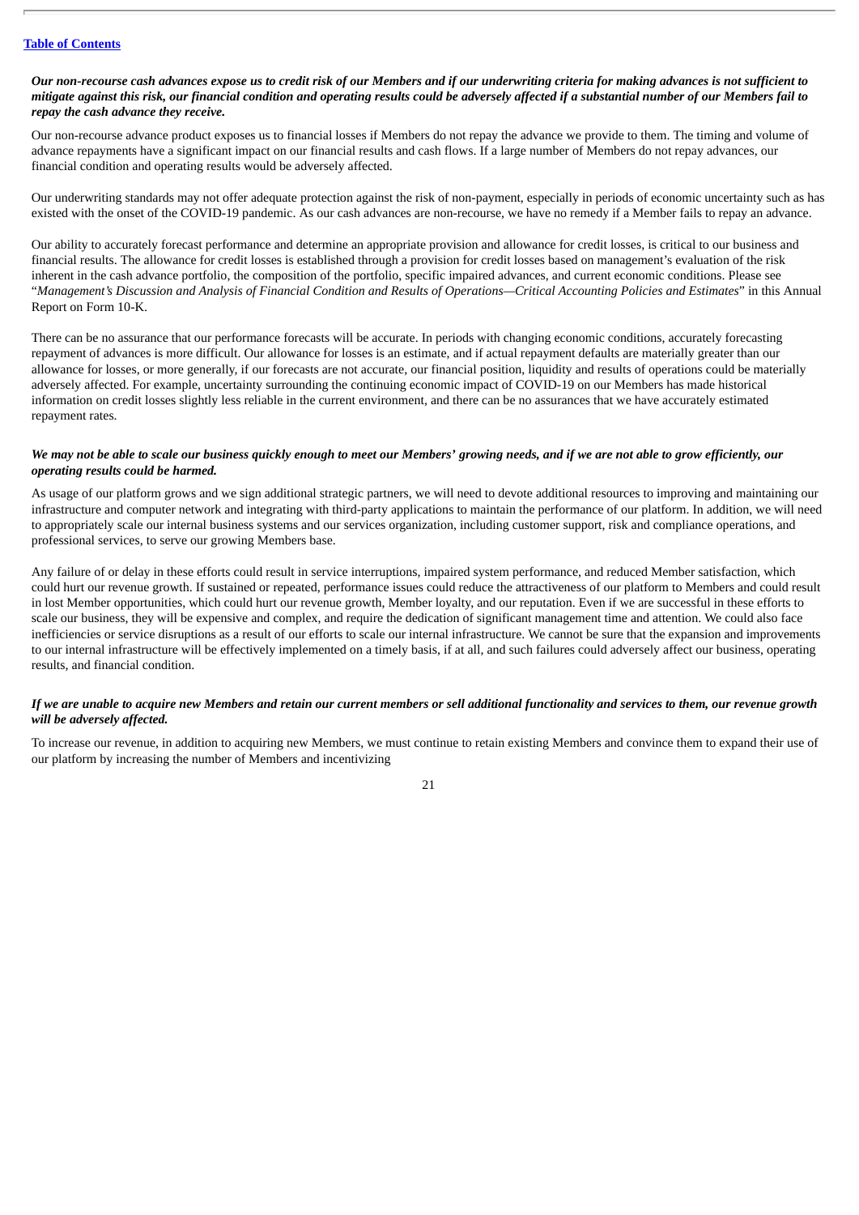***Our non-recourse cash advances expose us to credit risk of our Members and if our underwriting criteria for making advances is not sufficient to mitigate against this risk, our financial condition and operating results could be adversely affected if a substantial number of our Members fail to repay the cash advance they receive.***

Our non-recourse advance product exposes us to financial losses if Members do not repay the advance we provide to them. The timing and volume of advance repayments have a significant impact on our financial results and cash flows. If a large number of Members do not repay advances, our financial condition and operating results would be adversely affected.

Our underwriting standards may not offer adequate protection against the risk of non-payment, especially in periods of economic uncertainty such as has existed with the onset of the COVID-19 pandemic. As our cash advances are non-recourse, we have no remedy if a Member fails to repay an advance.

Our ability to accurately forecast performance and determine an appropriate provision and allowance for credit losses, is critical to our business and financial results. The allowance for credit losses is established through a provision for credit losses based on management's evaluation of the risk inherent in the cash advance portfolio, the composition of the portfolio, specific impaired advances, and current economic conditions. Please see "*Management's Discussion and Analysis of Financial Condition and Results of Operations—Critical Accounting Policies and Estimates*" in this Annual Report on Form 10-K.

There can be no assurance that our performance forecasts will be accurate. In periods with changing economic conditions, accurately forecasting repayment of advances is more difficult. Our allowance for losses is an estimate, and if actual repayment defaults are materially greater than our allowance for losses, or more generally, if our forecasts are not accurate, our financial position, liquidity and results of operations could be materially adversely affected. For example, uncertainty surrounding the continuing economic impact of COVID-19 on our Members has made historical information on credit losses slightly less reliable in the current environment, and there can be no assurances that we have accurately estimated repayment rates.

***We may not be able to scale our business quickly enough to meet our Members' growing needs, and if we are not able to grow efficiently, our operating results could be harmed.***

As usage of our platform grows and we sign additional strategic partners, we will need to devote additional resources to improving and maintaining our infrastructure and computer network and integrating with third-party applications to maintain the performance of our platform. In addition, we will need to appropriately scale our internal business systems and our services organization, including customer support, risk and compliance operations, and professional services, to serve our growing Members base.

Any failure of or delay in these efforts could result in service interruptions, impaired system performance, and reduced Member satisfaction, which could hurt our revenue growth. If sustained or repeated, performance issues could reduce the attractiveness of our platform to Members and could result in lost Member opportunities, which could hurt our revenue growth, Member loyalty, and our reputation. Even if we are successful in these efforts to scale our business, they will be expensive and complex, and require the dedication of significant management time and attention. We could also face inefficiencies or service disruptions as a result of our efforts to scale our internal infrastructure. We cannot be sure that the expansion and improvements to our internal infrastructure will be effectively implemented on a timely basis, if at all, and such failures could adversely affect our business, operating results, and financial condition.

***If we are unable to acquire new Members and retain our current members or sell additional functionality and services to them, our revenue growth will be adversely affected.***

To increase our revenue, in addition to acquiring new Members, we must continue to retain existing Members and convince them to expand their use of our platform by increasing the number of Members and incentivizing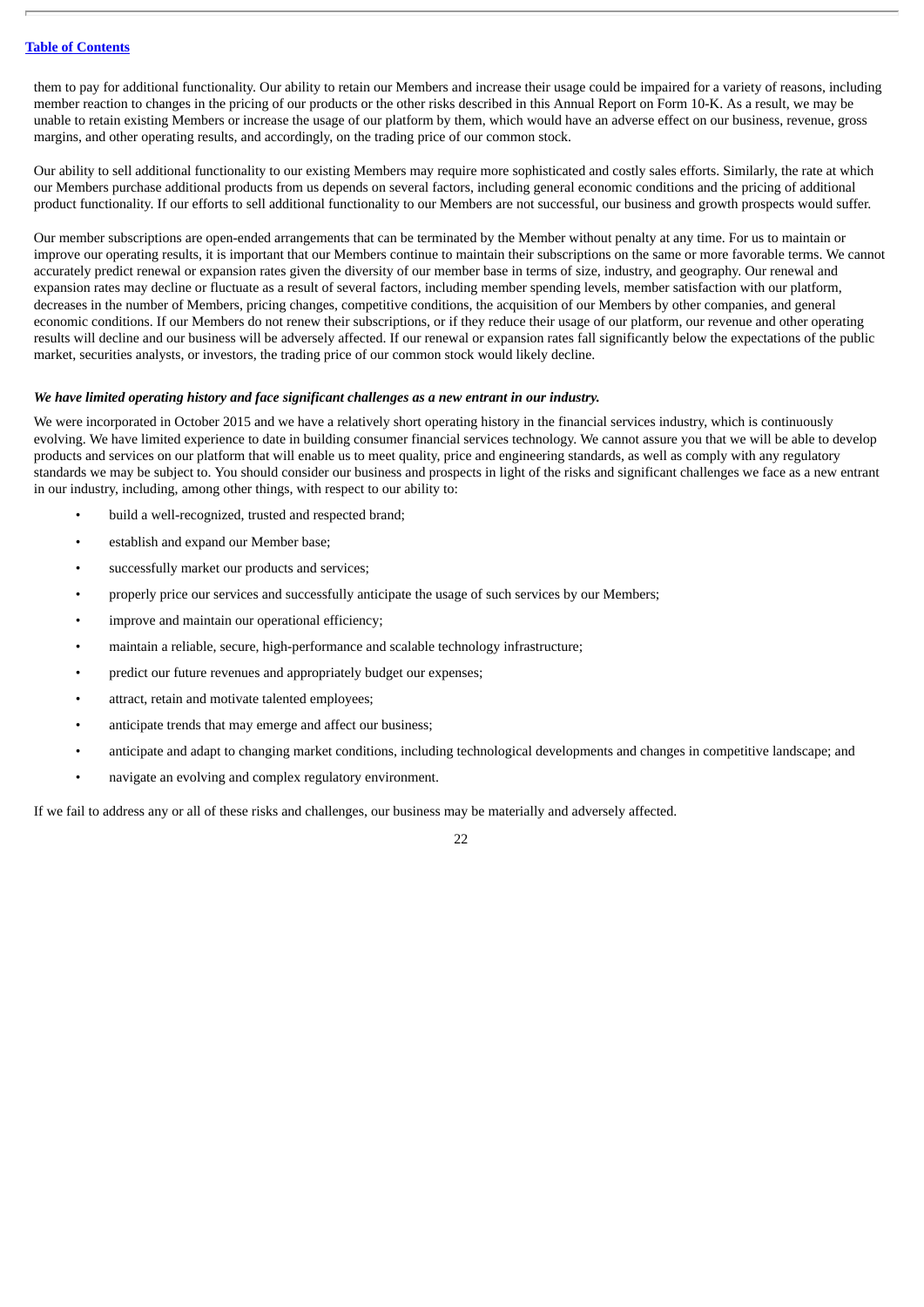them to pay for additional functionality. Our ability to retain our Members and increase their usage could be impaired for a variety of reasons, including member reaction to changes in the pricing of our products or the other risks described in this Annual Report on Form 10-K. As a result, we may be unable to retain existing Members or increase the usage of our platform by them, which would have an adverse effect on our business, revenue, gross margins, and other operating results, and accordingly, on the trading price of our common stock.

Our ability to sell additional functionality to our existing Members may require more sophisticated and costly sales efforts. Similarly, the rate at which our Members purchase additional products from us depends on several factors, including general economic conditions and the pricing of additional product functionality. If our efforts to sell additional functionality to our Members are not successful, our business and growth prospects would suffer.

Our member subscriptions are open-ended arrangements that can be terminated by the Member without penalty at any time. For us to maintain or improve our operating results, it is important that our Members continue to maintain their subscriptions on the same or more favorable terms. We cannot accurately predict renewal or expansion rates given the diversity of our member base in terms of size, industry, and geography. Our renewal and expansion rates may decline or fluctuate as a result of several factors, including member spending levels, member satisfaction with our platform, decreases in the number of Members, pricing changes, competitive conditions, the acquisition of our Members by other companies, and general economic conditions. If our Members do not renew their subscriptions, or if they reduce their usage of our platform, our revenue and other operating results will decline and our business will be adversely affected. If our renewal or expansion rates fall significantly below the expectations of the public market, securities analysts, or investors, the trading price of our common stock would likely decline.

***We have limited operating history and face significant challenges as a new entrant in our industry.***

We were incorporated in October 2015 and we have a relatively short operating history in the financial services industry, which is continuously evolving. We have limited experience to date in building consumer financial services technology. We cannot assure you that we will be able to develop products and services on our platform that will enable us to meet quality, price and engineering standards, as well as comply with any regulatory standards we may be subject to. You should consider our business and prospects in light of the risks and significant challenges we face as a new entrant in our industry, including, among other things, with respect to our ability to:

- build a well-recognized, trusted and respected brand;
- establish and expand our Member base;
- successfully market our products and services;
- properly price our services and successfully anticipate the usage of such services by our Members;
- improve and maintain our operational efficiency;
- maintain a reliable, secure, high-performance and scalable technology infrastructure;
- predict our future revenues and appropriately budget our expenses;
- attract, retain and motivate talented employees;
- anticipate trends that may emerge and affect our business;
- anticipate and adapt to changing market conditions, including technological developments and changes in competitive landscape; and
- navigate an evolving and complex regulatory environment.

If we fail to address any or all of these risks and challenges, our business may be materially and adversely affected.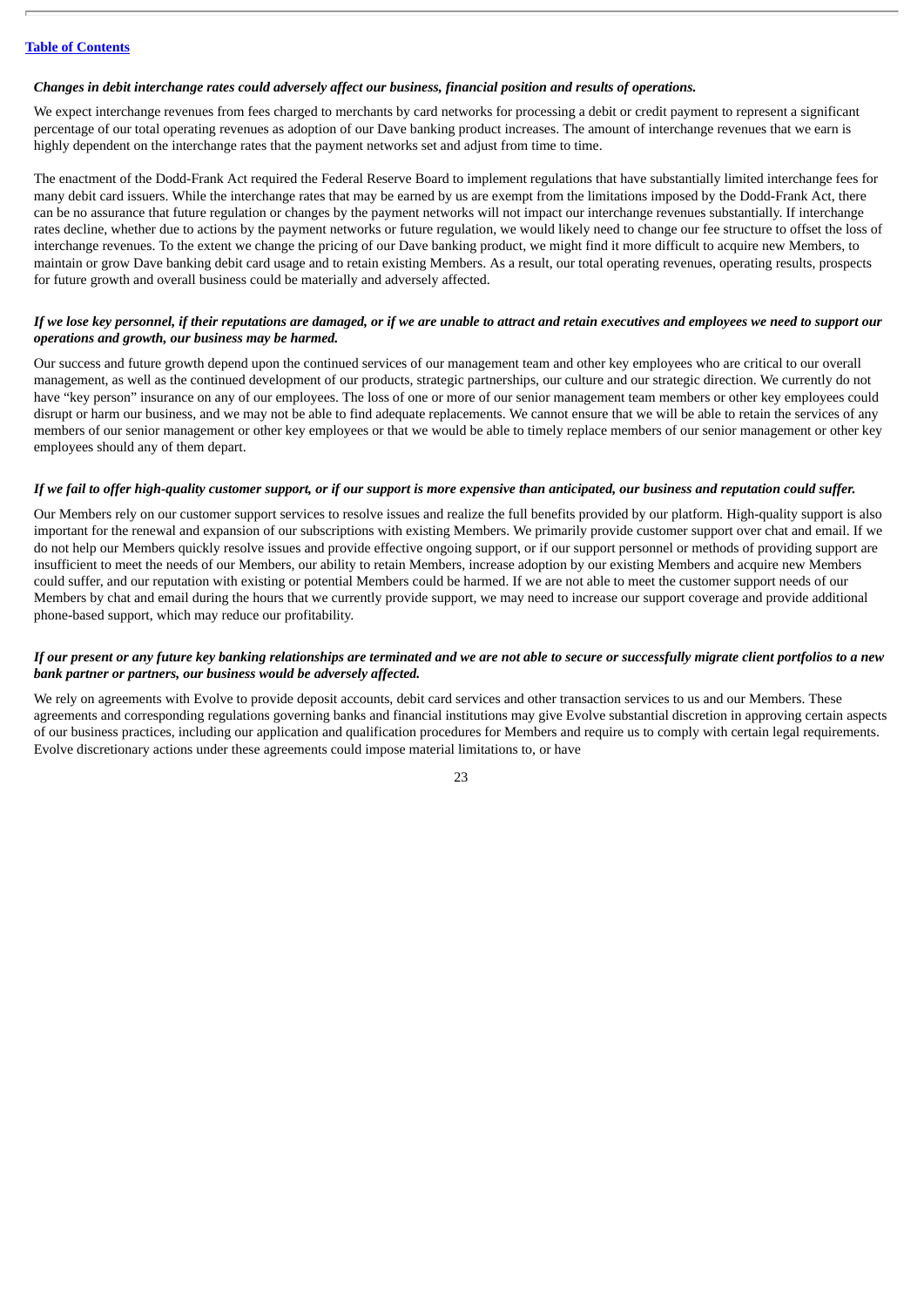*Changes in debit interchange rates could adversely affect our business, financial position and results of operations.*

We expect interchange revenues from fees charged to merchants by card networks for processing a debit or credit payment to represent a significant percentage of our total operating revenues as adoption of our Dave banking product increases. The amount of interchange revenues that we earn is highly dependent on the interchange rates that the payment networks set and adjust from time to time.

The enactment of the Dodd-Frank Act required the Federal Reserve Board to implement regulations that have substantially limited interchange fees for many debit card issuers. While the interchange rates that may be earned by us are exempt from the limitations imposed by the Dodd-Frank Act, there can be no assurance that future regulation or changes by the payment networks will not impact our interchange revenues substantially. If interchange rates decline, whether due to actions by the payment networks or future regulation, we would likely need to change our fee structure to offset the loss of interchange revenues. To the extent we change the pricing of our Dave banking product, we might find it more difficult to acquire new Members, to maintain or grow Dave banking debit card usage and to retain existing Members. As a result, our total operating revenues, operating results, prospects for future growth and overall business could be materially and adversely affected.

*If we lose key personnel, if their reputations are damaged, or if we are unable to attract and retain executives and employees we need to support our operations and growth, our business may be harmed.*

Our success and future growth depend upon the continued services of our management team and other key employees who are critical to our overall management, as well as the continued development of our products, strategic partnerships, our culture and our strategic direction. We currently do not have "key person" insurance on any of our employees. The loss of one or more of our senior management team members or other key employees could disrupt or harm our business, and we may not be able to find adequate replacements. We cannot ensure that we will be able to retain the services of any members of our senior management or other key employees or that we would be able to timely replace members of our senior management or other key employees should any of them depart.

*If we fail to offer high-quality customer support, or if our support is more expensive than anticipated, our business and reputation could suffer.*

Our Members rely on our customer support services to resolve issues and realize the full benefits provided by our platform. High-quality support is also important for the renewal and expansion of our subscriptions with existing Members. We primarily provide customer support over chat and email. If we do not help our Members quickly resolve issues and provide effective ongoing support, or if our support personnel or methods of providing support are insufficient to meet the needs of our Members, our ability to retain Members, increase adoption by our existing Members and acquire new Members could suffer, and our reputation with existing or potential Members could be harmed. If we are not able to meet the customer support needs of our Members by chat and email during the hours that we currently provide support, we may need to increase our support coverage and provide additional phone-based support, which may reduce our profitability.

*If our present or any future key banking relationships are terminated and we are not able to secure or successfully migrate client portfolios to a new bank partner or partners, our business would be adversely affected.*

We rely on agreements with Evolve to provide deposit accounts, debit card services and other transaction services to us and our Members. These agreements and corresponding regulations governing banks and financial institutions may give Evolve substantial discretion in approving certain aspects of our business practices, including our application and qualification procedures for Members and require us to comply with certain legal requirements. Evolve discretionary actions under these agreements could impose material limitations to, or have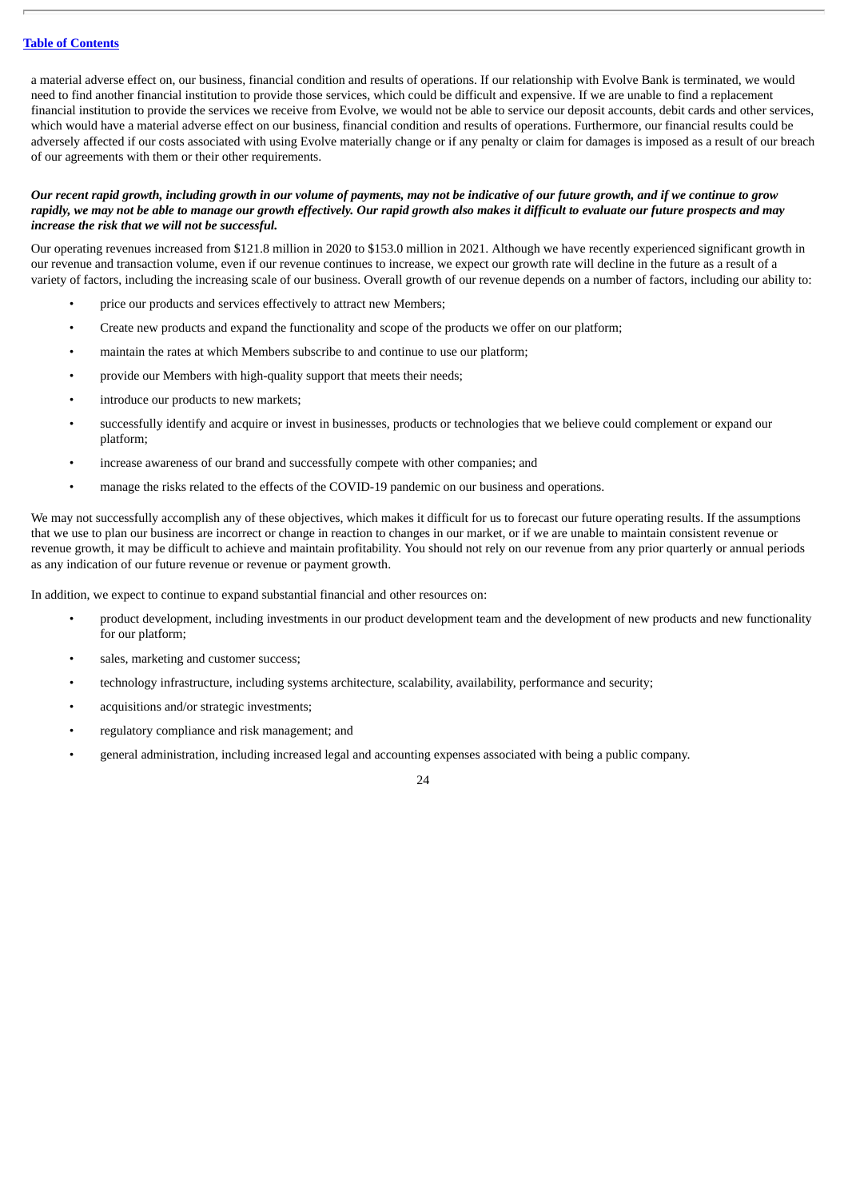a material adverse effect on, our business, financial condition and results of operations. If our relationship with Evolve Bank is terminated, we would need to find another financial institution to provide those services, which could be difficult and expensive. If we are unable to find a replacement financial institution to provide the services we receive from Evolve, we would not be able to service our deposit accounts, debit cards and other services, which would have a material adverse effect on our business, financial condition and results of operations. Furthermore, our financial results could be adversely affected if our costs associated with using Evolve materially change or if any penalty or claim for damages is imposed as a result of our breach of our agreements with them or their other requirements.

***Our recent rapid growth, including growth in our volume of payments, may not be indicative of our future growth, and if we continue to grow rapidly, we may not be able to manage our growth effectively. Our rapid growth also makes it difficult to evaluate our future prospects and may increase the risk that we will not be successful.***

Our operating revenues increased from $121.8 million in 2020 to $153.0 million in 2021. Although we have recently experienced significant growth in our revenue and transaction volume, even if our revenue continues to increase, we expect our growth rate will decline in the future as a result of a variety of factors, including the increasing scale of our business. Overall growth of our revenue depends on a number of factors, including our ability to:

- price our products and services effectively to attract new Members;
- Create new products and expand the functionality and scope of the products we offer on our platform;
- maintain the rates at which Members subscribe to and continue to use our platform;
- provide our Members with high-quality support that meets their needs;
- introduce our products to new markets;
- successfully identify and acquire or invest in businesses, products or technologies that we believe could complement or expand our platform;
- increase awareness of our brand and successfully compete with other companies; and
- manage the risks related to the effects of the COVID-19 pandemic on our business and operations.

We may not successfully accomplish any of these objectives, which makes it difficult for us to forecast our future operating results. If the assumptions that we use to plan our business are incorrect or change in reaction to changes in our market, or if we are unable to maintain consistent revenue or revenue growth, it may be difficult to achieve and maintain profitability. You should not rely on our revenue from any prior quarterly or annual periods as any indication of our future revenue or revenue or payment growth.

In addition, we expect to continue to expand substantial financial and other resources on:

- product development, including investments in our product development team and the development of new products and new functionality for our platform;
- sales, marketing and customer success;
- technology infrastructure, including systems architecture, scalability, availability, performance and security;
- acquisitions and/or strategic investments;
- regulatory compliance and risk management; and
- general administration, including increased legal and accounting expenses associated with being a public company.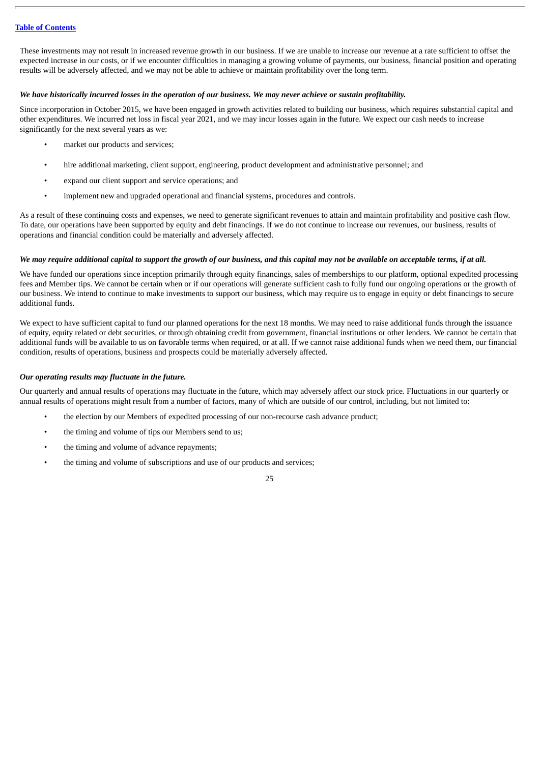These investments may not result in increased revenue growth in our business. If we are unable to increase our revenue at a rate sufficient to offset the expected increase in our costs, or if we encounter difficulties in managing a growing volume of payments, our business, financial position and operating results will be adversely affected, and we may not be able to achieve or maintain profitability over the long term.

***We have historically incurred losses in the operation of our business. We may never achieve or sustain profitability.***

Since incorporation in October 2015, we have been engaged in growth activities related to building our business, which requires substantial capital and other expenditures. We incurred net loss in fiscal year 2021, and we may incur losses again in the future. We expect our cash needs to increase significantly for the next several years as we:

- market our products and services;
- hire additional marketing, client support, engineering, product development and administrative personnel; and
- expand our client support and service operations; and
- implement new and upgraded operational and financial systems, procedures and controls.

As a result of these continuing costs and expenses, we need to generate significant revenues to attain and maintain profitability and positive cash flow. To date, our operations have been supported by equity and debt financings. If we do not continue to increase our revenues, our business, results of operations and financial condition could be materially and adversely affected.

***We may require additional capital to support the growth of our business, and this capital may not be available on acceptable terms, if at all.***

We have funded our operations since inception primarily through equity financings, sales of memberships to our platform, optional expedited processing fees and Member tips. We cannot be certain when or if our operations will generate sufficient cash to fully fund our ongoing operations or the growth of our business. We intend to continue to make investments to support our business, which may require us to engage in equity or debt financings to secure additional funds.

We expect to have sufficient capital to fund our planned operations for the next 18 months. We may need to raise additional funds through the issuance of equity, equity related or debt securities, or through obtaining credit from government, financial institutions or other lenders. We cannot be certain that additional funds will be available to us on favorable terms when required, or at all. If we cannot raise additional funds when we need them, our financial condition, results of operations, business and prospects could be materially adversely affected.

***Our operating results may fluctuate in the future.***

Our quarterly and annual results of operations may fluctuate in the future, which may adversely affect our stock price. Fluctuations in our quarterly or annual results of operations might result from a number of factors, many of which are outside of our control, including, but not limited to:

- the election by our Members of expedited processing of our non-recourse cash advance product;
- the timing and volume of tips our Members send to us;
- the timing and volume of advance repayments;
- the timing and volume of subscriptions and use of our products and services;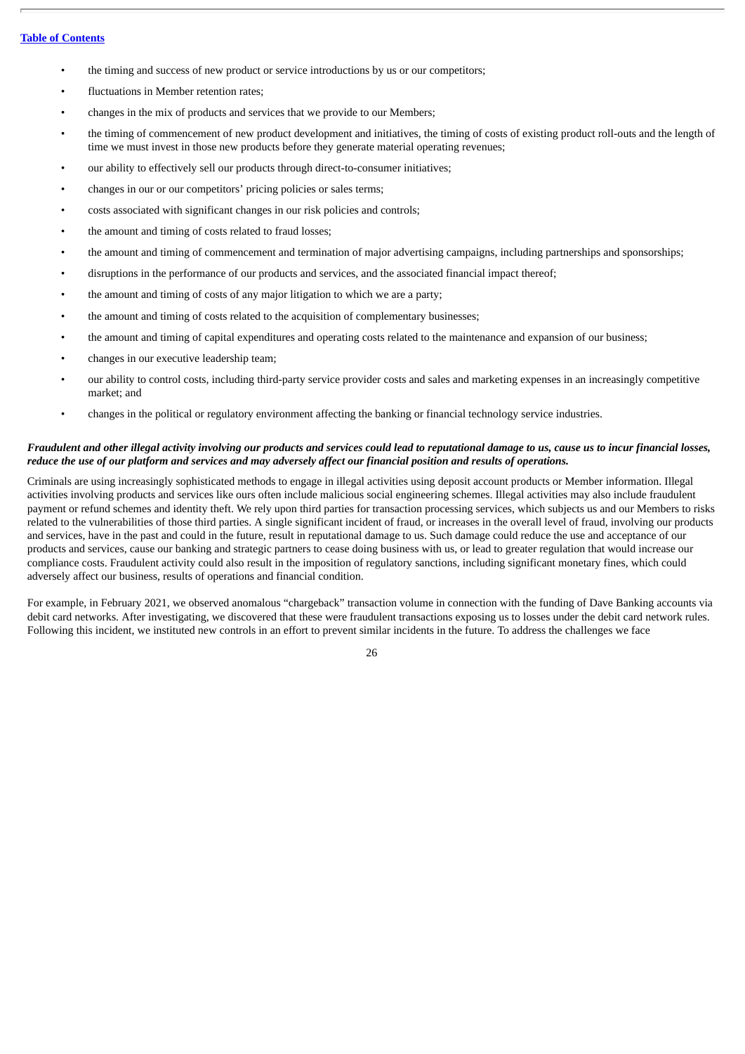- the timing and success of new product or service introductions by us or our competitors;
- fluctuations in Member retention rates;
- changes in the mix of products and services that we provide to our Members;
- the timing of commencement of new product development and initiatives, the timing of costs of existing product roll-outs and the length of time we must invest in those new products before they generate material operating revenues;
- our ability to effectively sell our products through direct-to-consumer initiatives;
- changes in our or our competitors' pricing policies or sales terms;
- costs associated with significant changes in our risk policies and controls;
- the amount and timing of costs related to fraud losses;
- the amount and timing of commencement and termination of major advertising campaigns, including partnerships and sponsorships;
- disruptions in the performance of our products and services, and the associated financial impact thereof;
- the amount and timing of costs of any major litigation to which we are a party;
- the amount and timing of costs related to the acquisition of complementary businesses;
- the amount and timing of capital expenditures and operating costs related to the maintenance and expansion of our business;
- changes in our executive leadership team;
- our ability to control costs, including third-party service provider costs and sales and marketing expenses in an increasingly competitive market; and
- changes in the political or regulatory environment affecting the banking or financial technology service industries.

***Fraudulent and other illegal activity involving our products and services could lead to reputational damage to us, cause us to incur financial losses, reduce the use of our platform and services and may adversely affect our financial position and results of operations.***

Criminals are using increasingly sophisticated methods to engage in illegal activities using deposit account products or Member information. Illegal activities involving products and services like ours often include malicious social engineering schemes. Illegal activities may also include fraudulent payment or refund schemes and identity theft. We rely upon third parties for transaction processing services, which subjects us and our Members to risks related to the vulnerabilities of those third parties. A single significant incident of fraud, or increases in the overall level of fraud, involving our products and services, have in the past and could in the future, result in reputational damage to us. Such damage could reduce the use and acceptance of our products and services, cause our banking and strategic partners to cease doing business with us, or lead to greater regulation that would increase our compliance costs. Fraudulent activity could also result in the imposition of regulatory sanctions, including significant monetary fines, which could adversely affect our business, results of operations and financial condition.

For example, in February 2021, we observed anomalous "chargeback" transaction volume in connection with the funding of Dave Banking accounts via debit card networks. After investigating, we discovered that these were fraudulent transactions exposing us to losses under the debit card network rules. Following this incident, we instituted new controls in an effort to prevent similar incidents in the future. To address the challenges we face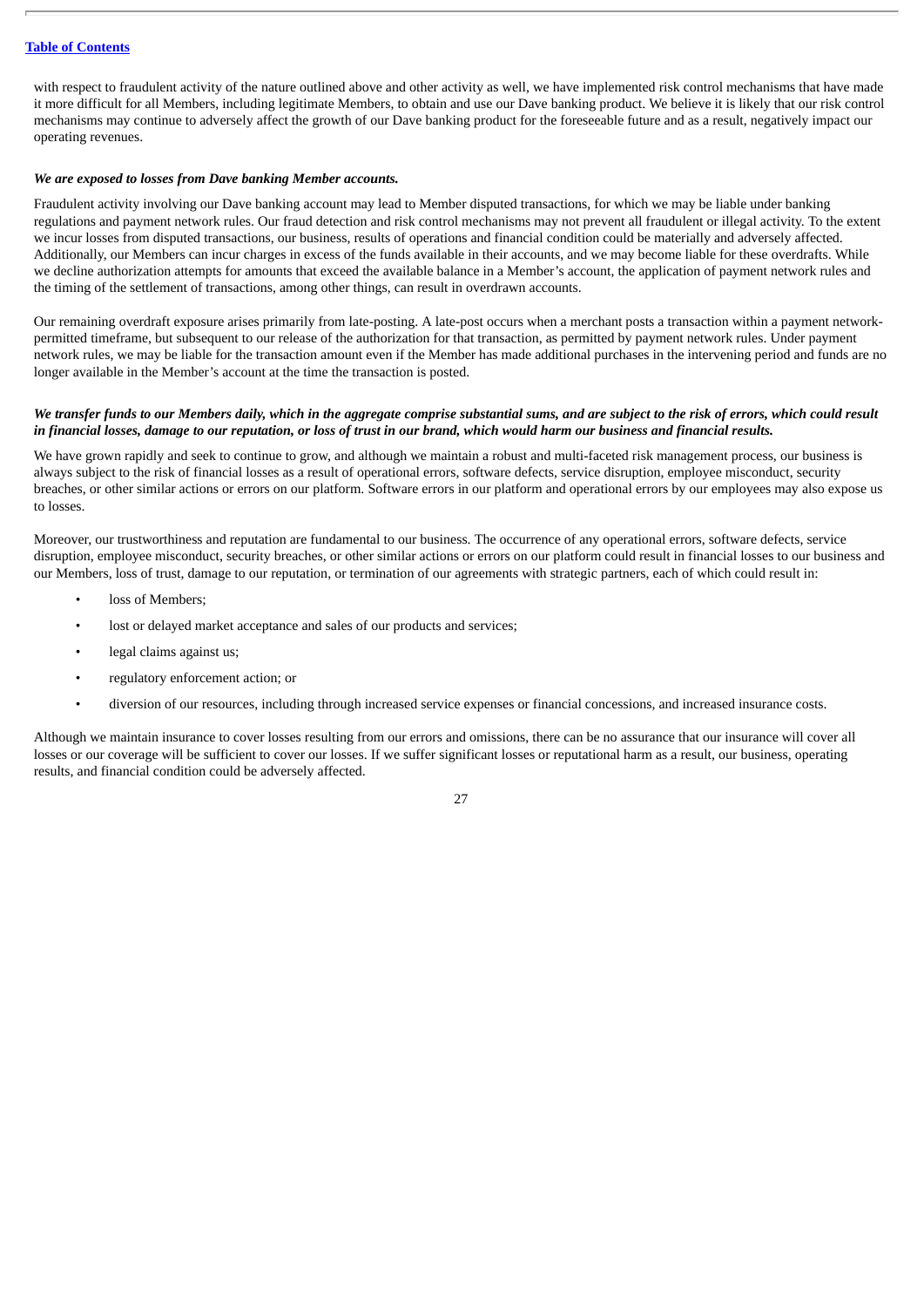with respect to fraudulent activity of the nature outlined above and other activity as well, we have implemented risk control mechanisms that have made it more difficult for all Members, including legitimate Members, to obtain and use our Dave banking product. We believe it is likely that our risk control mechanisms may continue to adversely affect the growth of our Dave banking product for the foreseeable future and as a result, negatively impact our operating revenues.

***We are exposed to losses from Dave banking Member accounts.***

Fraudulent activity involving our Dave banking account may lead to Member disputed transactions, for which we may be liable under banking regulations and payment network rules. Our fraud detection and risk control mechanisms may not prevent all fraudulent or illegal activity. To the extent we incur losses from disputed transactions, our business, results of operations and financial condition could be materially and adversely affected. Additionally, our Members can incur charges in excess of the funds available in their accounts, and we may become liable for these overdrafts. While we decline authorization attempts for amounts that exceed the available balance in a Member's account, the application of payment network rules and the timing of the settlement of transactions, among other things, can result in overdrawn accounts.

Our remaining overdraft exposure arises primarily from late-posting. A late-post occurs when a merchant posts a transaction within a payment network-permitted timeframe, but subsequent to our release of the authorization for that transaction, as permitted by payment network rules. Under payment network rules, we may be liable for the transaction amount even if the Member has made additional purchases in the intervening period and funds are no longer available in the Member's account at the time the transaction is posted.

***We transfer funds to our Members daily, which in the aggregate comprise substantial sums, and are subject to the risk of errors, which could result in financial losses, damage to our reputation, or loss of trust in our brand, which would harm our business and financial results.***

We have grown rapidly and seek to continue to grow, and although we maintain a robust and multi-faceted risk management process, our business is always subject to the risk of financial losses as a result of operational errors, software defects, service disruption, employee misconduct, security breaches, or other similar actions or errors on our platform. Software errors in our platform and operational errors by our employees may also expose us to losses.

Moreover, our trustworthiness and reputation are fundamental to our business. The occurrence of any operational errors, software defects, service disruption, employee misconduct, security breaches, or other similar actions or errors on our platform could result in financial losses to our business and our Members, loss of trust, damage to our reputation, or termination of our agreements with strategic partners, each of which could result in:

- loss of Members;
- lost or delayed market acceptance and sales of our products and services;
- legal claims against us;
- regulatory enforcement action; or
- diversion of our resources, including through increased service expenses or financial concessions, and increased insurance costs.

Although we maintain insurance to cover losses resulting from our errors and omissions, there can be no assurance that our insurance will cover all losses or our coverage will be sufficient to cover our losses. If we suffer significant losses or reputational harm as a result, our business, operating results, and financial condition could be adversely affected.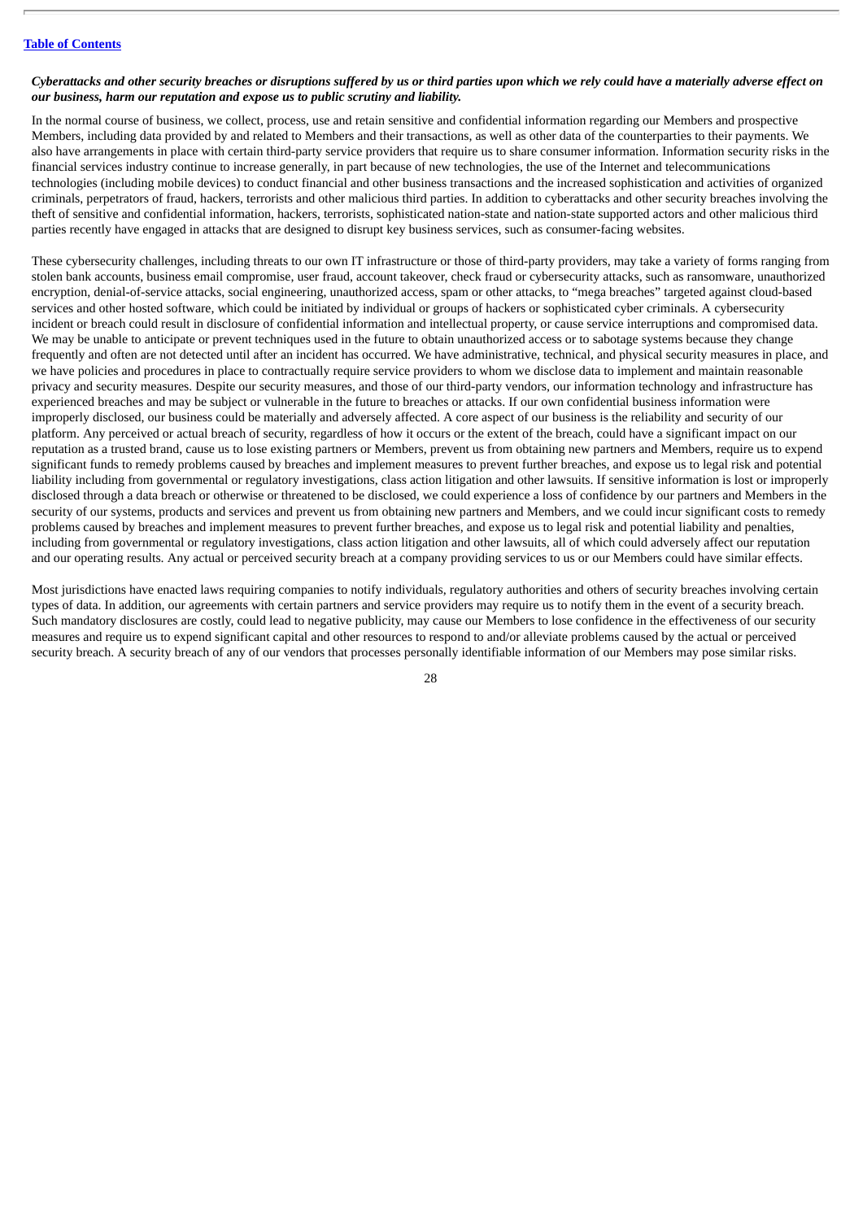***Cyberattacks and other security breaches or disruptions suffered by us or third parties upon which we rely could have a materially adverse effect on our business, harm our reputation and expose us to public scrutiny and liability.***

In the normal course of business, we collect, process, use and retain sensitive and confidential information regarding our Members and prospective Members, including data provided by and related to Members and their transactions, as well as other data of the counterparties to their payments. We also have arrangements in place with certain third-party service providers that require us to share consumer information. Information security risks in the financial services industry continue to increase generally, in part because of new technologies, the use of the Internet and telecommunications technologies (including mobile devices) to conduct financial and other business transactions and the increased sophistication and activities of organized criminals, perpetrators of fraud, hackers, terrorists and other malicious third parties. In addition to cyberattacks and other security breaches involving the theft of sensitive and confidential information, hackers, terrorists, sophisticated nation-state and nation-state supported actors and other malicious third parties recently have engaged in attacks that are designed to disrupt key business services, such as consumer-facing websites.

These cybersecurity challenges, including threats to our own IT infrastructure or those of third-party providers, may take a variety of forms ranging from stolen bank accounts, business email compromise, user fraud, account takeover, check fraud or cybersecurity attacks, such as ransomware, unauthorized encryption, denial-of-service attacks, social engineering, unauthorized access, spam or other attacks, to "mega breaches" targeted against cloud-based services and other hosted software, which could be initiated by individual or groups of hackers or sophisticated cyber criminals. A cybersecurity incident or breach could result in disclosure of confidential information and intellectual property, or cause service interruptions and compromised data. We may be unable to anticipate or prevent techniques used in the future to obtain unauthorized access or to sabotage systems because they change frequently and often are not detected until after an incident has occurred. We have administrative, technical, and physical security measures in place, and we have policies and procedures in place to contractually require service providers to whom we disclose data to implement and maintain reasonable privacy and security measures. Despite our security measures, and those of our third-party vendors, our information technology and infrastructure has experienced breaches and may be subject or vulnerable in the future to breaches or attacks. If our own confidential business information were improperly disclosed, our business could be materially and adversely affected. A core aspect of our business is the reliability and security of our platform. Any perceived or actual breach of security, regardless of how it occurs or the extent of the breach, could have a significant impact on our reputation as a trusted brand, cause us to lose existing partners or Members, prevent us from obtaining new partners and Members, require us to expend significant funds to remedy problems caused by breaches and implement measures to prevent further breaches, and expose us to legal risk and potential liability including from governmental or regulatory investigations, class action litigation and other lawsuits. If sensitive information is lost or improperly disclosed through a data breach or otherwise or threatened to be disclosed, we could experience a loss of confidence by our partners and Members in the security of our systems, products and services and prevent us from obtaining new partners and Members, and we could incur significant costs to remedy problems caused by breaches and implement measures to prevent further breaches, and expose us to legal risk and potential liability and penalties, including from governmental or regulatory investigations, class action litigation and other lawsuits, all of which could adversely affect our reputation and our operating results. Any actual or perceived security breach at a company providing services to us or our Members could have similar effects.

Most jurisdictions have enacted laws requiring companies to notify individuals, regulatory authorities and others of security breaches involving certain types of data. In addition, our agreements with certain partners and service providers may require us to notify them in the event of a security breach. Such mandatory disclosures are costly, could lead to negative publicity, may cause our Members to lose confidence in the effectiveness of our security measures and require us to expend significant capital and other resources to respond to and/or alleviate problems caused by the actual or perceived security breach. A security breach of any of our vendors that processes personally identifiable information of our Members may pose similar risks.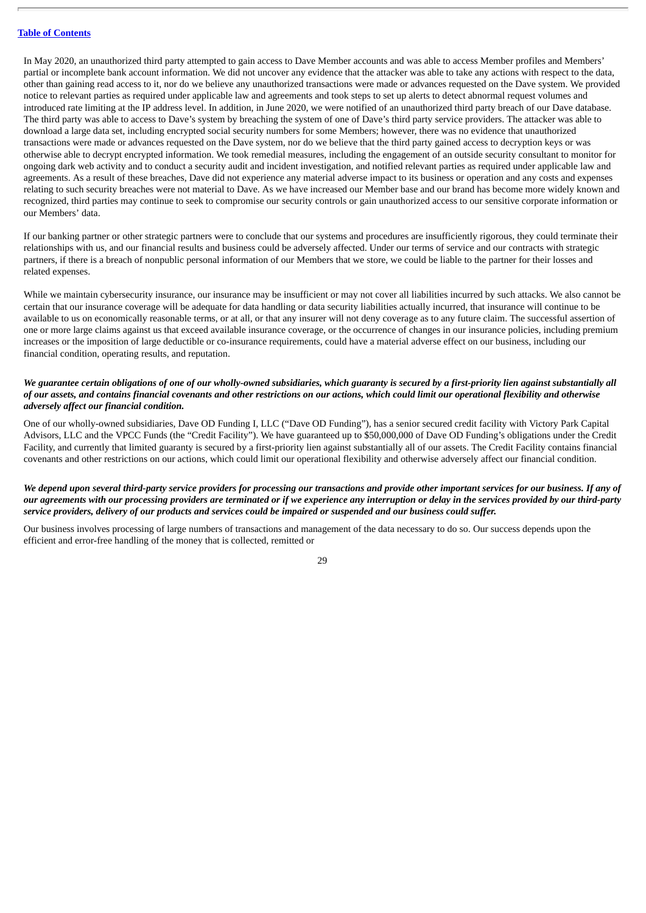In May 2020, an unauthorized third party attempted to gain access to Dave Member accounts and was able to access Member profiles and Members' partial or incomplete bank account information. We did not uncover any evidence that the attacker was able to take any actions with respect to the data, other than gaining read access to it, nor do we believe any unauthorized transactions were made or advances requested on the Dave system. We provided notice to relevant parties as required under applicable law and agreements and took steps to set up alerts to detect abnormal request volumes and introduced rate limiting at the IP address level. In addition, in June 2020, we were notified of an unauthorized third party breach of our Dave database. The third party was able to access to Dave's system by breaching the system of one of Dave's third party service providers. The attacker was able to download a large data set, including encrypted social security numbers for some Members; however, there was no evidence that unauthorized transactions were made or advances requested on the Dave system, nor do we believe that the third party gained access to decryption keys or was otherwise able to decrypt encrypted information. We took remedial measures, including the engagement of an outside security consultant to monitor for ongoing dark web activity and to conduct a security audit and incident investigation, and notified relevant parties as required under applicable law and agreements. As a result of these breaches, Dave did not experience any material adverse impact to its business or operation and any costs and expenses relating to such security breaches were not material to Dave. As we have increased our Member base and our brand has become more widely known and recognized, third parties may continue to seek to compromise our security controls or gain unauthorized access to our sensitive corporate information or our Members' data.

If our banking partner or other strategic partners were to conclude that our systems and procedures are insufficiently rigorous, they could terminate their relationships with us, and our financial results and business could be adversely affected. Under our terms of service and our contracts with strategic partners, if there is a breach of nonpublic personal information of our Members that we store, we could be liable to the partner for their losses and related expenses.

While we maintain cybersecurity insurance, our insurance may be insufficient or may not cover all liabilities incurred by such attacks. We also cannot be certain that our insurance coverage will be adequate for data handling or data security liabilities actually incurred, that insurance will continue to be available to us on economically reasonable terms, or at all, or that any insurer will not deny coverage as to any future claim. The successful assertion of one or more large claims against us that exceed available insurance coverage, or the occurrence of changes in our insurance policies, including premium increases or the imposition of large deductible or co-insurance requirements, could have a material adverse effect on our business, including our financial condition, operating results, and reputation.

***We guarantee certain obligations of one of our wholly-owned subsidiaries, which guaranty is secured by a first-priority lien against substantially all of our assets, and contains financial covenants and other restrictions on our actions, which could limit our operational flexibility and otherwise adversely affect our financial condition.***

One of our wholly-owned subsidiaries, Dave OD Funding I, LLC ("Dave OD Funding"), has a senior secured credit facility with Victory Park Capital Advisors, LLC and the VPCC Funds (the "Credit Facility"). We have guaranteed up to $50,000,000 of Dave OD Funding's obligations under the Credit Facility, and currently that limited guaranty is secured by a first-priority lien against substantially all of our assets. The Credit Facility contains financial covenants and other restrictions on our actions, which could limit our operational flexibility and otherwise adversely affect our financial condition.

***We depend upon several third-party service providers for processing our transactions and provide other important services for our business. If any of our agreements with our processing providers are terminated or if we experience any interruption or delay in the services provided by our third-party service providers, delivery of our products and services could be impaired or suspended and our business could suffer.***

Our business involves processing of large numbers of transactions and management of the data necessary to do so. Our success depends upon the efficient and error-free handling of the money that is collected, remitted or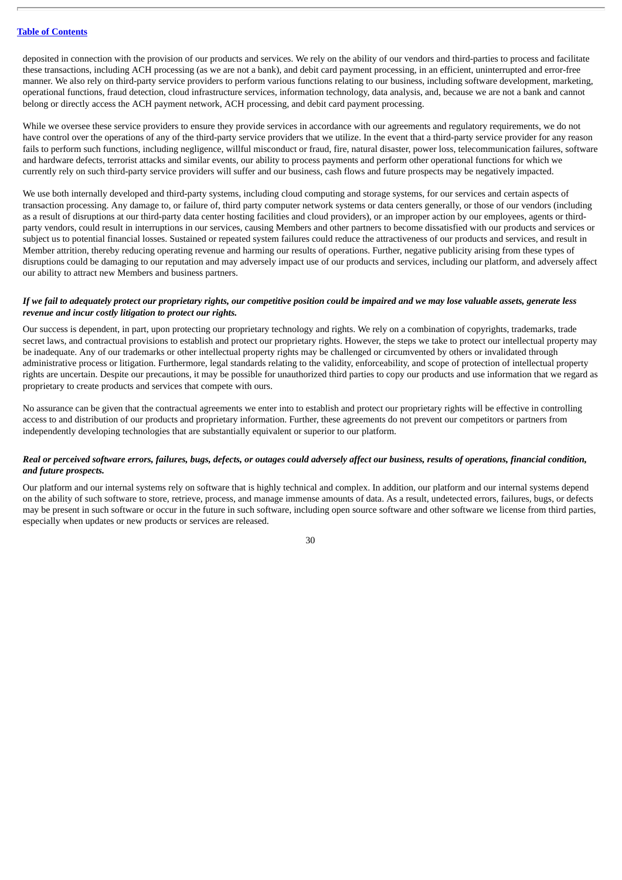deposited in connection with the provision of our products and services. We rely on the ability of our vendors and third-parties to process and facilitate these transactions, including ACH processing (as we are not a bank), and debit card payment processing, in an efficient, uninterrupted and error-free manner. We also rely on third-party service providers to perform various functions relating to our business, including software development, marketing, operational functions, fraud detection, cloud infrastructure services, information technology, data analysis, and, because we are not a bank and cannot belong or directly access the ACH payment network, ACH processing, and debit card payment processing.

While we oversee these service providers to ensure they provide services in accordance with our agreements and regulatory requirements, we do not have control over the operations of any of the third-party service providers that we utilize. In the event that a third-party service provider for any reason fails to perform such functions, including negligence, willful misconduct or fraud, fire, natural disaster, power loss, telecommunication failures, software and hardware defects, terrorist attacks and similar events, our ability to process payments and perform other operational functions for which we currently rely on such third-party service providers will suffer and our business, cash flows and future prospects may be negatively impacted.

We use both internally developed and third-party systems, including cloud computing and storage systems, for our services and certain aspects of transaction processing. Any damage to, or failure of, third party computer network systems or data centers generally, or those of our vendors (including as a result of disruptions at our third-party data center hosting facilities and cloud providers), or an improper action by our employees, agents or third-party vendors, could result in interruptions in our services, causing Members and other partners to become dissatisfied with our products and services or subject us to potential financial losses. Sustained or repeated system failures could reduce the attractiveness of our products and services, and result in Member attrition, thereby reducing operating revenue and harming our results of operations. Further, negative publicity arising from these types of disruptions could be damaging to our reputation and may adversely impact use of our products and services, including our platform, and adversely affect our ability to attract new Members and business partners.

***If we fail to adequately protect our proprietary rights, our competitive position could be impaired and we may lose valuable assets, generate less revenue and incur costly litigation to protect our rights.***

Our success is dependent, in part, upon protecting our proprietary technology and rights. We rely on a combination of copyrights, trademarks, trade secret laws, and contractual provisions to establish and protect our proprietary rights. However, the steps we take to protect our intellectual property may be inadequate. Any of our trademarks or other intellectual property rights may be challenged or circumvented by others or invalidated through administrative process or litigation. Furthermore, legal standards relating to the validity, enforceability, and scope of protection of intellectual property rights are uncertain. Despite our precautions, it may be possible for unauthorized third parties to copy our products and use information that we regard as proprietary to create products and services that compete with ours.

No assurance can be given that the contractual agreements we enter into to establish and protect our proprietary rights will be effective in controlling access to and distribution of our products and proprietary information. Further, these agreements do not prevent our competitors or partners from independently developing technologies that are substantially equivalent or superior to our platform.

***Real or perceived software errors, failures, bugs, defects, or outages could adversely affect our business, results of operations, financial condition, and future prospects.***

Our platform and our internal systems rely on software that is highly technical and complex. In addition, our platform and our internal systems depend on the ability of such software to store, retrieve, process, and manage immense amounts of data. As a result, undetected errors, failures, bugs, or defects may be present in such software or occur in the future in such software, including open source software and other software we license from third parties, especially when updates or new products or services are released.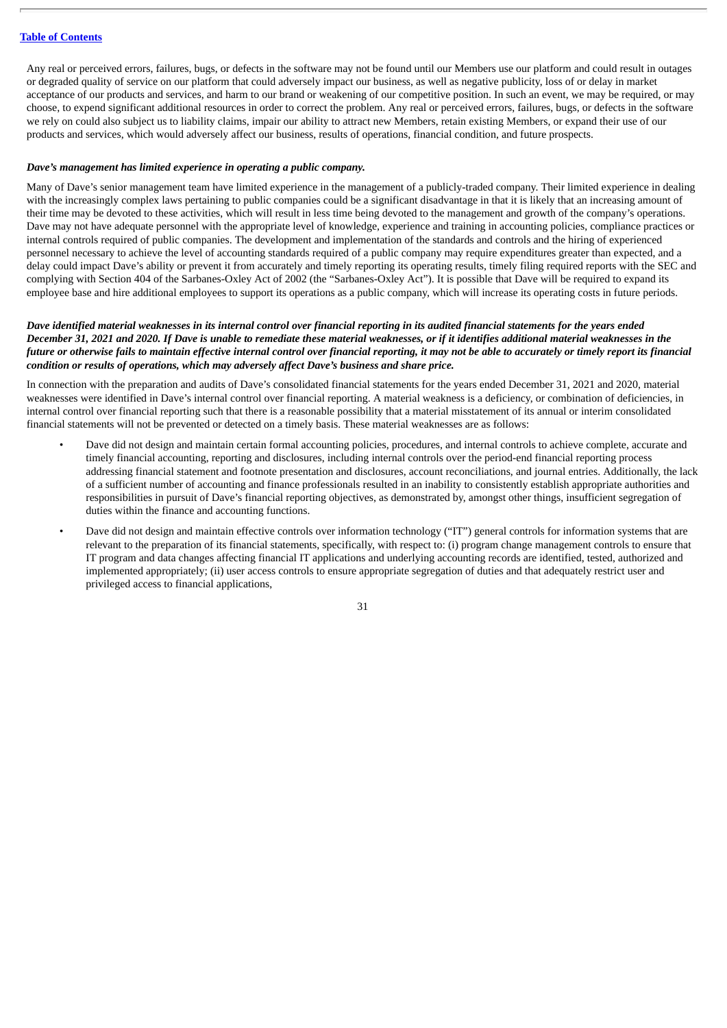Any real or perceived errors, failures, bugs, or defects in the software may not be found until our Members use our platform and could result in outages or degraded quality of service on our platform that could adversely impact our business, as well as negative publicity, loss of or delay in market acceptance of our products and services, and harm to our brand or weakening of our competitive position. In such an event, we may be required, or may choose, to expend significant additional resources in order to correct the problem. Any real or perceived errors, failures, bugs, or defects in the software we rely on could also subject us to liability claims, impair our ability to attract new Members, retain existing Members, or expand their use of our products and services, which would adversely affect our business, results of operations, financial condition, and future prospects.

***Dave's management has limited experience in operating a public company.***

Many of Dave's senior management team have limited experience in the management of a publicly-traded company. Their limited experience in dealing with the increasingly complex laws pertaining to public companies could be a significant disadvantage in that it is likely that an increasing amount of their time may be devoted to these activities, which will result in less time being devoted to the management and growth of the company's operations. Dave may not have adequate personnel with the appropriate level of knowledge, experience and training in accounting policies, compliance practices or internal controls required of public companies. The development and implementation of the standards and controls and the hiring of experienced personnel necessary to achieve the level of accounting standards required of a public company may require expenditures greater than expected, and a delay could impact Dave's ability or prevent it from accurately and timely reporting its operating results, timely filing required reports with the SEC and complying with Section 404 of the Sarbanes-Oxley Act of 2002 (the "Sarbanes-Oxley Act"). It is possible that Dave will be required to expand its employee base and hire additional employees to support its operations as a public company, which will increase its operating costs in future periods.

***Dave identified material weaknesses in its internal control over financial reporting in its audited financial statements for the years ended December 31, 2021 and 2020. If Dave is unable to remediate these material weaknesses, or if it identifies additional material weaknesses in the future or otherwise fails to maintain effective internal control over financial reporting, it may not be able to accurately or timely report its financial condition or results of operations, which may adversely affect Dave's business and share price.***

In connection with the preparation and audits of Dave's consolidated financial statements for the years ended December 31, 2021 and 2020, material weaknesses were identified in Dave's internal control over financial reporting. A material weakness is a deficiency, or combination of deficiencies, in internal control over financial reporting such that there is a reasonable possibility that a material misstatement of its annual or interim consolidated financial statements will not be prevented or detected on a timely basis. These material weaknesses are as follows:

- Dave did not design and maintain certain formal accounting policies, procedures, and internal controls to achieve complete, accurate and timely financial accounting, reporting and disclosures, including internal controls over the period-end financial reporting process addressing financial statement and footnote presentation and disclosures, account reconciliations, and journal entries. Additionally, the lack of a sufficient number of accounting and finance professionals resulted in an inability to consistently establish appropriate authorities and responsibilities in pursuit of Dave's financial reporting objectives, as demonstrated by, amongst other things, insufficient segregation of duties within the finance and accounting functions.
- Dave did not design and maintain effective controls over information technology ("IT") general controls for information systems that are relevant to the preparation of its financial statements, specifically, with respect to: (i) program change management controls to ensure that IT program and data changes affecting financial IT applications and underlying accounting records are identified, tested, authorized and implemented appropriately; (ii) user access controls to ensure appropriate segregation of duties and that adequately restrict user and privileged access to financial applications,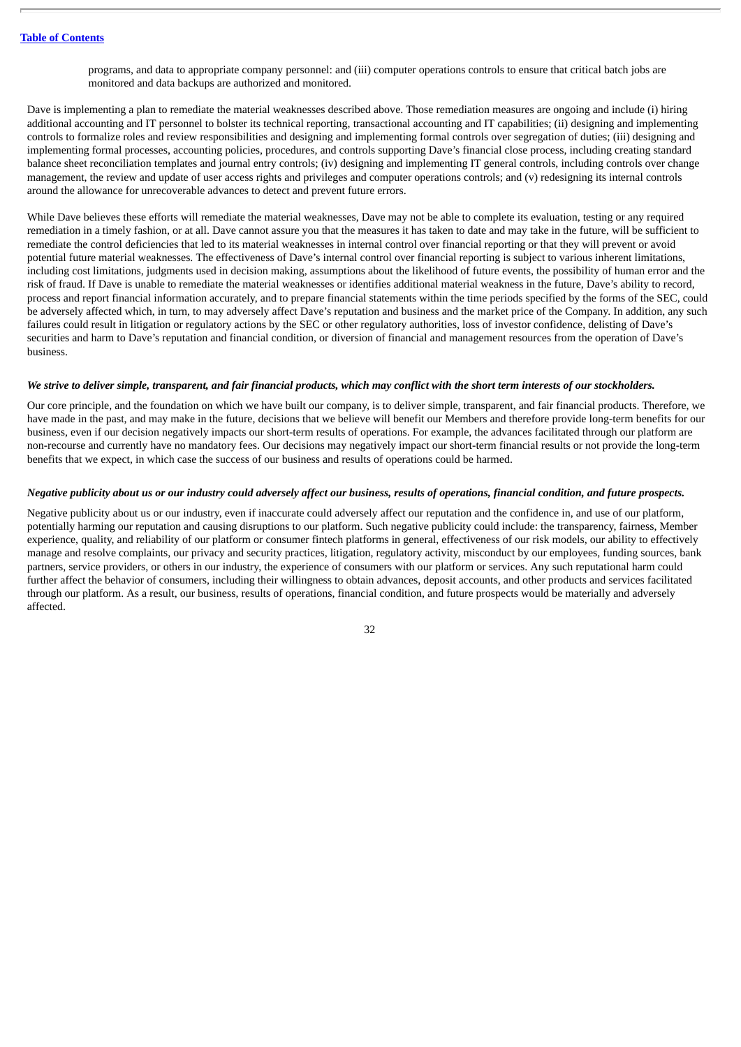programs, and data to appropriate company personnel: and (iii) computer operations controls to ensure that critical batch jobs are monitored and data backups are authorized and monitored.

Dave is implementing a plan to remediate the material weaknesses described above. Those remediation measures are ongoing and include (i) hiring additional accounting and IT personnel to bolster its technical reporting, transactional accounting and IT capabilities; (ii) designing and implementing controls to formalize roles and review responsibilities and designing and implementing formal controls over segregation of duties; (iii) designing and implementing formal processes, accounting policies, procedures, and controls supporting Dave's financial close process, including creating standard balance sheet reconciliation templates and journal entry controls; (iv) designing and implementing IT general controls, including controls over change management, the review and update of user access rights and privileges and computer operations controls; and (v) redesigning its internal controls around the allowance for unrecoverable advances to detect and prevent future errors.

While Dave believes these efforts will remediate the material weaknesses, Dave may not be able to complete its evaluation, testing or any required remediation in a timely fashion, or at all. Dave cannot assure you that the measures it has taken to date and may take in the future, will be sufficient to remediate the control deficiencies that led to its material weaknesses in internal control over financial reporting or that they will prevent or avoid potential future material weaknesses. The effectiveness of Dave's internal control over financial reporting is subject to various inherent limitations, including cost limitations, judgments used in decision making, assumptions about the likelihood of future events, the possibility of human error and the risk of fraud. If Dave is unable to remediate the material weaknesses or identifies additional material weakness in the future, Dave's ability to record, process and report financial information accurately, and to prepare financial statements within the time periods specified by the forms of the SEC, could be adversely affected which, in turn, to may adversely affect Dave's reputation and business and the market price of the Company. In addition, any such failures could result in litigation or regulatory actions by the SEC or other regulatory authorities, loss of investor confidence, delisting of Dave's securities and harm to Dave's reputation and financial condition, or diversion of financial and management resources from the operation of Dave's business.

***We strive to deliver simple, transparent, and fair financial products, which may conflict with the short term interests of our stockholders.***

Our core principle, and the foundation on which we have built our company, is to deliver simple, transparent, and fair financial products. Therefore, we have made in the past, and may make in the future, decisions that we believe will benefit our Members and therefore provide long-term benefits for our business, even if our decision negatively impacts our short-term results of operations. For example, the advances facilitated through our platform are non-recourse and currently have no mandatory fees. Our decisions may negatively impact our short-term financial results or not provide the long-term benefits that we expect, in which case the success of our business and results of operations could be harmed.

***Negative publicity about us or our industry could adversely affect our business, results of operations, financial condition, and future prospects.***

Negative publicity about us or our industry, even if inaccurate could adversely affect our reputation and the confidence in, and use of our platform, potentially harming our reputation and causing disruptions to our platform. Such negative publicity could include: the transparency, fairness, Member experience, quality, and reliability of our platform or consumer fintech platforms in general, effectiveness of our risk models, our ability to effectively manage and resolve complaints, our privacy and security practices, litigation, regulatory activity, misconduct by our employees, funding sources, bank partners, service providers, or others in our industry, the experience of consumers with our platform or services. Any such reputational harm could further affect the behavior of consumers, including their willingness to obtain advances, deposit accounts, and other products and services facilitated through our platform. As a result, our business, results of operations, financial condition, and future prospects would be materially and adversely affected.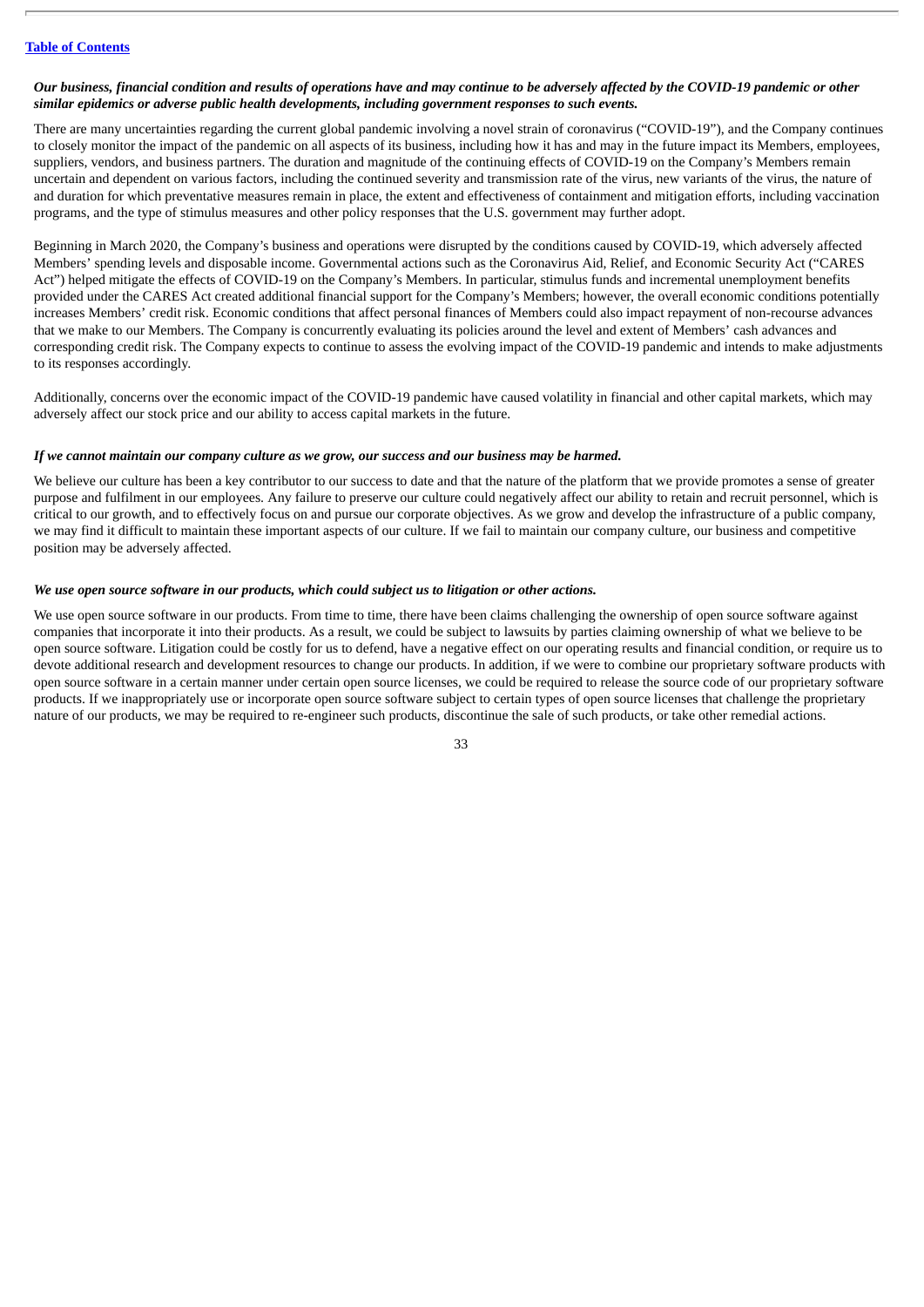***Our business, financial condition and results of operations have and may continue to be adversely affected by the COVID-19 pandemic or other similar epidemics or adverse public health developments, including government responses to such events.***

There are many uncertainties regarding the current global pandemic involving a novel strain of coronavirus ("COVID-19"), and the Company continues to closely monitor the impact of the pandemic on all aspects of its business, including how it has and may in the future impact its Members, employees, suppliers, vendors, and business partners. The duration and magnitude of the continuing effects of COVID-19 on the Company's Members remain uncertain and dependent on various factors, including the continued severity and transmission rate of the virus, new variants of the virus, the nature of and duration for which preventative measures remain in place, the extent and effectiveness of containment and mitigation efforts, including vaccination programs, and the type of stimulus measures and other policy responses that the U.S. government may further adopt.

Beginning in March 2020, the Company's business and operations were disrupted by the conditions caused by COVID-19, which adversely affected Members' spending levels and disposable income. Governmental actions such as the Coronavirus Aid, Relief, and Economic Security Act ("CARES Act") helped mitigate the effects of COVID-19 on the Company's Members. In particular, stimulus funds and incremental unemployment benefits provided under the CARES Act created additional financial support for the Company's Members; however, the overall economic conditions potentially increases Members' credit risk. Economic conditions that affect personal finances of Members could also impact repayment of non-recourse advances that we make to our Members. The Company is concurrently evaluating its policies around the level and extent of Members' cash advances and corresponding credit risk. The Company expects to continue to assess the evolving impact of the COVID-19 pandemic and intends to make adjustments to its responses accordingly.

Additionally, concerns over the economic impact of the COVID-19 pandemic have caused volatility in financial and other capital markets, which may adversely affect our stock price and our ability to access capital markets in the future.

***If we cannot maintain our company culture as we grow, our success and our business may be harmed.***

We believe our culture has been a key contributor to our success to date and that the nature of the platform that we provide promotes a sense of greater purpose and fulfilment in our employees. Any failure to preserve our culture could negatively affect our ability to retain and recruit personnel, which is critical to our growth, and to effectively focus on and pursue our corporate objectives. As we grow and develop the infrastructure of a public company, we may find it difficult to maintain these important aspects of our culture. If we fail to maintain our company culture, our business and competitive position may be adversely affected.

***We use open source software in our products, which could subject us to litigation or other actions.***

We use open source software in our products. From time to time, there have been claims challenging the ownership of open source software against companies that incorporate it into their products. As a result, we could be subject to lawsuits by parties claiming ownership of what we believe to be open source software. Litigation could be costly for us to defend, have a negative effect on our operating results and financial condition, or require us to devote additional research and development resources to change our products. In addition, if we were to combine our proprietary software products with open source software in a certain manner under certain open source licenses, we could be required to release the source code of our proprietary software products. If we inappropriately use or incorporate open source software subject to certain types of open source licenses that challenge the proprietary nature of our products, we may be required to re-engineer such products, discontinue the sale of such products, or take other remedial actions.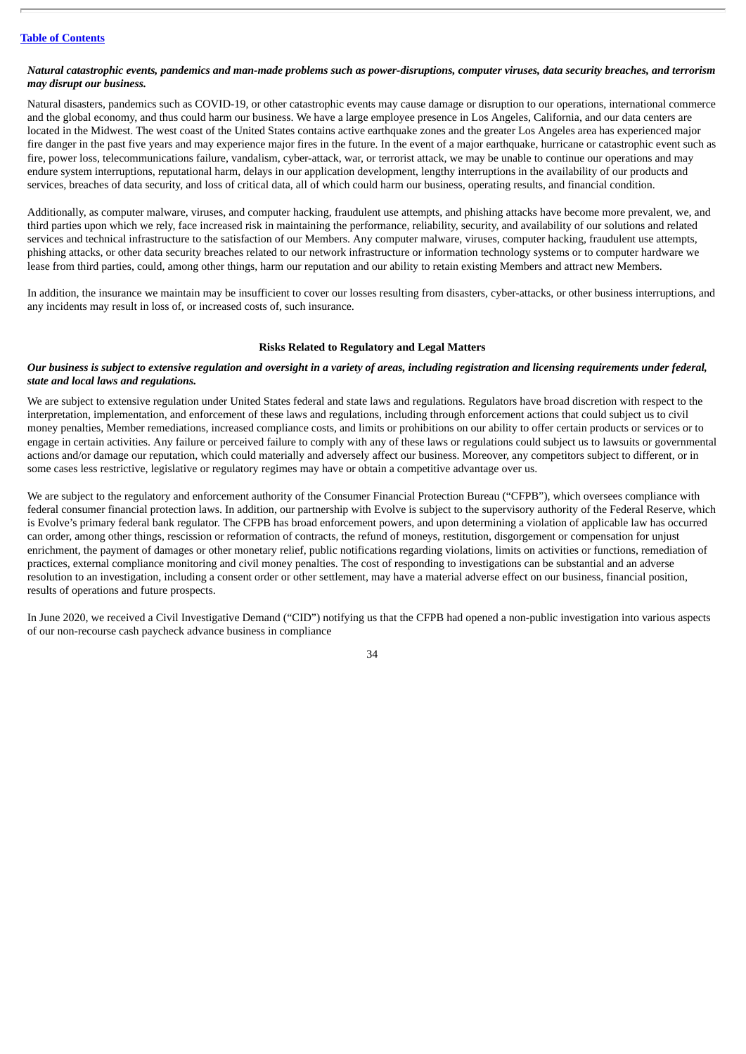***Natural catastrophic events, pandemics and man-made problems such as power-disruptions, computer viruses, data security breaches, and terrorism may disrupt our business.***

Natural disasters, pandemics such as COVID-19, or other catastrophic events may cause damage or disruption to our operations, international commerce and the global economy, and thus could harm our business. We have a large employee presence in Los Angeles, California, and our data centers are located in the Midwest. The west coast of the United States contains active earthquake zones and the greater Los Angeles area has experienced major fire danger in the past five years and may experience major fires in the future. In the event of a major earthquake, hurricane or catastrophic event such as fire, power loss, telecommunications failure, vandalism, cyber-attack, war, or terrorist attack, we may be unable to continue our operations and may endure system interruptions, reputational harm, delays in our application development, lengthy interruptions in the availability of our products and services, breaches of data security, and loss of critical data, all of which could harm our business, operating results, and financial condition.

Additionally, as computer malware, viruses, and computer hacking, fraudulent use attempts, and phishing attacks have become more prevalent, we, and third parties upon which we rely, face increased risk in maintaining the performance, reliability, security, and availability of our solutions and related services and technical infrastructure to the satisfaction of our Members. Any computer malware, viruses, computer hacking, fraudulent use attempts, phishing attacks, or other data security breaches related to our network infrastructure or information technology systems or to computer hardware we lease from third parties, could, among other things, harm our reputation and our ability to retain existing Members and attract new Members.

In addition, the insurance we maintain may be insufficient to cover our losses resulting from disasters, cyber-attacks, or other business interruptions, and any incidents may result in loss of, or increased costs of, such insurance.

## Risks Related to Regulatory and Legal Matters

***Our business is subject to extensive regulation and oversight in a variety of areas, including registration and licensing requirements under federal, state and local laws and regulations.***

We are subject to extensive regulation under United States federal and state laws and regulations. Regulators have broad discretion with respect to the interpretation, implementation, and enforcement of these laws and regulations, including through enforcement actions that could subject us to civil money penalties, Member remediations, increased compliance costs, and limits or prohibitions on our ability to offer certain products or services or to engage in certain activities. Any failure or perceived failure to comply with any of these laws or regulations could subject us to lawsuits or governmental actions and/or damage our reputation, which could materially and adversely affect our business. Moreover, any competitors subject to different, or in some cases less restrictive, legislative or regulatory regimes may have or obtain a competitive advantage over us.

We are subject to the regulatory and enforcement authority of the Consumer Financial Protection Bureau ("CFPB"), which oversees compliance with federal consumer financial protection laws. In addition, our partnership with Evolve is subject to the supervisory authority of the Federal Reserve, which is Evolve's primary federal bank regulator. The CFPB has broad enforcement powers, and upon determining a violation of applicable law has occurred can order, among other things, rescission or reformation of contracts, the refund of moneys, restitution, disgorgement or compensation for unjust enrichment, the payment of damages or other monetary relief, public notifications regarding violations, limits on activities or functions, remediation of practices, external compliance monitoring and civil money penalties. The cost of responding to investigations can be substantial and an adverse resolution to an investigation, including a consent order or other settlement, may have a material adverse effect on our business, financial position, results of operations and future prospects.

In June 2020, we received a Civil Investigative Demand ("CID") notifying us that the CFPB had opened a non-public investigation into various aspects of our non-recourse cash paycheck advance business in compliance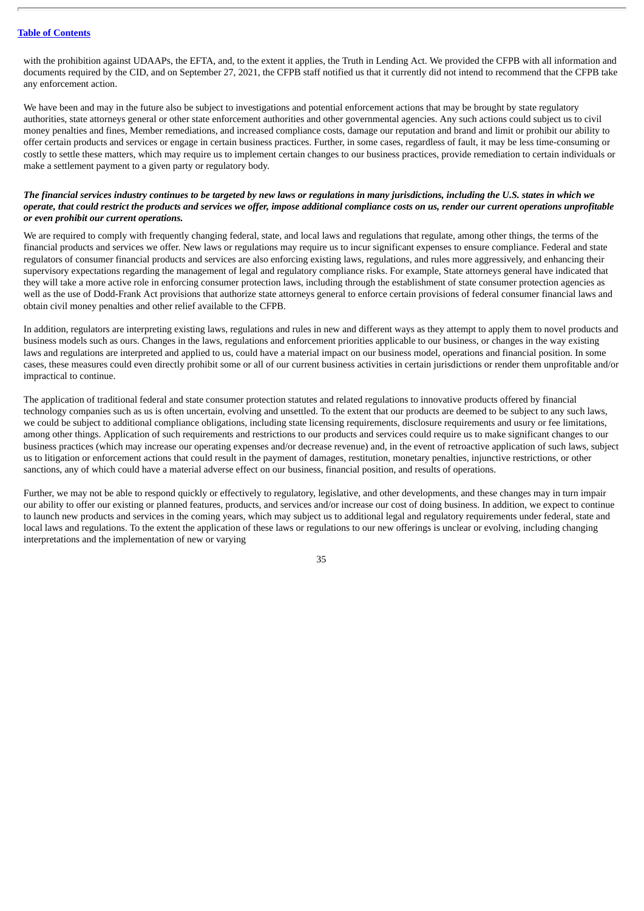with the prohibition against UDAAPs, the EFTA, and, to the extent it applies, the Truth in Lending Act. We provided the CFPB with all information and documents required by the CID, and on September 27, 2021, the CFPB staff notified us that it currently did not intend to recommend that the CFPB take any enforcement action.

We have been and may in the future also be subject to investigations and potential enforcement actions that may be brought by state regulatory authorities, state attorneys general or other state enforcement authorities and other governmental agencies. Any such actions could subject us to civil money penalties and fines, Member remediations, and increased compliance costs, damage our reputation and brand and limit or prohibit our ability to offer certain products and services or engage in certain business practices. Further, in some cases, regardless of fault, it may be less time-consuming or costly to settle these matters, which may require us to implement certain changes to our business practices, provide remediation to certain individuals or make a settlement payment to a given party or regulatory body.

***The financial services industry continues to be targeted by new laws or regulations in many jurisdictions, including the U.S. states in which we operate, that could restrict the products and services we offer, impose additional compliance costs on us, render our current operations unprofitable or even prohibit our current operations.***

We are required to comply with frequently changing federal, state, and local laws and regulations that regulate, among other things, the terms of the financial products and services we offer. New laws or regulations may require us to incur significant expenses to ensure compliance. Federal and state regulators of consumer financial products and services are also enforcing existing laws, regulations, and rules more aggressively, and enhancing their supervisory expectations regarding the management of legal and regulatory compliance risks. For example, State attorneys general have indicated that they will take a more active role in enforcing consumer protection laws, including through the establishment of state consumer protection agencies as well as the use of Dodd-Frank Act provisions that authorize state attorneys general to enforce certain provisions of federal consumer financial laws and obtain civil money penalties and other relief available to the CFPB.

In addition, regulators are interpreting existing laws, regulations and rules in new and different ways as they attempt to apply them to novel products and business models such as ours. Changes in the laws, regulations and enforcement priorities applicable to our business, or changes in the way existing laws and regulations are interpreted and applied to us, could have a material impact on our business model, operations and financial position. In some cases, these measures could even directly prohibit some or all of our current business activities in certain jurisdictions or render them unprofitable and/or impractical to continue.

The application of traditional federal and state consumer protection statutes and related regulations to innovative products offered by financial technology companies such as us is often uncertain, evolving and unsettled. To the extent that our products are deemed to be subject to any such laws, we could be subject to additional compliance obligations, including state licensing requirements, disclosure requirements and usury or fee limitations, among other things. Application of such requirements and restrictions to our products and services could require us to make significant changes to our business practices (which may increase our operating expenses and/or decrease revenue) and, in the event of retroactive application of such laws, subject us to litigation or enforcement actions that could result in the payment of damages, restitution, monetary penalties, injunctive restrictions, or other sanctions, any of which could have a material adverse effect on our business, financial position, and results of operations.

Further, we may not be able to respond quickly or effectively to regulatory, legislative, and other developments, and these changes may in turn impair our ability to offer our existing or planned features, products, and services and/or increase our cost of doing business. In addition, we expect to continue to launch new products and services in the coming years, which may subject us to additional legal and regulatory requirements under federal, state and local laws and regulations. To the extent the application of these laws or regulations to our new offerings is unclear or evolving, including changing interpretations and the implementation of new or varying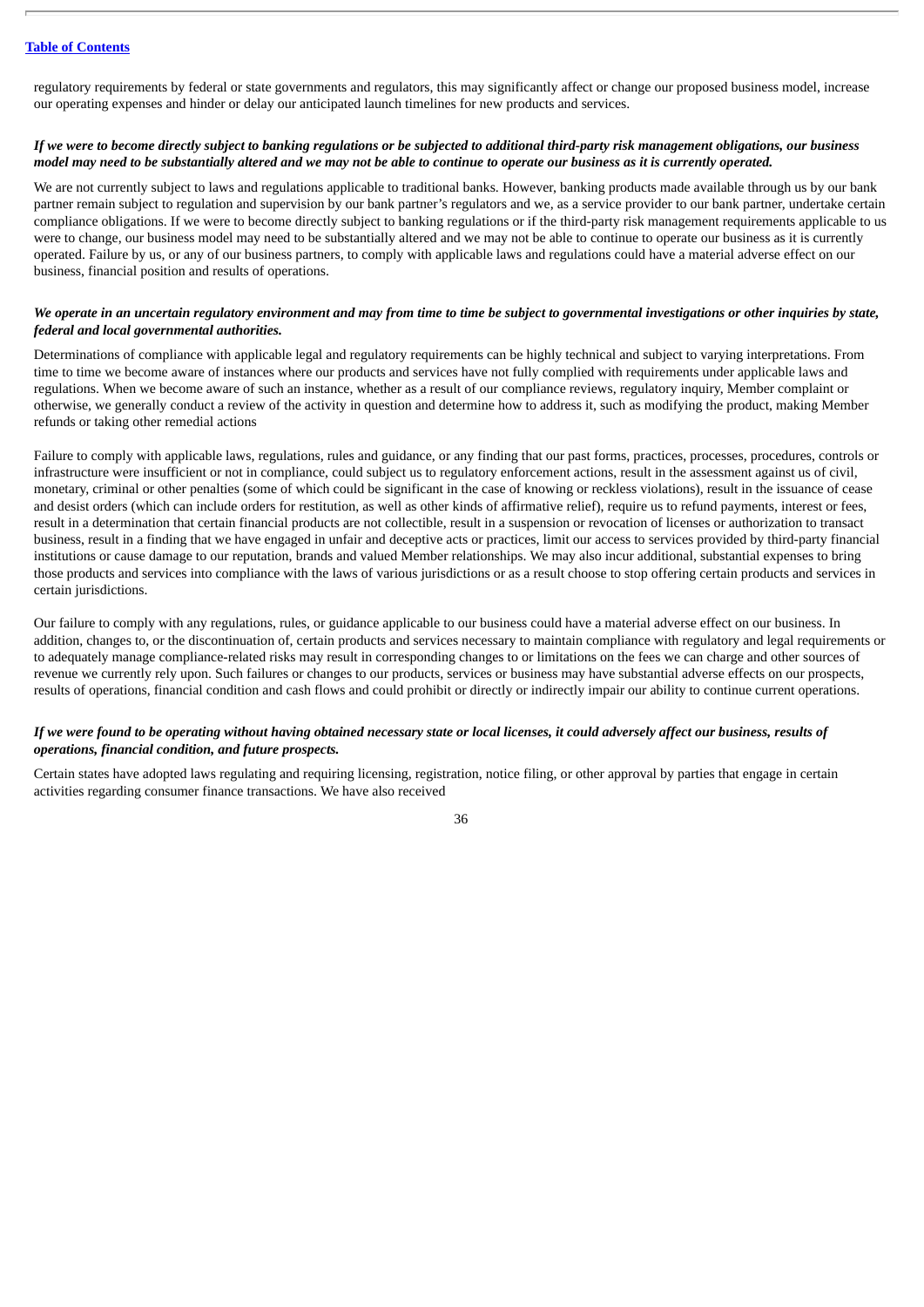regulatory requirements by federal or state governments and regulators, this may significantly affect or change our proposed business model, increase our operating expenses and hinder or delay our anticipated launch timelines for new products and services.

***If we were to become directly subject to banking regulations or be subjected to additional third-party risk management obligations, our business model may need to be substantially altered and we may not be able to continue to operate our business as it is currently operated.***

We are not currently subject to laws and regulations applicable to traditional banks. However, banking products made available through us by our bank partner remain subject to regulation and supervision by our bank partner's regulators and we, as a service provider to our bank partner, undertake certain compliance obligations. If we were to become directly subject to banking regulations or if the third-party risk management requirements applicable to us were to change, our business model may need to be substantially altered and we may not be able to continue to operate our business as it is currently operated. Failure by us, or any of our business partners, to comply with applicable laws and regulations could have a material adverse effect on our business, financial position and results of operations.

***We operate in an uncertain regulatory environment and may from time to time be subject to governmental investigations or other inquiries by state, federal and local governmental authorities.***

Determinations of compliance with applicable legal and regulatory requirements can be highly technical and subject to varying interpretations. From time to time we become aware of instances where our products and services have not fully complied with requirements under applicable laws and regulations. When we become aware of such an instance, whether as a result of our compliance reviews, regulatory inquiry, Member complaint or otherwise, we generally conduct a review of the activity in question and determine how to address it, such as modifying the product, making Member refunds or taking other remedial actions

Failure to comply with applicable laws, regulations, rules and guidance, or any finding that our past forms, practices, processes, procedures, controls or infrastructure were insufficient or not in compliance, could subject us to regulatory enforcement actions, result in the assessment against us of civil, monetary, criminal or other penalties (some of which could be significant in the case of knowing or reckless violations), result in the issuance of cease and desist orders (which can include orders for restitution, as well as other kinds of affirmative relief), require us to refund payments, interest or fees, result in a determination that certain financial products are not collectible, result in a suspension or revocation of licenses or authorization to transact business, result in a finding that we have engaged in unfair and deceptive acts or practices, limit our access to services provided by third-party financial institutions or cause damage to our reputation, brands and valued Member relationships. We may also incur additional, substantial expenses to bring those products and services into compliance with the laws of various jurisdictions or as a result choose to stop offering certain products and services in certain jurisdictions.

Our failure to comply with any regulations, rules, or guidance applicable to our business could have a material adverse effect on our business. In addition, changes to, or the discontinuation of, certain products and services necessary to maintain compliance with regulatory and legal requirements or to adequately manage compliance-related risks may result in corresponding changes to or limitations on the fees we can charge and other sources of revenue we currently rely upon. Such failures or changes to our products, services or business may have substantial adverse effects on our prospects, results of operations, financial condition and cash flows and could prohibit or directly or indirectly impair our ability to continue current operations.

***If we were found to be operating without having obtained necessary state or local licenses, it could adversely affect our business, results of operations, financial condition, and future prospects.***

Certain states have adopted laws regulating and requiring licensing, registration, notice filing, or other approval by parties that engage in certain activities regarding consumer finance transactions. We have also received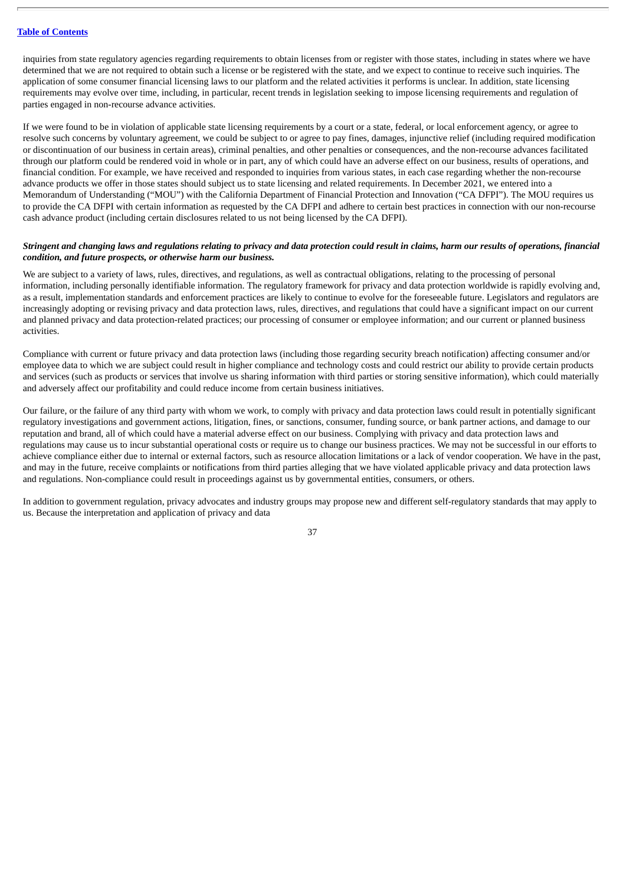inquiries from state regulatory agencies regarding requirements to obtain licenses from or register with those states, including in states where we have determined that we are not required to obtain such a license or be registered with the state, and we expect to continue to receive such inquiries. The application of some consumer financial licensing laws to our platform and the related activities it performs is unclear. In addition, state licensing requirements may evolve over time, including, in particular, recent trends in legislation seeking to impose licensing requirements and regulation of parties engaged in non-recourse advance activities.

If we were found to be in violation of applicable state licensing requirements by a court or a state, federal, or local enforcement agency, or agree to resolve such concerns by voluntary agreement, we could be subject to or agree to pay fines, damages, injunctive relief (including required modification or discontinuation of our business in certain areas), criminal penalties, and other penalties or consequences, and the non-recourse advances facilitated through our platform could be rendered void in whole or in part, any of which could have an adverse effect on our business, results of operations, and financial condition. For example, we have received and responded to inquiries from various states, in each case regarding whether the non-recourse advance products we offer in those states should subject us to state licensing and related requirements. In December 2021, we entered into a Memorandum of Understanding ("MOU") with the California Department of Financial Protection and Innovation ("CA DFPI"). The MOU requires us to provide the CA DFPI with certain information as requested by the CA DFPI and adhere to certain best practices in connection with our non-recourse cash advance product (including certain disclosures related to us not being licensed by the CA DFPI).

***Stringent and changing laws and regulations relating to privacy and data protection could result in claims, harm our results of operations, financial condition, and future prospects, or otherwise harm our business.***

We are subject to a variety of laws, rules, directives, and regulations, as well as contractual obligations, relating to the processing of personal information, including personally identifiable information. The regulatory framework for privacy and data protection worldwide is rapidly evolving and, as a result, implementation standards and enforcement practices are likely to continue to evolve for the foreseeable future. Legislators and regulators are increasingly adopting or revising privacy and data protection laws, rules, directives, and regulations that could have a significant impact on our current and planned privacy and data protection-related practices; our processing of consumer or employee information; and our current or planned business activities.

Compliance with current or future privacy and data protection laws (including those regarding security breach notification) affecting consumer and/or employee data to which we are subject could result in higher compliance and technology costs and could restrict our ability to provide certain products and services (such as products or services that involve us sharing information with third parties or storing sensitive information), which could materially and adversely affect our profitability and could reduce income from certain business initiatives.

Our failure, or the failure of any third party with whom we work, to comply with privacy and data protection laws could result in potentially significant regulatory investigations and government actions, litigation, fines, or sanctions, consumer, funding source, or bank partner actions, and damage to our reputation and brand, all of which could have a material adverse effect on our business. Complying with privacy and data protection laws and regulations may cause us to incur substantial operational costs or require us to change our business practices. We may not be successful in our efforts to achieve compliance either due to internal or external factors, such as resource allocation limitations or a lack of vendor cooperation. We have in the past, and may in the future, receive complaints or notifications from third parties alleging that we have violated applicable privacy and data protection laws and regulations. Non-compliance could result in proceedings against us by governmental entities, consumers, or others.

In addition to government regulation, privacy advocates and industry groups may propose new and different self-regulatory standards that may apply to us. Because the interpretation and application of privacy and data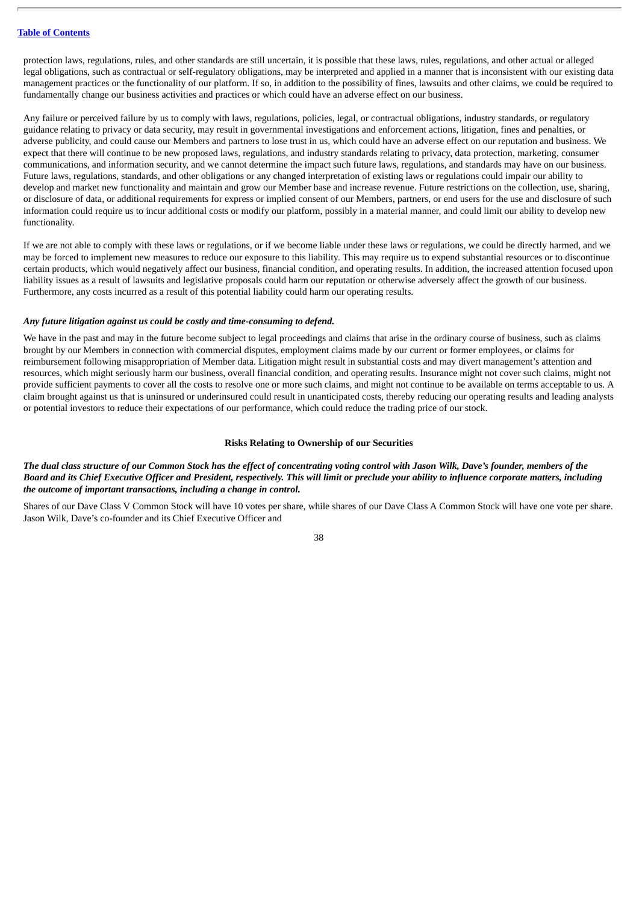protection laws, regulations, rules, and other standards are still uncertain, it is possible that these laws, rules, regulations, and other actual or alleged legal obligations, such as contractual or self-regulatory obligations, may be interpreted and applied in a manner that is inconsistent with our existing data management practices or the functionality of our platform. If so, in addition to the possibility of fines, lawsuits and other claims, we could be required to fundamentally change our business activities and practices or which could have an adverse effect on our business.

Any failure or perceived failure by us to comply with laws, regulations, policies, legal, or contractual obligations, industry standards, or regulatory guidance relating to privacy or data security, may result in governmental investigations and enforcement actions, litigation, fines and penalties, or adverse publicity, and could cause our Members and partners to lose trust in us, which could have an adverse effect on our reputation and business. We expect that there will continue to be new proposed laws, regulations, and industry standards relating to privacy, data protection, marketing, consumer communications, and information security, and we cannot determine the impact such future laws, regulations, and standards may have on our business. Future laws, regulations, standards, and other obligations or any changed interpretation of existing laws or regulations could impair our ability to develop and market new functionality and maintain and grow our Member base and increase revenue. Future restrictions on the collection, use, sharing, or disclosure of data, or additional requirements for express or implied consent of our Members, partners, or end users for the use and disclosure of such information could require us to incur additional costs or modify our platform, possibly in a material manner, and could limit our ability to develop new functionality.

If we are not able to comply with these laws or regulations, or if we become liable under these laws or regulations, we could be directly harmed, and we may be forced to implement new measures to reduce our exposure to this liability. This may require us to expend substantial resources or to discontinue certain products, which would negatively affect our business, financial condition, and operating results. In addition, the increased attention focused upon liability issues as a result of lawsuits and legislative proposals could harm our reputation or otherwise adversely affect the growth of our business. Furthermore, any costs incurred as a result of this potential liability could harm our operating results.

***Any future litigation against us could be costly and time-consuming to defend.***

We have in the past and may in the future become subject to legal proceedings and claims that arise in the ordinary course of business, such as claims brought by our Members in connection with commercial disputes, employment claims made by our current or former employees, or claims for reimbursement following misappropriation of Member data. Litigation might result in substantial costs and may divert management's attention and resources, which might seriously harm our business, overall financial condition, and operating results. Insurance might not cover such claims, might not provide sufficient payments to cover all the costs to resolve one or more such claims, and might not continue to be available on terms acceptable to us. A claim brought against us that is uninsured or underinsured could result in unanticipated costs, thereby reducing our operating results and leading analysts or potential investors to reduce their expectations of our performance, which could reduce the trading price of our stock.

## Risks Relating to Ownership of our Securities

***The dual class structure of our Common Stock has the effect of concentrating voting control with Jason Wilk, Dave's founder, members of the Board and its Chief Executive Officer and President, respectively. This will limit or preclude your ability to influence corporate matters, including the outcome of important transactions, including a change in control.***

Shares of our Dave Class V Common Stock will have 10 votes per share, while shares of our Dave Class A Common Stock will have one vote per share. Jason Wilk, Dave's co-founder and its Chief Executive Officer and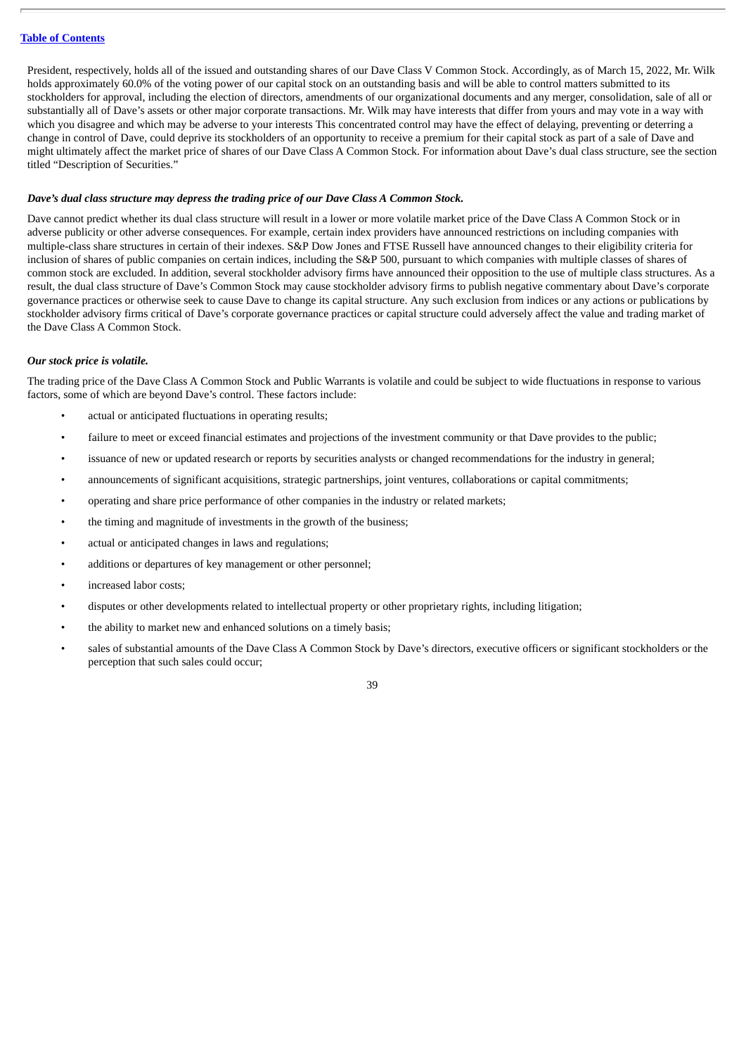President, respectively, holds all of the issued and outstanding shares of our Dave Class V Common Stock. Accordingly, as of March 15, 2022, Mr. Wilk holds approximately 60.0% of the voting power of our capital stock on an outstanding basis and will be able to control matters submitted to its stockholders for approval, including the election of directors, amendments of our organizational documents and any merger, consolidation, sale of all or substantially all of Dave's assets or other major corporate transactions. Mr. Wilk may have interests that differ from yours and may vote in a way with which you disagree and which may be adverse to your interests This concentrated control may have the effect of delaying, preventing or deterring a change in control of Dave, could deprive its stockholders of an opportunity to receive a premium for their capital stock as part of a sale of Dave and might ultimately affect the market price of shares of our Dave Class A Common Stock. For information about Dave's dual class structure, see the section titled "Description of Securities."

***Dave's dual class structure may depress the trading price of our Dave Class A Common Stock.***

Dave cannot predict whether its dual class structure will result in a lower or more volatile market price of the Dave Class A Common Stock or in adverse publicity or other adverse consequences. For example, certain index providers have announced restrictions on including companies with multiple-class share structures in certain of their indexes. S&P Dow Jones and FTSE Russell have announced changes to their eligibility criteria for inclusion of shares of public companies on certain indices, including the S&P 500, pursuant to which companies with multiple classes of shares of common stock are excluded. In addition, several stockholder advisory firms have announced their opposition to the use of multiple class structures. As a result, the dual class structure of Dave's Common Stock may cause stockholder advisory firms to publish negative commentary about Dave's corporate governance practices or otherwise seek to cause Dave to change its capital structure. Any such exclusion from indices or any actions or publications by stockholder advisory firms critical of Dave's corporate governance practices or capital structure could adversely affect the value and trading market of the Dave Class A Common Stock.

***Our stock price is volatile.***

The trading price of the Dave Class A Common Stock and Public Warrants is volatile and could be subject to wide fluctuations in response to various factors, some of which are beyond Dave's control. These factors include:

- actual or anticipated fluctuations in operating results;
- failure to meet or exceed financial estimates and projections of the investment community or that Dave provides to the public;
- issuance of new or updated research or reports by securities analysts or changed recommendations for the industry in general;
- announcements of significant acquisitions, strategic partnerships, joint ventures, collaborations or capital commitments;
- operating and share price performance of other companies in the industry or related markets;
- the timing and magnitude of investments in the growth of the business;
- actual or anticipated changes in laws and regulations;
- additions or departures of key management or other personnel;
- increased labor costs;
- disputes or other developments related to intellectual property or other proprietary rights, including litigation;
- the ability to market new and enhanced solutions on a timely basis;
- sales of substantial amounts of the Dave Class A Common Stock by Dave's directors, executive officers or significant stockholders or the perception that such sales could occur;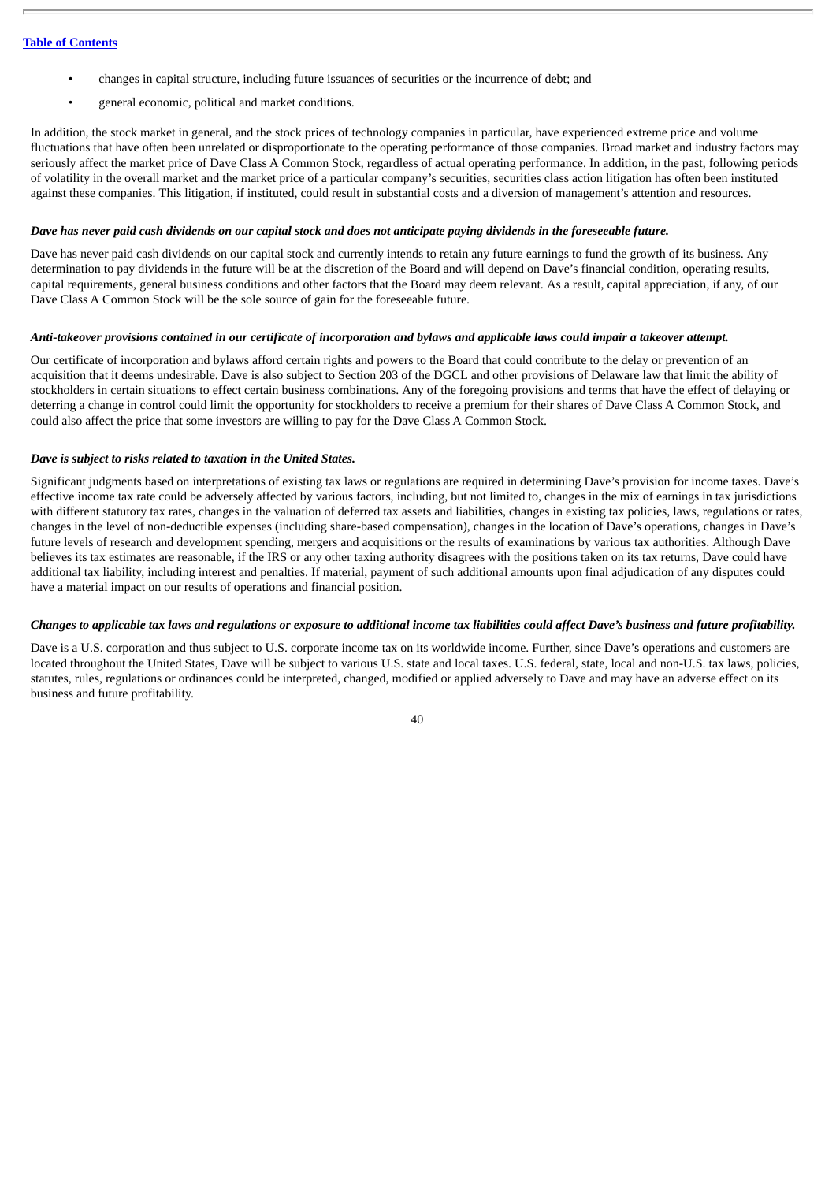- changes in capital structure, including future issuances of securities or the incurrence of debt; and
- general economic, political and market conditions.

In addition, the stock market in general, and the stock prices of technology companies in particular, have experienced extreme price and volume fluctuations that have often been unrelated or disproportionate to the operating performance of those companies. Broad market and industry factors may seriously affect the market price of Dave Class A Common Stock, regardless of actual operating performance. In addition, in the past, following periods of volatility in the overall market and the market price of a particular company's securities, securities class action litigation has often been instituted against these companies. This litigation, if instituted, could result in substantial costs and a diversion of management's attention and resources.

***Dave has never paid cash dividends on our capital stock and does not anticipate paying dividends in the foreseeable future.***

Dave has never paid cash dividends on our capital stock and currently intends to retain any future earnings to fund the growth of its business. Any determination to pay dividends in the future will be at the discretion of the Board and will depend on Dave's financial condition, operating results, capital requirements, general business conditions and other factors that the Board may deem relevant. As a result, capital appreciation, if any, of our Dave Class A Common Stock will be the sole source of gain for the foreseeable future.

***Anti-takeover provisions contained in our certificate of incorporation and bylaws and applicable laws could impair a takeover attempt.***

Our certificate of incorporation and bylaws afford certain rights and powers to the Board that could contribute to the delay or prevention of an acquisition that it deems undesirable. Dave is also subject to Section 203 of the DGCL and other provisions of Delaware law that limit the ability of stockholders in certain situations to effect certain business combinations. Any of the foregoing provisions and terms that have the effect of delaying or deterring a change in control could limit the opportunity for stockholders to receive a premium for their shares of Dave Class A Common Stock, and could also affect the price that some investors are willing to pay for the Dave Class A Common Stock.

***Dave is subject to risks related to taxation in the United States.***

Significant judgments based on interpretations of existing tax laws or regulations are required in determining Dave's provision for income taxes. Dave's effective income tax rate could be adversely affected by various factors, including, but not limited to, changes in the mix of earnings in tax jurisdictions with different statutory tax rates, changes in the valuation of deferred tax assets and liabilities, changes in existing tax policies, laws, regulations or rates, changes in the level of non-deductible expenses (including share-based compensation), changes in the location of Dave's operations, changes in Dave's future levels of research and development spending, mergers and acquisitions or the results of examinations by various tax authorities. Although Dave believes its tax estimates are reasonable, if the IRS or any other taxing authority disagrees with the positions taken on its tax returns, Dave could have additional tax liability, including interest and penalties. If material, payment of such additional amounts upon final adjudication of any disputes could have a material impact on our results of operations and financial position.

***Changes to applicable tax laws and regulations or exposure to additional income tax liabilities could affect Dave's business and future profitability.***

Dave is a U.S. corporation and thus subject to U.S. corporate income tax on its worldwide income. Further, since Dave's operations and customers are located throughout the United States, Dave will be subject to various U.S. state and local taxes. U.S. federal, state, local and non-U.S. tax laws, policies, statutes, rules, regulations or ordinances could be interpreted, changed, modified or applied adversely to Dave and may have an adverse effect on its business and future profitability.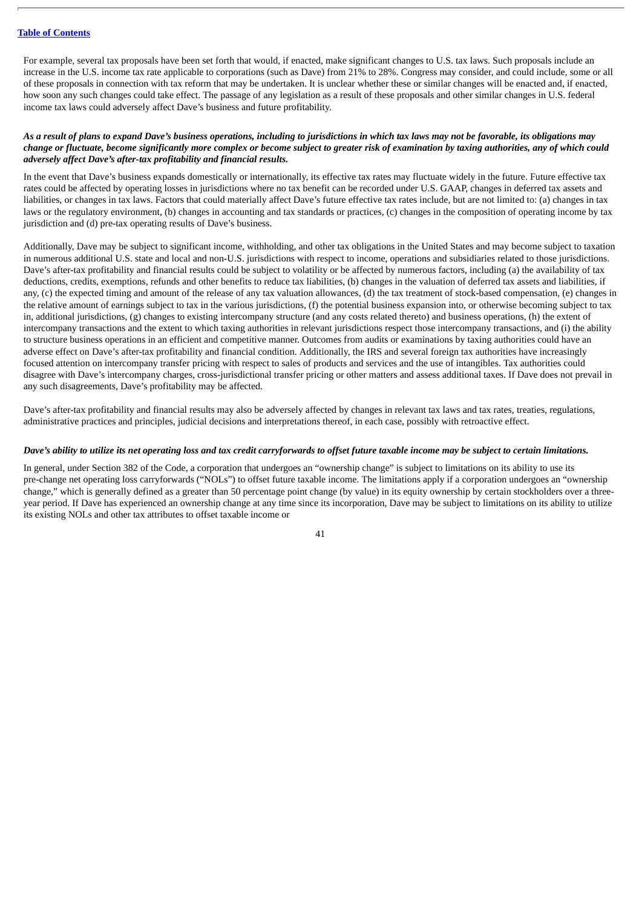For example, several tax proposals have been set forth that would, if enacted, make significant changes to U.S. tax laws. Such proposals include an increase in the U.S. income tax rate applicable to corporations (such as Dave) from 21% to 28%. Congress may consider, and could include, some or all of these proposals in connection with tax reform that may be undertaken. It is unclear whether these or similar changes will be enacted and, if enacted, how soon any such changes could take effect. The passage of any legislation as a result of these proposals and other similar changes in U.S. federal income tax laws could adversely affect Dave's business and future profitability.

***As a result of plans to expand Dave's business operations, including to jurisdictions in which tax laws may not be favorable, its obligations may change or fluctuate, become significantly more complex or become subject to greater risk of examination by taxing authorities, any of which could adversely affect Dave's after-tax profitability and financial results.***

In the event that Dave's business expands domestically or internationally, its effective tax rates may fluctuate widely in the future. Future effective tax rates could be affected by operating losses in jurisdictions where no tax benefit can be recorded under U.S. GAAP, changes in deferred tax assets and liabilities, or changes in tax laws. Factors that could materially affect Dave's future effective tax rates include, but are not limited to: (a) changes in tax laws or the regulatory environment, (b) changes in accounting and tax standards or practices, (c) changes in the composition of operating income by tax jurisdiction and (d) pre-tax operating results of Dave's business.

Additionally, Dave may be subject to significant income, withholding, and other tax obligations in the United States and may become subject to taxation in numerous additional U.S. state and local and non-U.S. jurisdictions with respect to income, operations and subsidiaries related to those jurisdictions. Dave's after-tax profitability and financial results could be subject to volatility or be affected by numerous factors, including (a) the availability of tax deductions, credits, exemptions, refunds and other benefits to reduce tax liabilities, (b) changes in the valuation of deferred tax assets and liabilities, if any, (c) the expected timing and amount of the release of any tax valuation allowances, (d) the tax treatment of stock-based compensation, (e) changes in the relative amount of earnings subject to tax in the various jurisdictions, (f) the potential business expansion into, or otherwise becoming subject to tax in, additional jurisdictions, (g) changes to existing intercompany structure (and any costs related thereto) and business operations, (h) the extent of intercompany transactions and the extent to which taxing authorities in relevant jurisdictions respect those intercompany transactions, and (i) the ability to structure business operations in an efficient and competitive manner. Outcomes from audits or examinations by taxing authorities could have an adverse effect on Dave's after-tax profitability and financial condition. Additionally, the IRS and several foreign tax authorities have increasingly focused attention on intercompany transfer pricing with respect to sales of products and services and the use of intangibles. Tax authorities could disagree with Dave's intercompany charges, cross-jurisdictional transfer pricing or other matters and assess additional taxes. If Dave does not prevail in any such disagreements, Dave's profitability may be affected.

Dave's after-tax profitability and financial results may also be adversely affected by changes in relevant tax laws and tax rates, treaties, regulations, administrative practices and principles, judicial decisions and interpretations thereof, in each case, possibly with retroactive effect.

***Dave's ability to utilize its net operating loss and tax credit carryforwards to offset future taxable income may be subject to certain limitations.***

In general, under Section 382 of the Code, a corporation that undergoes an "ownership change" is subject to limitations on its ability to use its pre-change net operating loss carryforwards ("NOLs") to offset future taxable income. The limitations apply if a corporation undergoes an "ownership change," which is generally defined as a greater than 50 percentage point change (by value) in its equity ownership by certain stockholders over a three-year period. If Dave has experienced an ownership change at any time since its incorporation, Dave may be subject to limitations on its ability to utilize its existing NOLs and other tax attributes to offset taxable income or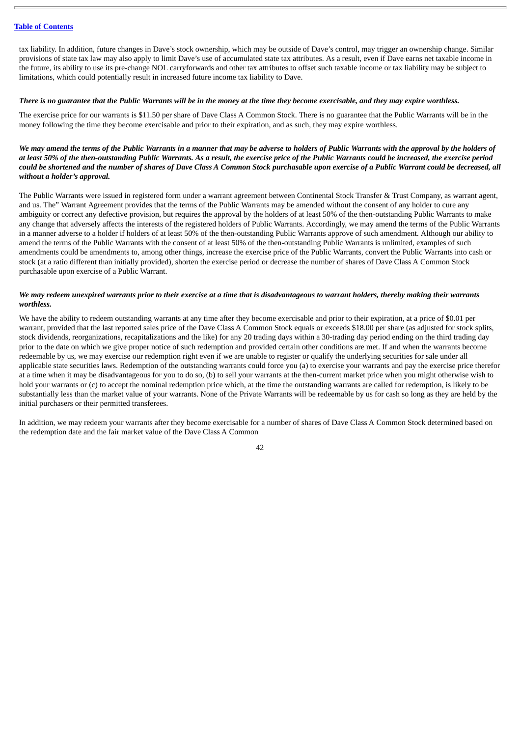tax liability. In addition, future changes in Dave's stock ownership, which may be outside of Dave's control, may trigger an ownership change. Similar provisions of state tax law may also apply to limit Dave's use of accumulated state tax attributes. As a result, even if Dave earns net taxable income in the future, its ability to use its pre-change NOL carryforwards and other tax attributes to offset such taxable income or tax liability may be subject to limitations, which could potentially result in increased future income tax liability to Dave.

***There is no guarantee that the Public Warrants will be in the money at the time they become exercisable, and they may expire worthless.***

The exercise price for our warrants is $11.50 per share of Dave Class A Common Stock. There is no guarantee that the Public Warrants will be in the money following the time they become exercisable and prior to their expiration, and as such, they may expire worthless.

***We may amend the terms of the Public Warrants in a manner that may be adverse to holders of Public Warrants with the approval by the holders of at least 50% of the then-outstanding Public Warrants. As a result, the exercise price of the Public Warrants could be increased, the exercise period could be shortened and the number of shares of Dave Class A Common Stock purchasable upon exercise of a Public Warrant could be decreased, all without a holder's approval.***

The Public Warrants were issued in registered form under a warrant agreement between Continental Stock Transfer & Trust Company, as warrant agent, and us. The" Warrant Agreement provides that the terms of the Public Warrants may be amended without the consent of any holder to cure any ambiguity or correct any defective provision, but requires the approval by the holders of at least 50% of the then-outstanding Public Warrants to make any change that adversely affects the interests of the registered holders of Public Warrants. Accordingly, we may amend the terms of the Public Warrants in a manner adverse to a holder if holders of at least 50% of the then-outstanding Public Warrants approve of such amendment. Although our ability to amend the terms of the Public Warrants with the consent of at least 50% of the then-outstanding Public Warrants is unlimited, examples of such amendments could be amendments to, among other things, increase the exercise price of the Public Warrants, convert the Public Warrants into cash or stock (at a ratio different than initially provided), shorten the exercise period or decrease the number of shares of Dave Class A Common Stock purchasable upon exercise of a Public Warrant.

***We may redeem unexpired warrants prior to their exercise at a time that is disadvantageous to warrant holders, thereby making their warrants worthless.***

We have the ability to redeem outstanding warrants at any time after they become exercisable and prior to their expiration, at a price of $0.01 per warrant, provided that the last reported sales price of the Dave Class A Common Stock equals or exceeds $18.00 per share (as adjusted for stock splits, stock dividends, reorganizations, recapitalizations and the like) for any 20 trading days within a 30-trading day period ending on the third trading day prior to the date on which we give proper notice of such redemption and provided certain other conditions are met. If and when the warrants become redeemable by us, we may exercise our redemption right even if we are unable to register or qualify the underlying securities for sale under all applicable state securities laws. Redemption of the outstanding warrants could force you (a) to exercise your warrants and pay the exercise price therefor at a time when it may be disadvantageous for you to do so, (b) to sell your warrants at the then-current market price when you might otherwise wish to hold your warrants or (c) to accept the nominal redemption price which, at the time the outstanding warrants are called for redemption, is likely to be substantially less than the market value of your warrants. None of the Private Warrants will be redeemable by us for cash so long as they are held by the initial purchasers or their permitted transferees.

In addition, we may redeem your warrants after they become exercisable for a number of shares of Dave Class A Common Stock determined based on the redemption date and the fair market value of the Dave Class A Common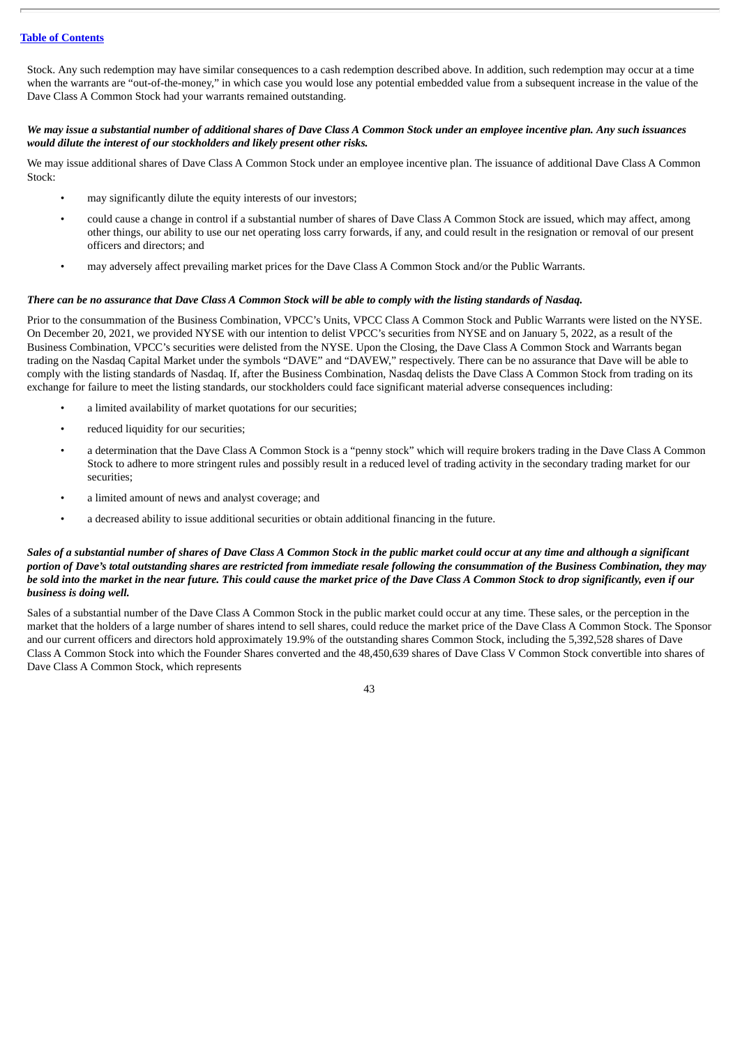Stock. Any such redemption may have similar consequences to a cash redemption described above. In addition, such redemption may occur at a time when the warrants are "out-of-the-money," in which case you would lose any potential embedded value from a subsequent increase in the value of the Dave Class A Common Stock had your warrants remained outstanding.

***We may issue a substantial number of additional shares of Dave Class A Common Stock under an employee incentive plan. Any such issuances would dilute the interest of our stockholders and likely present other risks.***

We may issue additional shares of Dave Class A Common Stock under an employee incentive plan. The issuance of additional Dave Class A Common Stock:

- may significantly dilute the equity interests of our investors;
- could cause a change in control if a substantial number of shares of Dave Class A Common Stock are issued, which may affect, among other things, our ability to use our net operating loss carry forwards, if any, and could result in the resignation or removal of our present officers and directors; and
- may adversely affect prevailing market prices for the Dave Class A Common Stock and/or the Public Warrants.

***There can be no assurance that Dave Class A Common Stock will be able to comply with the listing standards of Nasdaq.***

Prior to the consummation of the Business Combination, VPCC's Units, VPCC Class A Common Stock and Public Warrants were listed on the NYSE. On December 20, 2021, we provided NYSE with our intention to delist VPCC's securities from NYSE and on January 5, 2022, as a result of the Business Combination, VPCC's securities were delisted from the NYSE. Upon the Closing, the Dave Class A Common Stock and Warrants began trading on the Nasdaq Capital Market under the symbols "DAVE" and "DAVEW," respectively. There can be no assurance that Dave will be able to comply with the listing standards of Nasdaq. If, after the Business Combination, Nasdaq delists the Dave Class A Common Stock from trading on its exchange for failure to meet the listing standards, our stockholders could face significant material adverse consequences including:

- a limited availability of market quotations for our securities;
- reduced liquidity for our securities;
- a determination that the Dave Class A Common Stock is a "penny stock" which will require brokers trading in the Dave Class A Common Stock to adhere to more stringent rules and possibly result in a reduced level of trading activity in the secondary trading market for our securities;
- a limited amount of news and analyst coverage; and
- a decreased ability to issue additional securities or obtain additional financing in the future.

***Sales of a substantial number of shares of Dave Class A Common Stock in the public market could occur at any time and although a significant portion of Dave's total outstanding shares are restricted from immediate resale following the consummation of the Business Combination, they may be sold into the market in the near future. This could cause the market price of the Dave Class A Common Stock to drop significantly, even if our business is doing well.***

Sales of a substantial number of the Dave Class A Common Stock in the public market could occur at any time. These sales, or the perception in the market that the holders of a large number of shares intend to sell shares, could reduce the market price of the Dave Class A Common Stock. The Sponsor and our current officers and directors hold approximately 19.9% of the outstanding shares Common Stock, including the 5,392,528 shares of Dave Class A Common Stock into which the Founder Shares converted and the 48,450,639 shares of Dave Class V Common Stock convertible into shares of Dave Class A Common Stock, which represents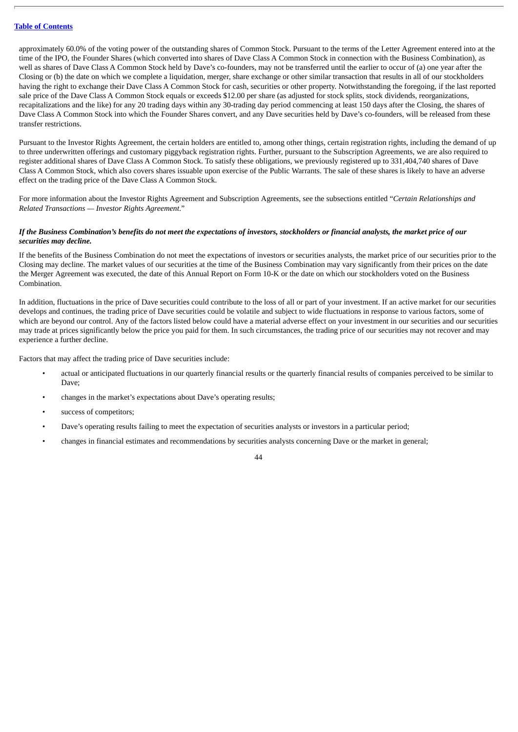approximately 60.0% of the voting power of the outstanding shares of Common Stock. Pursuant to the terms of the Letter Agreement entered into at the time of the IPO, the Founder Shares (which converted into shares of Dave Class A Common Stock in connection with the Business Combination), as well as shares of Dave Class A Common Stock held by Dave's co-founders, may not be transferred until the earlier to occur of (a) one year after the Closing or (b) the date on which we complete a liquidation, merger, share exchange or other similar transaction that results in all of our stockholders having the right to exchange their Dave Class A Common Stock for cash, securities or other property. Notwithstanding the foregoing, if the last reported sale price of the Dave Class A Common Stock equals or exceeds $12.00 per share (as adjusted for stock splits, stock dividends, reorganizations, recapitalizations and the like) for any 20 trading days within any 30-trading day period commencing at least 150 days after the Closing, the shares of Dave Class A Common Stock into which the Founder Shares convert, and any Dave securities held by Dave's co-founders, will be released from these transfer restrictions.

Pursuant to the Investor Rights Agreement, the certain holders are entitled to, among other things, certain registration rights, including the demand of up to three underwritten offerings and customary piggyback registration rights. Further, pursuant to the Subscription Agreements, we are also required to register additional shares of Dave Class A Common Stock. To satisfy these obligations, we previously registered up to 331,404,740 shares of Dave Class A Common Stock, which also covers shares issuable upon exercise of the Public Warrants. The sale of these shares is likely to have an adverse effect on the trading price of the Dave Class A Common Stock.

For more information about the Investor Rights Agreement and Subscription Agreements, see the subsections entitled "*Certain Relationships and Related Transactions — Investor Rights Agreement*."

***If the Business Combination's benefits do not meet the expectations of investors, stockholders or financial analysts, the market price of our securities may decline.***

If the benefits of the Business Combination do not meet the expectations of investors or securities analysts, the market price of our securities prior to the Closing may decline. The market values of our securities at the time of the Business Combination may vary significantly from their prices on the date the Merger Agreement was executed, the date of this Annual Report on Form 10-K or the date on which our stockholders voted on the Business Combination.

In addition, fluctuations in the price of Dave securities could contribute to the loss of all or part of your investment. If an active market for our securities develops and continues, the trading price of Dave securities could be volatile and subject to wide fluctuations in response to various factors, some of which are beyond our control. Any of the factors listed below could have a material adverse effect on your investment in our securities and our securities may trade at prices significantly below the price you paid for them. In such circumstances, the trading price of our securities may not recover and may experience a further decline.

Factors that may affect the trading price of Dave securities include:

- actual or anticipated fluctuations in our quarterly financial results or the quarterly financial results of companies perceived to be similar to Dave;
- changes in the market's expectations about Dave's operating results;
- success of competitors;
- Dave's operating results failing to meet the expectation of securities analysts or investors in a particular period;
- changes in financial estimates and recommendations by securities analysts concerning Dave or the market in general;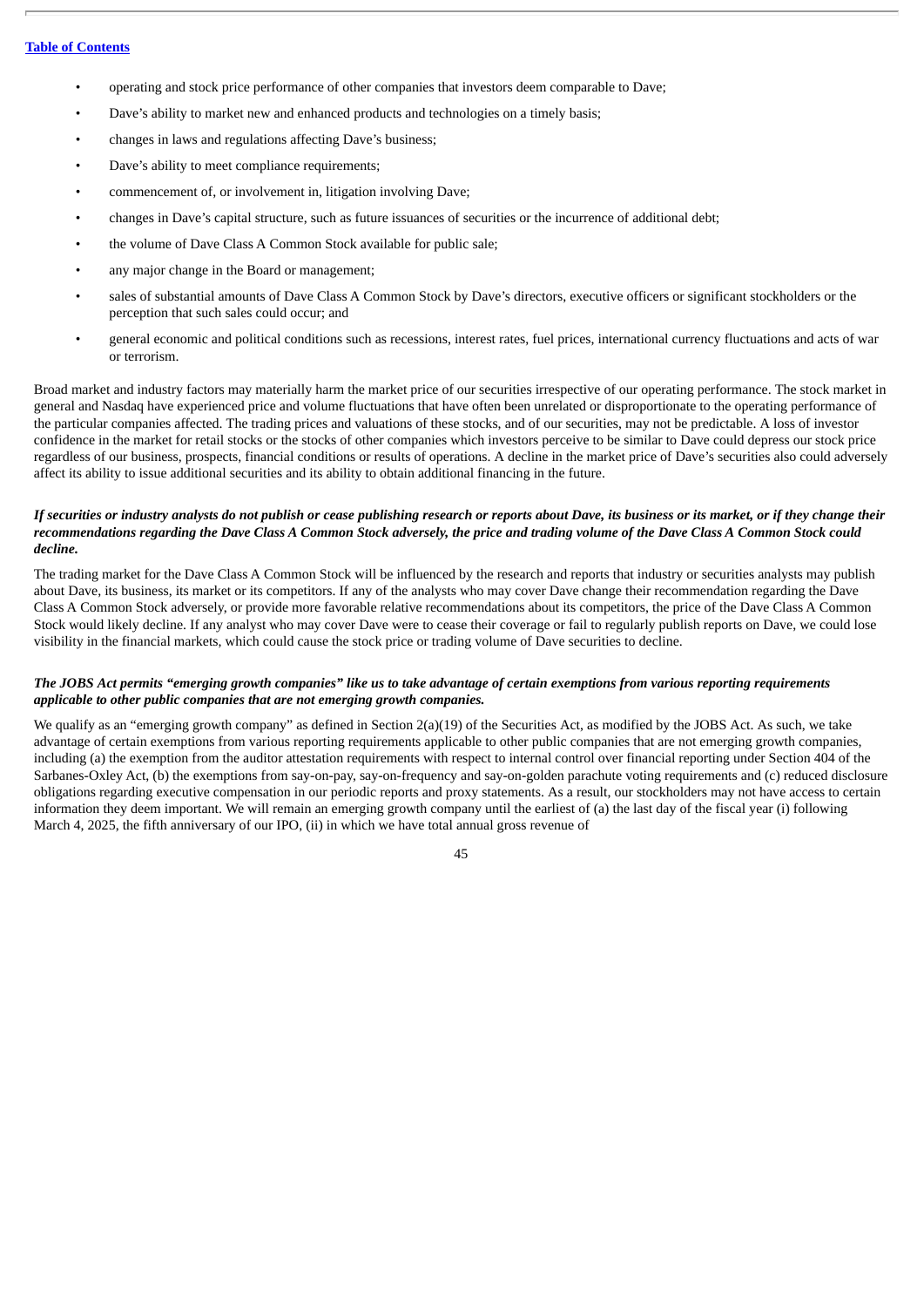- operating and stock price performance of other companies that investors deem comparable to Dave;
- Dave's ability to market new and enhanced products and technologies on a timely basis;
- changes in laws and regulations affecting Dave's business;
- Dave's ability to meet compliance requirements;
- commencement of, or involvement in, litigation involving Dave;
- changes in Dave's capital structure, such as future issuances of securities or the incurrence of additional debt;
- the volume of Dave Class A Common Stock available for public sale;
- any major change in the Board or management;
- sales of substantial amounts of Dave Class A Common Stock by Dave's directors, executive officers or significant stockholders or the perception that such sales could occur; and
- general economic and political conditions such as recessions, interest rates, fuel prices, international currency fluctuations and acts of war or terrorism.

Broad market and industry factors may materially harm the market price of our securities irrespective of our operating performance. The stock market in general and Nasdaq have experienced price and volume fluctuations that have often been unrelated or disproportionate to the operating performance of the particular companies affected. The trading prices and valuations of these stocks, and of our securities, may not be predictable. A loss of investor confidence in the market for retail stocks or the stocks of other companies which investors perceive to be similar to Dave could depress our stock price regardless of our business, prospects, financial conditions or results of operations. A decline in the market price of Dave's securities also could adversely affect its ability to issue additional securities and its ability to obtain additional financing in the future.

***If securities or industry analysts do not publish or cease publishing research or reports about Dave, its business or its market, or if they change their recommendations regarding the Dave Class A Common Stock adversely, the price and trading volume of the Dave Class A Common Stock could decline.***

The trading market for the Dave Class A Common Stock will be influenced by the research and reports that industry or securities analysts may publish about Dave, its business, its market or its competitors. If any of the analysts who may cover Dave change their recommendation regarding the Dave Class A Common Stock adversely, or provide more favorable relative recommendations about its competitors, the price of the Dave Class A Common Stock would likely decline. If any analyst who may cover Dave were to cease their coverage or fail to regularly publish reports on Dave, we could lose visibility in the financial markets, which could cause the stock price or trading volume of Dave securities to decline.

***The JOBS Act permits "emerging growth companies" like us to take advantage of certain exemptions from various reporting requirements applicable to other public companies that are not emerging growth companies.***

We qualify as an "emerging growth company" as defined in Section 2(a)(19) of the Securities Act, as modified by the JOBS Act. As such, we take advantage of certain exemptions from various reporting requirements applicable to other public companies that are not emerging growth companies, including (a) the exemption from the auditor attestation requirements with respect to internal control over financial reporting under Section 404 of the Sarbanes-Oxley Act, (b) the exemptions from say-on-pay, say-on-frequency and say-on-golden parachute voting requirements and (c) reduced disclosure obligations regarding executive compensation in our periodic reports and proxy statements. As a result, our stockholders may not have access to certain information they deem important. We will remain an emerging growth company until the earliest of (a) the last day of the fiscal year (i) following March 4, 2025, the fifth anniversary of our IPO, (ii) in which we have total annual gross revenue of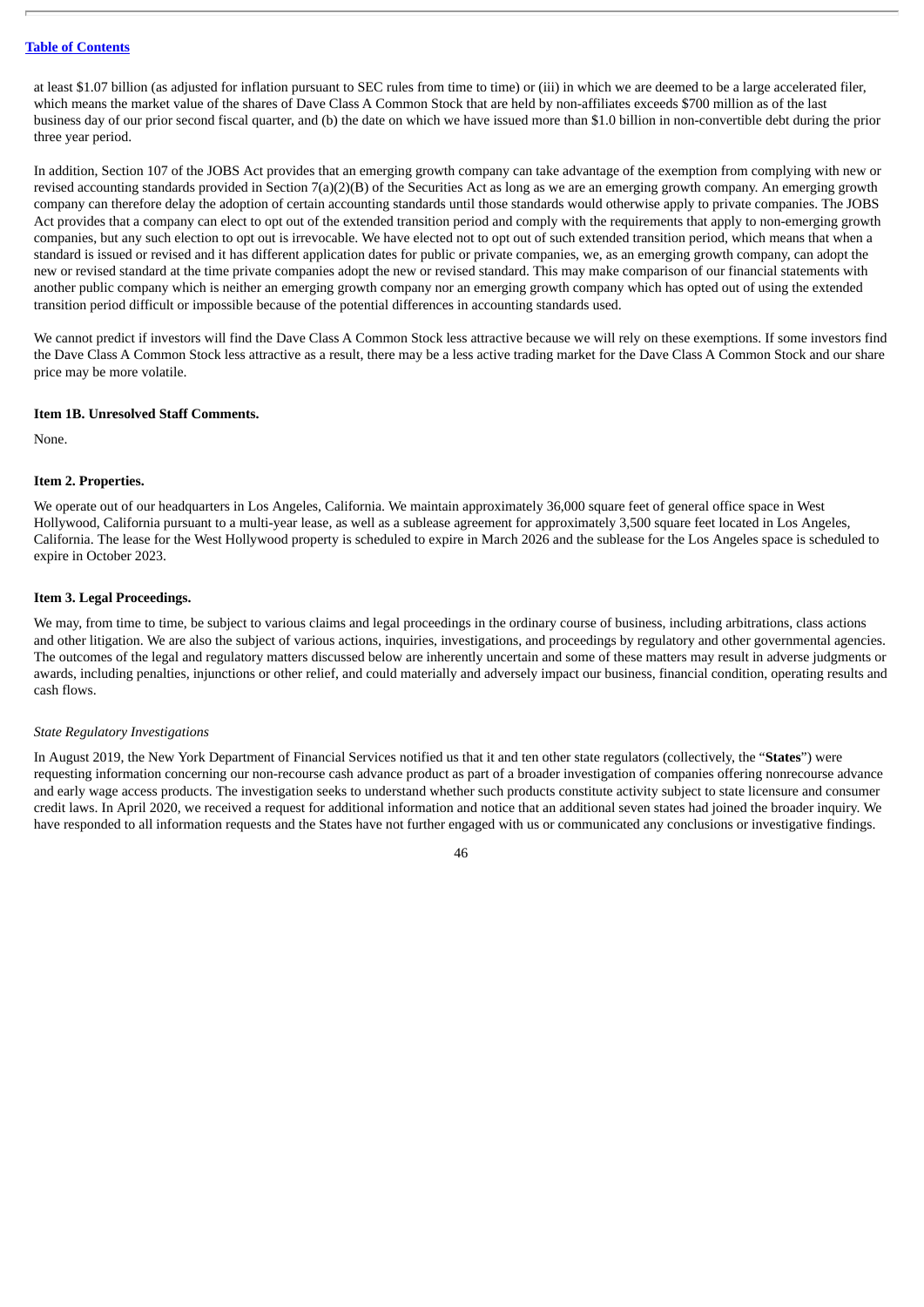at least $1.07 billion (as adjusted for inflation pursuant to SEC rules from time to time) or (iii) in which we are deemed to be a large accelerated filer, which means the market value of the shares of Dave Class A Common Stock that are held by non-affiliates exceeds $700 million as of the last business day of our prior second fiscal quarter, and (b) the date on which we have issued more than $1.0 billion in non-convertible debt during the prior three year period.

In addition, Section 107 of the JOBS Act provides that an emerging growth company can take advantage of the exemption from complying with new or revised accounting standards provided in Section 7(a)(2)(B) of the Securities Act as long as we are an emerging growth company. An emerging growth company can therefore delay the adoption of certain accounting standards until those standards would otherwise apply to private companies. The JOBS Act provides that a company can elect to opt out of the extended transition period and comply with the requirements that apply to non-emerging growth companies, but any such election to opt out is irrevocable. We have elected not to opt out of such extended transition period, which means that when a standard is issued or revised and it has different application dates for public or private companies, we, as an emerging growth company, can adopt the new or revised standard at the time private companies adopt the new or revised standard. This may make comparison of our financial statements with another public company which is neither an emerging growth company nor an emerging growth company which has opted out of using the extended transition period difficult or impossible because of the potential differences in accounting standards used.

We cannot predict if investors will find the Dave Class A Common Stock less attractive because we will rely on these exemptions. If some investors find the Dave Class A Common Stock less attractive as a result, there may be a less active trading market for the Dave Class A Common Stock and our share price may be more volatile.

### Item 1B. Unresolved Staff Comments.

None.

### Item 2. Properties.

We operate out of our headquarters in Los Angeles, California. We maintain approximately 36,000 square feet of general office space in West Hollywood, California pursuant to a multi-year lease, as well as a sublease agreement for approximately 3,500 square feet located in Los Angeles, California. The lease for the West Hollywood property is scheduled to expire in March 2026 and the sublease for the Los Angeles space is scheduled to expire in October 2023.

### Item 3. Legal Proceedings.

We may, from time to time, be subject to various claims and legal proceedings in the ordinary course of business, including arbitrations, class actions and other litigation. We are also the subject of various actions, inquiries, investigations, and proceedings by regulatory and other governmental agencies. The outcomes of the legal and regulatory matters discussed below are inherently uncertain and some of these matters may result in adverse judgments or awards, including penalties, injunctions or other relief, and could materially and adversely impact our business, financial condition, operating results and cash flows.

*State Regulatory Investigations*

In August 2019, the New York Department of Financial Services notified us that it and ten other state regulators (collectively, the "**States**") were requesting information concerning our non-recourse cash advance product as part of a broader investigation of companies offering nonrecourse advance and early wage access products. The investigation seeks to understand whether such products constitute activity subject to state licensure and consumer credit laws. In April 2020, we received a request for additional information and notice that an additional seven states had joined the broader inquiry. We have responded to all information requests and the States have not further engaged with us or communicated any conclusions or investigative findings.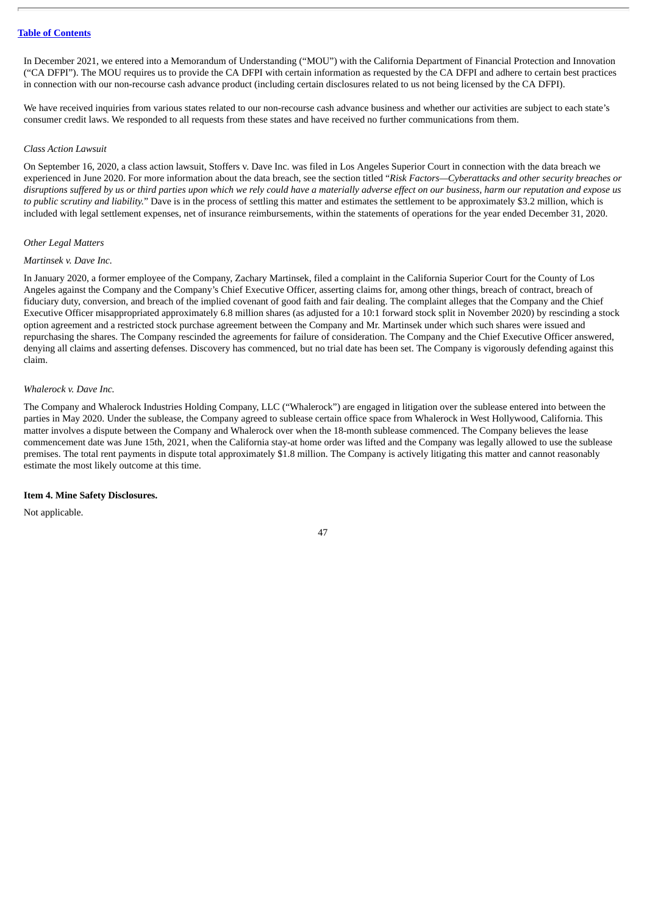In December 2021, we entered into a Memorandum of Understanding ("MOU") with the California Department of Financial Protection and Innovation ("CA DFPI"). The MOU requires us to provide the CA DFPI with certain information as requested by the CA DFPI and adhere to certain best practices in connection with our non-recourse cash advance product (including certain disclosures related to us not being licensed by the CA DFPI).

We have received inquiries from various states related to our non-recourse cash advance business and whether our activities are subject to each state's consumer credit laws. We responded to all requests from these states and have received no further communications from them.

*Class Action Lawsuit*

On September 16, 2020, a class action lawsuit, Stoffers v. Dave Inc. was filed in Los Angeles Superior Court in connection with the data breach we experienced in June 2020. For more information about the data breach, see the section titled "*Risk Factors—Cyberattacks and other security breaches or disruptions suffered by us or third parties upon which we rely could have a materially adverse effect on our business, harm our reputation and expose us to public scrutiny and liability.*" Dave is in the process of settling this matter and estimates the settlement to be approximately $3.2 million, which is included with legal settlement expenses, net of insurance reimbursements, within the statements of operations for the year ended December 31, 2020.

*Other Legal Matters*

*Martinsek v. Dave Inc.*

In January 2020, a former employee of the Company, Zachary Martinsek, filed a complaint in the California Superior Court for the County of Los Angeles against the Company and the Company's Chief Executive Officer, asserting claims for, among other things, breach of contract, breach of fiduciary duty, conversion, and breach of the implied covenant of good faith and fair dealing. The complaint alleges that the Company and the Chief Executive Officer misappropriated approximately 6.8 million shares (as adjusted for a 10:1 forward stock split in November 2020) by rescinding a stock option agreement and a restricted stock purchase agreement between the Company and Mr. Martinsek under which such shares were issued and repurchasing the shares. The Company rescinded the agreements for failure of consideration. The Company and the Chief Executive Officer answered, denying all claims and asserting defenses. Discovery has commenced, but no trial date has been set. The Company is vigorously defending against this claim.

*Whalerock v. Dave Inc.*

The Company and Whalerock Industries Holding Company, LLC ("Whalerock") are engaged in litigation over the sublease entered into between the parties in May 2020. Under the sublease, the Company agreed to sublease certain office space from Whalerock in West Hollywood, California. This matter involves a dispute between the Company and Whalerock over when the 18-month sublease commenced. The Company believes the lease commencement date was June 15th, 2021, when the California stay-at home order was lifted and the Company was legally allowed to use the sublease premises. The total rent payments in dispute total approximately $1.8 million. The Company is actively litigating this matter and cannot reasonably estimate the most likely outcome at this time.

**Item 4. Mine Safety Disclosures.**

Not applicable.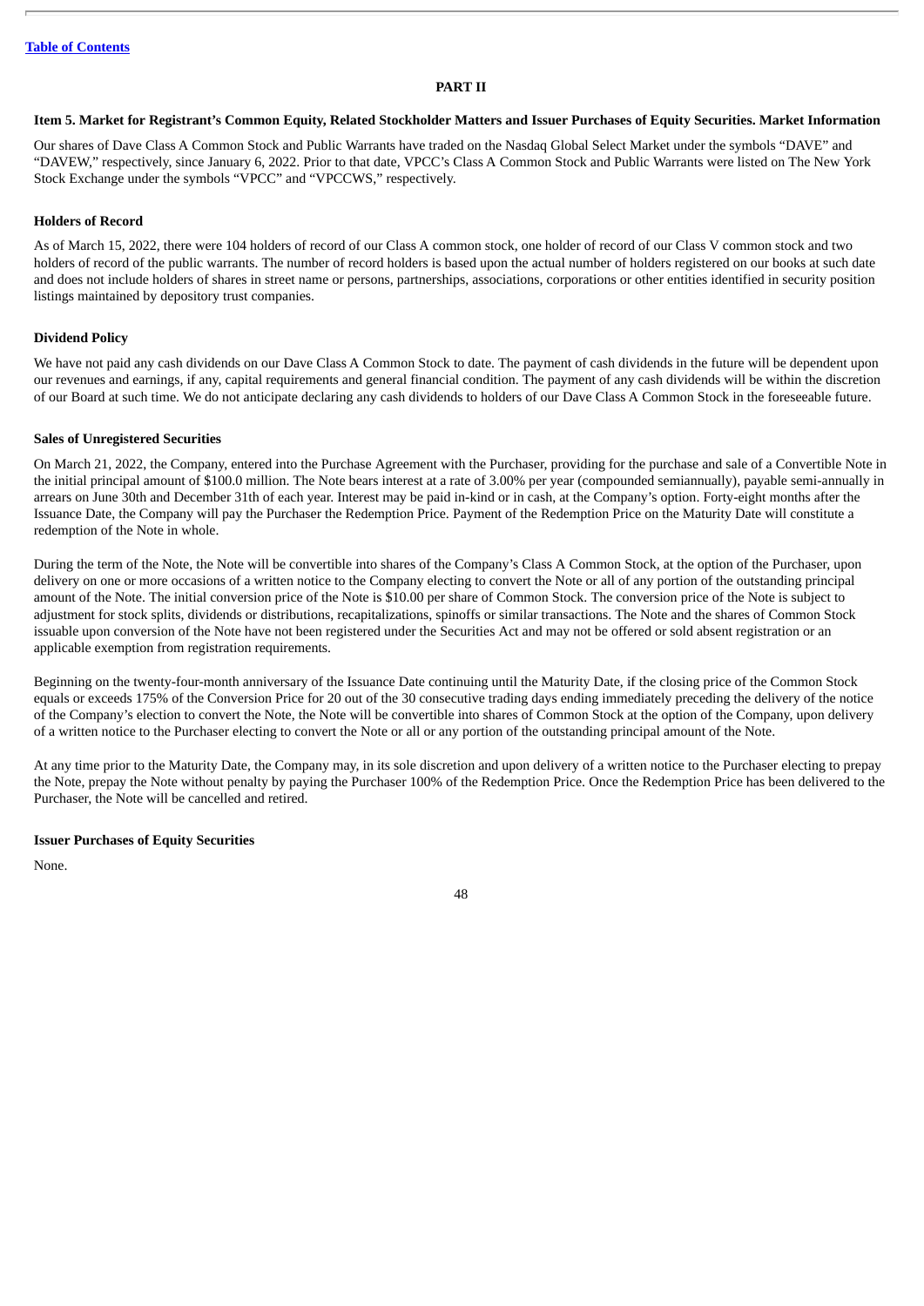## PART II

### Item 5. Market for Registrant's Common Equity, Related Stockholder Matters and Issuer Purchases of Equity Securities. Market Information

Our shares of Dave Class A Common Stock and Public Warrants have traded on the Nasdaq Global Select Market under the symbols "DAVE" and "DAVEW," respectively, since January 6, 2022. Prior to that date, VPCC's Class A Common Stock and Public Warrants were listed on The New York Stock Exchange under the symbols "VPCC" and "VPCCWS," respectively.

**Holders of Record**

As of March 15, 2022, there were 104 holders of record of our Class A common stock, one holder of record of our Class V common stock and two holders of record of the public warrants. The number of record holders is based upon the actual number of holders registered on our books at such date and does not include holders of shares in street name or persons, partnerships, associations, corporations or other entities identified in security position listings maintained by depository trust companies.

**Dividend Policy**

We have not paid any cash dividends on our Dave Class A Common Stock to date. The payment of cash dividends in the future will be dependent upon our revenues and earnings, if any, capital requirements and general financial condition. The payment of any cash dividends will be within the discretion of our Board at such time. We do not anticipate declaring any cash dividends to holders of our Dave Class A Common Stock in the foreseeable future.

**Sales of Unregistered Securities**

On March 21, 2022, the Company, entered into the Purchase Agreement with the Purchaser, providing for the purchase and sale of a Convertible Note in the initial principal amount of $100.0 million. The Note bears interest at a rate of 3.00% per year (compounded semiannually), payable semi-annually in arrears on June 30th and December 31th of each year. Interest may be paid in-kind or in cash, at the Company's option. Forty-eight months after the Issuance Date, the Company will pay the Purchaser the Redemption Price. Payment of the Redemption Price on the Maturity Date will constitute a redemption of the Note in whole.

During the term of the Note, the Note will be convertible into shares of the Company's Class A Common Stock, at the option of the Purchaser, upon delivery on one or more occasions of a written notice to the Company electing to convert the Note or all of any portion of the outstanding principal amount of the Note. The initial conversion price of the Note is $10.00 per share of Common Stock. The conversion price of the Note is subject to adjustment for stock splits, dividends or distributions, recapitalizations, spinoffs or similar transactions. The Note and the shares of Common Stock issuable upon conversion of the Note have not been registered under the Securities Act and may not be offered or sold absent registration or an applicable exemption from registration requirements.

Beginning on the twenty-four-month anniversary of the Issuance Date continuing until the Maturity Date, if the closing price of the Common Stock equals or exceeds 175% of the Conversion Price for 20 out of the 30 consecutive trading days ending immediately preceding the delivery of the notice of the Company's election to convert the Note, the Note will be convertible into shares of Common Stock at the option of the Company, upon delivery of a written notice to the Purchaser electing to convert the Note or all or any portion of the outstanding principal amount of the Note.

At any time prior to the Maturity Date, the Company may, in its sole discretion and upon delivery of a written notice to the Purchaser electing to prepay the Note, prepay the Note without penalty by paying the Purchaser 100% of the Redemption Price. Once the Redemption Price has been delivered to the Purchaser, the Note will be cancelled and retired.

**Issuer Purchases of Equity Securities**

None.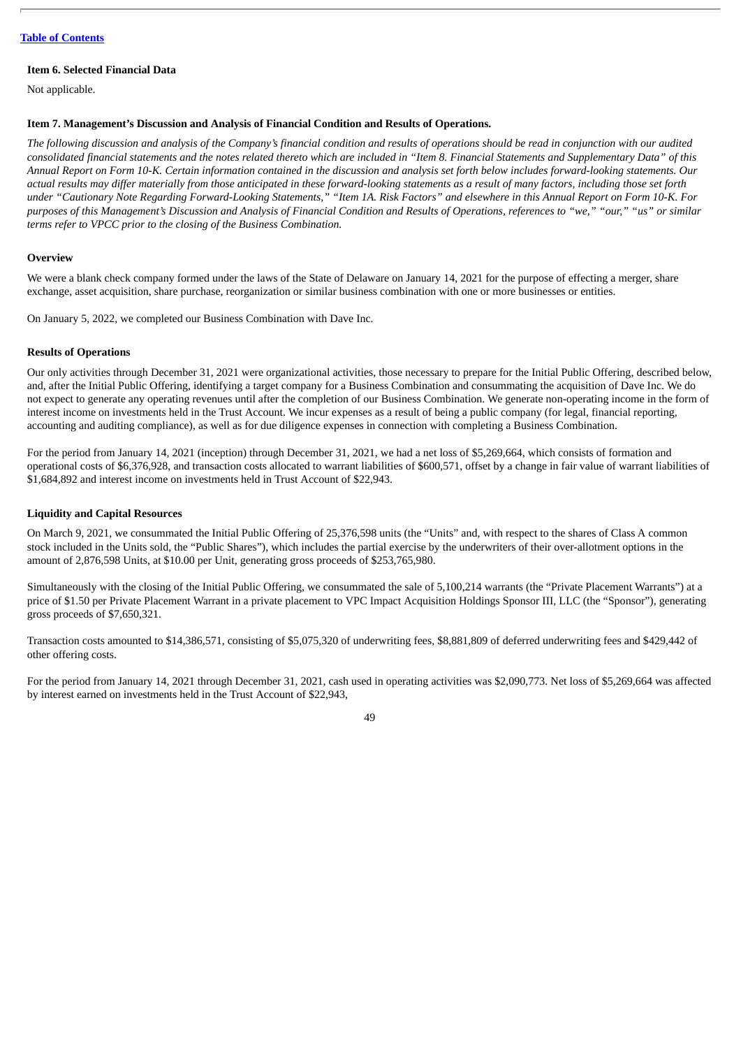**Item 6. Selected Financial Data**

Not applicable.

**Item 7. Management's Discussion and Analysis of Financial Condition and Results of Operations.**

*The following discussion and analysis of the Company's financial condition and results of operations should be read in conjunction with our audited consolidated financial statements and the notes related thereto which are included in "Item 8. Financial Statements and Supplementary Data" of this Annual Report on Form 10-K. Certain information contained in the discussion and analysis set forth below includes forward-looking statements. Our actual results may differ materially from those anticipated in these forward-looking statements as a result of many factors, including those set forth under "Cautionary Note Regarding Forward-Looking Statements," "Item 1A. Risk Factors" and elsewhere in this Annual Report on Form 10-K. For purposes of this Management's Discussion and Analysis of Financial Condition and Results of Operations, references to "we," "our," "us" or similar terms refer to VPCC prior to the closing of the Business Combination.*

**Overview**

We were a blank check company formed under the laws of the State of Delaware on January 14, 2021 for the purpose of effecting a merger, share exchange, asset acquisition, share purchase, reorganization or similar business combination with one or more businesses or entities.

On January 5, 2022, we completed our Business Combination with Dave Inc.

**Results of Operations**

Our only activities through December 31, 2021 were organizational activities, those necessary to prepare for the Initial Public Offering, described below, and, after the Initial Public Offering, identifying a target company for a Business Combination and consummating the acquisition of Dave Inc. We do not expect to generate any operating revenues until after the completion of our Business Combination. We generate non-operating income in the form of interest income on investments held in the Trust Account. We incur expenses as a result of being a public company (for legal, financial reporting, accounting and auditing compliance), as well as for due diligence expenses in connection with completing a Business Combination.

For the period from January 14, 2021 (inception) through December 31, 2021, we had a net loss of $5,269,664, which consists of formation and operational costs of $6,376,928, and transaction costs allocated to warrant liabilities of $600,571, offset by a change in fair value of warrant liabilities of $1,684,892 and interest income on investments held in Trust Account of $22,943.

**Liquidity and Capital Resources**

On March 9, 2021, we consummated the Initial Public Offering of 25,376,598 units (the "Units" and, with respect to the shares of Class A common stock included in the Units sold, the "Public Shares"), which includes the partial exercise by the underwriters of their over-allotment options in the amount of 2,876,598 Units, at $10.00 per Unit, generating gross proceeds of $253,765,980.

Simultaneously with the closing of the Initial Public Offering, we consummated the sale of 5,100,214 warrants (the "Private Placement Warrants") at a price of $1.50 per Private Placement Warrant in a private placement to VPC Impact Acquisition Holdings Sponsor III, LLC (the "Sponsor"), generating gross proceeds of $7,650,321.

Transaction costs amounted to $14,386,571, consisting of $5,075,320 of underwriting fees, $8,881,809 of deferred underwriting fees and $429,442 of other offering costs.

For the period from January 14, 2021 through December 31, 2021, cash used in operating activities was $2,090,773. Net loss of $5,269,664 was affected by interest earned on investments held in the Trust Account of $22,943,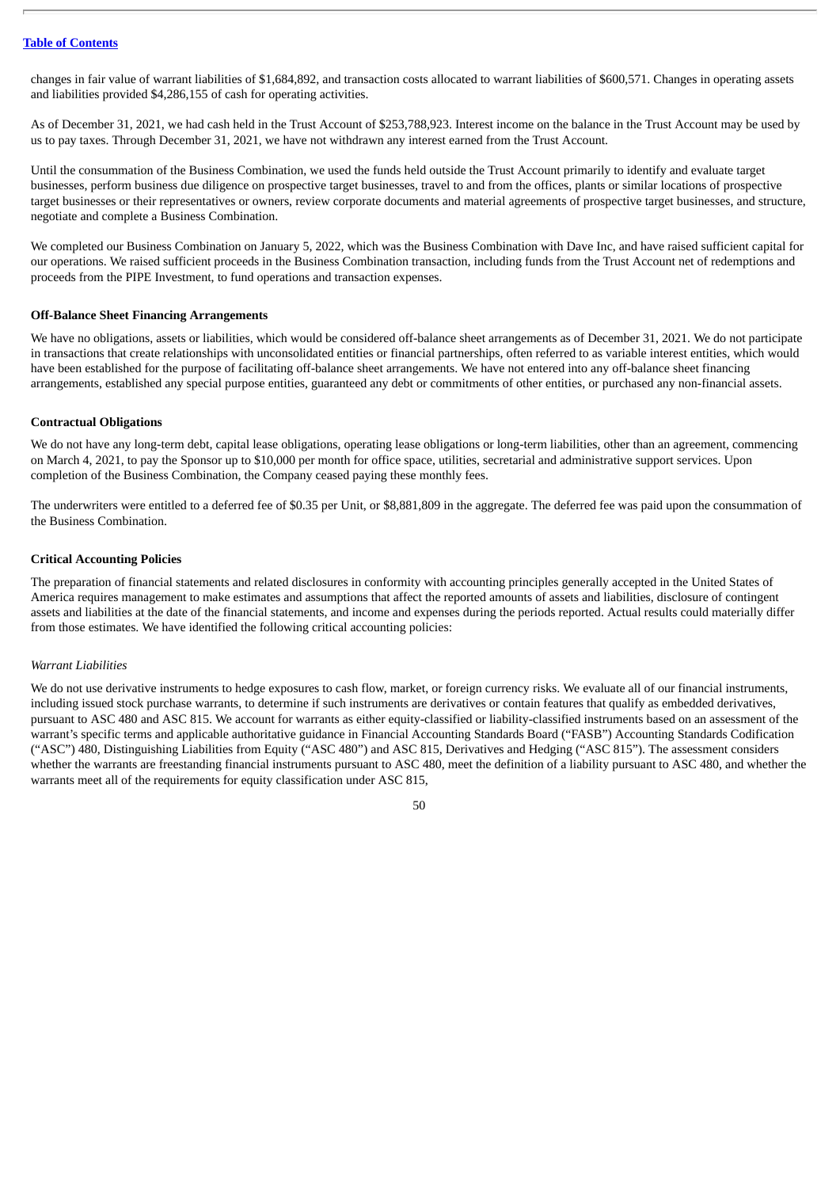changes in fair value of warrant liabilities of $1,684,892, and transaction costs allocated to warrant liabilities of $600,571. Changes in operating assets and liabilities provided $4,286,155 of cash for operating activities.

As of December 31, 2021, we had cash held in the Trust Account of $253,788,923. Interest income on the balance in the Trust Account may be used by us to pay taxes. Through December 31, 2021, we have not withdrawn any interest earned from the Trust Account.

Until the consummation of the Business Combination, we used the funds held outside the Trust Account primarily to identify and evaluate target businesses, perform business due diligence on prospective target businesses, travel to and from the offices, plants or similar locations of prospective target businesses or their representatives or owners, review corporate documents and material agreements of prospective target businesses, and structure, negotiate and complete a Business Combination.

We completed our Business Combination on January 5, 2022, which was the Business Combination with Dave Inc, and have raised sufficient capital for our operations. We raised sufficient proceeds in the Business Combination transaction, including funds from the Trust Account net of redemptions and proceeds from the PIPE Investment, to fund operations and transaction expenses.

**Off-Balance Sheet Financing Arrangements**

We have no obligations, assets or liabilities, which would be considered off-balance sheet arrangements as of December 31, 2021. We do not participate in transactions that create relationships with unconsolidated entities or financial partnerships, often referred to as variable interest entities, which would have been established for the purpose of facilitating off-balance sheet arrangements. We have not entered into any off-balance sheet financing arrangements, established any special purpose entities, guaranteed any debt or commitments of other entities, or purchased any non-financial assets.

**Contractual Obligations**

We do not have any long-term debt, capital lease obligations, operating lease obligations or long-term liabilities, other than an agreement, commencing on March 4, 2021, to pay the Sponsor up to $10,000 per month for office space, utilities, secretarial and administrative support services. Upon completion of the Business Combination, the Company ceased paying these monthly fees.

The underwriters were entitled to a deferred fee of $0.35 per Unit, or $8,881,809 in the aggregate. The deferred fee was paid upon the consummation of the Business Combination.

**Critical Accounting Policies**

The preparation of financial statements and related disclosures in conformity with accounting principles generally accepted in the United States of America requires management to make estimates and assumptions that affect the reported amounts of assets and liabilities, disclosure of contingent assets and liabilities at the date of the financial statements, and income and expenses during the periods reported. Actual results could materially differ from those estimates. We have identified the following critical accounting policies:

*Warrant Liabilities*

We do not use derivative instruments to hedge exposures to cash flow, market, or foreign currency risks. We evaluate all of our financial instruments, including issued stock purchase warrants, to determine if such instruments are derivatives or contain features that qualify as embedded derivatives, pursuant to ASC 480 and ASC 815. We account for warrants as either equity-classified or liability-classified instruments based on an assessment of the warrant's specific terms and applicable authoritative guidance in Financial Accounting Standards Board ("FASB") Accounting Standards Codification ("ASC") 480, Distinguishing Liabilities from Equity ("ASC 480") and ASC 815, Derivatives and Hedging ("ASC 815"). The assessment considers whether the warrants are freestanding financial instruments pursuant to ASC 480, meet the definition of a liability pursuant to ASC 480, and whether the warrants meet all of the requirements for equity classification under ASC 815,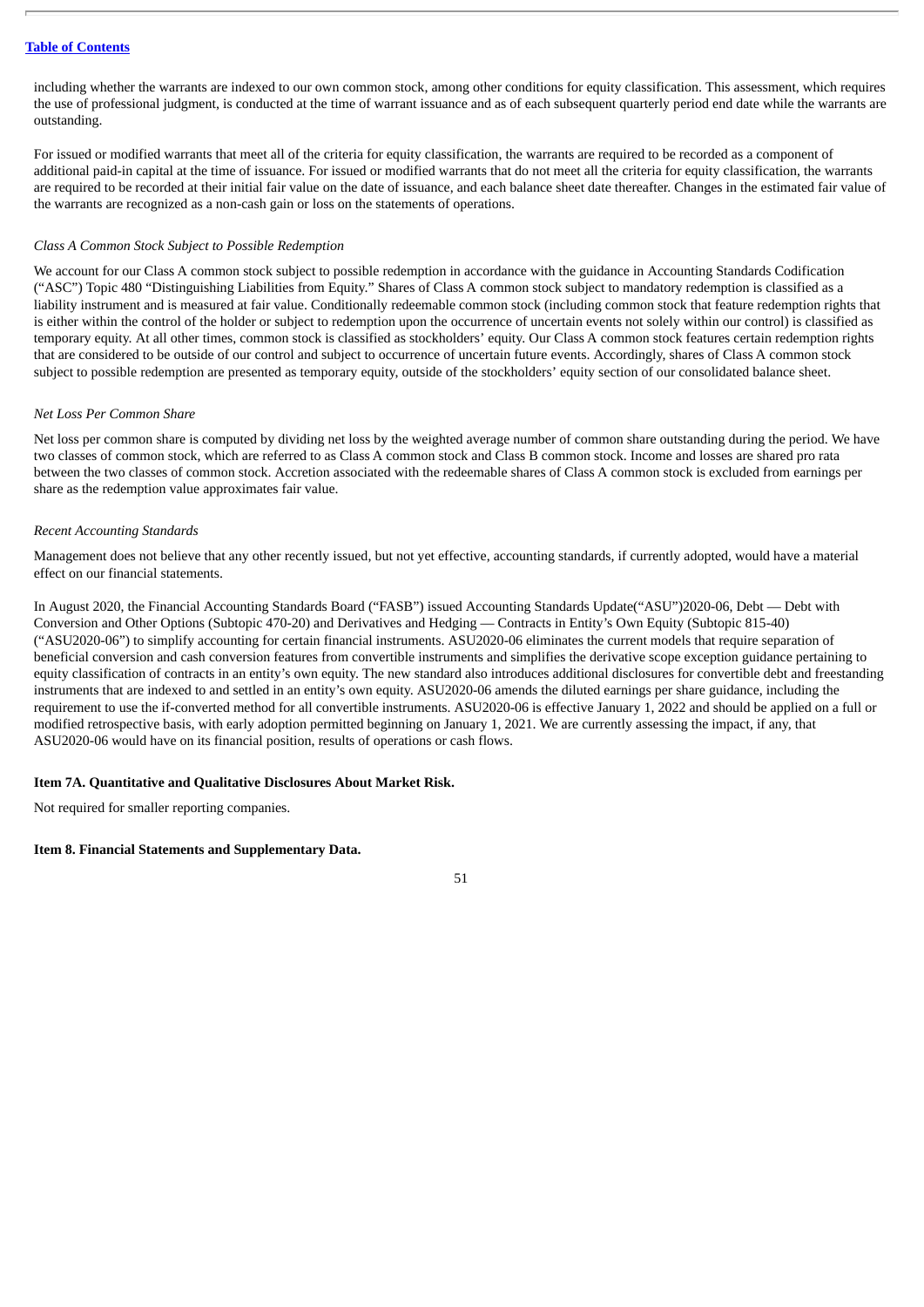including whether the warrants are indexed to our own common stock, among other conditions for equity classification. This assessment, which requires the use of professional judgment, is conducted at the time of warrant issuance and as of each subsequent quarterly period end date while the warrants are outstanding.

For issued or modified warrants that meet all of the criteria for equity classification, the warrants are required to be recorded as a component of additional paid-in capital at the time of issuance. For issued or modified warrants that do not meet all the criteria for equity classification, the warrants are required to be recorded at their initial fair value on the date of issuance, and each balance sheet date thereafter. Changes in the estimated fair value of the warrants are recognized as a non-cash gain or loss on the statements of operations.

*Class A Common Stock Subject to Possible Redemption*

We account for our Class A common stock subject to possible redemption in accordance with the guidance in Accounting Standards Codification ("ASC") Topic 480 "Distinguishing Liabilities from Equity." Shares of Class A common stock subject to mandatory redemption is classified as a liability instrument and is measured at fair value. Conditionally redeemable common stock (including common stock that feature redemption rights that is either within the control of the holder or subject to redemption upon the occurrence of uncertain events not solely within our control) is classified as temporary equity. At all other times, common stock is classified as stockholders' equity. Our Class A common stock features certain redemption rights that are considered to be outside of our control and subject to occurrence of uncertain future events. Accordingly, shares of Class A common stock subject to possible redemption are presented as temporary equity, outside of the stockholders' equity section of our consolidated balance sheet.

*Net Loss Per Common Share*

Net loss per common share is computed by dividing net loss by the weighted average number of common share outstanding during the period. We have two classes of common stock, which are referred to as Class A common stock and Class B common stock. Income and losses are shared pro rata between the two classes of common stock. Accretion associated with the redeemable shares of Class A common stock is excluded from earnings per share as the redemption value approximates fair value.

*Recent Accounting Standards*

Management does not believe that any other recently issued, but not yet effective, accounting standards, if currently adopted, would have a material effect on our financial statements.

In August 2020, the Financial Accounting Standards Board ("FASB") issued Accounting Standards Update("ASU")2020-06, Debt — Debt with Conversion and Other Options (Subtopic 470-20) and Derivatives and Hedging — Contracts in Entity's Own Equity (Subtopic 815-40) ("ASU2020-06") to simplify accounting for certain financial instruments. ASU2020-06 eliminates the current models that require separation of beneficial conversion and cash conversion features from convertible instruments and simplifies the derivative scope exception guidance pertaining to equity classification of contracts in an entity's own equity. The new standard also introduces additional disclosures for convertible debt and freestanding instruments that are indexed to and settled in an entity's own equity. ASU2020-06 amends the diluted earnings per share guidance, including the requirement to use the if-converted method for all convertible instruments. ASU2020-06 is effective January 1, 2022 and should be applied on a full or modified retrospective basis, with early adoption permitted beginning on January 1, 2021. We are currently assessing the impact, if any, that ASU2020-06 would have on its financial position, results of operations or cash flows.

**Item 7A. Quantitative and Qualitative Disclosures About Market Risk.**

Not required for smaller reporting companies.

**Item 8. Financial Statements and Supplementary Data.**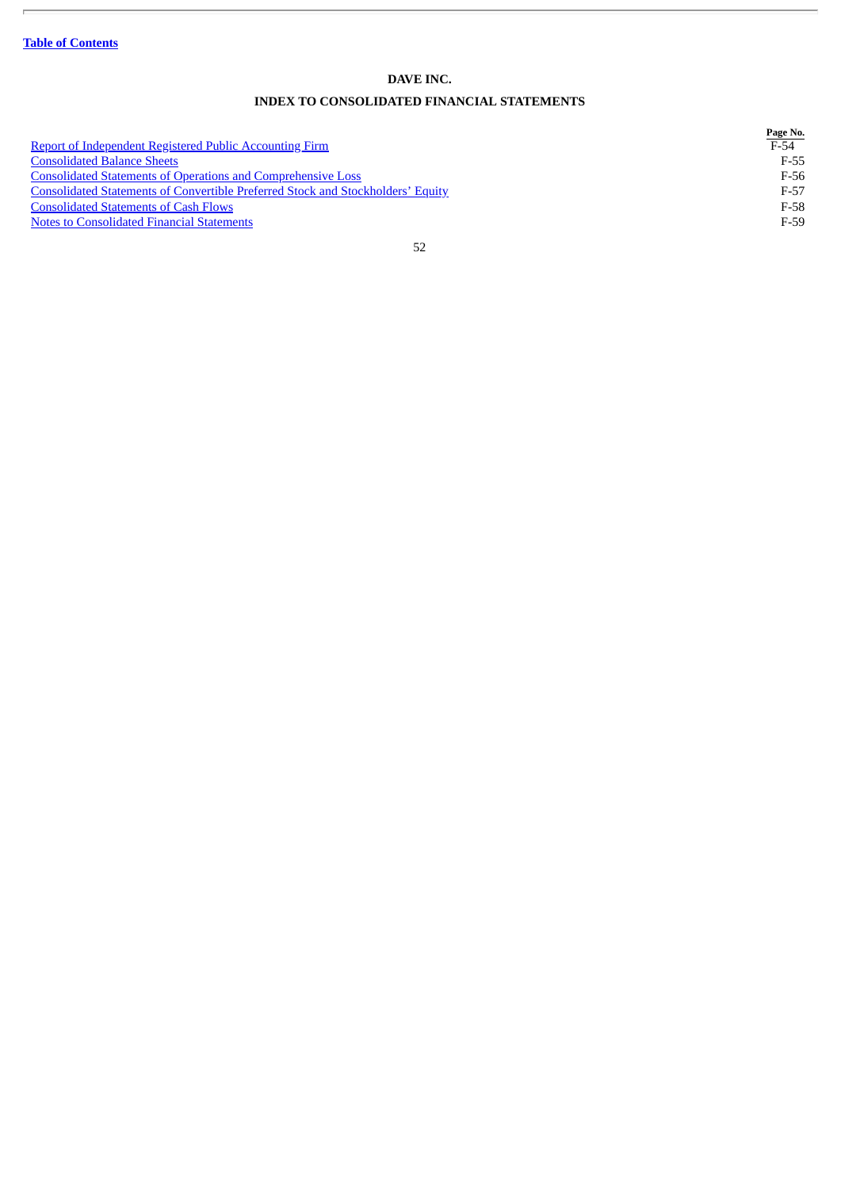**DAVE INC.**

**INDEX TO CONSOLIDATED FINANCIAL STATEMENTS**

| | Page No. |
|---|---|
| Report of Independent Registered Public Accounting Firm | F-54 |
| Consolidated Balance Sheets | F-55 |
| Consolidated Statements of Operations and Comprehensive Loss | F-56 |
| Consolidated Statements of Convertible Preferred Stock and Stockholders' Equity | F-57 |
| Consolidated Statements of Cash Flows | F-58 |
| Notes to Consolidated Financial Statements | F-59 |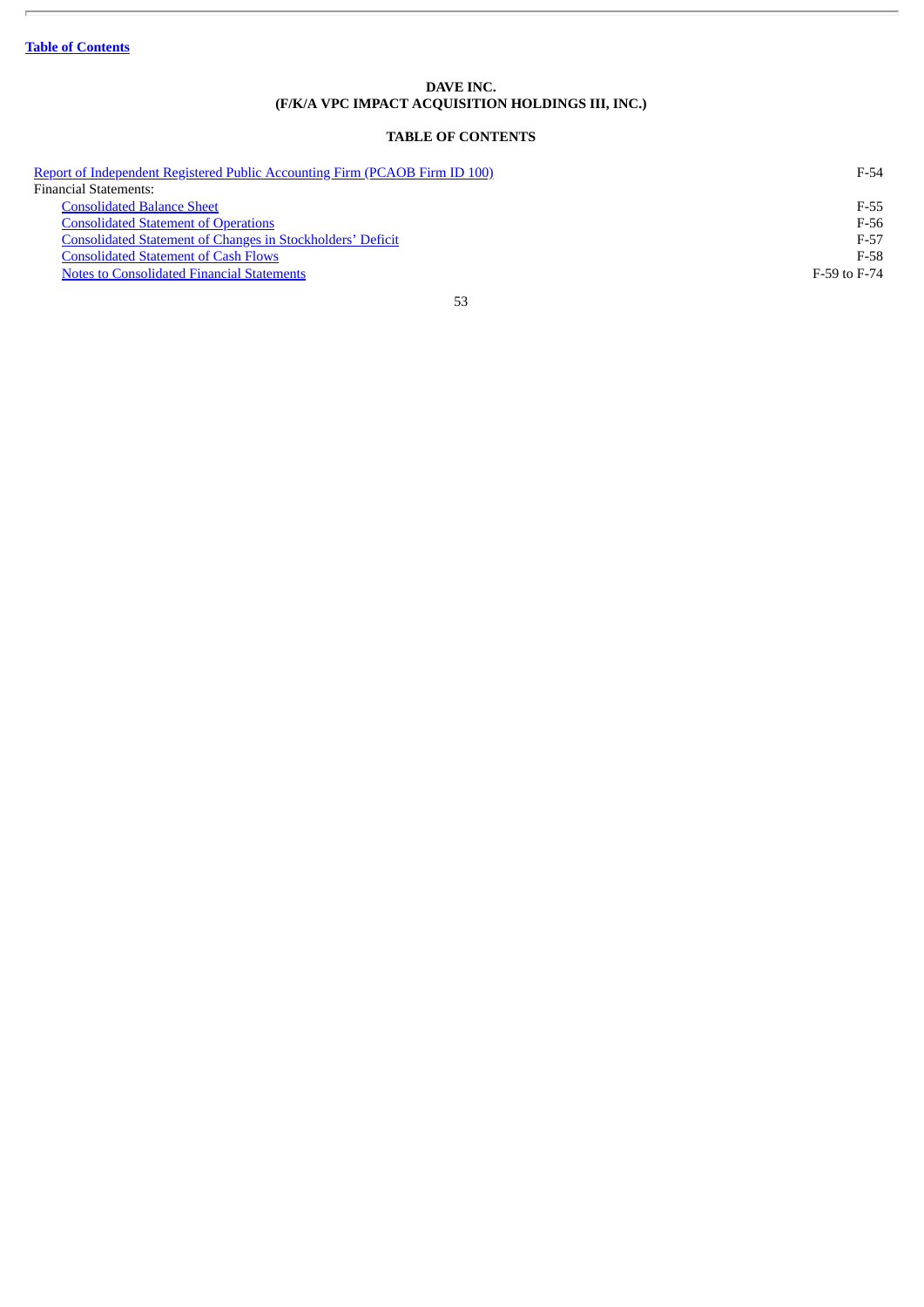**DAVE INC.**
**(F/K/A VPC IMPACT ACQUISITION HOLDINGS III, INC.)**

**TABLE OF CONTENTS**

| | |
|---|---|
| Report of Independent Registered Public Accounting Firm (PCAOB Firm ID 100) | F-54 |
| Financial Statements: | |
| Consolidated Balance Sheet | F-55 |
| Consolidated Statement of Operations | F-56 |
| Consolidated Statement of Changes in Stockholders’ Deficit | F-57 |
| Consolidated Statement of Cash Flows | F-58 |
| Notes to Consolidated Financial Statements | F-59 to F-74 |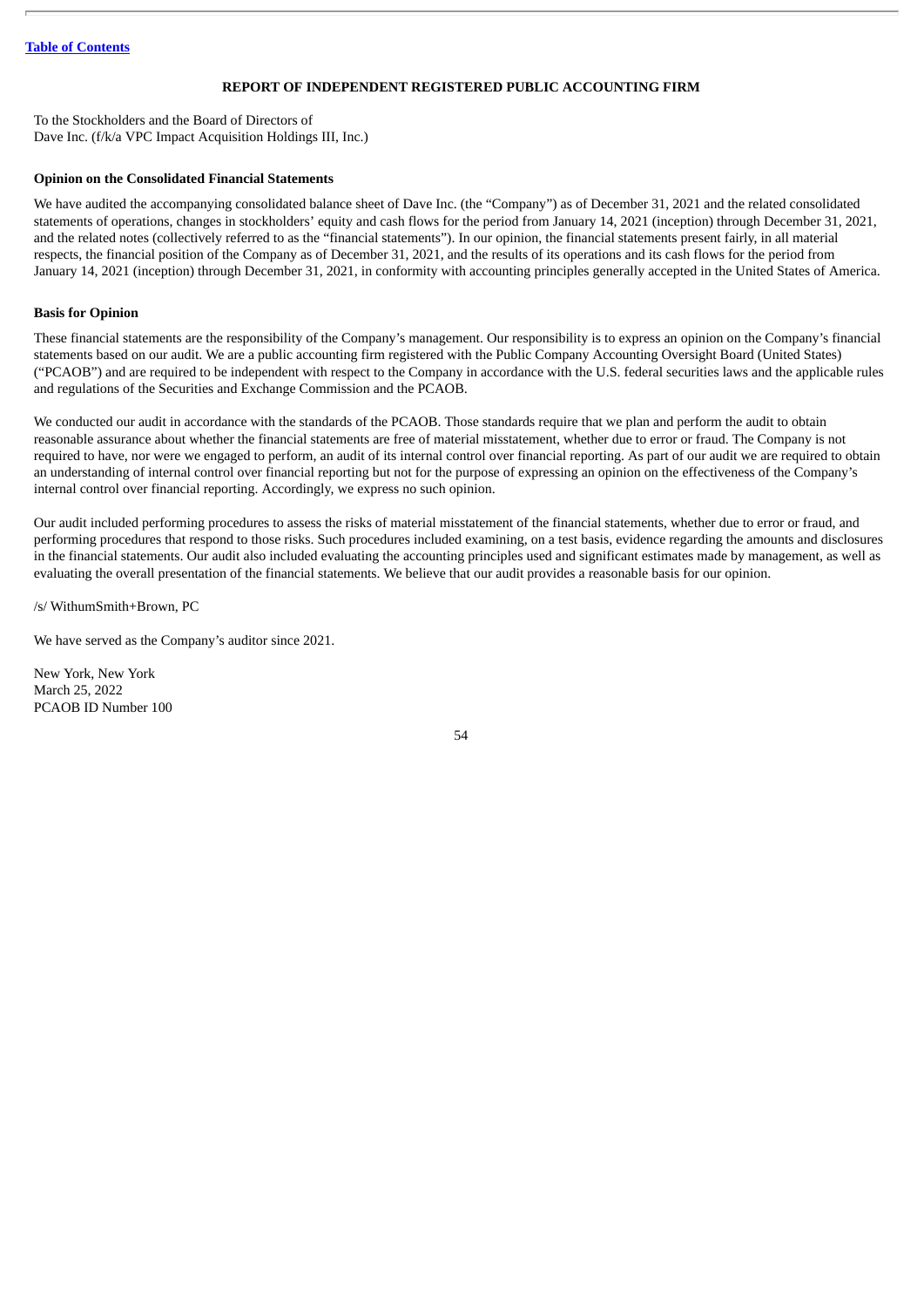## REPORT OF INDEPENDENT REGISTERED PUBLIC ACCOUNTING FIRM

To the Stockholders and the Board of Directors of
Dave Inc. (f/k/a VPC Impact Acquisition Holdings III, Inc.)

**Opinion on the Consolidated Financial Statements**

We have audited the accompanying consolidated balance sheet of Dave Inc. (the "Company") as of December 31, 2021 and the related consolidated statements of operations, changes in stockholders' equity and cash flows for the period from January 14, 2021 (inception) through December 31, 2021, and the related notes (collectively referred to as the "financial statements"). In our opinion, the financial statements present fairly, in all material respects, the financial position of the Company as of December 31, 2021, and the results of its operations and its cash flows for the period from January 14, 2021 (inception) through December 31, 2021, in conformity with accounting principles generally accepted in the United States of America.

**Basis for Opinion**

These financial statements are the responsibility of the Company's management. Our responsibility is to express an opinion on the Company's financial statements based on our audit. We are a public accounting firm registered with the Public Company Accounting Oversight Board (United States) ("PCAOB") and are required to be independent with respect to the Company in accordance with the U.S. federal securities laws and the applicable rules and regulations of the Securities and Exchange Commission and the PCAOB.

We conducted our audit in accordance with the standards of the PCAOB. Those standards require that we plan and perform the audit to obtain reasonable assurance about whether the financial statements are free of material misstatement, whether due to error or fraud. The Company is not required to have, nor were we engaged to perform, an audit of its internal control over financial reporting. As part of our audit we are required to obtain an understanding of internal control over financial reporting but not for the purpose of expressing an opinion on the effectiveness of the Company's internal control over financial reporting. Accordingly, we express no such opinion.

Our audit included performing procedures to assess the risks of material misstatement of the financial statements, whether due to error or fraud, and performing procedures that respond to those risks. Such procedures included examining, on a test basis, evidence regarding the amounts and disclosures in the financial statements. Our audit also included evaluating the accounting principles used and significant estimates made by management, as well as evaluating the overall presentation of the financial statements. We believe that our audit provides a reasonable basis for our opinion.

/s/ WithumSmith+Brown, PC

We have served as the Company's auditor since 2021.

New York, New York
March 25, 2022
PCAOB ID Number 100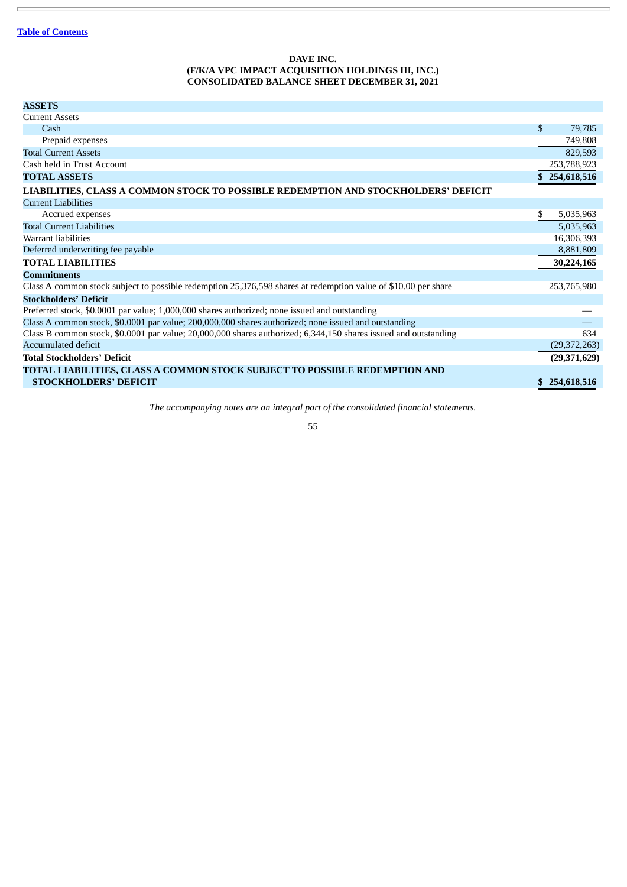[Table of Contents](#)

**DAVE INC.**
**(F/K/A VPC IMPACT ACQUISITION HOLDINGS III, INC.)**
**CONSOLIDATED BALANCE SHEET DECEMBER 31, 2021**

| | |
|---|---|
| **ASSETS** | |
| Current Assets | |
| Cash | $ 79,785 |
| Prepaid expenses | 749,808 |
| Total Current Assets | 829,593 |
| Cash held in Trust Account | 253,788,923 |
| **TOTAL ASSETS** | **$ 254,618,516** |
| **LIABILITIES, CLASS A COMMON STOCK TO POSSIBLE REDEMPTION AND STOCKHOLDERS' DEFICIT** | |
| Current Liabilities | |
| Accrued expenses | $ 5,035,963 |
| Total Current Liabilities | 5,035,963 |
| Warrant liabilities | 16,306,393 |
| Deferred underwriting fee payable | 8,881,809 |
| **TOTAL LIABILITIES** | **30,224,165** |
| **Commitments** | |
| Class A common stock subject to possible redemption 25,376,598 shares at redemption value of $10.00 per share | 253,765,980 |
| **Stockholders' Deficit** | |
| Preferred stock, $0.0001 par value; 1,000,000 shares authorized; none issued and outstanding | — |
| Class A common stock, $0.0001 par value; 200,000,000 shares authorized; none issued and outstanding | — |
| Class B common stock, $0.0001 par value; 20,000,000 shares authorized; 6,344,150 shares issued and outstanding | 634 |
| Accumulated deficit | (29,372,263) |
| **Total Stockholders' Deficit** | **(29,371,629)** |
| **TOTAL LIABILITIES, CLASS A COMMON STOCK SUBJECT TO POSSIBLE REDEMPTION AND STOCKHOLDERS' DEFICIT** | **$ 254,618,516** |

*The accompanying notes are an integral part of the consolidated financial statements.*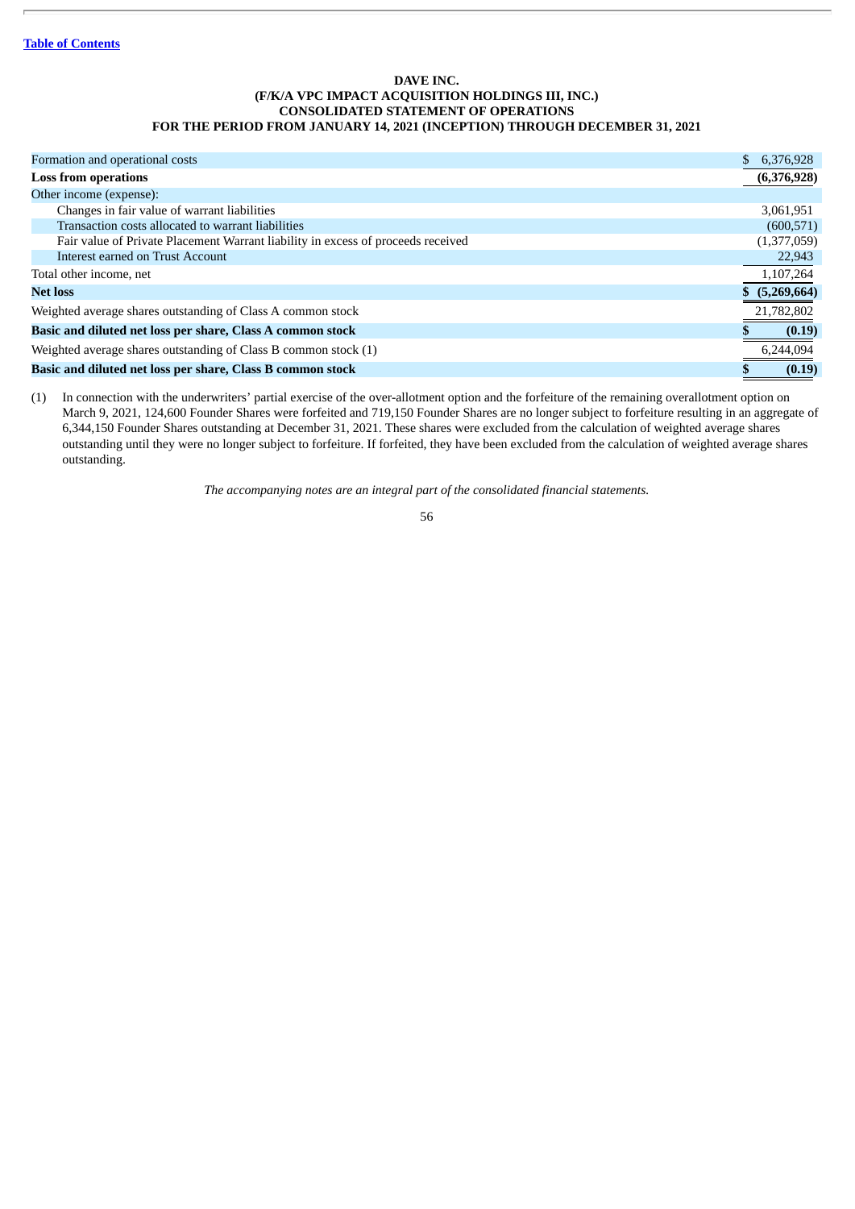[Table of Contents](#)

**DAVE INC.**
**(F/K/A VPC IMPACT ACQUISITION HOLDINGS III, INC.)**
**CONSOLIDATED STATEMENT OF OPERATIONS**
**FOR THE PERIOD FROM JANUARY 14, 2021 (INCEPTION) THROUGH DECEMBER 31, 2021**

| | |
|---|---|
| Formation and operational costs | $ 6,376,928 |
| **Loss from operations** | **(6,376,928)** |
| Other income (expense): | |
| Changes in fair value of warrant liabilities | 3,061,951 |
| Transaction costs allocated to warrant liabilities | (600,571) |
| Fair value of Private Placement Warrant liability in excess of proceeds received | (1,377,059) |
| Interest earned on Trust Account | 22,943 |
| Total other income, net | 1,107,264 |
| **Net loss** | **$ (5,269,664)** |
| Weighted average shares outstanding of Class A common stock | 21,782,802 |
| **Basic and diluted net loss per share, Class A common stock** | **$ (0.19)** |
| Weighted average shares outstanding of Class B common stock (1) | 6,244,094 |
| **Basic and diluted net loss per share, Class B common stock** | **$ (0.19)** |

(1) In connection with the underwriters' partial exercise of the over-allotment option and the forfeiture of the remaining overallotment option on March 9, 2021, 124,600 Founder Shares were forfeited and 719,150 Founder Shares are no longer subject to forfeiture resulting in an aggregate of 6,344,150 Founder Shares outstanding at December 31, 2021. These shares were excluded from the calculation of weighted average shares outstanding until they were no longer subject to forfeiture. If forfeited, they have been excluded from the calculation of weighted average shares outstanding.

*The accompanying notes are an integral part of the consolidated financial statements.*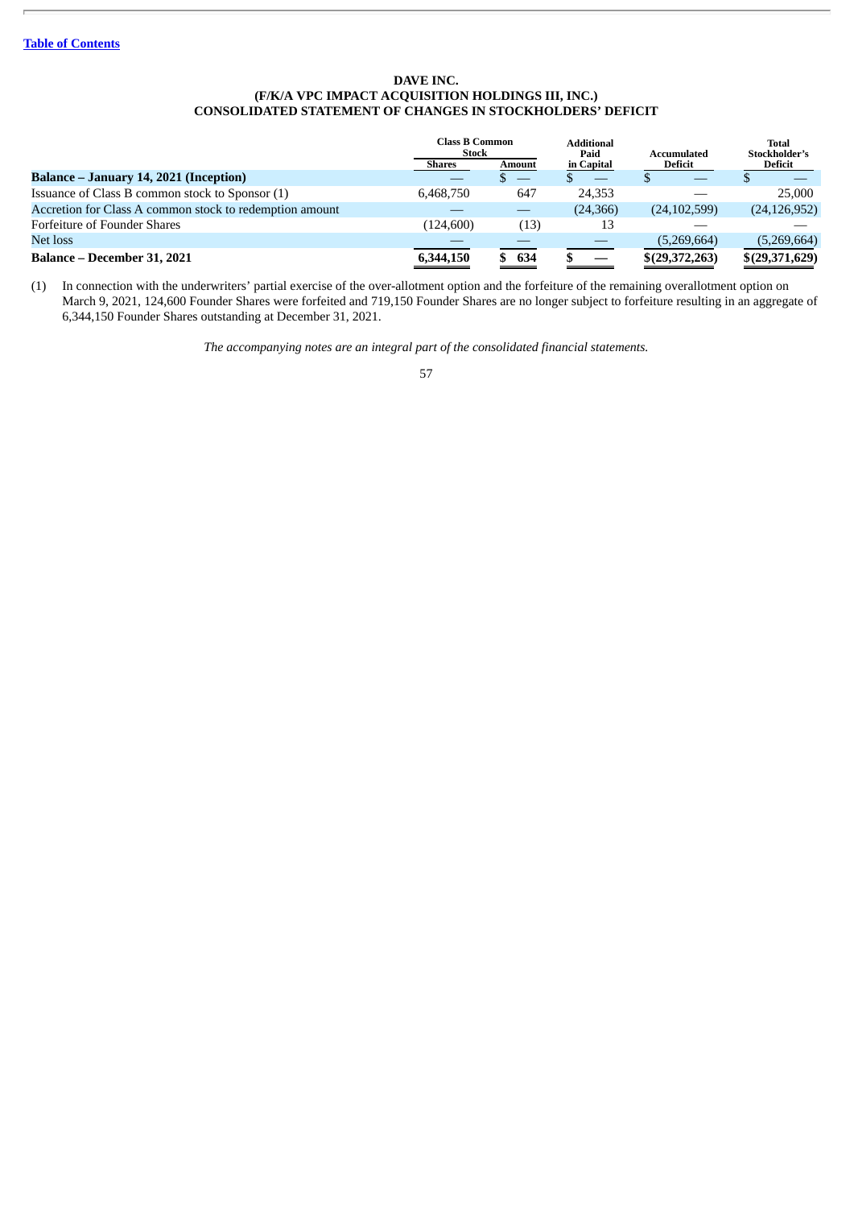**DAVE INC.**
**(F/K/A VPC IMPACT ACQUISITION HOLDINGS III, INC.)**
**CONSOLIDATED STATEMENT OF CHANGES IN STOCKHOLDERS' DEFICIT**

| | Class B Common Stock | | Additional Paid in Capital | Accumulated Deficit | Total Stockholder's Deficit |
|---|---|---|---|---|---|
| | Shares | Amount | | | |
| **Balance – January 14, 2021 (Inception)** | — | $ — | $ — | $ — | $ — |
| Issuance of Class B common stock to Sponsor (1) | 6,468,750 | 647 | 24,353 | — | 25,000 |
| Accretion for Class A common stock to redemption amount | — | — | (24,366) | (24,102,599) | (24,126,952) |
| Forfeiture of Founder Shares | (124,600) | (13) | 13 | — | — |
| Net loss | — | — | — | (5,269,664) | (5,269,664) |
| **Balance – December 31, 2021** | **6,344,150** | **$ 634** | **$ —** | **$(29,372,263)** | **$(29,371,629)** |

(1) In connection with the underwriters' partial exercise of the over-allotment option and the forfeiture of the remaining overallotment option on March 9, 2021, 124,600 Founder Shares were forfeited and 719,150 Founder Shares are no longer subject to forfeiture resulting in an aggregate of 6,344,150 Founder Shares outstanding at December 31, 2021.

*The accompanying notes are an integral part of the consolidated financial statements.*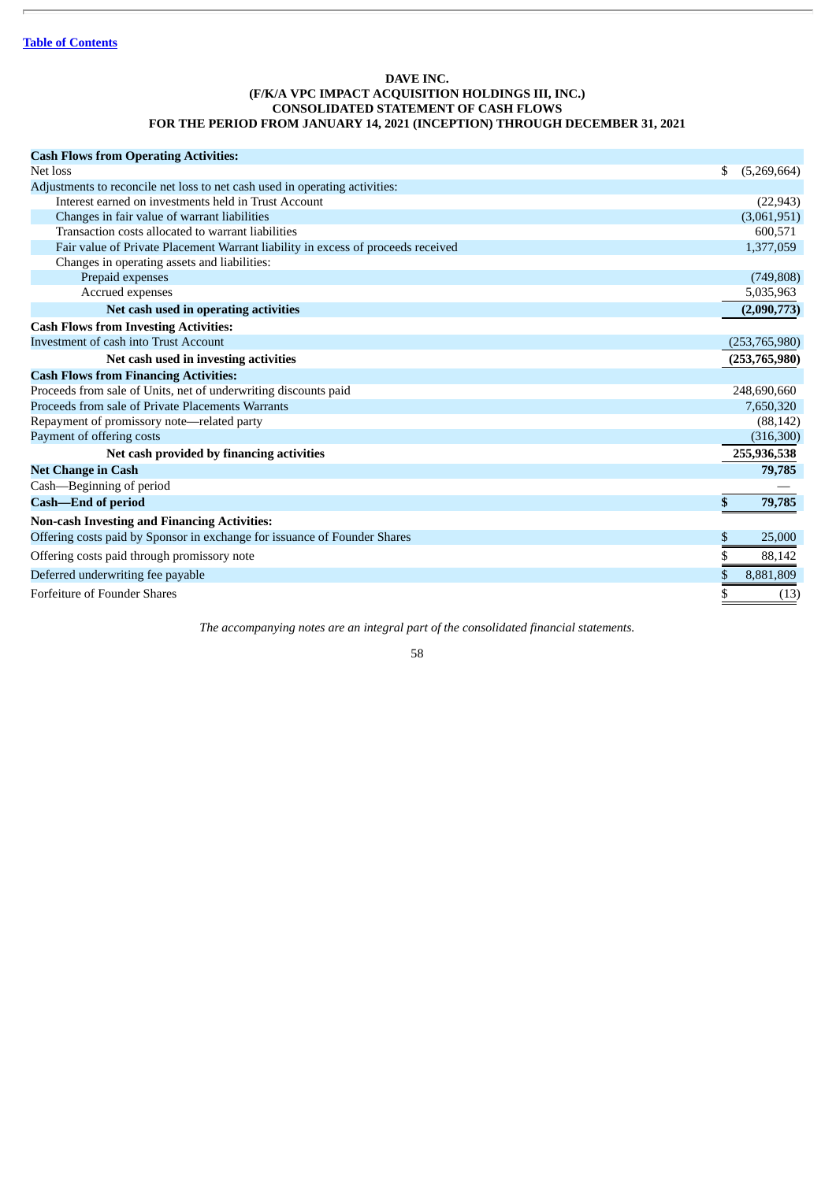# DAVE INC.
# (F/K/A VPC IMPACT ACQUISITION HOLDINGS III, INC.)
# CONSOLIDATED STATEMENT OF CASH FLOWS
# FOR THE PERIOD FROM JANUARY 14, 2021 (INCEPTION) THROUGH DECEMBER 31, 2021

| | |
|---|---|
| **Cash Flows from Operating Activities:** | |
| Net loss | $ (5,269,664) |
| Adjustments to reconcile net loss to net cash used in operating activities: | |
| Interest earned on investments held in Trust Account | (22,943) |
| Changes in fair value of warrant liabilities | (3,061,951) |
| Transaction costs allocated to warrant liabilities | 600,571 |
| Fair value of Private Placement Warrant liability in excess of proceeds received | 1,377,059 |
| Changes in operating assets and liabilities: | |
| Prepaid expenses | (749,808) |
| Accrued expenses | 5,035,963 |
| **Net cash used in operating activities** | **(2,090,773)** |
| **Cash Flows from Investing Activities:** | |
| Investment of cash into Trust Account | (253,765,980) |
| **Net cash used in investing activities** | **(253,765,980)** |
| **Cash Flows from Financing Activities:** | |
| Proceeds from sale of Units, net of underwriting discounts paid | 248,690,660 |
| Proceeds from sale of Private Placements Warrants | 7,650,320 |
| Repayment of promissory note—related party | (88,142) |
| Payment of offering costs | (316,300) |
| **Net cash provided by financing activities** | **255,936,538** |
| **Net Change in Cash** | **79,785** |
| Cash—Beginning of period | — |
| **Cash—End of period** | **$ 79,785** |
| **Non-cash Investing and Financing Activities:** | |
| Offering costs paid by Sponsor in exchange for issuance of Founder Shares | $ 25,000 |
| Offering costs paid through promissory note | $ 88,142 |
| Deferred underwriting fee payable | $ 8,881,809 |
| Forfeiture of Founder Shares | $ (13) |

*The accompanying notes are an integral part of the consolidated financial statements.*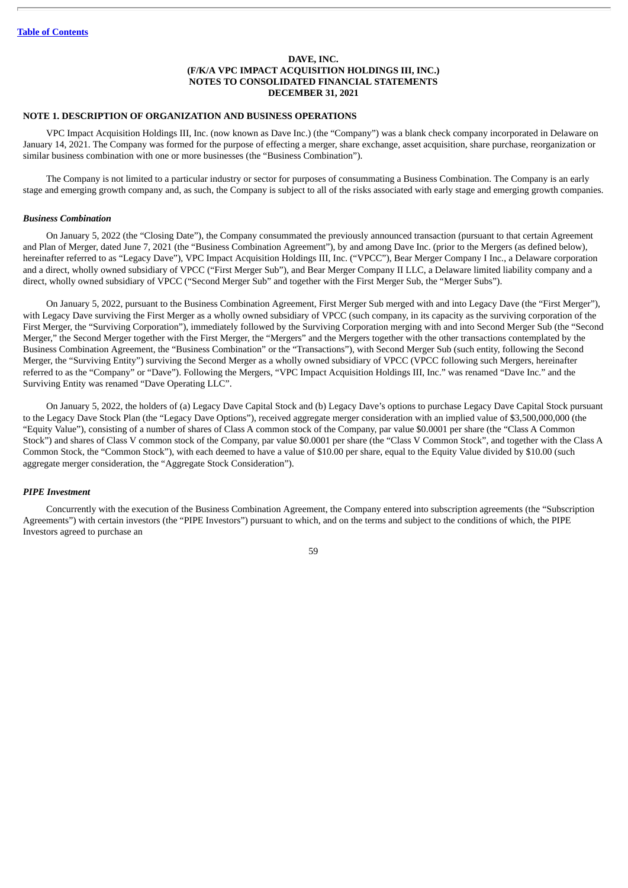**DAVE, INC.**
**(F/K/A VPC IMPACT ACQUISITION HOLDINGS III, INC.)**
**NOTES TO CONSOLIDATED FINANCIAL STATEMENTS**
**DECEMBER 31, 2021**

## NOTE 1. DESCRIPTION OF ORGANIZATION AND BUSINESS OPERATIONS

VPC Impact Acquisition Holdings III, Inc. (now known as Dave Inc.) (the "Company") was a blank check company incorporated in Delaware on January 14, 2021. The Company was formed for the purpose of effecting a merger, share exchange, asset acquisition, share purchase, reorganization or similar business combination with one or more businesses (the "Business Combination").

The Company is not limited to a particular industry or sector for purposes of consummating a Business Combination. The Company is an early stage and emerging growth company and, as such, the Company is subject to all of the risks associated with early stage and emerging growth companies.

### *Business Combination*

On January 5, 2022 (the "Closing Date"), the Company consummated the previously announced transaction (pursuant to that certain Agreement and Plan of Merger, dated June 7, 2021 (the "Business Combination Agreement"), by and among Dave Inc. (prior to the Mergers (as defined below), hereinafter referred to as "Legacy Dave"), VPC Impact Acquisition Holdings III, Inc. ("VPCC"), Bear Merger Company I Inc., a Delaware corporation and a direct, wholly owned subsidiary of VPCC ("First Merger Sub"), and Bear Merger Company II LLC, a Delaware limited liability company and a direct, wholly owned subsidiary of VPCC ("Second Merger Sub" and together with the First Merger Sub, the "Merger Subs").

On January 5, 2022, pursuant to the Business Combination Agreement, First Merger Sub merged with and into Legacy Dave (the "First Merger"), with Legacy Dave surviving the First Merger as a wholly owned subsidiary of VPCC (such company, in its capacity as the surviving corporation of the First Merger, the "Surviving Corporation"), immediately followed by the Surviving Corporation merging with and into Second Merger Sub (the "Second Merger," the Second Merger together with the First Merger, the "Mergers" and the Mergers together with the other transactions contemplated by the Business Combination Agreement, the "Business Combination" or the "Transactions"), with Second Merger Sub (such entity, following the Second Merger, the "Surviving Entity") surviving the Second Merger as a wholly owned subsidiary of VPCC (VPCC following such Mergers, hereinafter referred to as the "Company" or "Dave"). Following the Mergers, "VPC Impact Acquisition Holdings III, Inc." was renamed "Dave Inc." and the Surviving Entity was renamed "Dave Operating LLC".

On January 5, 2022, the holders of (a) Legacy Dave Capital Stock and (b) Legacy Dave's options to purchase Legacy Dave Capital Stock pursuant to the Legacy Dave Stock Plan (the "Legacy Dave Options"), received aggregate merger consideration with an implied value of $3,500,000,000 (the "Equity Value"), consisting of a number of shares of Class A common stock of the Company, par value $0.0001 per share (the "Class A Common Stock") and shares of Class V common stock of the Company, par value $0.0001 per share (the "Class V Common Stock", and together with the Class A Common Stock, the "Common Stock"), with each deemed to have a value of $10.00 per share, equal to the Equity Value divided by $10.00 (such aggregate merger consideration, the "Aggregate Stock Consideration").

### *PIPE Investment*

Concurrently with the execution of the Business Combination Agreement, the Company entered into subscription agreements (the "Subscription Agreements") with certain investors (the "PIPE Investors") pursuant to which, and on the terms and subject to the conditions of which, the PIPE Investors agreed to purchase an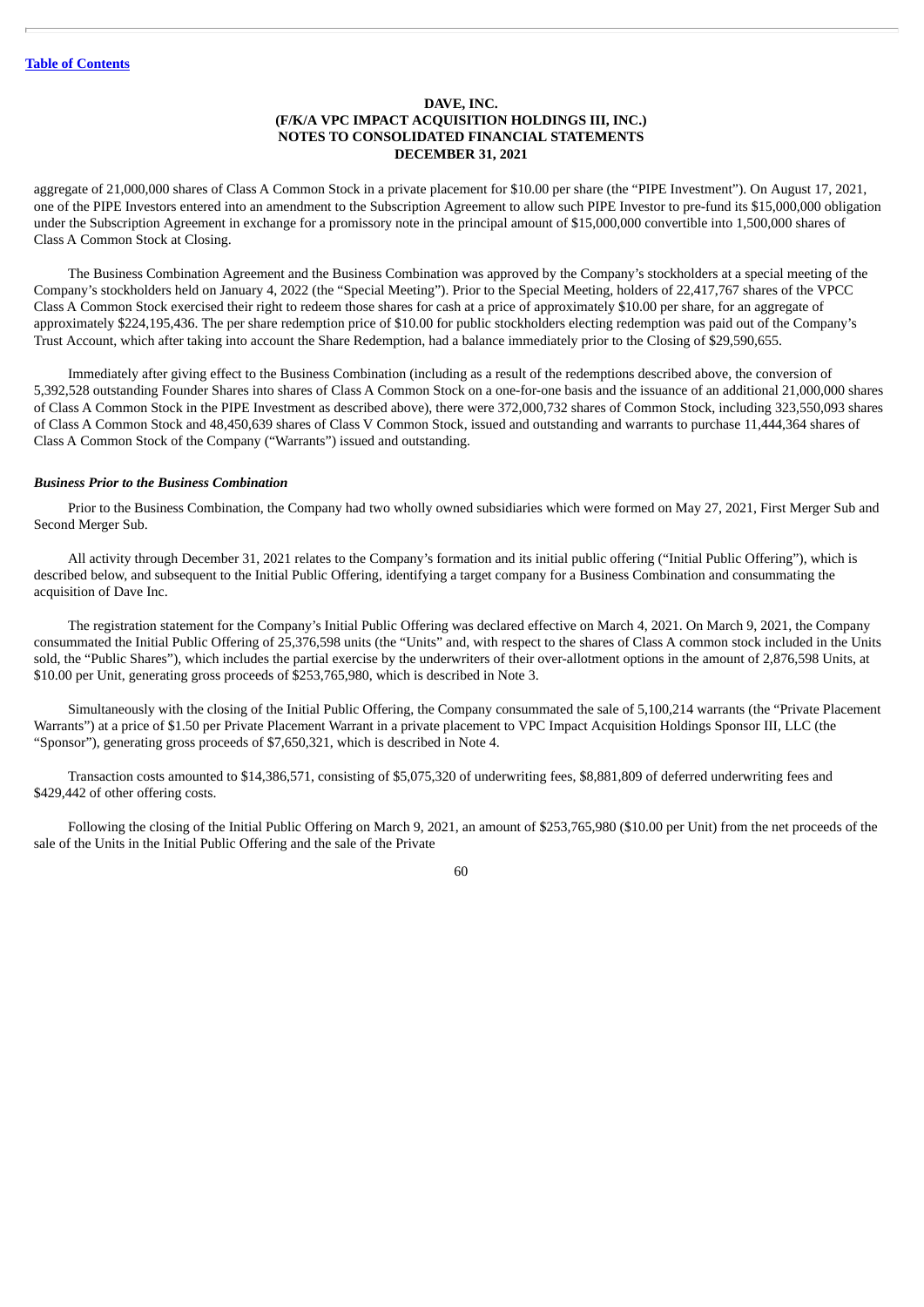**DAVE, INC.**
**(F/K/A VPC IMPACT ACQUISITION HOLDINGS III, INC.)**
**NOTES TO CONSOLIDATED FINANCIAL STATEMENTS**
**DECEMBER 31, 2021**

aggregate of 21,000,000 shares of Class A Common Stock in a private placement for $10.00 per share (the "PIPE Investment"). On August 17, 2021, one of the PIPE Investors entered into an amendment to the Subscription Agreement to allow such PIPE Investor to pre-fund its $15,000,000 obligation under the Subscription Agreement in exchange for a promissory note in the principal amount of $15,000,000 convertible into 1,500,000 shares of Class A Common Stock at Closing.

The Business Combination Agreement and the Business Combination was approved by the Company's stockholders at a special meeting of the Company's stockholders held on January 4, 2022 (the "Special Meeting"). Prior to the Special Meeting, holders of 22,417,767 shares of the VPCC Class A Common Stock exercised their right to redeem those shares for cash at a price of approximately $10.00 per share, for an aggregate of approximately $224,195,436. The per share redemption price of $10.00 for public stockholders electing redemption was paid out of the Company's Trust Account, which after taking into account the Share Redemption, had a balance immediately prior to the Closing of $29,590,655.

Immediately after giving effect to the Business Combination (including as a result of the redemptions described above, the conversion of 5,392,528 outstanding Founder Shares into shares of Class A Common Stock on a one-for-one basis and the issuance of an additional 21,000,000 shares of Class A Common Stock in the PIPE Investment as described above), there were 372,000,732 shares of Common Stock, including 323,550,093 shares of Class A Common Stock and 48,450,639 shares of Class V Common Stock, issued and outstanding and warrants to purchase 11,444,364 shares of Class A Common Stock of the Company ("Warrants") issued and outstanding.

***Business Prior to the Business Combination***

Prior to the Business Combination, the Company had two wholly owned subsidiaries which were formed on May 27, 2021, First Merger Sub and Second Merger Sub.

All activity through December 31, 2021 relates to the Company's formation and its initial public offering ("Initial Public Offering"), which is described below, and subsequent to the Initial Public Offering, identifying a target company for a Business Combination and consummating the acquisition of Dave Inc.

The registration statement for the Company's Initial Public Offering was declared effective on March 4, 2021. On March 9, 2021, the Company consummated the Initial Public Offering of 25,376,598 units (the "Units" and, with respect to the shares of Class A common stock included in the Units sold, the "Public Shares"), which includes the partial exercise by the underwriters of their over-allotment options in the amount of 2,876,598 Units, at $10.00 per Unit, generating gross proceeds of $253,765,980, which is described in Note 3.

Simultaneously with the closing of the Initial Public Offering, the Company consummated the sale of 5,100,214 warrants (the "Private Placement Warrants") at a price of $1.50 per Private Placement Warrant in a private placement to VPC Impact Acquisition Holdings Sponsor III, LLC (the "Sponsor"), generating gross proceeds of $7,650,321, which is described in Note 4.

Transaction costs amounted to $14,386,571, consisting of $5,075,320 of underwriting fees, $8,881,809 of deferred underwriting fees and $429,442 of other offering costs.

Following the closing of the Initial Public Offering on March 9, 2021, an amount of $253,765,980 ($10.00 per Unit) from the net proceeds of the sale of the Units in the Initial Public Offering and the sale of the Private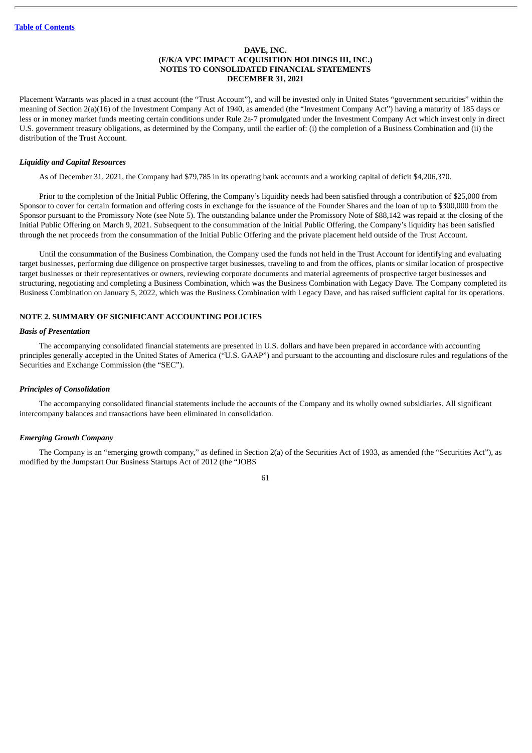Placement Warrants was placed in a trust account (the "Trust Account"), and will be invested only in United States "government securities" within the meaning of Section 2(a)(16) of the Investment Company Act of 1940, as amended (the "Investment Company Act") having a maturity of 185 days or less or in money market funds meeting certain conditions under Rule 2a-7 promulgated under the Investment Company Act which invest only in direct U.S. government treasury obligations, as determined by the Company, until the earlier of: (i) the completion of a Business Combination and (ii) the distribution of the Trust Account.

***Liquidity and Capital Resources***

As of December 31, 2021, the Company had $79,785 in its operating bank accounts and a working capital of deficit $4,206,370.

Prior to the completion of the Initial Public Offering, the Company's liquidity needs had been satisfied through a contribution of $25,000 from Sponsor to cover for certain formation and offering costs in exchange for the issuance of the Founder Shares and the loan of up to $300,000 from the Sponsor pursuant to the Promissory Note (see Note 5). The outstanding balance under the Promissory Note of $88,142 was repaid at the closing of the Initial Public Offering on March 9, 2021. Subsequent to the consummation of the Initial Public Offering, the Company's liquidity has been satisfied through the net proceeds from the consummation of the Initial Public Offering and the private placement held outside of the Trust Account.

Until the consummation of the Business Combination, the Company used the funds not held in the Trust Account for identifying and evaluating target businesses, performing due diligence on prospective target businesses, traveling to and from the offices, plants or similar location of prospective target businesses or their representatives or owners, reviewing corporate documents and material agreements of prospective target businesses and structuring, negotiating and completing a Business Combination, which was the Business Combination with Legacy Dave. The Company completed its Business Combination on January 5, 2022, which was the Business Combination with Legacy Dave, and has raised sufficient capital for its operations.

**NOTE 2. SUMMARY OF SIGNIFICANT ACCOUNTING POLICIES**

***Basis of Presentation***

The accompanying consolidated financial statements are presented in U.S. dollars and have been prepared in accordance with accounting principles generally accepted in the United States of America ("U.S. GAAP") and pursuant to the accounting and disclosure rules and regulations of the Securities and Exchange Commission (the "SEC").

***Principles of Consolidation***

The accompanying consolidated financial statements include the accounts of the Company and its wholly owned subsidiaries. All significant intercompany balances and transactions have been eliminated in consolidation.

***Emerging Growth Company***

The Company is an "emerging growth company," as defined in Section 2(a) of the Securities Act of 1933, as amended (the "Securities Act"), as modified by the Jumpstart Our Business Startups Act of 2012 (the "JOBS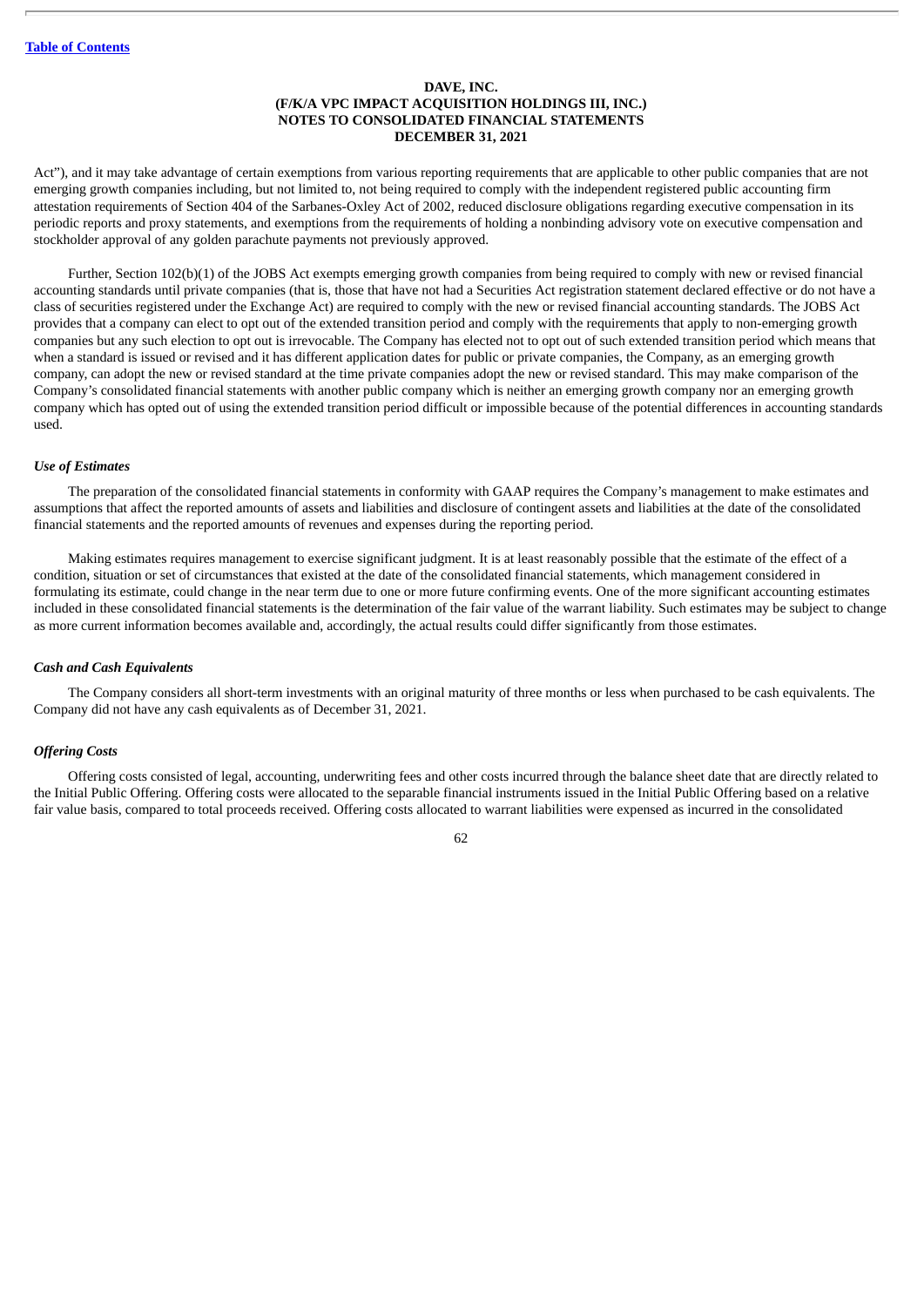Act”), and it may take advantage of certain exemptions from various reporting requirements that are applicable to other public companies that are not emerging growth companies including, but not limited to, not being required to comply with the independent registered public accounting firm attestation requirements of Section 404 of the Sarbanes-Oxley Act of 2002, reduced disclosure obligations regarding executive compensation in its periodic reports and proxy statements, and exemptions from the requirements of holding a nonbinding advisory vote on executive compensation and stockholder approval of any golden parachute payments not previously approved.

Further, Section 102(b)(1) of the JOBS Act exempts emerging growth companies from being required to comply with new or revised financial accounting standards until private companies (that is, those that have not had a Securities Act registration statement declared effective or do not have a class of securities registered under the Exchange Act) are required to comply with the new or revised financial accounting standards. The JOBS Act provides that a company can elect to opt out of the extended transition period and comply with the requirements that apply to non-emerging growth companies but any such election to opt out is irrevocable. The Company has elected not to opt out of such extended transition period which means that when a standard is issued or revised and it has different application dates for public or private companies, the Company, as an emerging growth company, can adopt the new or revised standard at the time private companies adopt the new or revised standard. This may make comparison of the Company’s consolidated financial statements with another public company which is neither an emerging growth company nor an emerging growth company which has opted out of using the extended transition period difficult or impossible because of the potential differences in accounting standards used.

### *Use of Estimates*

The preparation of the consolidated financial statements in conformity with GAAP requires the Company’s management to make estimates and assumptions that affect the reported amounts of assets and liabilities and disclosure of contingent assets and liabilities at the date of the consolidated financial statements and the reported amounts of revenues and expenses during the reporting period.

Making estimates requires management to exercise significant judgment. It is at least reasonably possible that the estimate of the effect of a condition, situation or set of circumstances that existed at the date of the consolidated financial statements, which management considered in formulating its estimate, could change in the near term due to one or more future confirming events. One of the more significant accounting estimates included in these consolidated financial statements is the determination of the fair value of the warrant liability. Such estimates may be subject to change as more current information becomes available and, accordingly, the actual results could differ significantly from those estimates.

### *Cash and Cash Equivalents*

The Company considers all short-term investments with an original maturity of three months or less when purchased to be cash equivalents. The Company did not have any cash equivalents as of December 31, 2021.

### *Offering Costs*

Offering costs consisted of legal, accounting, underwriting fees and other costs incurred through the balance sheet date that are directly related to the Initial Public Offering. Offering costs were allocated to the separable financial instruments issued in the Initial Public Offering based on a relative fair value basis, compared to total proceeds received. Offering costs allocated to warrant liabilities were expensed as incurred in the consolidated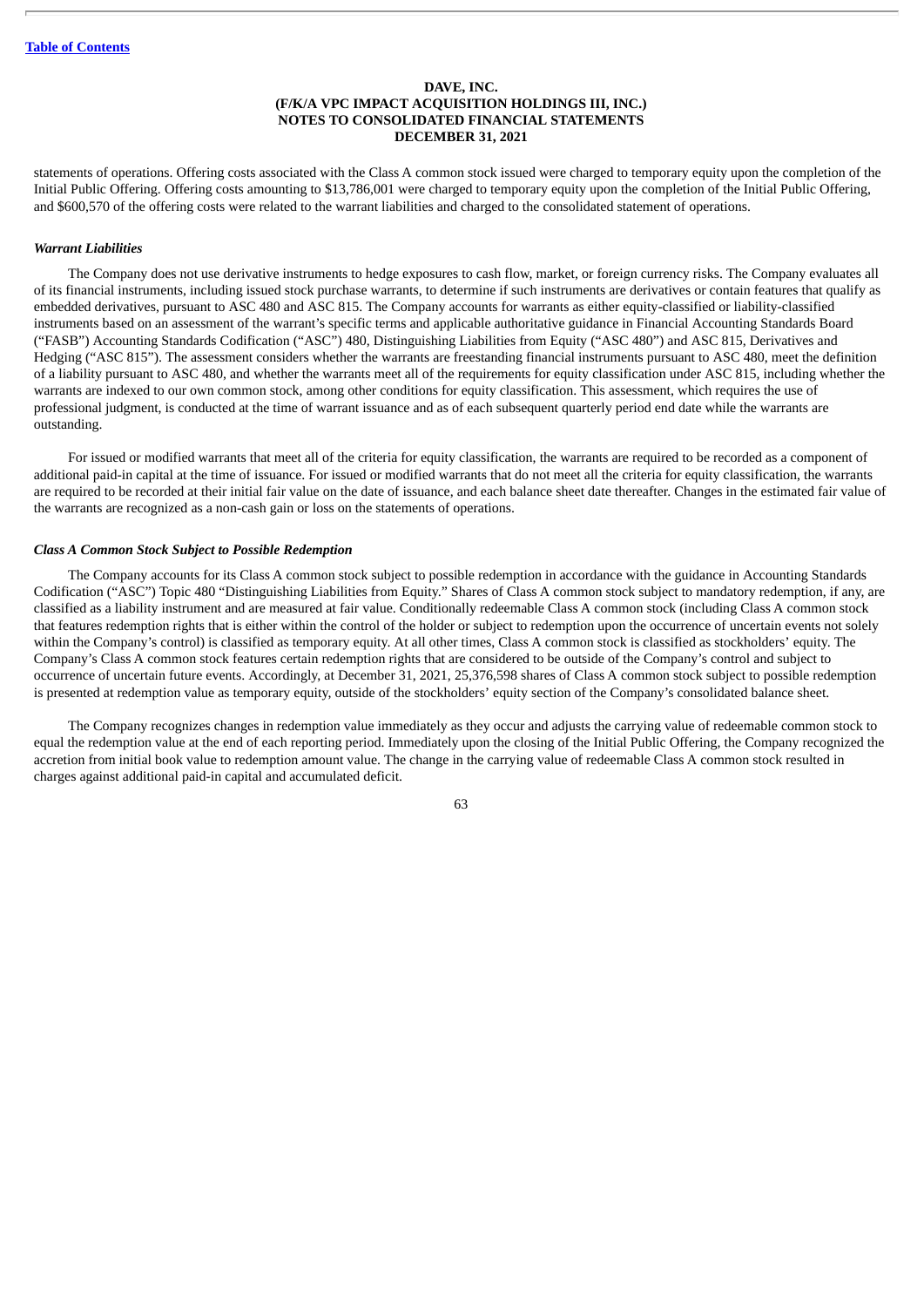statements of operations. Offering costs associated with the Class A common stock issued were charged to temporary equity upon the completion of the Initial Public Offering. Offering costs amounting to $13,786,001 were charged to temporary equity upon the completion of the Initial Public Offering, and $600,570 of the offering costs were related to the warrant liabilities and charged to the consolidated statement of operations.

***Warrant Liabilities***

The Company does not use derivative instruments to hedge exposures to cash flow, market, or foreign currency risks. The Company evaluates all of its financial instruments, including issued stock purchase warrants, to determine if such instruments are derivatives or contain features that qualify as embedded derivatives, pursuant to ASC 480 and ASC 815. The Company accounts for warrants as either equity-classified or liability-classified instruments based on an assessment of the warrant's specific terms and applicable authoritative guidance in Financial Accounting Standards Board ("FASB") Accounting Standards Codification ("ASC") 480, Distinguishing Liabilities from Equity ("ASC 480") and ASC 815, Derivatives and Hedging ("ASC 815"). The assessment considers whether the warrants are freestanding financial instruments pursuant to ASC 480, meet the definition of a liability pursuant to ASC 480, and whether the warrants meet all of the requirements for equity classification under ASC 815, including whether the warrants are indexed to our own common stock, among other conditions for equity classification. This assessment, which requires the use of professional judgment, is conducted at the time of warrant issuance and as of each subsequent quarterly period end date while the warrants are outstanding.

For issued or modified warrants that meet all of the criteria for equity classification, the warrants are required to be recorded as a component of additional paid-in capital at the time of issuance. For issued or modified warrants that do not meet all the criteria for equity classification, the warrants are required to be recorded at their initial fair value on the date of issuance, and each balance sheet date thereafter. Changes in the estimated fair value of the warrants are recognized as a non-cash gain or loss on the statements of operations.

***Class A Common Stock Subject to Possible Redemption***

The Company accounts for its Class A common stock subject to possible redemption in accordance with the guidance in Accounting Standards Codification ("ASC") Topic 480 "Distinguishing Liabilities from Equity." Shares of Class A common stock subject to mandatory redemption, if any, are classified as a liability instrument and are measured at fair value. Conditionally redeemable Class A common stock (including Class A common stock that features redemption rights that is either within the control of the holder or subject to redemption upon the occurrence of uncertain events not solely within the Company's control) is classified as temporary equity. At all other times, Class A common stock is classified as stockholders' equity. The Company's Class A common stock features certain redemption rights that are considered to be outside of the Company's control and subject to occurrence of uncertain future events. Accordingly, at December 31, 2021, 25,376,598 shares of Class A common stock subject to possible redemption is presented at redemption value as temporary equity, outside of the stockholders' equity section of the Company's consolidated balance sheet.

The Company recognizes changes in redemption value immediately as they occur and adjusts the carrying value of redeemable common stock to equal the redemption value at the end of each reporting period. Immediately upon the closing of the Initial Public Offering, the Company recognized the accretion from initial book value to redemption amount value. The change in the carrying value of redeemable Class A common stock resulted in charges against additional paid-in capital and accumulated deficit.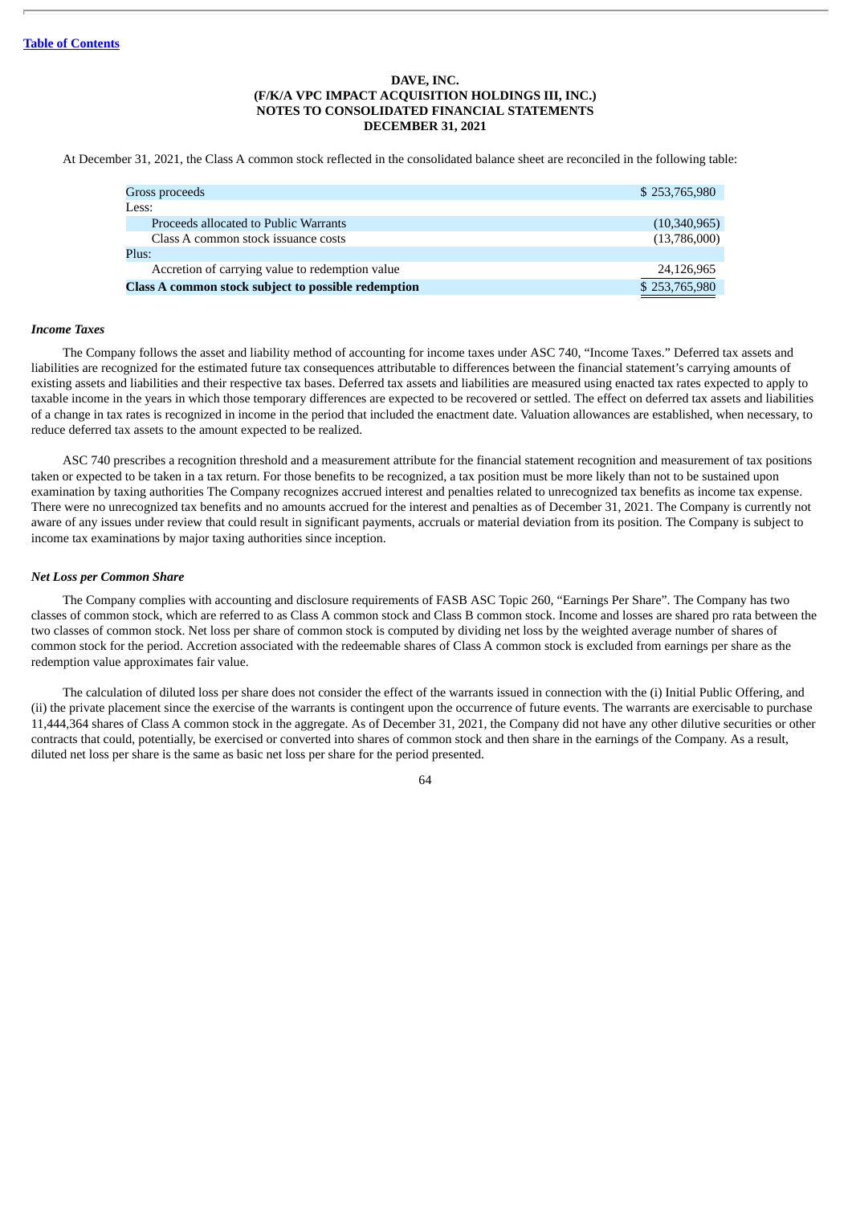**DAVE, INC.**
**(F/K/A VPC IMPACT ACQUISITION HOLDINGS III, INC.)**
**NOTES TO CONSOLIDATED FINANCIAL STATEMENTS**
**DECEMBER 31, 2021**

At December 31, 2021, the Class A common stock reflected in the consolidated balance sheet are reconciled in the following table:

| | |
|---|---|
| Gross proceeds | $ 253,765,980 |
| Less: | |
| Proceeds allocated to Public Warrants | (10,340,965) |
| Class A common stock issuance costs | (13,786,000) |
| Plus: | |
| Accretion of carrying value to redemption value | 24,126,965 |
| **Class A common stock subject to possible redemption** | $ 253,765,980 |

***Income Taxes***

The Company follows the asset and liability method of accounting for income taxes under ASC 740, "Income Taxes." Deferred tax assets and liabilities are recognized for the estimated future tax consequences attributable to differences between the financial statement's carrying amounts of existing assets and liabilities and their respective tax bases. Deferred tax assets and liabilities are measured using enacted tax rates expected to apply to taxable income in the years in which those temporary differences are expected to be recovered or settled. The effect on deferred tax assets and liabilities of a change in tax rates is recognized in income in the period that included the enactment date. Valuation allowances are established, when necessary, to reduce deferred tax assets to the amount expected to be realized.

ASC 740 prescribes a recognition threshold and a measurement attribute for the financial statement recognition and measurement of tax positions taken or expected to be taken in a tax return. For those benefits to be recognized, a tax position must be more likely than not to be sustained upon examination by taxing authorities The Company recognizes accrued interest and penalties related to unrecognized tax benefits as income tax expense. There were no unrecognized tax benefits and no amounts accrued for the interest and penalties as of December 31, 2021. The Company is currently not aware of any issues under review that could result in significant payments, accruals or material deviation from its position. The Company is subject to income tax examinations by major taxing authorities since inception.

***Net Loss per Common Share***

The Company complies with accounting and disclosure requirements of FASB ASC Topic 260, "Earnings Per Share". The Company has two classes of common stock, which are referred to as Class A common stock and Class B common stock. Income and losses are shared pro rata between the two classes of common stock. Net loss per share of common stock is computed by dividing net loss by the weighted average number of shares of common stock for the period. Accretion associated with the redeemable shares of Class A common stock is excluded from earnings per share as the redemption value approximates fair value.

The calculation of diluted loss per share does not consider the effect of the warrants issued in connection with the (i) Initial Public Offering, and (ii) the private placement since the exercise of the warrants is contingent upon the occurrence of future events. The warrants are exercisable to purchase 11,444,364 shares of Class A common stock in the aggregate. As of December 31, 2021, the Company did not have any other dilutive securities or other contracts that could, potentially, be exercised or converted into shares of common stock and then share in the earnings of the Company. As a result, diluted net loss per share is the same as basic net loss per share for the period presented.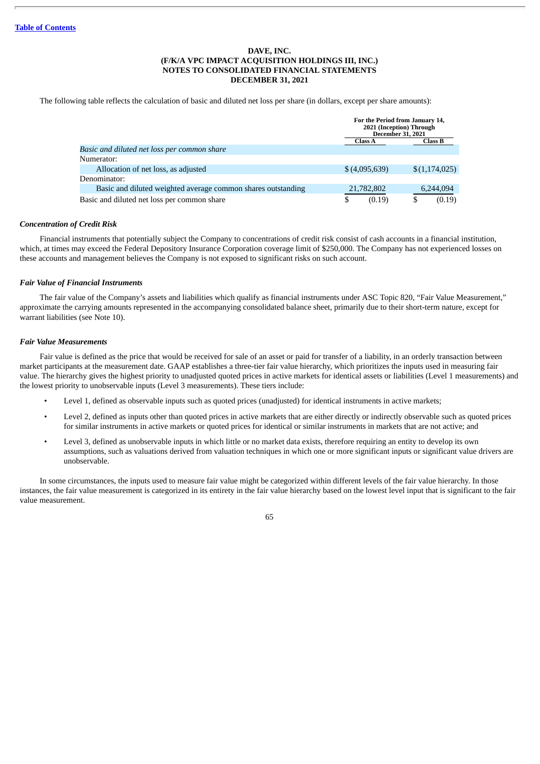The following table reflects the calculation of basic and diluted net loss per share (in dollars, except per share amounts):

| | For the Period from January 14, 2021 (Inception) Through December 31, 2021 | |
|---|---|---|
| | **Class A** | **Class B** |
| *Basic and diluted net loss per common share* | | |
| Numerator: | | |
| Allocation of net loss, as adjusted | $ (4,095,639) | $ (1,174,025) |
| Denominator: | | |
| Basic and diluted weighted average common shares outstanding | 21,782,802 | 6,244,094 |
| Basic and diluted net loss per common share | $ (0.19) | $ (0.19) |

### *Concentration of Credit Risk*

Financial instruments that potentially subject the Company to concentrations of credit risk consist of cash accounts in a financial institution, which, at times may exceed the Federal Depository Insurance Corporation coverage limit of $250,000. The Company has not experienced losses on these accounts and management believes the Company is not exposed to significant risks on such account.

### *Fair Value of Financial Instruments*

The fair value of the Company's assets and liabilities which qualify as financial instruments under ASC Topic 820, "Fair Value Measurement," approximate the carrying amounts represented in the accompanying consolidated balance sheet, primarily due to their short-term nature, except for warrant liabilities (see Note 10).

### *Fair Value Measurements*

Fair value is defined as the price that would be received for sale of an asset or paid for transfer of a liability, in an orderly transaction between market participants at the measurement date. GAAP establishes a three-tier fair value hierarchy, which prioritizes the inputs used in measuring fair value. The hierarchy gives the highest priority to unadjusted quoted prices in active markets for identical assets or liabilities (Level 1 measurements) and the lowest priority to unobservable inputs (Level 3 measurements). These tiers include:

- Level 1, defined as observable inputs such as quoted prices (unadjusted) for identical instruments in active markets;
- Level 2, defined as inputs other than quoted prices in active markets that are either directly or indirectly observable such as quoted prices for similar instruments in active markets or quoted prices for identical or similar instruments in markets that are not active; and
- Level 3, defined as unobservable inputs in which little or no market data exists, therefore requiring an entity to develop its own assumptions, such as valuations derived from valuation techniques in which one or more significant inputs or significant value drivers are unobservable.

In some circumstances, the inputs used to measure fair value might be categorized within different levels of the fair value hierarchy. In those instances, the fair value measurement is categorized in its entirety in the fair value hierarchy based on the lowest level input that is significant to the fair value measurement.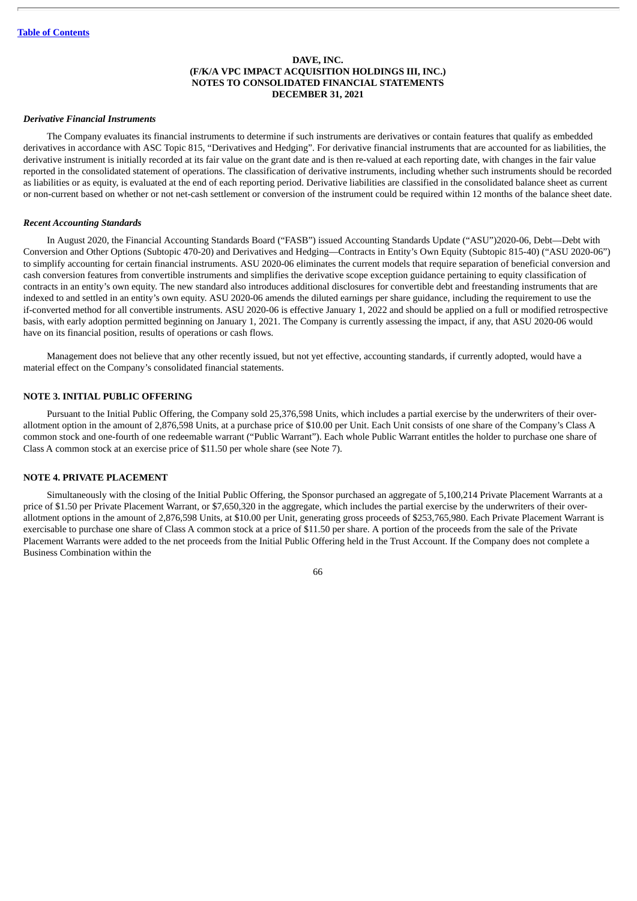*Derivative Financial Instruments*

The Company evaluates its financial instruments to determine if such instruments are derivatives or contain features that qualify as embedded derivatives in accordance with ASC Topic 815, "Derivatives and Hedging". For derivative financial instruments that are accounted for as liabilities, the derivative instrument is initially recorded at its fair value on the grant date and is then re-valued at each reporting date, with changes in the fair value reported in the consolidated statement of operations. The classification of derivative instruments, including whether such instruments should be recorded as liabilities or as equity, is evaluated at the end of each reporting period. Derivative liabilities are classified in the consolidated balance sheet as current or non-current based on whether or not net-cash settlement or conversion of the instrument could be required within 12 months of the balance sheet date.

*Recent Accounting Standards*

In August 2020, the Financial Accounting Standards Board ("FASB") issued Accounting Standards Update ("ASU")2020-06, Debt—Debt with Conversion and Other Options (Subtopic 470-20) and Derivatives and Hedging—Contracts in Entity's Own Equity (Subtopic 815-40) ("ASU 2020-06") to simplify accounting for certain financial instruments. ASU 2020-06 eliminates the current models that require separation of beneficial conversion and cash conversion features from convertible instruments and simplifies the derivative scope exception guidance pertaining to equity classification of contracts in an entity's own equity. The new standard also introduces additional disclosures for convertible debt and freestanding instruments that are indexed to and settled in an entity's own equity. ASU 2020-06 amends the diluted earnings per share guidance, including the requirement to use the if-converted method for all convertible instruments. ASU 2020-06 is effective January 1, 2022 and should be applied on a full or modified retrospective basis, with early adoption permitted beginning on January 1, 2021. The Company is currently assessing the impact, if any, that ASU 2020-06 would have on its financial position, results of operations or cash flows.

Management does not believe that any other recently issued, but not yet effective, accounting standards, if currently adopted, would have a material effect on the Company's consolidated financial statements.

## NOTE 3. INITIAL PUBLIC OFFERING

Pursuant to the Initial Public Offering, the Company sold 25,376,598 Units, which includes a partial exercise by the underwriters of their over-allotment option in the amount of 2,876,598 Units, at a purchase price of $10.00 per Unit. Each Unit consists of one share of the Company's Class A common stock and one-fourth of one redeemable warrant ("Public Warrant"). Each whole Public Warrant entitles the holder to purchase one share of Class A common stock at an exercise price of $11.50 per whole share (see Note 7).

## NOTE 4. PRIVATE PLACEMENT

Simultaneously with the closing of the Initial Public Offering, the Sponsor purchased an aggregate of 5,100,214 Private Placement Warrants at a price of $1.50 per Private Placement Warrant, or $7,650,320 in the aggregate, which includes the partial exercise by the underwriters of their over-allotment options in the amount of 2,876,598 Units, at $10.00 per Unit, generating gross proceeds of $253,765,980. Each Private Placement Warrant is exercisable to purchase one share of Class A common stock at a price of $11.50 per share. A portion of the proceeds from the sale of the Private Placement Warrants were added to the net proceeds from the Initial Public Offering held in the Trust Account. If the Company does not complete a Business Combination within the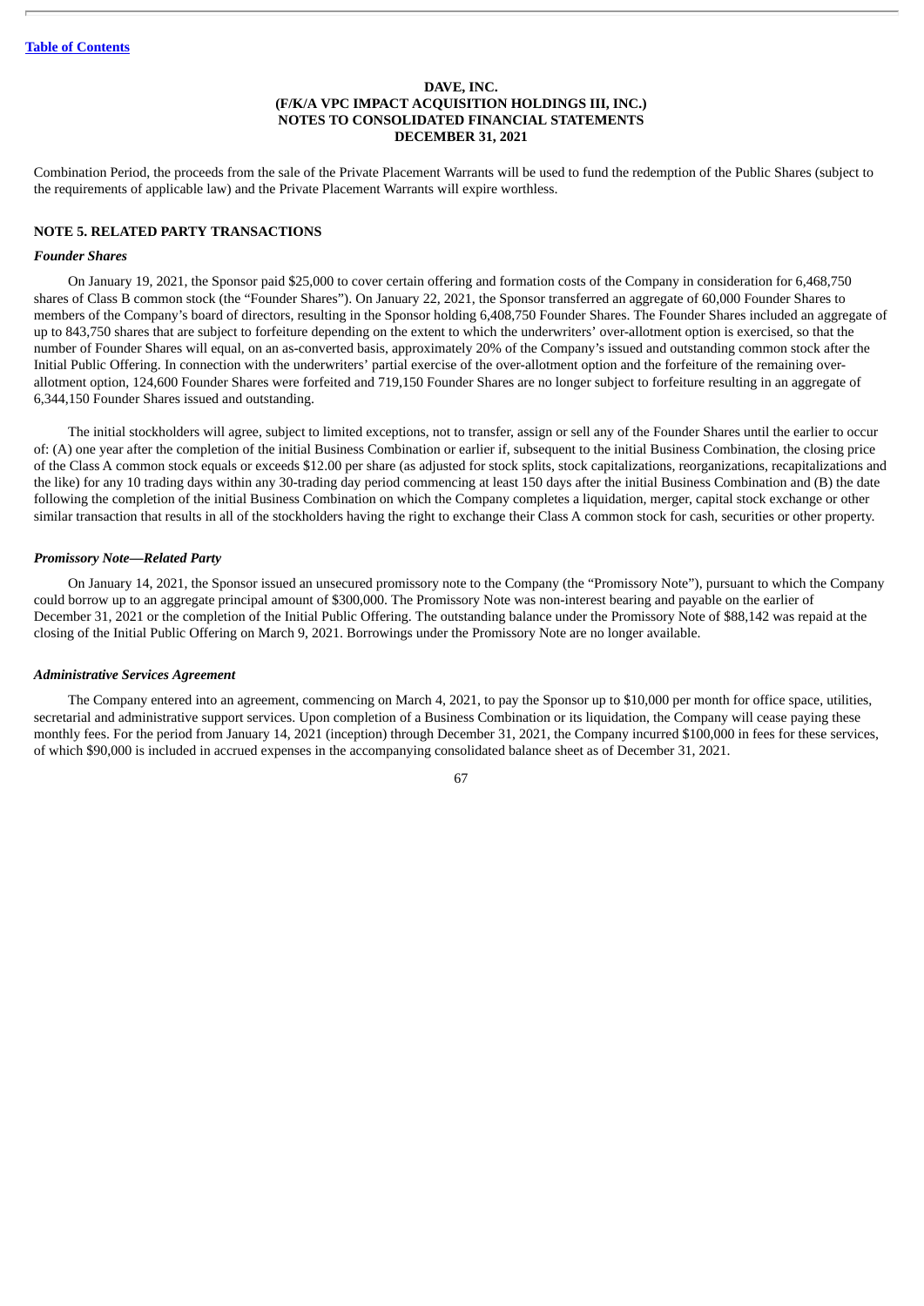Combination Period, the proceeds from the sale of the Private Placement Warrants will be used to fund the redemption of the Public Shares (subject to the requirements of applicable law) and the Private Placement Warrants will expire worthless.

### NOTE 5. RELATED PARTY TRANSACTIONS

***Founder Shares***

On January 19, 2021, the Sponsor paid $25,000 to cover certain offering and formation costs of the Company in consideration for 6,468,750 shares of Class B common stock (the "Founder Shares"). On January 22, 2021, the Sponsor transferred an aggregate of 60,000 Founder Shares to members of the Company's board of directors, resulting in the Sponsor holding 6,408,750 Founder Shares. The Founder Shares included an aggregate of up to 843,750 shares that are subject to forfeiture depending on the extent to which the underwriters' over-allotment option is exercised, so that the number of Founder Shares will equal, on an as-converted basis, approximately 20% of the Company's issued and outstanding common stock after the Initial Public Offering. In connection with the underwriters' partial exercise of the over-allotment option and the forfeiture of the remaining over-allotment option, 124,600 Founder Shares were forfeited and 719,150 Founder Shares are no longer subject to forfeiture resulting in an aggregate of 6,344,150 Founder Shares issued and outstanding.

The initial stockholders will agree, subject to limited exceptions, not to transfer, assign or sell any of the Founder Shares until the earlier to occur of: (A) one year after the completion of the initial Business Combination or earlier if, subsequent to the initial Business Combination, the closing price of the Class A common stock equals or exceeds $12.00 per share (as adjusted for stock splits, stock capitalizations, reorganizations, recapitalizations and the like) for any 10 trading days within any 30-trading day period commencing at least 150 days after the initial Business Combination and (B) the date following the completion of the initial Business Combination on which the Company completes a liquidation, merger, capital stock exchange or other similar transaction that results in all of the stockholders having the right to exchange their Class A common stock for cash, securities or other property.

***Promissory Note—Related Party***

On January 14, 2021, the Sponsor issued an unsecured promissory note to the Company (the "Promissory Note"), pursuant to which the Company could borrow up to an aggregate principal amount of $300,000. The Promissory Note was non-interest bearing and payable on the earlier of December 31, 2021 or the completion of the Initial Public Offering. The outstanding balance under the Promissory Note of $88,142 was repaid at the closing of the Initial Public Offering on March 9, 2021. Borrowings under the Promissory Note are no longer available.

***Administrative Services Agreement***

The Company entered into an agreement, commencing on March 4, 2021, to pay the Sponsor up to $10,000 per month for office space, utilities, secretarial and administrative support services. Upon completion of a Business Combination or its liquidation, the Company will cease paying these monthly fees. For the period from January 14, 2021 (inception) through December 31, 2021, the Company incurred $100,000 in fees for these services, of which $90,000 is included in accrued expenses in the accompanying consolidated balance sheet as of December 31, 2021.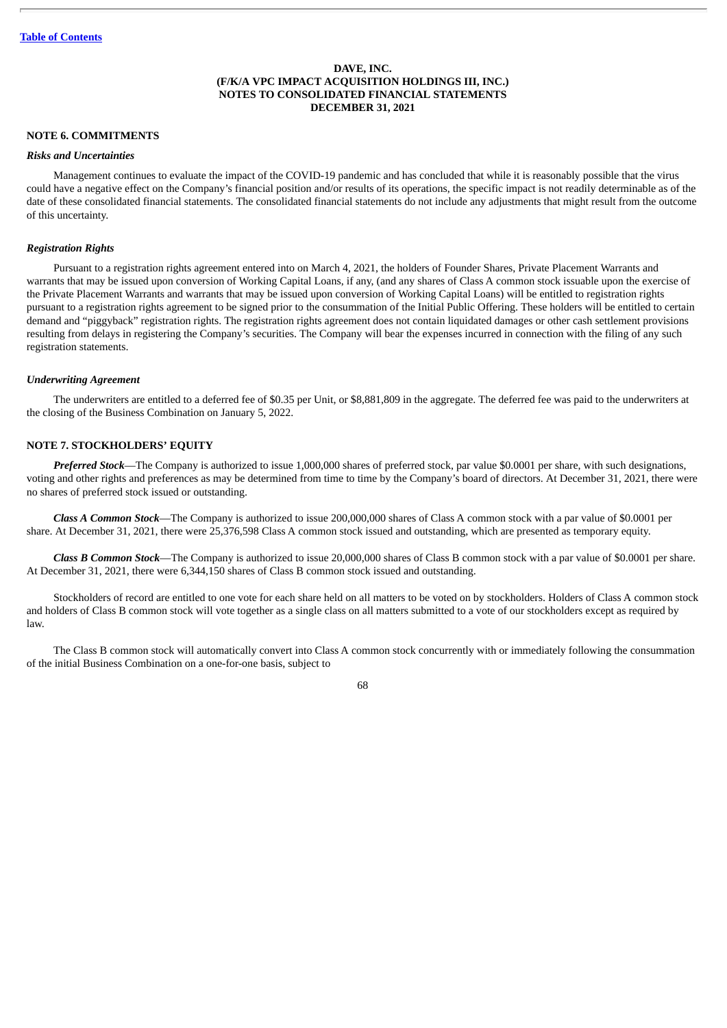**DAVE, INC.**
**(F/K/A VPC IMPACT ACQUISITION HOLDINGS III, INC.)**
**NOTES TO CONSOLIDATED FINANCIAL STATEMENTS**
**DECEMBER 31, 2021**

## NOTE 6. COMMITMENTS

### *Risks and Uncertainties*

Management continues to evaluate the impact of the COVID-19 pandemic and has concluded that while it is reasonably possible that the virus could have a negative effect on the Company's financial position and/or results of its operations, the specific impact is not readily determinable as of the date of these consolidated financial statements. The consolidated financial statements do not include any adjustments that might result from the outcome of this uncertainty.

### *Registration Rights*

Pursuant to a registration rights agreement entered into on March 4, 2021, the holders of Founder Shares, Private Placement Warrants and warrants that may be issued upon conversion of Working Capital Loans, if any, (and any shares of Class A common stock issuable upon the exercise of the Private Placement Warrants and warrants that may be issued upon conversion of Working Capital Loans) will be entitled to registration rights pursuant to a registration rights agreement to be signed prior to the consummation of the Initial Public Offering. These holders will be entitled to certain demand and "piggyback" registration rights. The registration rights agreement does not contain liquidated damages or other cash settlement provisions resulting from delays in registering the Company's securities. The Company will bear the expenses incurred in connection with the filing of any such registration statements.

### *Underwriting Agreement*

The underwriters are entitled to a deferred fee of $0.35 per Unit, or $8,881,809 in the aggregate. The deferred fee was paid to the underwriters at the closing of the Business Combination on January 5, 2022.

## NOTE 7. STOCKHOLDERS' EQUITY

***Preferred Stock***—The Company is authorized to issue 1,000,000 shares of preferred stock, par value $0.0001 per share, with such designations, voting and other rights and preferences as may be determined from time to time by the Company's board of directors. At December 31, 2021, there were no shares of preferred stock issued or outstanding.

***Class A Common Stock***—The Company is authorized to issue 200,000,000 shares of Class A common stock with a par value of $0.0001 per share. At December 31, 2021, there were 25,376,598 Class A common stock issued and outstanding, which are presented as temporary equity.

***Class B Common Stock***—The Company is authorized to issue 20,000,000 shares of Class B common stock with a par value of $0.0001 per share. At December 31, 2021, there were 6,344,150 shares of Class B common stock issued and outstanding.

Stockholders of record are entitled to one vote for each share held on all matters to be voted on by stockholders. Holders of Class A common stock and holders of Class B common stock will vote together as a single class on all matters submitted to a vote of our stockholders except as required by law.

The Class B common stock will automatically convert into Class A common stock concurrently with or immediately following the consummation of the initial Business Combination on a one-for-one basis, subject to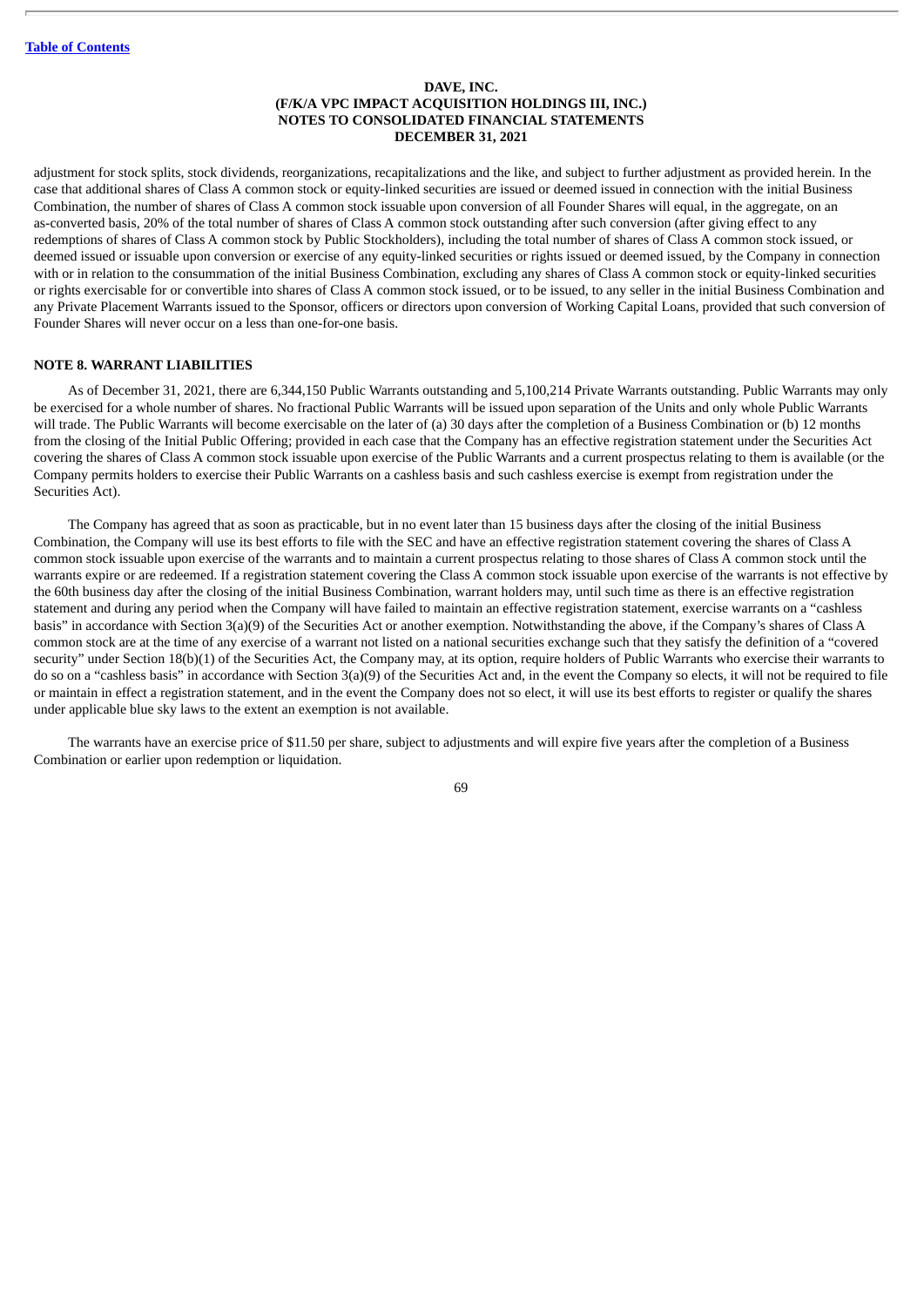adjustment for stock splits, stock dividends, reorganizations, recapitalizations and the like, and subject to further adjustment as provided herein. In the case that additional shares of Class A common stock or equity-linked securities are issued or deemed issued in connection with the initial Business Combination, the number of shares of Class A common stock issuable upon conversion of all Founder Shares will equal, in the aggregate, on an as-converted basis, 20% of the total number of shares of Class A common stock outstanding after such conversion (after giving effect to any redemptions of shares of Class A common stock by Public Stockholders), including the total number of shares of Class A common stock issued, or deemed issued or issuable upon conversion or exercise of any equity-linked securities or rights issued or deemed issued, by the Company in connection with or in relation to the consummation of the initial Business Combination, excluding any shares of Class A common stock or equity-linked securities or rights exercisable for or convertible into shares of Class A common stock issued, or to be issued, to any seller in the initial Business Combination and any Private Placement Warrants issued to the Sponsor, officers or directors upon conversion of Working Capital Loans, provided that such conversion of Founder Shares will never occur on a less than one-for-one basis.

## NOTE 8. WARRANT LIABILITIES

As of December 31, 2021, there are 6,344,150 Public Warrants outstanding and 5,100,214 Private Warrants outstanding. Public Warrants may only be exercised for a whole number of shares. No fractional Public Warrants will be issued upon separation of the Units and only whole Public Warrants will trade. The Public Warrants will become exercisable on the later of (a) 30 days after the completion of a Business Combination or (b) 12 months from the closing of the Initial Public Offering; provided in each case that the Company has an effective registration statement under the Securities Act covering the shares of Class A common stock issuable upon exercise of the Public Warrants and a current prospectus relating to them is available (or the Company permits holders to exercise their Public Warrants on a cashless basis and such cashless exercise is exempt from registration under the Securities Act).

The Company has agreed that as soon as practicable, but in no event later than 15 business days after the closing of the initial Business Combination, the Company will use its best efforts to file with the SEC and have an effective registration statement covering the shares of Class A common stock issuable upon exercise of the warrants and to maintain a current prospectus relating to those shares of Class A common stock until the warrants expire or are redeemed. If a registration statement covering the Class A common stock issuable upon exercise of the warrants is not effective by the 60th business day after the closing of the initial Business Combination, warrant holders may, until such time as there is an effective registration statement and during any period when the Company will have failed to maintain an effective registration statement, exercise warrants on a "cashless basis" in accordance with Section 3(a)(9) of the Securities Act or another exemption. Notwithstanding the above, if the Company's shares of Class A common stock are at the time of any exercise of a warrant not listed on a national securities exchange such that they satisfy the definition of a "covered security" under Section 18(b)(1) of the Securities Act, the Company may, at its option, require holders of Public Warrants who exercise their warrants to do so on a "cashless basis" in accordance with Section 3(a)(9) of the Securities Act and, in the event the Company so elects, it will not be required to file or maintain in effect a registration statement, and in the event the Company does not so elect, it will use its best efforts to register or qualify the shares under applicable blue sky laws to the extent an exemption is not available.

The warrants have an exercise price of $11.50 per share, subject to adjustments and will expire five years after the completion of a Business Combination or earlier upon redemption or liquidation.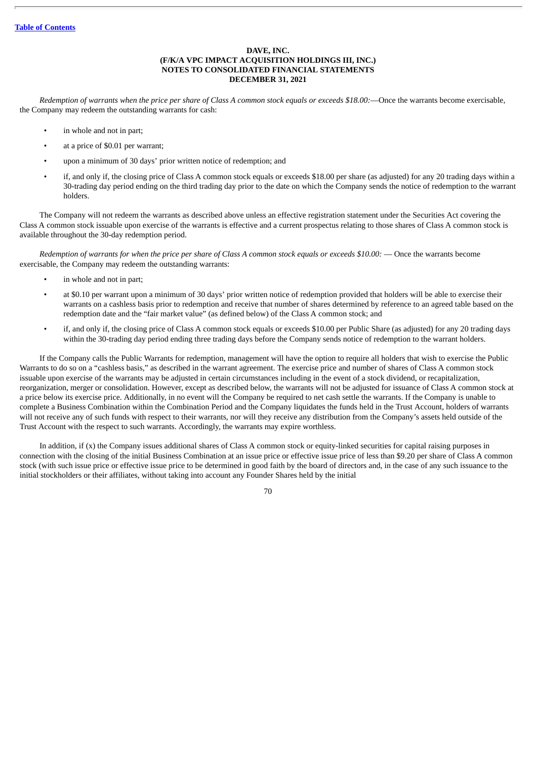Table of Contents

**DAVE, INC.**
**(F/K/A VPC IMPACT ACQUISITION HOLDINGS III, INC.)**
**NOTES TO CONSOLIDATED FINANCIAL STATEMENTS**
**DECEMBER 31, 2021**

*Redemption of warrants when the price per share of Class A common stock equals or exceeds $18.00:*—Once the warrants become exercisable, the Company may redeem the outstanding warrants for cash:

- in whole and not in part;
- at a price of $0.01 per warrant;
- upon a minimum of 30 days' prior written notice of redemption; and
- if, and only if, the closing price of Class A common stock equals or exceeds $18.00 per share (as adjusted) for any 20 trading days within a 30-trading day period ending on the third trading day prior to the date on which the Company sends the notice of redemption to the warrant holders.

The Company will not redeem the warrants as described above unless an effective registration statement under the Securities Act covering the Class A common stock issuable upon exercise of the warrants is effective and a current prospectus relating to those shares of Class A common stock is available throughout the 30-day redemption period.

*Redemption of warrants for when the price per share of Class A common stock equals or exceeds $10.00:* — Once the warrants become exercisable, the Company may redeem the outstanding warrants:

- in whole and not in part;
- at $0.10 per warrant upon a minimum of 30 days' prior written notice of redemption provided that holders will be able to exercise their warrants on a cashless basis prior to redemption and receive that number of shares determined by reference to an agreed table based on the redemption date and the "fair market value" (as defined below) of the Class A common stock; and
- if, and only if, the closing price of Class A common stock equals or exceeds $10.00 per Public Share (as adjusted) for any 20 trading days within the 30-trading day period ending three trading days before the Company sends notice of redemption to the warrant holders.

If the Company calls the Public Warrants for redemption, management will have the option to require all holders that wish to exercise the Public Warrants to do so on a "cashless basis," as described in the warrant agreement. The exercise price and number of shares of Class A common stock issuable upon exercise of the warrants may be adjusted in certain circumstances including in the event of a stock dividend, or recapitalization, reorganization, merger or consolidation. However, except as described below, the warrants will not be adjusted for issuance of Class A common stock at a price below its exercise price. Additionally, in no event will the Company be required to net cash settle the warrants. If the Company is unable to complete a Business Combination within the Combination Period and the Company liquidates the funds held in the Trust Account, holders of warrants will not receive any of such funds with respect to their warrants, nor will they receive any distribution from the Company's assets held outside of the Trust Account with the respect to such warrants. Accordingly, the warrants may expire worthless.

In addition, if (x) the Company issues additional shares of Class A common stock or equity-linked securities for capital raising purposes in connection with the closing of the initial Business Combination at an issue price or effective issue price of less than $9.20 per share of Class A common stock (with such issue price or effective issue price to be determined in good faith by the board of directors and, in the case of any such issuance to the initial stockholders or their affiliates, without taking into account any Founder Shares held by the initial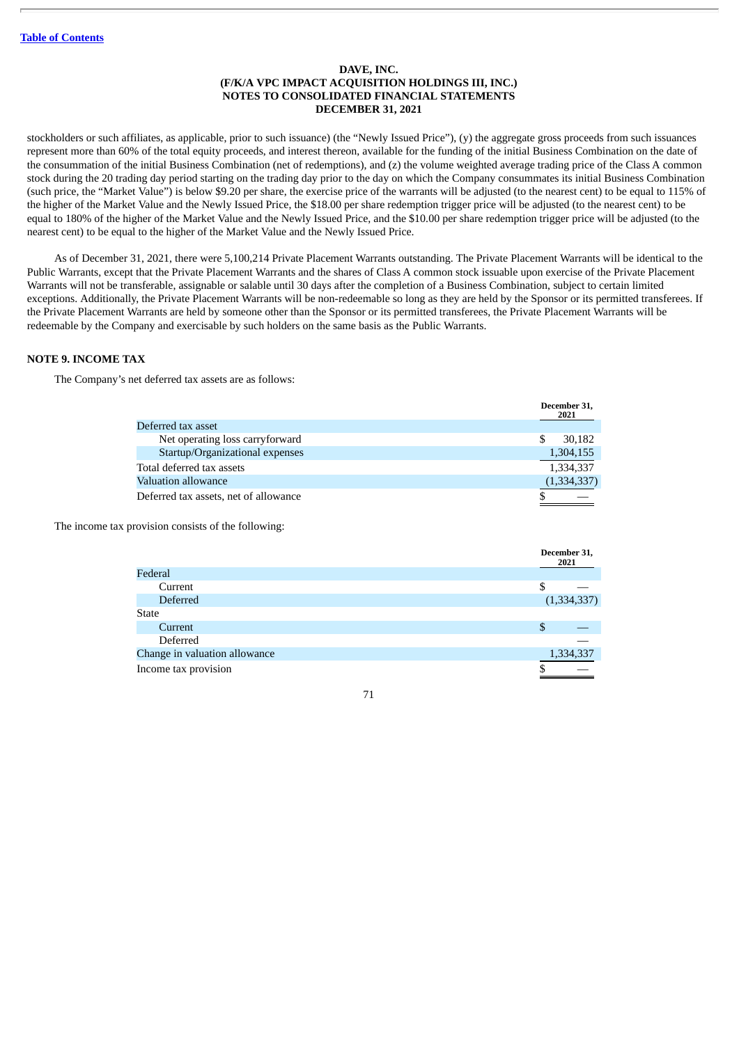stockholders or such affiliates, as applicable, prior to such issuance) (the "Newly Issued Price"), (y) the aggregate gross proceeds from such issuances represent more than 60% of the total equity proceeds, and interest thereon, available for the funding of the initial Business Combination on the date of the consummation of the initial Business Combination (net of redemptions), and (z) the volume weighted average trading price of the Class A common stock during the 20 trading day period starting on the trading day prior to the day on which the Company consummates its initial Business Combination (such price, the "Market Value") is below $9.20 per share, the exercise price of the warrants will be adjusted (to the nearest cent) to be equal to 115% of the higher of the Market Value and the Newly Issued Price, the $18.00 per share redemption trigger price will be adjusted (to the nearest cent) to be equal to 180% of the higher of the Market Value and the Newly Issued Price, and the $10.00 per share redemption trigger price will be adjusted (to the nearest cent) to be equal to the higher of the Market Value and the Newly Issued Price.

As of December 31, 2021, there were 5,100,214 Private Placement Warrants outstanding. The Private Placement Warrants will be identical to the Public Warrants, except that the Private Placement Warrants and the shares of Class A common stock issuable upon exercise of the Private Placement Warrants will not be transferable, assignable or salable until 30 days after the completion of a Business Combination, subject to certain limited exceptions. Additionally, the Private Placement Warrants will be non-redeemable so long as they are held by the Sponsor or its permitted transferees. If the Private Placement Warrants are held by someone other than the Sponsor or its permitted transferees, the Private Placement Warrants will be redeemable by the Company and exercisable by such holders on the same basis as the Public Warrants.

## NOTE 9. INCOME TAX

The Company's net deferred tax assets are as follows:

| | December 31, 2021 |
|---|---|
| Deferred tax asset | |
| Net operating loss carryforward | $ 30,182 |
| Startup/Organizational expenses | 1,304,155 |
| Total deferred tax assets | 1,334,337 |
| Valuation allowance | (1,334,337) |
| Deferred tax assets, net of allowance | $ — |

The income tax provision consists of the following:

| | December 31, 2021 |
|---|---|
| Federal | |
| Current | $ — |
| Deferred | (1,334,337) |
| State | |
| Current | $ — |
| Deferred | — |
| Change in valuation allowance | 1,334,337 |
| Income tax provision | $ — |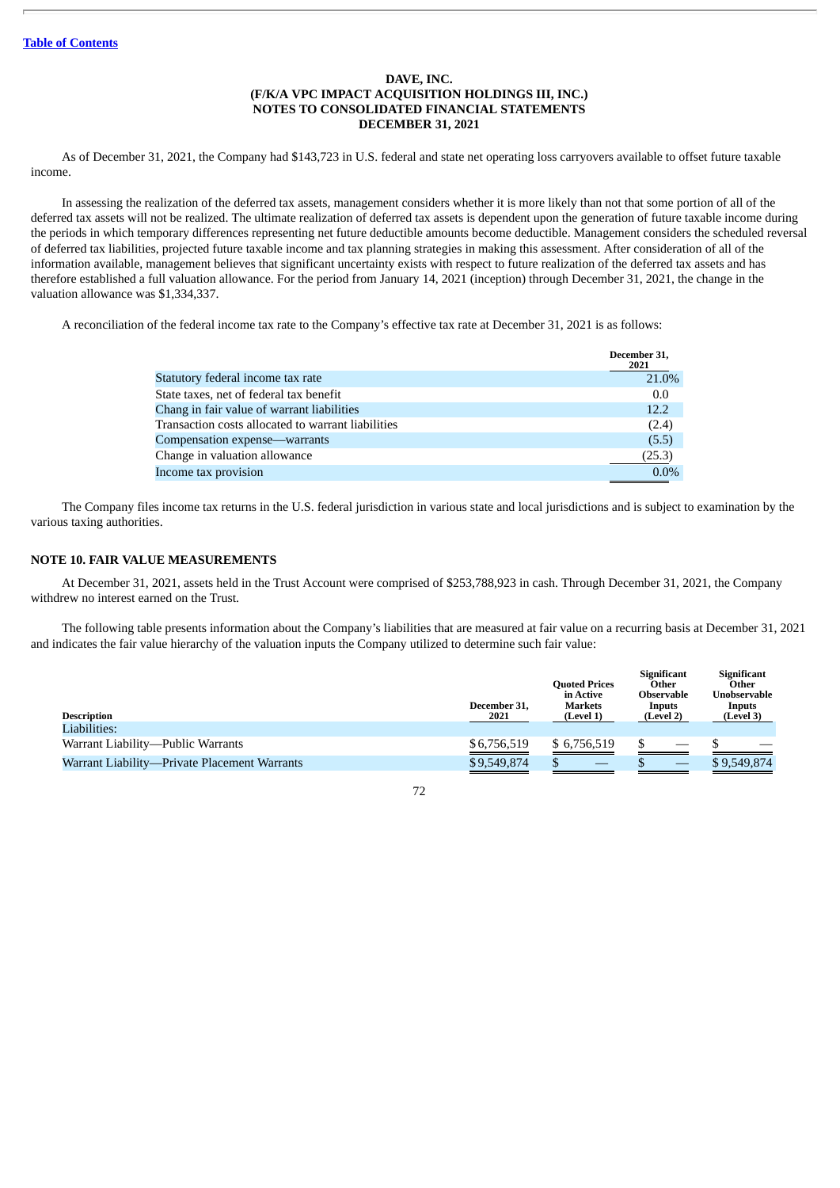**DAVE, INC.**
**(F/K/A VPC IMPACT ACQUISITION HOLDINGS III, INC.)**
**NOTES TO CONSOLIDATED FINANCIAL STATEMENTS**
**DECEMBER 31, 2021**

As of December 31, 2021, the Company had $143,723 in U.S. federal and state net operating loss carryovers available to offset future taxable income.

In assessing the realization of the deferred tax assets, management considers whether it is more likely than not that some portion of all of the deferred tax assets will not be realized. The ultimate realization of deferred tax assets is dependent upon the generation of future taxable income during the periods in which temporary differences representing net future deductible amounts become deductible. Management considers the scheduled reversal of deferred tax liabilities, projected future taxable income and tax planning strategies in making this assessment. After consideration of all of the information available, management believes that significant uncertainty exists with respect to future realization of the deferred tax assets and has therefore established a full valuation allowance. For the period from January 14, 2021 (inception) through December 31, 2021, the change in the valuation allowance was $1,334,337.

A reconciliation of the federal income tax rate to the Company's effective tax rate at December 31, 2021 is as follows:

| | December 31, 2021 |
|---|---|
| Statutory federal income tax rate | 21.0% |
| State taxes, net of federal tax benefit | 0.0 |
| Chang in fair value of warrant liabilities | 12.2 |
| Transaction costs allocated to warrant liabilities | (2.4) |
| Compensation expense—warrants | (5.5) |
| Change in valuation allowance | (25.3) |
| Income tax provision | 0.0% |

The Company files income tax returns in the U.S. federal jurisdiction in various state and local jurisdictions and is subject to examination by the various taxing authorities.

## NOTE 10. FAIR VALUE MEASUREMENTS

At December 31, 2021, assets held in the Trust Account were comprised of $253,788,923 in cash. Through December 31, 2021, the Company withdrew no interest earned on the Trust.

The following table presents information about the Company's liabilities that are measured at fair value on a recurring basis at December 31, 2021 and indicates the fair value hierarchy of the valuation inputs the Company utilized to determine such fair value:

| Description | December 31, 2021 | Quoted Prices in Active Markets (Level 1) | Significant Other Observable Inputs (Level 2) | Significant Other Unobservable Inputs (Level 3) |
|---|---|---|---|---|
| Liabilities: | | | | |
| Warrant Liability—Public Warrants | $6,756,519 | $ 6,756,519 | $ — | $ — |
| Warrant Liability—Private Placement Warrants | $9,549,874 | $ — | $ — | $ 9,549,874 |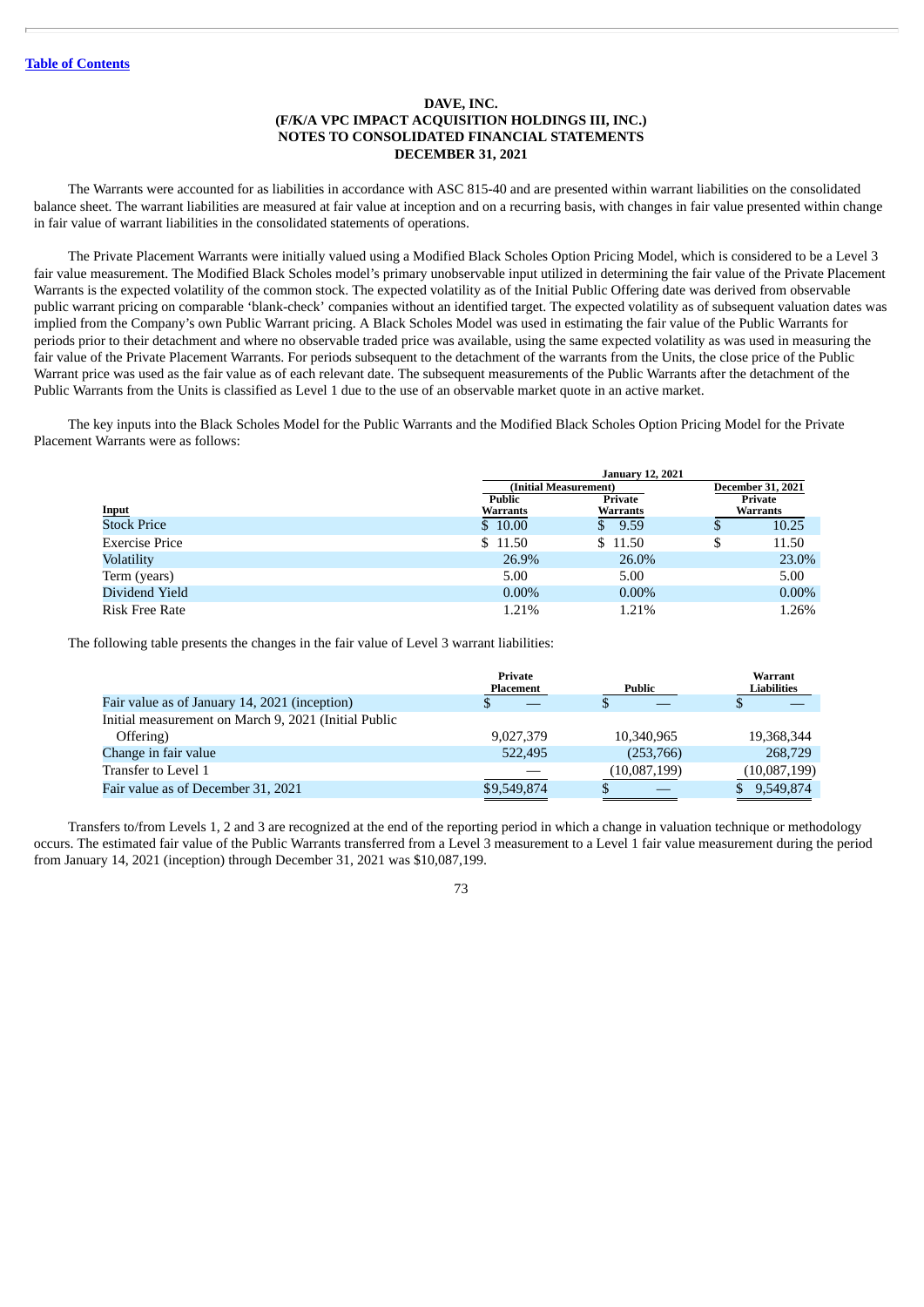[Table of Contents](#)

**DAVE, INC.**
**(F/K/A VPC IMPACT ACQUISITION HOLDINGS III, INC.)**
**NOTES TO CONSOLIDATED FINANCIAL STATEMENTS**
**DECEMBER 31, 2021**

The Warrants were accounted for as liabilities in accordance with ASC 815-40 and are presented within warrant liabilities on the consolidated balance sheet. The warrant liabilities are measured at fair value at inception and on a recurring basis, with changes in fair value presented within change in fair value of warrant liabilities in the consolidated statements of operations.

The Private Placement Warrants were initially valued using a Modified Black Scholes Option Pricing Model, which is considered to be a Level 3 fair value measurement. The Modified Black Scholes model's primary unobservable input utilized in determining the fair value of the Private Placement Warrants is the expected volatility of the common stock. The expected volatility as of the Initial Public Offering date was derived from observable public warrant pricing on comparable 'blank-check' companies without an identified target. The expected volatility as of subsequent valuation dates was implied from the Company's own Public Warrant pricing. A Black Scholes Model was used in estimating the fair value of the Public Warrants for periods prior to their detachment and where no observable traded price was available, using the same expected volatility as was used in measuring the fair value of the Private Placement Warrants. For periods subsequent to the detachment of the warrants from the Units, the close price of the Public Warrant price was used as the fair value as of each relevant date. The subsequent measurements of the Public Warrants after the detachment of the Public Warrants from the Units is classified as Level 1 due to the use of an observable market quote in an active market.

The key inputs into the Black Scholes Model for the Public Warrants and the Modified Black Scholes Option Pricing Model for the Private Placement Warrants were as follows:

| | January 12, 2021 (Initial Measurement) | | December 31, 2021 |
|---|---|---|---|
| Input | Public Warrants | Private Warrants | Private Warrants |
| Stock Price | $ 10.00 | $ 9.59 | $ 10.25 |
| Exercise Price | $ 11.50 | $ 11.50 | $ 11.50 |
| Volatility | 26.9% | 26.0% | 23.0% |
| Term (years) | 5.00 | 5.00 | 5.00 |
| Dividend Yield | 0.00% | 0.00% | 0.00% |
| Risk Free Rate | 1.21% | 1.21% | 1.26% |

The following table presents the changes in the fair value of Level 3 warrant liabilities:

| | Private Placement | Public | Warrant Liabilities |
|---|---|---|---|
| Fair value as of January 14, 2021 (inception) | $ — | $ — | $ — |
| Initial measurement on March 9, 2021 (Initial Public Offering) | 9,027,379 | 10,340,965 | 19,368,344 |
| Change in fair value | 522,495 | (253,766) | 268,729 |
| Transfer to Level 1 | — | (10,087,199) | (10,087,199) |
| Fair value as of December 31, 2021 | $9,549,874 | $ — | $ 9,549,874 |

Transfers to/from Levels 1, 2 and 3 are recognized at the end of the reporting period in which a change in valuation technique or methodology occurs. The estimated fair value of the Public Warrants transferred from a Level 3 measurement to a Level 1 fair value measurement during the period from January 14, 2021 (inception) through December 31, 2021 was $10,087,199.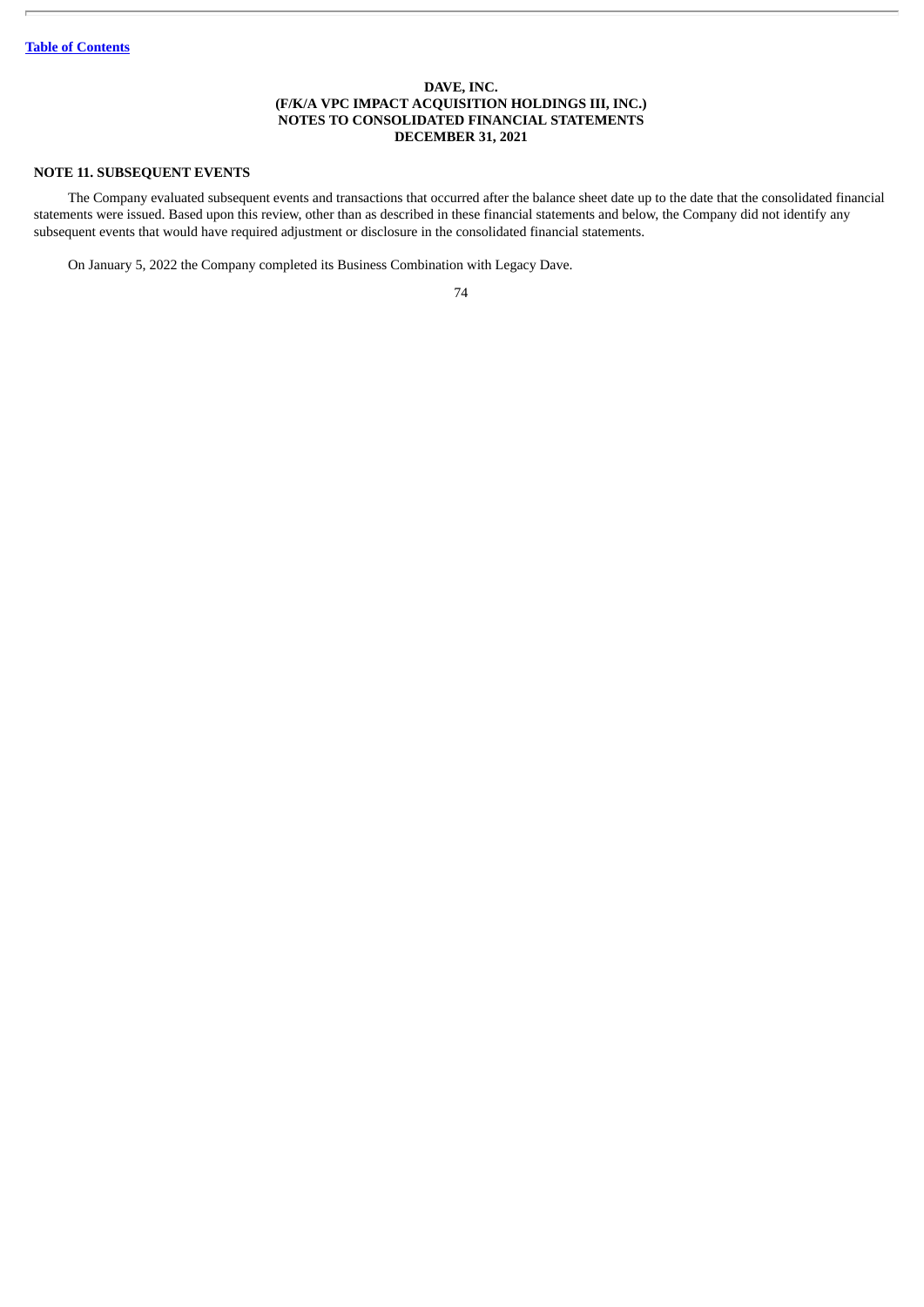**DAVE, INC.**
**(F/K/A VPC IMPACT ACQUISITION HOLDINGS III, INC.)**
**NOTES TO CONSOLIDATED FINANCIAL STATEMENTS**
**DECEMBER 31, 2021**

**NOTE 11. SUBSEQUENT EVENTS**

The Company evaluated subsequent events and transactions that occurred after the balance sheet date up to the date that the consolidated financial statements were issued. Based upon this review, other than as described in these financial statements and below, the Company did not identify any subsequent events that would have required adjustment or disclosure in the consolidated financial statements.

On January 5, 2022 the Company completed its Business Combination with Legacy Dave.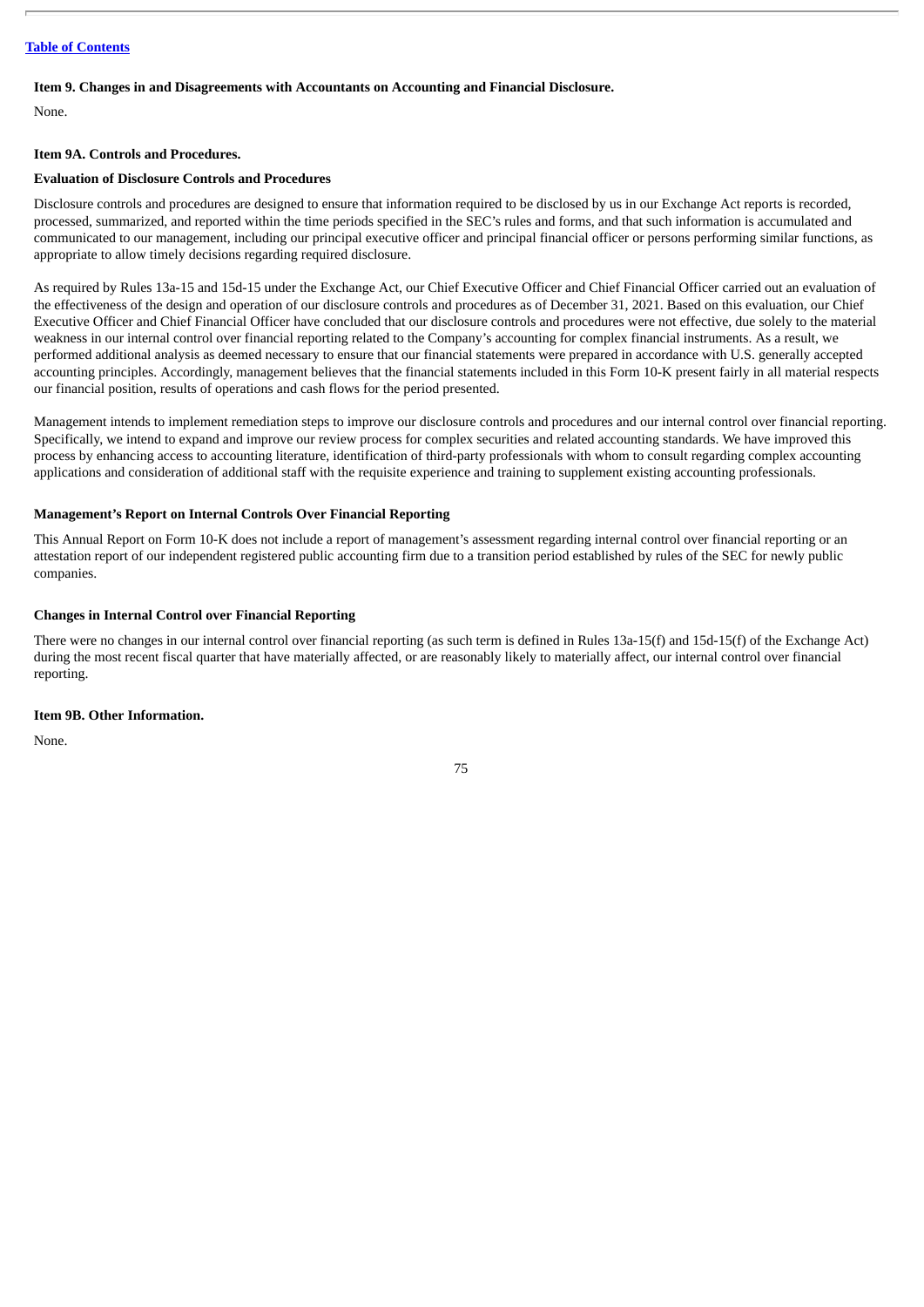### Item 9. Changes in and Disagreements with Accountants on Accounting and Financial Disclosure.

None.

### Item 9A. Controls and Procedures.

#### Evaluation of Disclosure Controls and Procedures

Disclosure controls and procedures are designed to ensure that information required to be disclosed by us in our Exchange Act reports is recorded, processed, summarized, and reported within the time periods specified in the SEC's rules and forms, and that such information is accumulated and communicated to our management, including our principal executive officer and principal financial officer or persons performing similar functions, as appropriate to allow timely decisions regarding required disclosure.

As required by Rules 13a-15 and 15d-15 under the Exchange Act, our Chief Executive Officer and Chief Financial Officer carried out an evaluation of the effectiveness of the design and operation of our disclosure controls and procedures as of December 31, 2021. Based on this evaluation, our Chief Executive Officer and Chief Financial Officer have concluded that our disclosure controls and procedures were not effective, due solely to the material weakness in our internal control over financial reporting related to the Company's accounting for complex financial instruments. As a result, we performed additional analysis as deemed necessary to ensure that our financial statements were prepared in accordance with U.S. generally accepted accounting principles. Accordingly, management believes that the financial statements included in this Form 10-K present fairly in all material respects our financial position, results of operations and cash flows for the period presented.

Management intends to implement remediation steps to improve our disclosure controls and procedures and our internal control over financial reporting. Specifically, we intend to expand and improve our review process for complex securities and related accounting standards. We have improved this process by enhancing access to accounting literature, identification of third-party professionals with whom to consult regarding complex accounting applications and consideration of additional staff with the requisite experience and training to supplement existing accounting professionals.

#### Management's Report on Internal Controls Over Financial Reporting

This Annual Report on Form 10-K does not include a report of management's assessment regarding internal control over financial reporting or an attestation report of our independent registered public accounting firm due to a transition period established by rules of the SEC for newly public companies.

#### Changes in Internal Control over Financial Reporting

There were no changes in our internal control over financial reporting (as such term is defined in Rules 13a-15(f) and 15d-15(f) of the Exchange Act) during the most recent fiscal quarter that have materially affected, or are reasonably likely to materially affect, our internal control over financial reporting.

### Item 9B. Other Information.

None.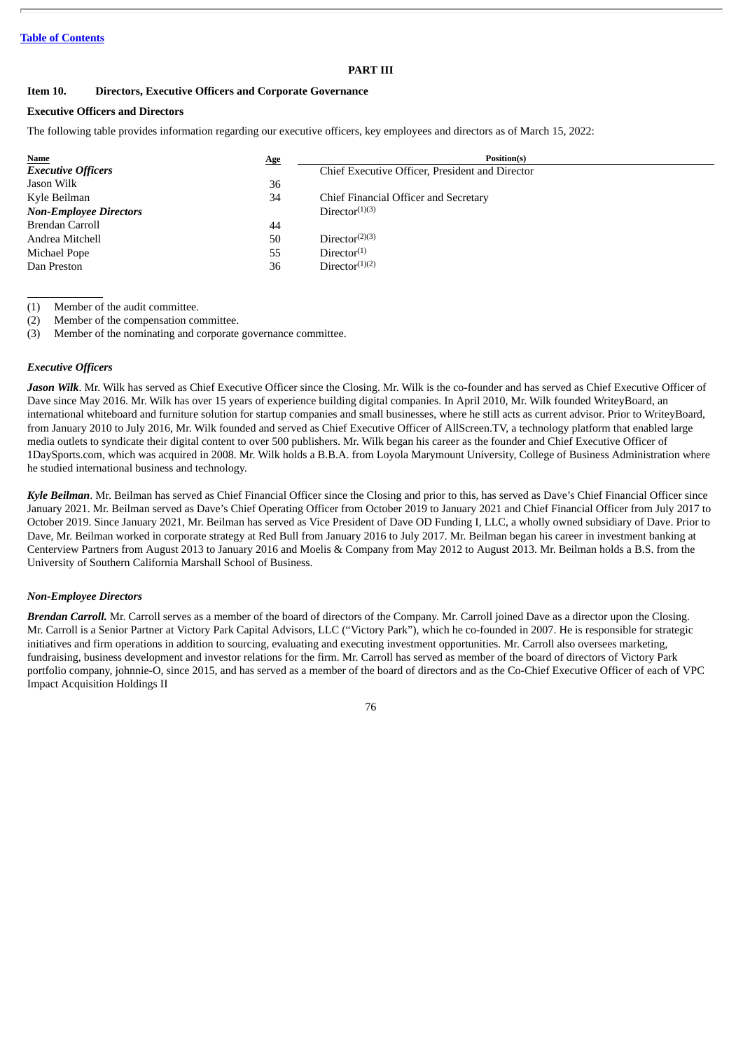# PART III

## Item 10. Directors, Executive Officers and Corporate Governance

### Executive Officers and Directors

The following table provides information regarding our executive officers, key employees and directors as of March 15, 2022:

| Name | Age | Position(s) |
|---|---|---|
| ***Executive Officers*** | | |
| Jason Wilk | 36 | Chief Executive Officer, President and Director |
| Kyle Beilman | 34 | Chief Financial Officer and Secretary |
| ***Non-Employee Directors*** | | |
| Brendan Carroll | 44 | Director(1)(3) |
| Andrea Mitchell | 50 | Director(2)(3) |
| Michael Pope | 55 | Director(1) |
| Dan Preston | 36 | Director(1)(2) |

(1) Member of the audit committee.
(2) Member of the compensation committee.
(3) Member of the nominating and corporate governance committee.

### *Executive Officers*

***Jason Wilk***. Mr. Wilk has served as Chief Executive Officer since the Closing. Mr. Wilk is the co-founder and has served as Chief Executive Officer of Dave since May 2016. Mr. Wilk has over 15 years of experience building digital companies. In April 2010, Mr. Wilk founded WriteyBoard, an international whiteboard and furniture solution for startup companies and small businesses, where he still acts as current advisor. Prior to WriteyBoard, from January 2010 to July 2016, Mr. Wilk founded and served as Chief Executive Officer of AllScreen.TV, a technology platform that enabled large media outlets to syndicate their digital content to over 500 publishers. Mr. Wilk began his career as the founder and Chief Executive Officer of 1DaySports.com, which was acquired in 2008. Mr. Wilk holds a B.B.A. from Loyola Marymount University, College of Business Administration where he studied international business and technology.

***Kyle Beilman***. Mr. Beilman has served as Chief Financial Officer since the Closing and prior to this, has served as Dave's Chief Financial Officer since January 2021. Mr. Beilman served as Dave's Chief Operating Officer from October 2019 to January 2021 and Chief Financial Officer from July 2017 to October 2019. Since January 2021, Mr. Beilman has served as Vice President of Dave OD Funding I, LLC, a wholly owned subsidiary of Dave. Prior to Dave, Mr. Beilman worked in corporate strategy at Red Bull from January 2016 to July 2017. Mr. Beilman began his career in investment banking at Centerview Partners from August 2013 to January 2016 and Moelis & Company from May 2012 to August 2013. Mr. Beilman holds a B.S. from the University of Southern California Marshall School of Business.

### *Non-Employee Directors*

***Brendan Carroll.*** Mr. Carroll serves as a member of the board of directors of the Company. Mr. Carroll joined Dave as a director upon the Closing. Mr. Carroll is a Senior Partner at Victory Park Capital Advisors, LLC ("Victory Park"), which he co-founded in 2007. He is responsible for strategic initiatives and firm operations in addition to sourcing, evaluating and executing investment opportunities. Mr. Carroll also oversees marketing, fundraising, business development and investor relations for the firm. Mr. Carroll has served as member of the board of directors of Victory Park portfolio company, johnnie-O, since 2015, and has served as a member of the board of directors and as the Co-Chief Executive Officer of each of VPC Impact Acquisition Holdings II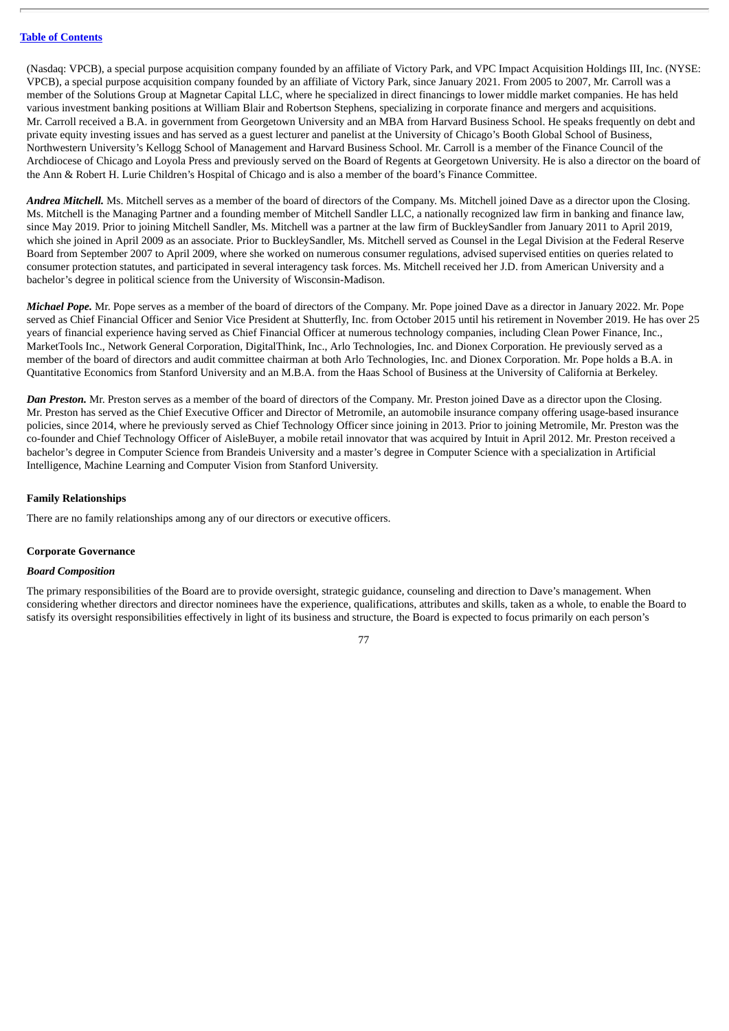(Nasdaq: VPCB), a special purpose acquisition company founded by an affiliate of Victory Park, and VPC Impact Acquisition Holdings III, Inc. (NYSE: VPCB), a special purpose acquisition company founded by an affiliate of Victory Park, since January 2021. From 2005 to 2007, Mr. Carroll was a member of the Solutions Group at Magnetar Capital LLC, where he specialized in direct financings to lower middle market companies. He has held various investment banking positions at William Blair and Robertson Stephens, specializing in corporate finance and mergers and acquisitions. Mr. Carroll received a B.A. in government from Georgetown University and an MBA from Harvard Business School. He speaks frequently on debt and private equity investing issues and has served as a guest lecturer and panelist at the University of Chicago's Booth Global School of Business, Northwestern University's Kellogg School of Management and Harvard Business School. Mr. Carroll is a member of the Finance Council of the Archdiocese of Chicago and Loyola Press and previously served on the Board of Regents at Georgetown University. He is also a director on the board of the Ann & Robert H. Lurie Children's Hospital of Chicago and is also a member of the board's Finance Committee.

***Andrea Mitchell.*** Ms. Mitchell serves as a member of the board of directors of the Company. Ms. Mitchell joined Dave as a director upon the Closing. Ms. Mitchell is the Managing Partner and a founding member of Mitchell Sandler LLC, a nationally recognized law firm in banking and finance law, since May 2019. Prior to joining Mitchell Sandler, Ms. Mitchell was a partner at the law firm of BuckleySandler from January 2011 to April 2019, which she joined in April 2009 as an associate. Prior to BuckleySandler, Ms. Mitchell served as Counsel in the Legal Division at the Federal Reserve Board from September 2007 to April 2009, where she worked on numerous consumer regulations, advised supervised entities on queries related to consumer protection statutes, and participated in several interagency task forces. Ms. Mitchell received her J.D. from American University and a bachelor's degree in political science from the University of Wisconsin-Madison.

***Michael Pope.*** Mr. Pope serves as a member of the board of directors of the Company. Mr. Pope joined Dave as a director in January 2022. Mr. Pope served as Chief Financial Officer and Senior Vice President at Shutterfly, Inc. from October 2015 until his retirement in November 2019. He has over 25 years of financial experience having served as Chief Financial Officer at numerous technology companies, including Clean Power Finance, Inc., MarketTools Inc., Network General Corporation, DigitalThink, Inc., Arlo Technologies, Inc. and Dionex Corporation. He previously served as a member of the board of directors and audit committee chairman at both Arlo Technologies, Inc. and Dionex Corporation. Mr. Pope holds a B.A. in Quantitative Economics from Stanford University and an M.B.A. from the Haas School of Business at the University of California at Berkeley.

***Dan Preston.*** Mr. Preston serves as a member of the board of directors of the Company. Mr. Preston joined Dave as a director upon the Closing. Mr. Preston has served as the Chief Executive Officer and Director of Metromile, an automobile insurance company offering usage-based insurance policies, since 2014, where he previously served as Chief Technology Officer since joining in 2013. Prior to joining Metromile, Mr. Preston was the co-founder and Chief Technology Officer of AisleBuyer, a mobile retail innovator that was acquired by Intuit in April 2012. Mr. Preston received a bachelor's degree in Computer Science from Brandeis University and a master's degree in Computer Science with a specialization in Artificial Intelligence, Machine Learning and Computer Vision from Stanford University.

**Family Relationships**

There are no family relationships among any of our directors or executive officers.

**Corporate Governance**

***Board Composition***

The primary responsibilities of the Board are to provide oversight, strategic guidance, counseling and direction to Dave's management. When considering whether directors and director nominees have the experience, qualifications, attributes and skills, taken as a whole, to enable the Board to satisfy its oversight responsibilities effectively in light of its business and structure, the Board is expected to focus primarily on each person's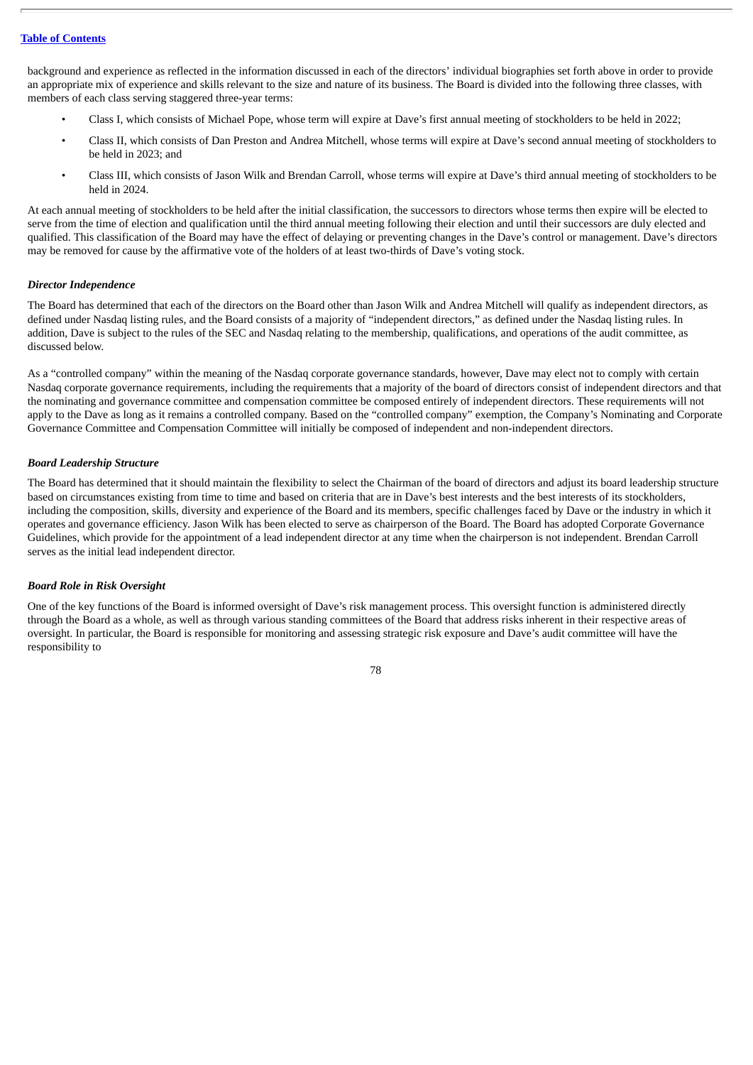background and experience as reflected in the information discussed in each of the directors' individual biographies set forth above in order to provide an appropriate mix of experience and skills relevant to the size and nature of its business. The Board is divided into the following three classes, with members of each class serving staggered three-year terms:

- Class I, which consists of Michael Pope, whose term will expire at Dave's first annual meeting of stockholders to be held in 2022;
- Class II, which consists of Dan Preston and Andrea Mitchell, whose terms will expire at Dave's second annual meeting of stockholders to be held in 2023; and
- Class III, which consists of Jason Wilk and Brendan Carroll, whose terms will expire at Dave's third annual meeting of stockholders to be held in 2024.

At each annual meeting of stockholders to be held after the initial classification, the successors to directors whose terms then expire will be elected to serve from the time of election and qualification until the third annual meeting following their election and until their successors are duly elected and qualified. This classification of the Board may have the effect of delaying or preventing changes in the Dave's control or management. Dave's directors may be removed for cause by the affirmative vote of the holders of at least two-thirds of Dave's voting stock.

***Director Independence***

The Board has determined that each of the directors on the Board other than Jason Wilk and Andrea Mitchell will qualify as independent directors, as defined under Nasdaq listing rules, and the Board consists of a majority of "independent directors," as defined under the Nasdaq listing rules. In addition, Dave is subject to the rules of the SEC and Nasdaq relating to the membership, qualifications, and operations of the audit committee, as discussed below.

As a "controlled company" within the meaning of the Nasdaq corporate governance standards, however, Dave may elect not to comply with certain Nasdaq corporate governance requirements, including the requirements that a majority of the board of directors consist of independent directors and that the nominating and governance committee and compensation committee be composed entirely of independent directors. These requirements will not apply to the Dave as long as it remains a controlled company. Based on the "controlled company" exemption, the Company's Nominating and Corporate Governance Committee and Compensation Committee will initially be composed of independent and non-independent directors.

***Board Leadership Structure***

The Board has determined that it should maintain the flexibility to select the Chairman of the board of directors and adjust its board leadership structure based on circumstances existing from time to time and based on criteria that are in Dave's best interests and the best interests of its stockholders, including the composition, skills, diversity and experience of the Board and its members, specific challenges faced by Dave or the industry in which it operates and governance efficiency. Jason Wilk has been elected to serve as chairperson of the Board. The Board has adopted Corporate Governance Guidelines, which provide for the appointment of a lead independent director at any time when the chairperson is not independent. Brendan Carroll serves as the initial lead independent director.

***Board Role in Risk Oversight***

One of the key functions of the Board is informed oversight of Dave's risk management process. This oversight function is administered directly through the Board as a whole, as well as through various standing committees of the Board that address risks inherent in their respective areas of oversight. In particular, the Board is responsible for monitoring and assessing strategic risk exposure and Dave's audit committee will have the responsibility to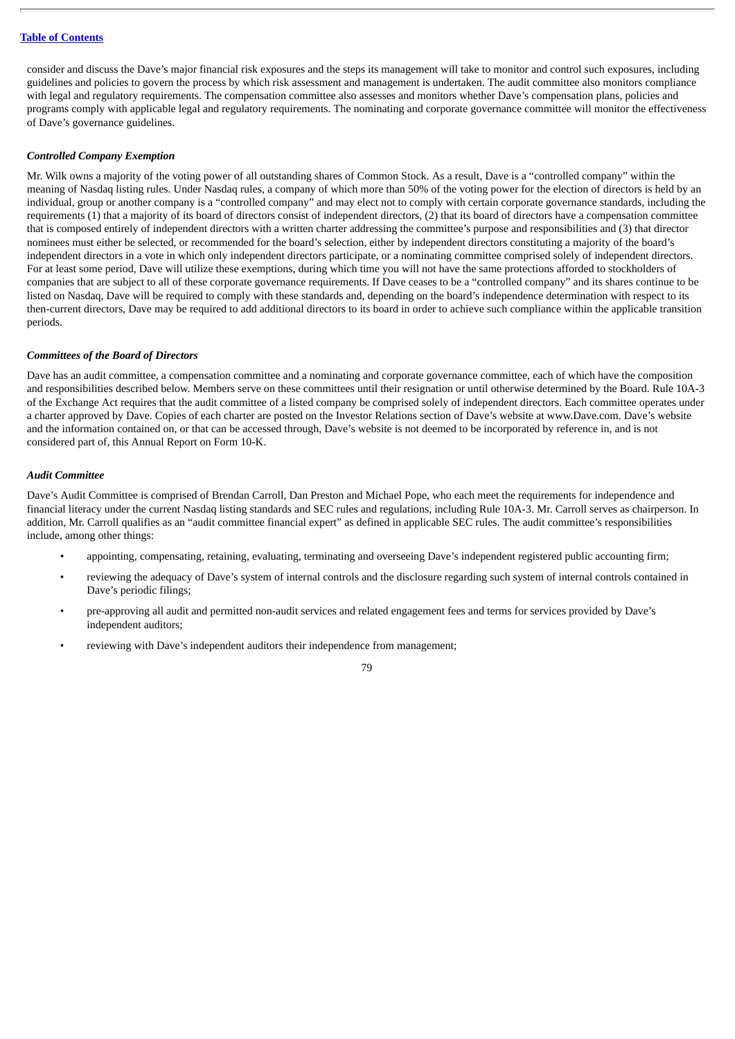consider and discuss the Dave's major financial risk exposures and the steps its management will take to monitor and control such exposures, including guidelines and policies to govern the process by which risk assessment and management is undertaken. The audit committee also monitors compliance with legal and regulatory requirements. The compensation committee also assesses and monitors whether Dave's compensation plans, policies and programs comply with applicable legal and regulatory requirements. The nominating and corporate governance committee will monitor the effectiveness of Dave's governance guidelines.

***Controlled Company Exemption***

Mr. Wilk owns a majority of the voting power of all outstanding shares of Common Stock. As a result, Dave is a "controlled company" within the meaning of Nasdaq listing rules. Under Nasdaq rules, a company of which more than 50% of the voting power for the election of directors is held by an individual, group or another company is a "controlled company" and may elect not to comply with certain corporate governance standards, including the requirements (1) that a majority of its board of directors consist of independent directors, (2) that its board of directors have a compensation committee that is composed entirely of independent directors with a written charter addressing the committee's purpose and responsibilities and (3) that director nominees must either be selected, or recommended for the board's selection, either by independent directors constituting a majority of the board's independent directors in a vote in which only independent directors participate, or a nominating committee comprised solely of independent directors. For at least some period, Dave will utilize these exemptions, during which time you will not have the same protections afforded to stockholders of companies that are subject to all of these corporate governance requirements. If Dave ceases to be a "controlled company" and its shares continue to be listed on Nasdaq, Dave will be required to comply with these standards and, depending on the board's independence determination with respect to its then-current directors, Dave may be required to add additional directors to its board in order to achieve such compliance within the applicable transition periods.

***Committees of the Board of Directors***

Dave has an audit committee, a compensation committee and a nominating and corporate governance committee, each of which have the composition and responsibilities described below. Members serve on these committees until their resignation or until otherwise determined by the Board. Rule 10A-3 of the Exchange Act requires that the audit committee of a listed company be comprised solely of independent directors. Each committee operates under a charter approved by Dave. Copies of each charter are posted on the Investor Relations section of Dave's website at www.Dave.com. Dave's website and the information contained on, or that can be accessed through, Dave's website is not deemed to be incorporated by reference in, and is not considered part of, this Annual Report on Form 10-K.

***Audit Committee***

Dave's Audit Committee is comprised of Brendan Carroll, Dan Preston and Michael Pope, who each meet the requirements for independence and financial literacy under the current Nasdaq listing standards and SEC rules and regulations, including Rule 10A-3. Mr. Carroll serves as chairperson. In addition, Mr. Carroll qualifies as an "audit committee financial expert" as defined in applicable SEC rules. The audit committee's responsibilities include, among other things:

- appointing, compensating, retaining, evaluating, terminating and overseeing Dave's independent registered public accounting firm;
- reviewing the adequacy of Dave's system of internal controls and the disclosure regarding such system of internal controls contained in Dave's periodic filings;
- pre-approving all audit and permitted non-audit services and related engagement fees and terms for services provided by Dave's independent auditors;
- reviewing with Dave's independent auditors their independence from management;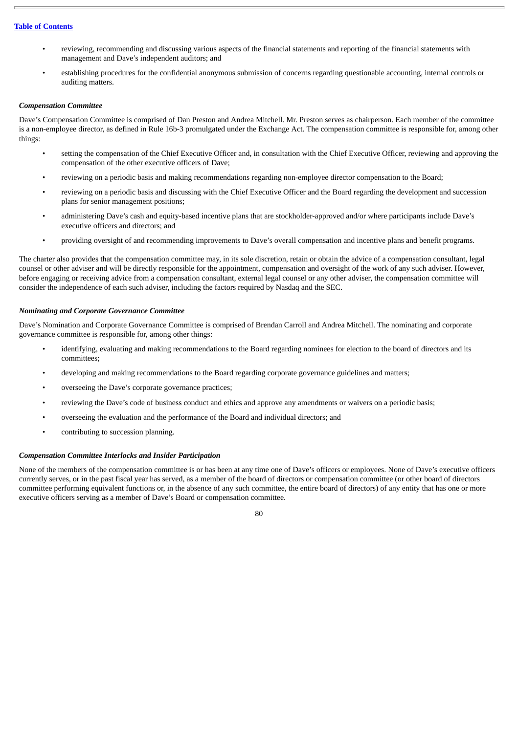- reviewing, recommending and discussing various aspects of the financial statements and reporting of the financial statements with management and Dave's independent auditors; and
- establishing procedures for the confidential anonymous submission of concerns regarding questionable accounting, internal controls or auditing matters.

***Compensation Committee***

Dave's Compensation Committee is comprised of Dan Preston and Andrea Mitchell. Mr. Preston serves as chairperson. Each member of the committee is a non-employee director, as defined in Rule 16b-3 promulgated under the Exchange Act. The compensation committee is responsible for, among other things:

- setting the compensation of the Chief Executive Officer and, in consultation with the Chief Executive Officer, reviewing and approving the compensation of the other executive officers of Dave;
- reviewing on a periodic basis and making recommendations regarding non-employee director compensation to the Board;
- reviewing on a periodic basis and discussing with the Chief Executive Officer and the Board regarding the development and succession plans for senior management positions;
- administering Dave's cash and equity-based incentive plans that are stockholder-approved and/or where participants include Dave's executive officers and directors; and
- providing oversight of and recommending improvements to Dave's overall compensation and incentive plans and benefit programs.

The charter also provides that the compensation committee may, in its sole discretion, retain or obtain the advice of a compensation consultant, legal counsel or other adviser and will be directly responsible for the appointment, compensation and oversight of the work of any such adviser. However, before engaging or receiving advice from a compensation consultant, external legal counsel or any other adviser, the compensation committee will consider the independence of each such adviser, including the factors required by Nasdaq and the SEC.

***Nominating and Corporate Governance Committee***

Dave's Nomination and Corporate Governance Committee is comprised of Brendan Carroll and Andrea Mitchell. The nominating and corporate governance committee is responsible for, among other things:

- identifying, evaluating and making recommendations to the Board regarding nominees for election to the board of directors and its committees;
- developing and making recommendations to the Board regarding corporate governance guidelines and matters;
- overseeing the Dave's corporate governance practices;
- reviewing the Dave's code of business conduct and ethics and approve any amendments or waivers on a periodic basis;
- overseeing the evaluation and the performance of the Board and individual directors; and
- contributing to succession planning.

***Compensation Committee Interlocks and Insider Participation***

None of the members of the compensation committee is or has been at any time one of Dave's officers or employees. None of Dave's executive officers currently serves, or in the past fiscal year has served, as a member of the board of directors or compensation committee (or other board of directors committee performing equivalent functions or, in the absence of any such committee, the entire board of directors) of any entity that has one or more executive officers serving as a member of Dave's Board or compensation committee.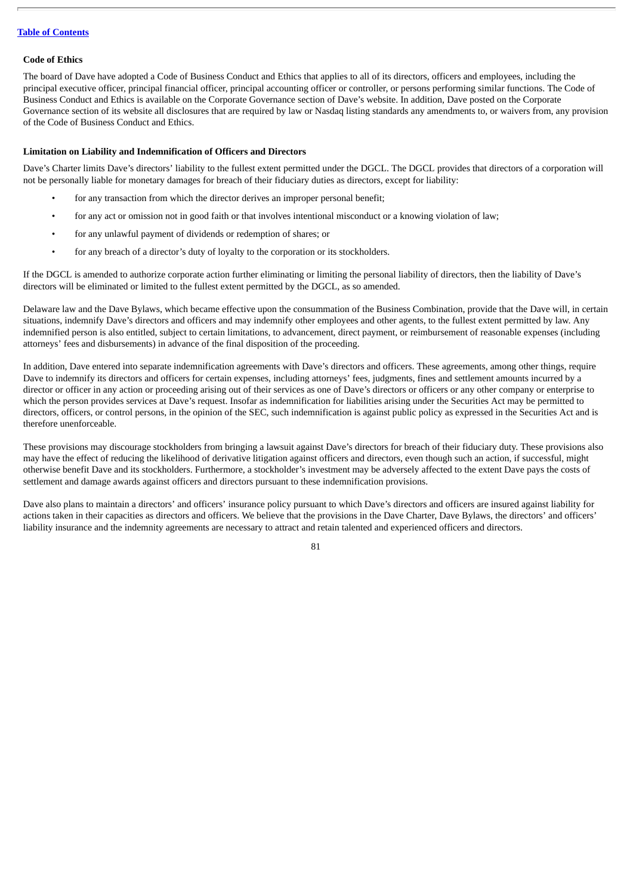### Code of Ethics

The board of Dave have adopted a Code of Business Conduct and Ethics that applies to all of its directors, officers and employees, including the principal executive officer, principal financial officer, principal accounting officer or controller, or persons performing similar functions. The Code of Business Conduct and Ethics is available on the Corporate Governance section of Dave's website. In addition, Dave posted on the Corporate Governance section of its website all disclosures that are required by law or Nasdaq listing standards any amendments to, or waivers from, any provision of the Code of Business Conduct and Ethics.

### Limitation on Liability and Indemnification of Officers and Directors

Dave's Charter limits Dave's directors' liability to the fullest extent permitted under the DGCL. The DGCL provides that directors of a corporation will not be personally liable for monetary damages for breach of their fiduciary duties as directors, except for liability:

- for any transaction from which the director derives an improper personal benefit;
- for any act or omission not in good faith or that involves intentional misconduct or a knowing violation of law;
- for any unlawful payment of dividends or redemption of shares; or
- for any breach of a director's duty of loyalty to the corporation or its stockholders.

If the DGCL is amended to authorize corporate action further eliminating or limiting the personal liability of directors, then the liability of Dave's directors will be eliminated or limited to the fullest extent permitted by the DGCL, as so amended.

Delaware law and the Dave Bylaws, which became effective upon the consummation of the Business Combination, provide that the Dave will, in certain situations, indemnify Dave's directors and officers and may indemnify other employees and other agents, to the fullest extent permitted by law. Any indemnified person is also entitled, subject to certain limitations, to advancement, direct payment, or reimbursement of reasonable expenses (including attorneys' fees and disbursements) in advance of the final disposition of the proceeding.

In addition, Dave entered into separate indemnification agreements with Dave's directors and officers. These agreements, among other things, require Dave to indemnify its directors and officers for certain expenses, including attorneys' fees, judgments, fines and settlement amounts incurred by a director or officer in any action or proceeding arising out of their services as one of Dave's directors or officers or any other company or enterprise to which the person provides services at Dave's request. Insofar as indemnification for liabilities arising under the Securities Act may be permitted to directors, officers, or control persons, in the opinion of the SEC, such indemnification is against public policy as expressed in the Securities Act and is therefore unenforceable.

These provisions may discourage stockholders from bringing a lawsuit against Dave's directors for breach of their fiduciary duty. These provisions also may have the effect of reducing the likelihood of derivative litigation against officers and directors, even though such an action, if successful, might otherwise benefit Dave and its stockholders. Furthermore, a stockholder's investment may be adversely affected to the extent Dave pays the costs of settlement and damage awards against officers and directors pursuant to these indemnification provisions.

Dave also plans to maintain a directors' and officers' insurance policy pursuant to which Dave's directors and officers are insured against liability for actions taken in their capacities as directors and officers. We believe that the provisions in the Dave Charter, Dave Bylaws, the directors' and officers' liability insurance and the indemnity agreements are necessary to attract and retain talented and experienced officers and directors.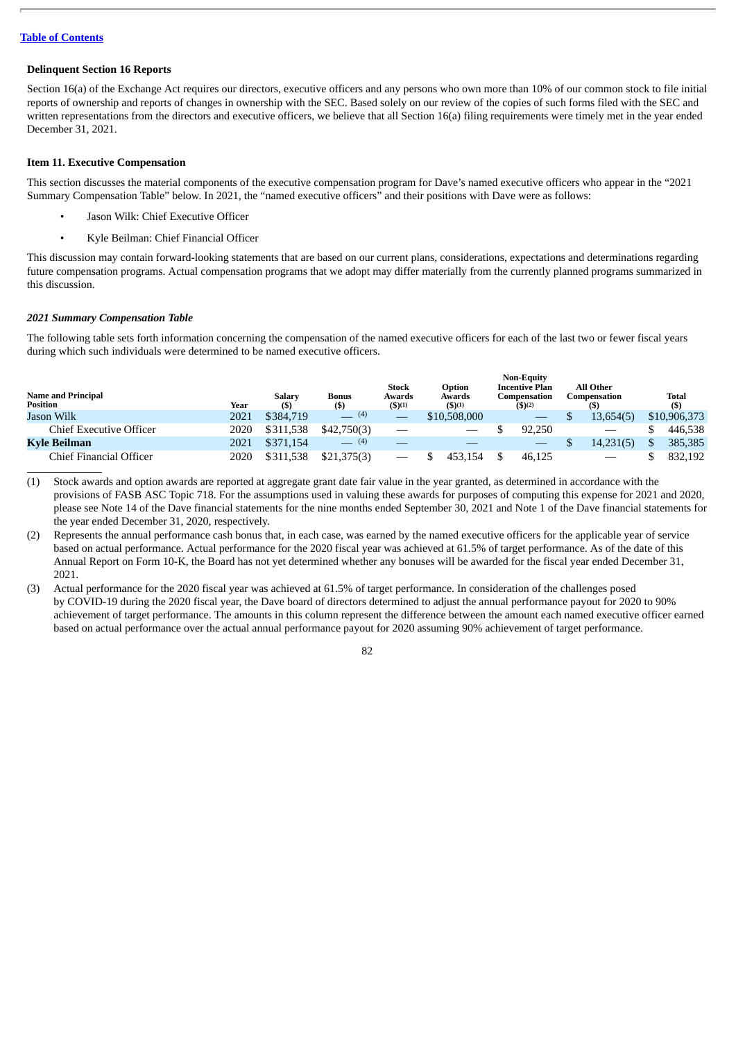**Table of Contents**

### Delinquent Section 16 Reports

Section 16(a) of the Exchange Act requires our directors, executive officers and any persons who own more than 10% of our common stock to file initial reports of ownership and reports of changes in ownership with the SEC. Based solely on our review of the copies of such forms filed with the SEC and written representations from the directors and executive officers, we believe that all Section 16(a) filing requirements were timely met in the year ended December 31, 2021.

### Item 11. Executive Compensation

This section discusses the material components of the executive compensation program for Dave's named executive officers who appear in the "2021 Summary Compensation Table" below. In 2021, the "named executive officers" and their positions with Dave were as follows:

- Jason Wilk: Chief Executive Officer
- Kyle Beilman: Chief Financial Officer

This discussion may contain forward-looking statements that are based on our current plans, considerations, expectations and determinations regarding future compensation programs. Actual compensation programs that we adopt may differ materially from the currently planned programs summarized in this discussion.

#### *2021 Summary Compensation Table*

The following table sets forth information concerning the compensation of the named executive officers for each of the last two or fewer fiscal years during which such individuals were determined to be named executive officers.

| Name and Principal Position | Year | Salary ($) | Bonus ($) | Stock Awards ($)(1) | Option Awards ($)(1) | Non-Equity Incentive Plan Compensation ($)(2) | All Other Compensation ($) | Total ($) |
|---|---|---|---|---|---|---|---|---|
| Jason Wilk | 2021 | $384,719 | — (4) | — | $10,508,000 | — | $ 13,654(5) | $10,906,373 |
| Chief Executive Officer | 2020 | $311,538 | $42,750(3) | — | — | $ 92,250 | — | $ 446,538 |
| **Kyle Beilman** | 2021 | $371,154 | — (4) | — | — | — | $ 14,231(5) | $ 385,385 |
| Chief Financial Officer | 2020 | $311,538 | $21,375(3) | — | $ 453,154 | $ 46,125 | — | $ 832,192 |

(1) Stock awards and option awards are reported at aggregate grant date fair value in the year granted, as determined in accordance with the provisions of FASB ASC Topic 718. For the assumptions used in valuing these awards for purposes of computing this expense for 2021 and 2020, please see Note 14 of the Dave financial statements for the nine months ended September 30, 2021 and Note 1 of the Dave financial statements for the year ended December 31, 2020, respectively.

(2) Represents the annual performance cash bonus that, in each case, was earned by the named executive officers for the applicable year of service based on actual performance. Actual performance for the 2020 fiscal year was achieved at 61.5% of target performance. As of the date of this Annual Report on Form 10-K, the Board has not yet determined whether any bonuses will be awarded for the fiscal year ended December 31, 2021.

(3) Actual performance for the 2020 fiscal year was achieved at 61.5% of target performance. In consideration of the challenges posed by COVID-19 during the 2020 fiscal year, the Dave board of directors determined to adjust the annual performance payout for 2020 to 90% achievement of target performance. The amounts in this column represent the difference between the amount each named executive officer earned based on actual performance over the actual annual performance payout for 2020 assuming 90% achievement of target performance.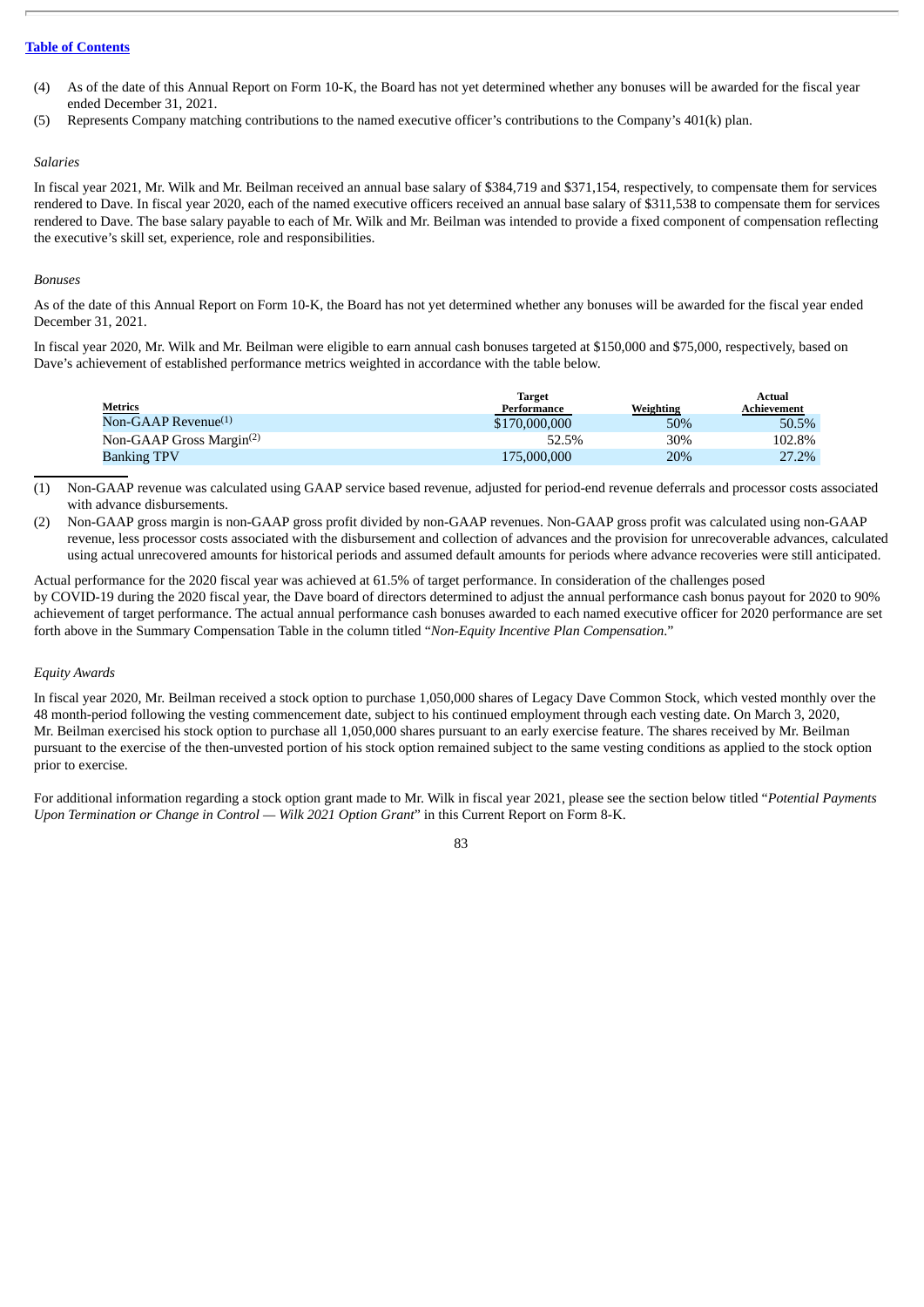(4) As of the date of this Annual Report on Form 10-K, the Board has not yet determined whether any bonuses will be awarded for the fiscal year ended December 31, 2021.

(5) Represents Company matching contributions to the named executive officer's contributions to the Company's 401(k) plan.

*Salaries*

In fiscal year 2021, Mr. Wilk and Mr. Beilman received an annual base salary of $384,719 and $371,154, respectively, to compensate them for services rendered to Dave. In fiscal year 2020, each of the named executive officers received an annual base salary of $311,538 to compensate them for services rendered to Dave. The base salary payable to each of Mr. Wilk and Mr. Beilman was intended to provide a fixed component of compensation reflecting the executive's skill set, experience, role and responsibilities.

*Bonuses*

As of the date of this Annual Report on Form 10-K, the Board has not yet determined whether any bonuses will be awarded for the fiscal year ended December 31, 2021.

In fiscal year 2020, Mr. Wilk and Mr. Beilman were eligible to earn annual cash bonuses targeted at $150,000 and $75,000, respectively, based on Dave's achievement of established performance metrics weighted in accordance with the table below.

| Metrics | Target Performance | Weighting | Actual Achievement |
|---|---|---|---|
| Non-GAAP Revenue[1] | $170,000,000 | 50% | 50.5% |
| Non-GAAP Gross Margin[2] | 52.5% | 30% | 102.8% |
| Banking TPV | 175,000,000 | 20% | 27.2% |

(1) Non-GAAP revenue was calculated using GAAP service based revenue, adjusted for period-end revenue deferrals and processor costs associated with advance disbursements.

(2) Non-GAAP gross margin is non-GAAP gross profit divided by non-GAAP revenues. Non-GAAP gross profit was calculated using non-GAAP revenue, less processor costs associated with the disbursement and collection of advances and the provision for unrecoverable advances, calculated using actual unrecovered amounts for historical periods and assumed default amounts for periods where advance recoveries were still anticipated.

Actual performance for the 2020 fiscal year was achieved at 61.5% of target performance. In consideration of the challenges posed by COVID-19 during the 2020 fiscal year, the Dave board of directors determined to adjust the annual performance cash bonus payout for 2020 to 90% achievement of target performance. The actual annual performance cash bonuses awarded to each named executive officer for 2020 performance are set forth above in the Summary Compensation Table in the column titled "*Non-Equity Incentive Plan Compensation*."

*Equity Awards*

In fiscal year 2020, Mr. Beilman received a stock option to purchase 1,050,000 shares of Legacy Dave Common Stock, which vested monthly over the 48 month-period following the vesting commencement date, subject to his continued employment through each vesting date. On March 3, 2020, Mr. Beilman exercised his stock option to purchase all 1,050,000 shares pursuant to an early exercise feature. The shares received by Mr. Beilman pursuant to the exercise of the then-unvested portion of his stock option remained subject to the same vesting conditions as applied to the stock option prior to exercise.

For additional information regarding a stock option grant made to Mr. Wilk in fiscal year 2021, please see the section below titled "*Potential Payments Upon Termination or Change in Control — Wilk 2021 Option Grant*" in this Current Report on Form 8-K.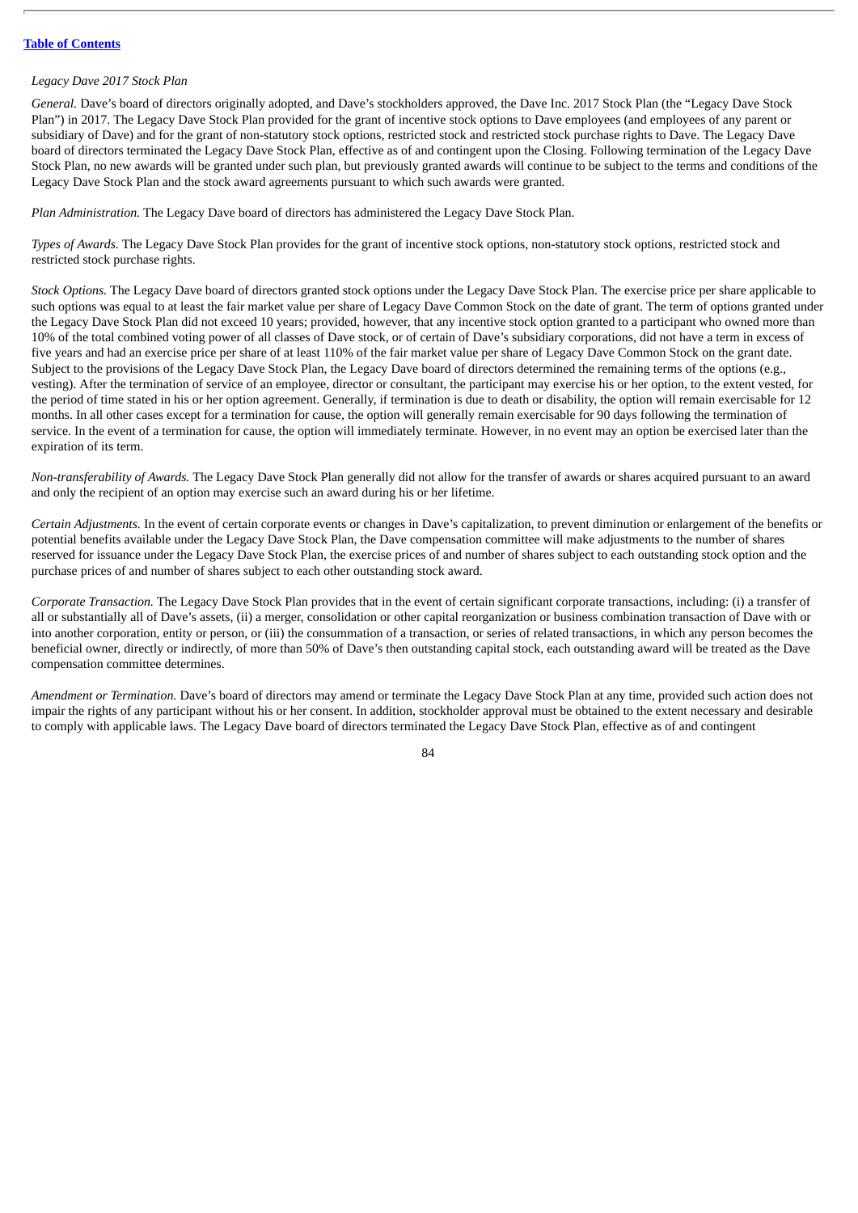*Legacy Dave 2017 Stock Plan*

*General.* Dave's board of directors originally adopted, and Dave's stockholders approved, the Dave Inc. 2017 Stock Plan (the "Legacy Dave Stock Plan") in 2017. The Legacy Dave Stock Plan provided for the grant of incentive stock options to Dave employees (and employees of any parent or subsidiary of Dave) and for the grant of non-statutory stock options, restricted stock and restricted stock purchase rights to Dave. The Legacy Dave board of directors terminated the Legacy Dave Stock Plan, effective as of and contingent upon the Closing. Following termination of the Legacy Dave Stock Plan, no new awards will be granted under such plan, but previously granted awards will continue to be subject to the terms and conditions of the Legacy Dave Stock Plan and the stock award agreements pursuant to which such awards were granted.

*Plan Administration.* The Legacy Dave board of directors has administered the Legacy Dave Stock Plan.

*Types of Awards.* The Legacy Dave Stock Plan provides for the grant of incentive stock options, non-statutory stock options, restricted stock and restricted stock purchase rights.

*Stock Options.* The Legacy Dave board of directors granted stock options under the Legacy Dave Stock Plan. The exercise price per share applicable to such options was equal to at least the fair market value per share of Legacy Dave Common Stock on the date of grant. The term of options granted under the Legacy Dave Stock Plan did not exceed 10 years; provided, however, that any incentive stock option granted to a participant who owned more than 10% of the total combined voting power of all classes of Dave stock, or of certain of Dave's subsidiary corporations, did not have a term in excess of five years and had an exercise price per share of at least 110% of the fair market value per share of Legacy Dave Common Stock on the grant date. Subject to the provisions of the Legacy Dave Stock Plan, the Legacy Dave board of directors determined the remaining terms of the options (e.g., vesting). After the termination of service of an employee, director or consultant, the participant may exercise his or her option, to the extent vested, for the period of time stated in his or her option agreement. Generally, if termination is due to death or disability, the option will remain exercisable for 12 months. In all other cases except for a termination for cause, the option will generally remain exercisable for 90 days following the termination of service. In the event of a termination for cause, the option will immediately terminate. However, in no event may an option be exercised later than the expiration of its term.

*Non-transferability of Awards.* The Legacy Dave Stock Plan generally did not allow for the transfer of awards or shares acquired pursuant to an award and only the recipient of an option may exercise such an award during his or her lifetime.

*Certain Adjustments.* In the event of certain corporate events or changes in Dave's capitalization, to prevent diminution or enlargement of the benefits or potential benefits available under the Legacy Dave Stock Plan, the Dave compensation committee will make adjustments to the number of shares reserved for issuance under the Legacy Dave Stock Plan, the exercise prices of and number of shares subject to each outstanding stock option and the purchase prices of and number of shares subject to each other outstanding stock award.

*Corporate Transaction.* The Legacy Dave Stock Plan provides that in the event of certain significant corporate transactions, including: (i) a transfer of all or substantially all of Dave's assets, (ii) a merger, consolidation or other capital reorganization or business combination transaction of Dave with or into another corporation, entity or person, or (iii) the consummation of a transaction, or series of related transactions, in which any person becomes the beneficial owner, directly or indirectly, of more than 50% of Dave's then outstanding capital stock, each outstanding award will be treated as the Dave compensation committee determines.

*Amendment or Termination.* Dave's board of directors may amend or terminate the Legacy Dave Stock Plan at any time, provided such action does not impair the rights of any participant without his or her consent. In addition, stockholder approval must be obtained to the extent necessary and desirable to comply with applicable laws. The Legacy Dave board of directors terminated the Legacy Dave Stock Plan, effective as of and contingent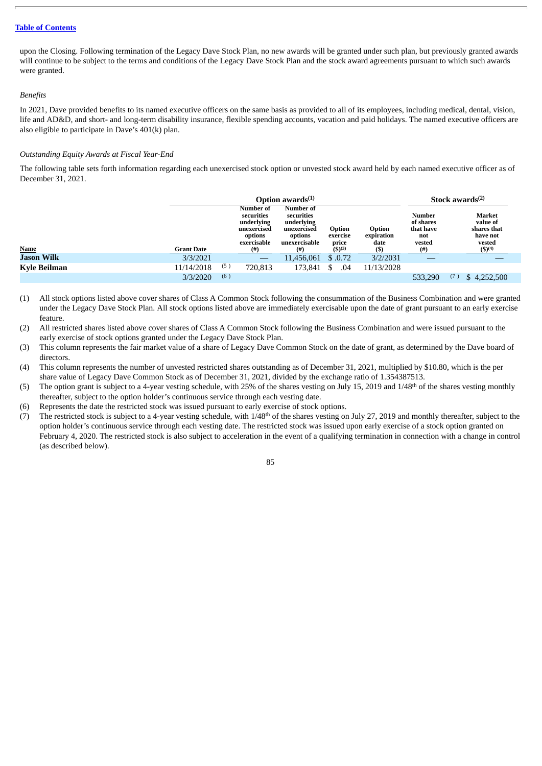upon the Closing. Following termination of the Legacy Dave Stock Plan, no new awards will be granted under such plan, but previously granted awards will continue to be subject to the terms and conditions of the Legacy Dave Stock Plan and the stock award agreements pursuant to which such awards were granted.

*Benefits*

In 2021, Dave provided benefits to its named executive officers on the same basis as provided to all of its employees, including medical, dental, vision, life and AD&D, and short- and long-term disability insurance, flexible spending accounts, vacation and paid holidays. The named executive officers are also eligible to participate in Dave's 401(k) plan.

*Outstanding Equity Awards at Fiscal Year-End*

The following table sets forth information regarding each unexercised stock option or unvested stock award held by each named executive officer as of December 31, 2021.

| | | Option awards(1) | | | | Stock awards(2) | |
|---|---|---|---|---|---|---|---|
| Name | Grant Date | Number of securities underlying unexercised options exercisable (#) | Number of securities underlying unexercised options unexercisable (#) | Option exercise price ($)(3) | Option expiration date ($) | Number of shares that have not vested (#) | Market value of shares that have not vested ($)(4) |
| **Jason Wilk** | 3/3/2021 | — | 11,456,061 | $ .0.72 | 3/2/2031 | — | — |
| **Kyle Beilman** | 11/14/2018 (5) | 720,813 | 173,841 | $ .04 | 11/13/2028 | | |
| | 3/3/2020 (6) | | | | | 533,290 (7) | $ 4,252,500 |

(1) All stock options listed above cover shares of Class A Common Stock following the consummation of the Business Combination and were granted under the Legacy Dave Stock Plan. All stock options listed above are immediately exercisable upon the date of grant pursuant to an early exercise feature.

(2) All restricted shares listed above cover shares of Class A Common Stock following the Business Combination and were issued pursuant to the early exercise of stock options granted under the Legacy Dave Stock Plan.

(3) This column represents the fair market value of a share of Legacy Dave Common Stock on the date of grant, as determined by the Dave board of directors.

(4) This column represents the number of unvested restricted shares outstanding as of December 31, 2021, multiplied by $10.80, which is the per share value of Legacy Dave Common Stock as of December 31, 2021, divided by the exchange ratio of 1.354387513.

(5) The option grant is subject to a 4-year vesting schedule, with 25% of the shares vesting on July 15, 2019 and 1/48th of the shares vesting monthly thereafter, subject to the option holder's continuous service through each vesting date.

(6) Represents the date the restricted stock was issued pursuant to early exercise of stock options.

(7) The restricted stock is subject to a 4-year vesting schedule, with 1/48th of the shares vesting on July 27, 2019 and monthly thereafter, subject to the option holder's continuous service through each vesting date. The restricted stock was issued upon early exercise of a stock option granted on February 4, 2020. The restricted stock is also subject to acceleration in the event of a qualifying termination in connection with a change in control (as described below).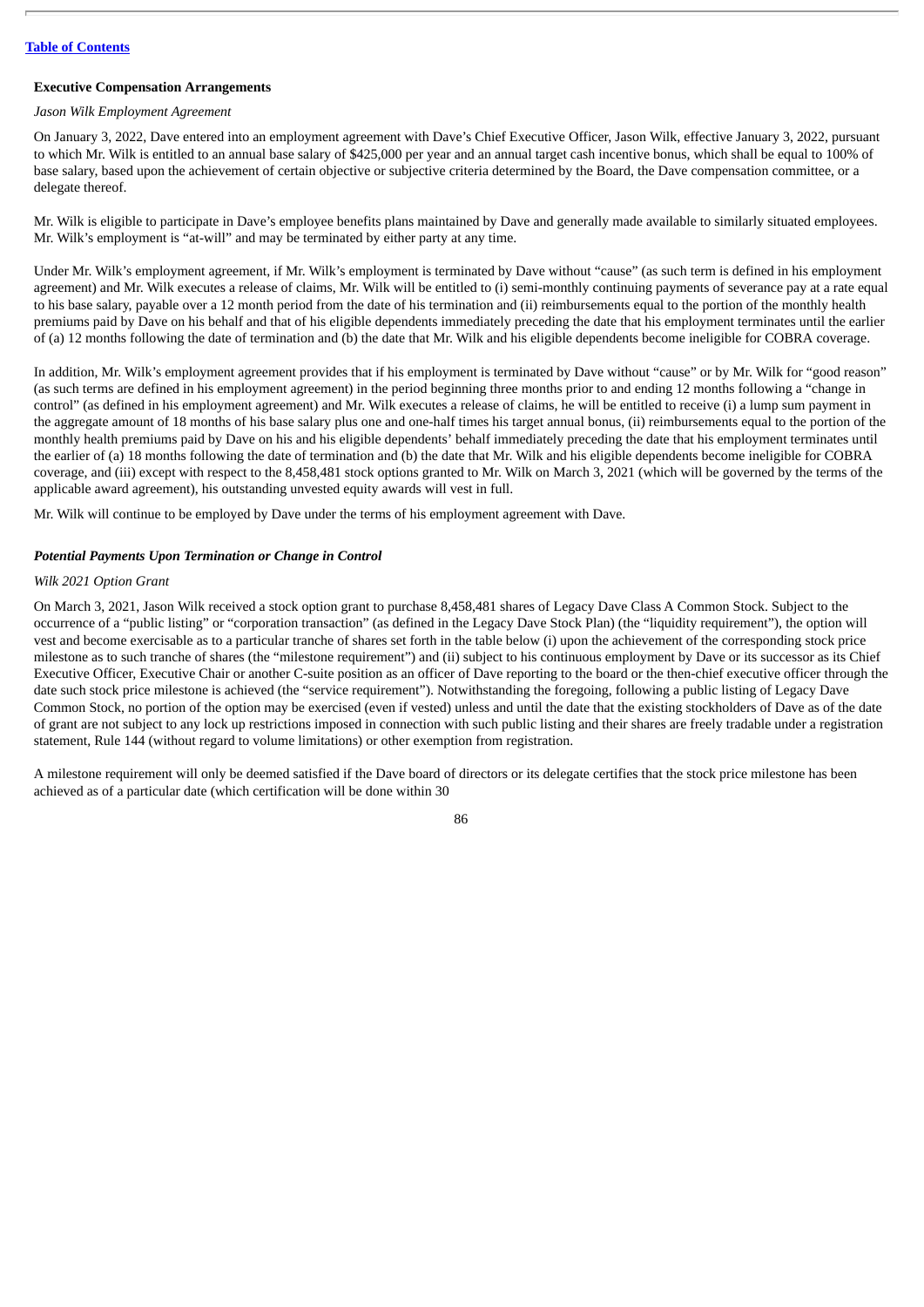**Executive Compensation Arrangements**

*Jason Wilk Employment Agreement*

On January 3, 2022, Dave entered into an employment agreement with Dave's Chief Executive Officer, Jason Wilk, effective January 3, 2022, pursuant to which Mr. Wilk is entitled to an annual base salary of $425,000 per year and an annual target cash incentive bonus, which shall be equal to 100% of base salary, based upon the achievement of certain objective or subjective criteria determined by the Board, the Dave compensation committee, or a delegate thereof.

Mr. Wilk is eligible to participate in Dave's employee benefits plans maintained by Dave and generally made available to similarly situated employees. Mr. Wilk's employment is "at-will" and may be terminated by either party at any time.

Under Mr. Wilk's employment agreement, if Mr. Wilk's employment is terminated by Dave without "cause" (as such term is defined in his employment agreement) and Mr. Wilk executes a release of claims, Mr. Wilk will be entitled to (i) semi-monthly continuing payments of severance pay at a rate equal to his base salary, payable over a 12 month period from the date of his termination and (ii) reimbursements equal to the portion of the monthly health premiums paid by Dave on his behalf and that of his eligible dependents immediately preceding the date that his employment terminates until the earlier of (a) 12 months following the date of termination and (b) the date that Mr. Wilk and his eligible dependents become ineligible for COBRA coverage.

In addition, Mr. Wilk's employment agreement provides that if his employment is terminated by Dave without "cause" or by Mr. Wilk for "good reason" (as such terms are defined in his employment agreement) in the period beginning three months prior to and ending 12 months following a "change in control" (as defined in his employment agreement) and Mr. Wilk executes a release of claims, he will be entitled to receive (i) a lump sum payment in the aggregate amount of 18 months of his base salary plus one and one-half times his target annual bonus, (ii) reimbursements equal to the portion of the monthly health premiums paid by Dave on his and his eligible dependents' behalf immediately preceding the date that his employment terminates until the earlier of (a) 18 months following the date of termination and (b) the date that Mr. Wilk and his eligible dependents become ineligible for COBRA coverage, and (iii) except with respect to the 8,458,481 stock options granted to Mr. Wilk on March 3, 2021 (which will be governed by the terms of the applicable award agreement), his outstanding unvested equity awards will vest in full.

Mr. Wilk will continue to be employed by Dave under the terms of his employment agreement with Dave.

***Potential Payments Upon Termination or Change in Control***

*Wilk 2021 Option Grant*

On March 3, 2021, Jason Wilk received a stock option grant to purchase 8,458,481 shares of Legacy Dave Class A Common Stock. Subject to the occurrence of a "public listing" or "corporation transaction" (as defined in the Legacy Dave Stock Plan) (the "liquidity requirement"), the option will vest and become exercisable as to a particular tranche of shares set forth in the table below (i) upon the achievement of the corresponding stock price milestone as to such tranche of shares (the "milestone requirement") and (ii) subject to his continuous employment by Dave or its successor as its Chief Executive Officer, Executive Chair or another C-suite position as an officer of Dave reporting to the board or the then-chief executive officer through the date such stock price milestone is achieved (the "service requirement"). Notwithstanding the foregoing, following a public listing of Legacy Dave Common Stock, no portion of the option may be exercised (even if vested) unless and until the date that the existing stockholders of Dave as of the date of grant are not subject to any lock up restrictions imposed in connection with such public listing and their shares are freely tradable under a registration statement, Rule 144 (without regard to volume limitations) or other exemption from registration.

A milestone requirement will only be deemed satisfied if the Dave board of directors or its delegate certifies that the stock price milestone has been achieved as of a particular date (which certification will be done within 30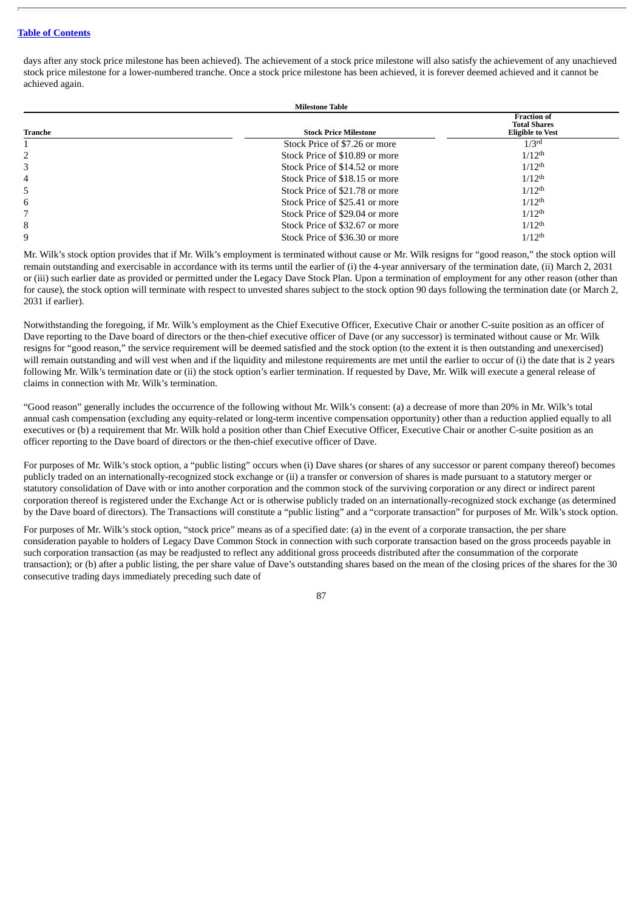days after any stock price milestone has been achieved). The achievement of a stock price milestone will also satisfy the achievement of any unachieved stock price milestone for a lower-numbered tranche. Once a stock price milestone has been achieved, it is forever deemed achieved and it cannot be achieved again.

**Milestone Table**

| Tranche | Stock Price Milestone | Fraction of Total Shares Eligible to Vest |
|---|---|---|
| 1 | Stock Price of $7.26 or more | 1/3rd |
| 2 | Stock Price of $10.89 or more | 1/12th |
| 3 | Stock Price of $14.52 or more | 1/12th |
| 4 | Stock Price of $18.15 or more | 1/12th |
| 5 | Stock Price of $21.78 or more | 1/12th |
| 6 | Stock Price of $25.41 or more | 1/12th |
| 7 | Stock Price of $29.04 or more | 1/12th |
| 8 | Stock Price of $32.67 or more | 1/12th |
| 9 | Stock Price of $36.30 or more | 1/12th |

Mr. Wilk's stock option provides that if Mr. Wilk's employment is terminated without cause or Mr. Wilk resigns for "good reason," the stock option will remain outstanding and exercisable in accordance with its terms until the earlier of (i) the 4-year anniversary of the termination date, (ii) March 2, 2031 or (iii) such earlier date as provided or permitted under the Legacy Dave Stock Plan. Upon a termination of employment for any other reason (other than for cause), the stock option will terminate with respect to unvested shares subject to the stock option 90 days following the termination date (or March 2, 2031 if earlier).

Notwithstanding the foregoing, if Mr. Wilk's employment as the Chief Executive Officer, Executive Chair or another C-suite position as an officer of Dave reporting to the Dave board of directors or the then-chief executive officer of Dave (or any successor) is terminated without cause or Mr. Wilk resigns for "good reason," the service requirement will be deemed satisfied and the stock option (to the extent it is then outstanding and unexercised) will remain outstanding and will vest when and if the liquidity and milestone requirements are met until the earlier to occur of (i) the date that is 2 years following Mr. Wilk's termination date or (ii) the stock option's earlier termination. If requested by Dave, Mr. Wilk will execute a general release of claims in connection with Mr. Wilk's termination.

"Good reason" generally includes the occurrence of the following without Mr. Wilk's consent: (a) a decrease of more than 20% in Mr. Wilk's total annual cash compensation (excluding any equity-related or long-term incentive compensation opportunity) other than a reduction applied equally to all executives or (b) a requirement that Mr. Wilk hold a position other than Chief Executive Officer, Executive Chair or another C-suite position as an officer reporting to the Dave board of directors or the then-chief executive officer of Dave.

For purposes of Mr. Wilk's stock option, a "public listing" occurs when (i) Dave shares (or shares of any successor or parent company thereof) becomes publicly traded on an internationally-recognized stock exchange or (ii) a transfer or conversion of shares is made pursuant to a statutory merger or statutory consolidation of Dave with or into another corporation and the common stock of the surviving corporation or any direct or indirect parent corporation thereof is registered under the Exchange Act or is otherwise publicly traded on an internationally-recognized stock exchange (as determined by the Dave board of directors). The Transactions will constitute a "public listing" and a "corporate transaction" for purposes of Mr. Wilk's stock option.

For purposes of Mr. Wilk's stock option, "stock price" means as of a specified date: (a) in the event of a corporate transaction, the per share consideration payable to holders of Legacy Dave Common Stock in connection with such corporate transaction based on the gross proceeds payable in such corporation transaction (as may be readjusted to reflect any additional gross proceeds distributed after the consummation of the corporate transaction); or (b) after a public listing, the per share value of Dave's outstanding shares based on the mean of the closing prices of the shares for the 30 consecutive trading days immediately preceding such date of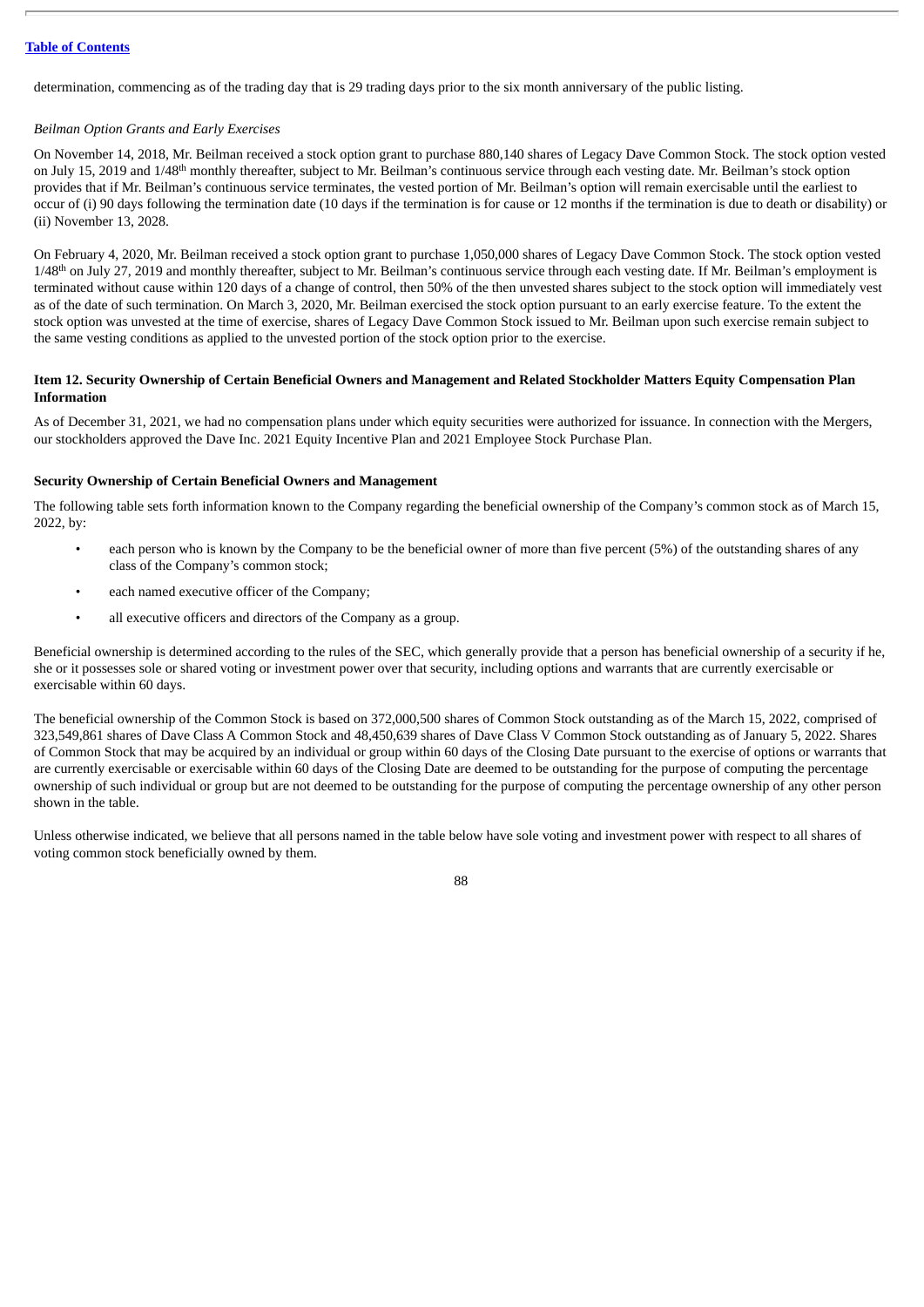determination, commencing as of the trading day that is 29 trading days prior to the six month anniversary of the public listing.

*Beilman Option Grants and Early Exercises*

On November 14, 2018, Mr. Beilman received a stock option grant to purchase 880,140 shares of Legacy Dave Common Stock. The stock option vested on July 15, 2019 and 1/48th monthly thereafter, subject to Mr. Beilman's continuous service through each vesting date. Mr. Beilman's stock option provides that if Mr. Beilman's continuous service terminates, the vested portion of Mr. Beilman's option will remain exercisable until the earliest to occur of (i) 90 days following the termination date (10 days if the termination is for cause or 12 months if the termination is due to death or disability) or (ii) November 13, 2028.

On February 4, 2020, Mr. Beilman received a stock option grant to purchase 1,050,000 shares of Legacy Dave Common Stock. The stock option vested 1/48th on July 27, 2019 and monthly thereafter, subject to Mr. Beilman's continuous service through each vesting date. If Mr. Beilman's employment is terminated without cause within 120 days of a change of control, then 50% of the then unvested shares subject to the stock option will immediately vest as of the date of such termination. On March 3, 2020, Mr. Beilman exercised the stock option pursuant to an early exercise feature. To the extent the stock option was unvested at the time of exercise, shares of Legacy Dave Common Stock issued to Mr. Beilman upon such exercise remain subject to the same vesting conditions as applied to the unvested portion of the stock option prior to the exercise.

## Item 12. Security Ownership of Certain Beneficial Owners and Management and Related Stockholder Matters Equity Compensation Plan Information

As of December 31, 2021, we had no compensation plans under which equity securities were authorized for issuance. In connection with the Mergers, our stockholders approved the Dave Inc. 2021 Equity Incentive Plan and 2021 Employee Stock Purchase Plan.

### Security Ownership of Certain Beneficial Owners and Management

The following table sets forth information known to the Company regarding the beneficial ownership of the Company's common stock as of March 15, 2022, by:

- each person who is known by the Company to be the beneficial owner of more than five percent (5%) of the outstanding shares of any class of the Company's common stock;
- each named executive officer of the Company;
- all executive officers and directors of the Company as a group.

Beneficial ownership is determined according to the rules of the SEC, which generally provide that a person has beneficial ownership of a security if he, she or it possesses sole or shared voting or investment power over that security, including options and warrants that are currently exercisable or exercisable within 60 days.

The beneficial ownership of the Common Stock is based on 372,000,500 shares of Common Stock outstanding as of the March 15, 2022, comprised of 323,549,861 shares of Dave Class A Common Stock and 48,450,639 shares of Dave Class V Common Stock outstanding as of January 5, 2022. Shares of Common Stock that may be acquired by an individual or group within 60 days of the Closing Date pursuant to the exercise of options or warrants that are currently exercisable or exercisable within 60 days of the Closing Date are deemed to be outstanding for the purpose of computing the percentage ownership of such individual or group but are not deemed to be outstanding for the purpose of computing the percentage ownership of any other person shown in the table.

Unless otherwise indicated, we believe that all persons named in the table below have sole voting and investment power with respect to all shares of voting common stock beneficially owned by them.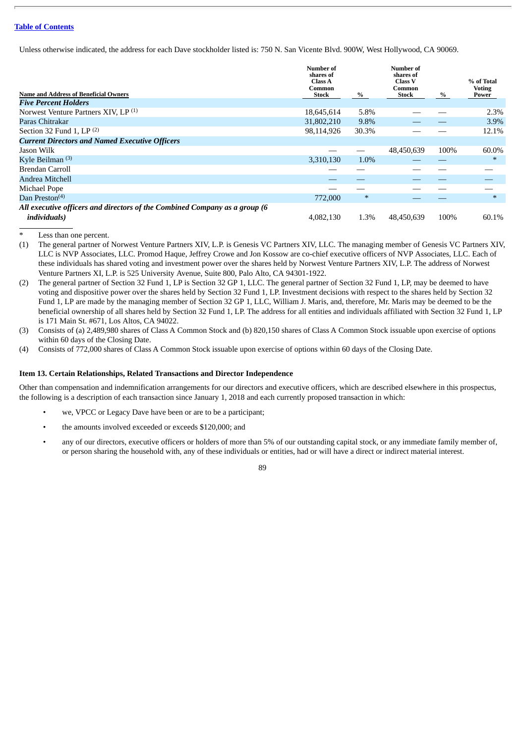[Table of Contents]

Unless otherwise indicated, the address for each Dave stockholder listed is: 750 N. San Vicente Blvd. 900W, West Hollywood, CA 90069.

| Name and Address of Beneficial Owners | Number of shares of Class A Common Stock | % | Number of shares of Class V Common Stock | % | % of Total Voting Power |
|---|---|---|---|---|---|
| ***Five Percent Holders*** | | | | | |
| Norwest Venture Partners XIV, LP [(1)] | 18,645,614 | 5.8% | — | — | 2.3% |
| Paras Chitrakar | 31,802,210 | 9.8% | — | — | 3.9% |
| Section 32 Fund 1, LP [(2)] | 98,114,926 | 30.3% | — | — | 12.1% |
| ***Current Directors and Named Executive Officers*** | | | | | |
| Jason Wilk | — | — | 48,450,639 | 100% | 60.0% |
| Kyle Beilman [(3)] | 3,310,130 | 1.0% | — | — | * |
| Brendan Carroll | — | — | — | — | — |
| Andrea Mitchell | — | — | — | — | — |
| Michael Pope | — | — | — | — | — |
| Dan Preston[(4)] | 772,000 | * | — | — | * |
| ***All executive officers and directors of the Combined Company as a group (6 individuals)*** | 4,082,130 | 1.3% | 48,450,639 | 100% | 60.1% |

\* Less than one percent.

(1) The general partner of Norwest Venture Partners XIV, L.P. is Genesis VC Partners XIV, LLC. The managing member of Genesis VC Partners XIV, LLC is NVP Associates, LLC. Promod Haque, Jeffrey Crowe and Jon Kossow are co-chief executive officers of NVP Associates, LLC. Each of these individuals has shared voting and investment power over the shares held by Norwest Venture Partners XIV, L.P. The address of Norwest Venture Partners XI, L.P. is 525 University Avenue, Suite 800, Palo Alto, CA 94301-1922.

(2) The general partner of Section 32 Fund 1, LP is Section 32 GP 1, LLC. The general partner of Section 32 Fund 1, LP, may be deemed to have voting and dispositive power over the shares held by Section 32 Fund 1, LP. Investment decisions with respect to the shares held by Section 32 Fund 1, LP are made by the managing member of Section 32 GP 1, LLC, William J. Maris, and, therefore, Mr. Maris may be deemed to be the beneficial ownership of all shares held by Section 32 Fund 1, LP. The address for all entities and individuals affiliated with Section 32 Fund 1, LP is 171 Main St. #671, Los Altos, CA 94022.

(3) Consists of (a) 2,489,980 shares of Class A Common Stock and (b) 820,150 shares of Class A Common Stock issuable upon exercise of options within 60 days of the Closing Date.

(4) Consists of 772,000 shares of Class A Common Stock issuable upon exercise of options within 60 days of the Closing Date.

## Item 13. Certain Relationships, Related Transactions and Director Independence

Other than compensation and indemnification arrangements for our directors and executive officers, which are described elsewhere in this prospectus, the following is a description of each transaction since January 1, 2018 and each currently proposed transaction in which:

- we, VPCC or Legacy Dave have been or are to be a participant;
- the amounts involved exceeded or exceeds $120,000; and
- any of our directors, executive officers or holders of more than 5% of our outstanding capital stock, or any immediate family member of, or person sharing the household with, any of these individuals or entities, had or will have a direct or indirect material interest.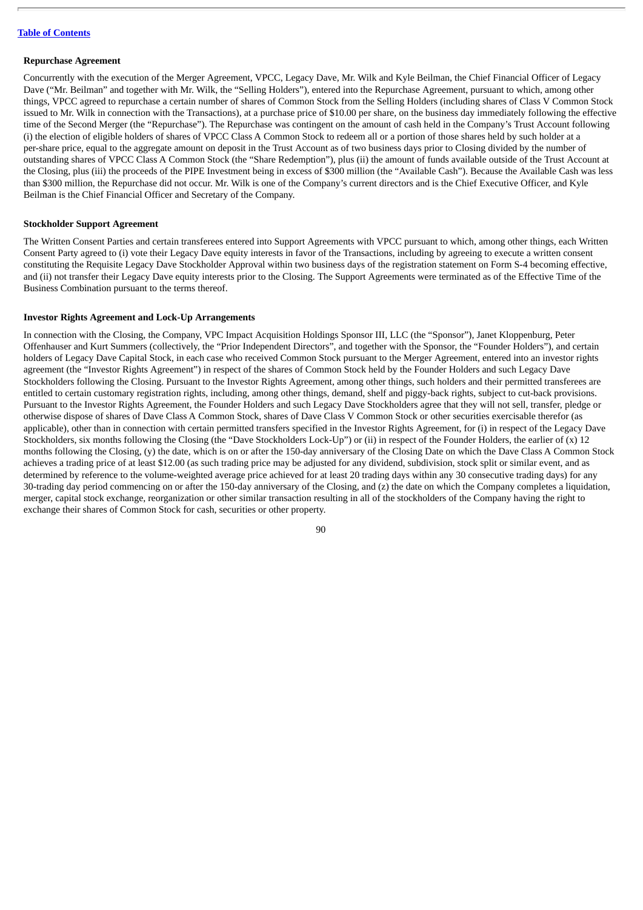**Repurchase Agreement**

Concurrently with the execution of the Merger Agreement, VPCC, Legacy Dave, Mr. Wilk and Kyle Beilman, the Chief Financial Officer of Legacy Dave ("Mr. Beilman" and together with Mr. Wilk, the "Selling Holders"), entered into the Repurchase Agreement, pursuant to which, among other things, VPCC agreed to repurchase a certain number of shares of Common Stock from the Selling Holders (including shares of Class V Common Stock issued to Mr. Wilk in connection with the Transactions), at a purchase price of $10.00 per share, on the business day immediately following the effective time of the Second Merger (the "Repurchase"). The Repurchase was contingent on the amount of cash held in the Company's Trust Account following (i) the election of eligible holders of shares of VPCC Class A Common Stock to redeem all or a portion of those shares held by such holder at a per-share price, equal to the aggregate amount on deposit in the Trust Account as of two business days prior to Closing divided by the number of outstanding shares of VPCC Class A Common Stock (the "Share Redemption"), plus (ii) the amount of funds available outside of the Trust Account at the Closing, plus (iii) the proceeds of the PIPE Investment being in excess of $300 million (the "Available Cash"). Because the Available Cash was less than $300 million, the Repurchase did not occur. Mr. Wilk is one of the Company's current directors and is the Chief Executive Officer, and Kyle Beilman is the Chief Financial Officer and Secretary of the Company.

**Stockholder Support Agreement**

The Written Consent Parties and certain transferees entered into Support Agreements with VPCC pursuant to which, among other things, each Written Consent Party agreed to (i) vote their Legacy Dave equity interests in favor of the Transactions, including by agreeing to execute a written consent constituting the Requisite Legacy Dave Stockholder Approval within two business days of the registration statement on Form S-4 becoming effective, and (ii) not transfer their Legacy Dave equity interests prior to the Closing. The Support Agreements were terminated as of the Effective Time of the Business Combination pursuant to the terms thereof.

**Investor Rights Agreement and Lock-Up Arrangements**

In connection with the Closing, the Company, VPC Impact Acquisition Holdings Sponsor III, LLC (the "Sponsor"), Janet Kloppenburg, Peter Offenhauser and Kurt Summers (collectively, the "Prior Independent Directors", and together with the Sponsor, the "Founder Holders"), and certain holders of Legacy Dave Capital Stock, in each case who received Common Stock pursuant to the Merger Agreement, entered into an investor rights agreement (the "Investor Rights Agreement") in respect of the shares of Common Stock held by the Founder Holders and such Legacy Dave Stockholders following the Closing. Pursuant to the Investor Rights Agreement, among other things, such holders and their permitted transferees are entitled to certain customary registration rights, including, among other things, demand, shelf and piggy-back rights, subject to cut-back provisions. Pursuant to the Investor Rights Agreement, the Founder Holders and such Legacy Dave Stockholders agree that they will not sell, transfer, pledge or otherwise dispose of shares of Dave Class A Common Stock, shares of Dave Class V Common Stock or other securities exercisable therefor (as applicable), other than in connection with certain permitted transfers specified in the Investor Rights Agreement, for (i) in respect of the Legacy Dave Stockholders, six months following the Closing (the "Dave Stockholders Lock-Up") or (ii) in respect of the Founder Holders, the earlier of (x) 12 months following the Closing, (y) the date, which is on or after the 150-day anniversary of the Closing Date on which the Dave Class A Common Stock achieves a trading price of at least $12.00 (as such trading price may be adjusted for any dividend, subdivision, stock split or similar event, and as determined by reference to the volume-weighted average price achieved for at least 20 trading days within any 30 consecutive trading days) for any 30-trading day period commencing on or after the 150-day anniversary of the Closing, and (z) the date on which the Company completes a liquidation, merger, capital stock exchange, reorganization or other similar transaction resulting in all of the stockholders of the Company having the right to exchange their shares of Common Stock for cash, securities or other property.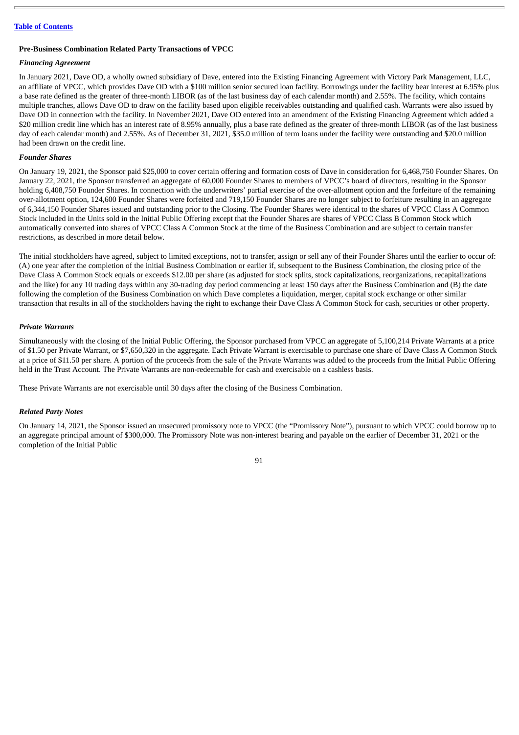[Table of Contents](#)

**Pre-Business Combination Related Party Transactions of VPCC**

***Financing Agreement***

In January 2021, Dave OD, a wholly owned subsidiary of Dave, entered into the Existing Financing Agreement with Victory Park Management, LLC, an affiliate of VPCC, which provides Dave OD with a $100 million senior secured loan facility. Borrowings under the facility bear interest at 6.95% plus a base rate defined as the greater of three-month LIBOR (as of the last business day of each calendar month) and 2.55%. The facility, which contains multiple tranches, allows Dave OD to draw on the facility based upon eligible receivables outstanding and qualified cash. Warrants were also issued by Dave OD in connection with the facility. In November 2021, Dave OD entered into an amendment of the Existing Financing Agreement which added a $20 million credit line which has an interest rate of 8.95% annually, plus a base rate defined as the greater of three-month LIBOR (as of the last business day of each calendar month) and 2.55%. As of December 31, 2021, $35.0 million of term loans under the facility were outstanding and $20.0 million had been drawn on the credit line.

***Founder Shares***

On January 19, 2021, the Sponsor paid $25,000 to cover certain offering and formation costs of Dave in consideration for 6,468,750 Founder Shares. On January 22, 2021, the Sponsor transferred an aggregate of 60,000 Founder Shares to members of VPCC's board of directors, resulting in the Sponsor holding 6,408,750 Founder Shares. In connection with the underwriters' partial exercise of the over-allotment option and the forfeiture of the remaining over-allotment option, 124,600 Founder Shares were forfeited and 719,150 Founder Shares are no longer subject to forfeiture resulting in an aggregate of 6,344,150 Founder Shares issued and outstanding prior to the Closing. The Founder Shares were identical to the shares of VPCC Class A Common Stock included in the Units sold in the Initial Public Offering except that the Founder Shares are shares of VPCC Class B Common Stock which automatically converted into shares of VPCC Class A Common Stock at the time of the Business Combination and are subject to certain transfer restrictions, as described in more detail below.

The initial stockholders have agreed, subject to limited exceptions, not to transfer, assign or sell any of their Founder Shares until the earlier to occur of: (A) one year after the completion of the initial Business Combination or earlier if, subsequent to the Business Combination, the closing price of the Dave Class A Common Stock equals or exceeds $12.00 per share (as adjusted for stock splits, stock capitalizations, reorganizations, recapitalizations and the like) for any 10 trading days within any 30-trading day period commencing at least 150 days after the Business Combination and (B) the date following the completion of the Business Combination on which Dave completes a liquidation, merger, capital stock exchange or other similar transaction that results in all of the stockholders having the right to exchange their Dave Class A Common Stock for cash, securities or other property.

***Private Warrants***

Simultaneously with the closing of the Initial Public Offering, the Sponsor purchased from VPCC an aggregate of 5,100,214 Private Warrants at a price of $1.50 per Private Warrant, or $7,650,320 in the aggregate. Each Private Warrant is exercisable to purchase one share of Dave Class A Common Stock at a price of $11.50 per share. A portion of the proceeds from the sale of the Private Warrants was added to the proceeds from the Initial Public Offering held in the Trust Account. The Private Warrants are non-redeemable for cash and exercisable on a cashless basis.

These Private Warrants are not exercisable until 30 days after the closing of the Business Combination.

***Related Party Notes***

On January 14, 2021, the Sponsor issued an unsecured promissory note to VPCC (the "Promissory Note"), pursuant to which VPCC could borrow up to an aggregate principal amount of $300,000. The Promissory Note was non-interest bearing and payable on the earlier of December 31, 2021 or the completion of the Initial Public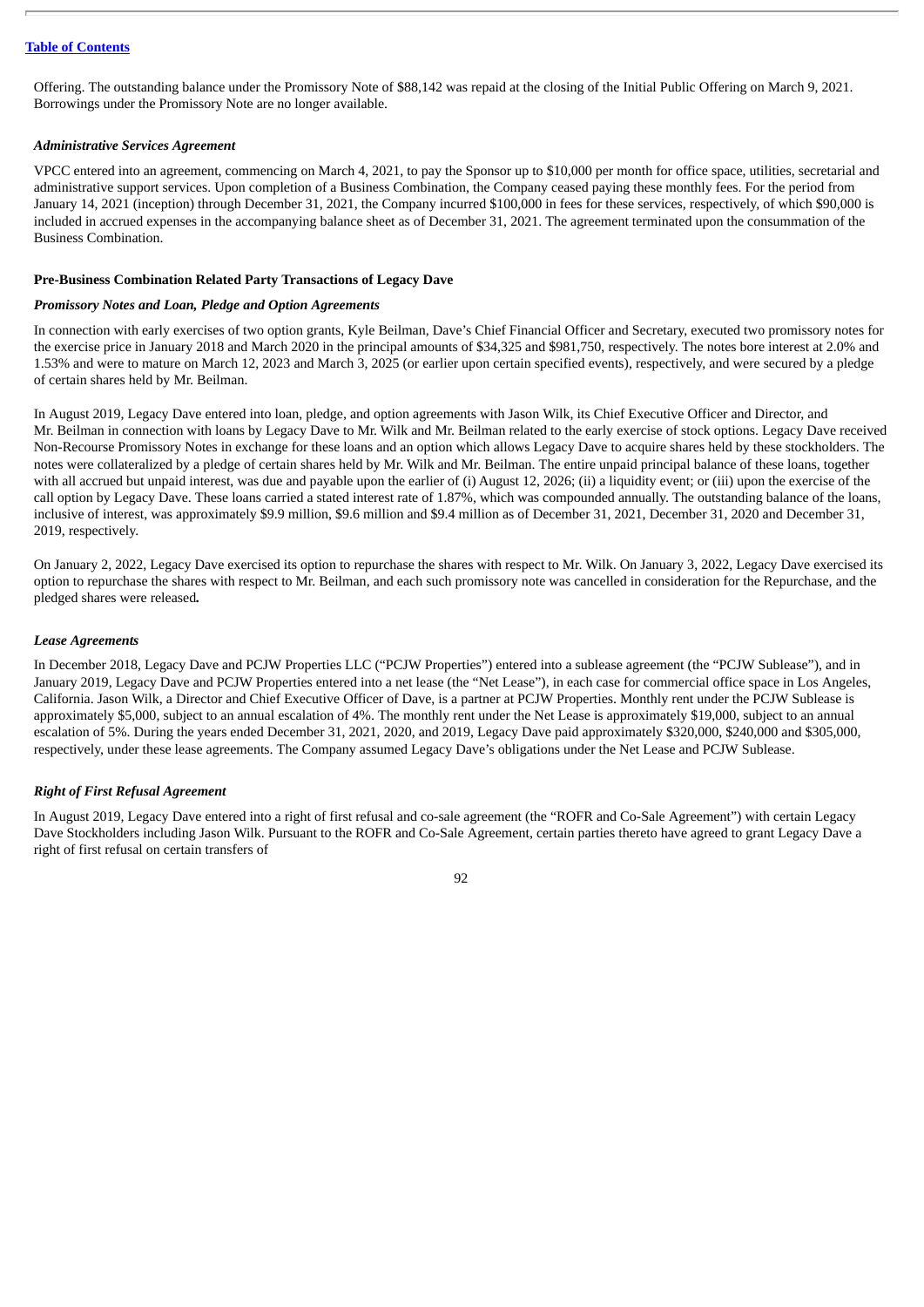Offering. The outstanding balance under the Promissory Note of $88,142 was repaid at the closing of the Initial Public Offering on March 9, 2021. Borrowings under the Promissory Note are no longer available.

***Administrative Services Agreement***

VPCC entered into an agreement, commencing on March 4, 2021, to pay the Sponsor up to $10,000 per month for office space, utilities, secretarial and administrative support services. Upon completion of a Business Combination, the Company ceased paying these monthly fees. For the period from January 14, 2021 (inception) through December 31, 2021, the Company incurred $100,000 in fees for these services, respectively, of which $90,000 is included in accrued expenses in the accompanying balance sheet as of December 31, 2021. The agreement terminated upon the consummation of the Business Combination.

**Pre-Business Combination Related Party Transactions of Legacy Dave**

***Promissory Notes and Loan, Pledge and Option Agreements***

In connection with early exercises of two option grants, Kyle Beilman, Dave's Chief Financial Officer and Secretary, executed two promissory notes for the exercise price in January 2018 and March 2020 in the principal amounts of $34,325 and $981,750, respectively. The notes bore interest at 2.0% and 1.53% and were to mature on March 12, 2023 and March 3, 2025 (or earlier upon certain specified events), respectively, and were secured by a pledge of certain shares held by Mr. Beilman.

In August 2019, Legacy Dave entered into loan, pledge, and option agreements with Jason Wilk, its Chief Executive Officer and Director, and Mr. Beilman in connection with loans by Legacy Dave to Mr. Wilk and Mr. Beilman related to the early exercise of stock options. Legacy Dave received Non-Recourse Promissory Notes in exchange for these loans and an option which allows Legacy Dave to acquire shares held by these stockholders. The notes were collateralized by a pledge of certain shares held by Mr. Wilk and Mr. Beilman. The entire unpaid principal balance of these loans, together with all accrued but unpaid interest, was due and payable upon the earlier of (i) August 12, 2026; (ii) a liquidity event; or (iii) upon the exercise of the call option by Legacy Dave. These loans carried a stated interest rate of 1.87%, which was compounded annually. The outstanding balance of the loans, inclusive of interest, was approximately $9.9 million, $9.6 million and $9.4 million as of December 31, 2021, December 31, 2020 and December 31, 2019, respectively.

On January 2, 2022, Legacy Dave exercised its option to repurchase the shares with respect to Mr. Wilk. On January 3, 2022, Legacy Dave exercised its option to repurchase the shares with respect to Mr. Beilman, and each such promissory note was cancelled in consideration for the Repurchase, and the pledged shares were released**.**

***Lease Agreements***

In December 2018, Legacy Dave and PCJW Properties LLC ("PCJW Properties") entered into a sublease agreement (the "PCJW Sublease"), and in January 2019, Legacy Dave and PCJW Properties entered into a net lease (the "Net Lease"), in each case for commercial office space in Los Angeles, California. Jason Wilk, a Director and Chief Executive Officer of Dave, is a partner at PCJW Properties. Monthly rent under the PCJW Sublease is approximately $5,000, subject to an annual escalation of 4%. The monthly rent under the Net Lease is approximately $19,000, subject to an annual escalation of 5%. During the years ended December 31, 2021, 2020, and 2019, Legacy Dave paid approximately $320,000, $240,000 and $305,000, respectively, under these lease agreements. The Company assumed Legacy Dave's obligations under the Net Lease and PCJW Sublease.

***Right of First Refusal Agreement***

In August 2019, Legacy Dave entered into a right of first refusal and co-sale agreement (the "ROFR and Co-Sale Agreement") with certain Legacy Dave Stockholders including Jason Wilk. Pursuant to the ROFR and Co-Sale Agreement, certain parties thereto have agreed to grant Legacy Dave a right of first refusal on certain transfers of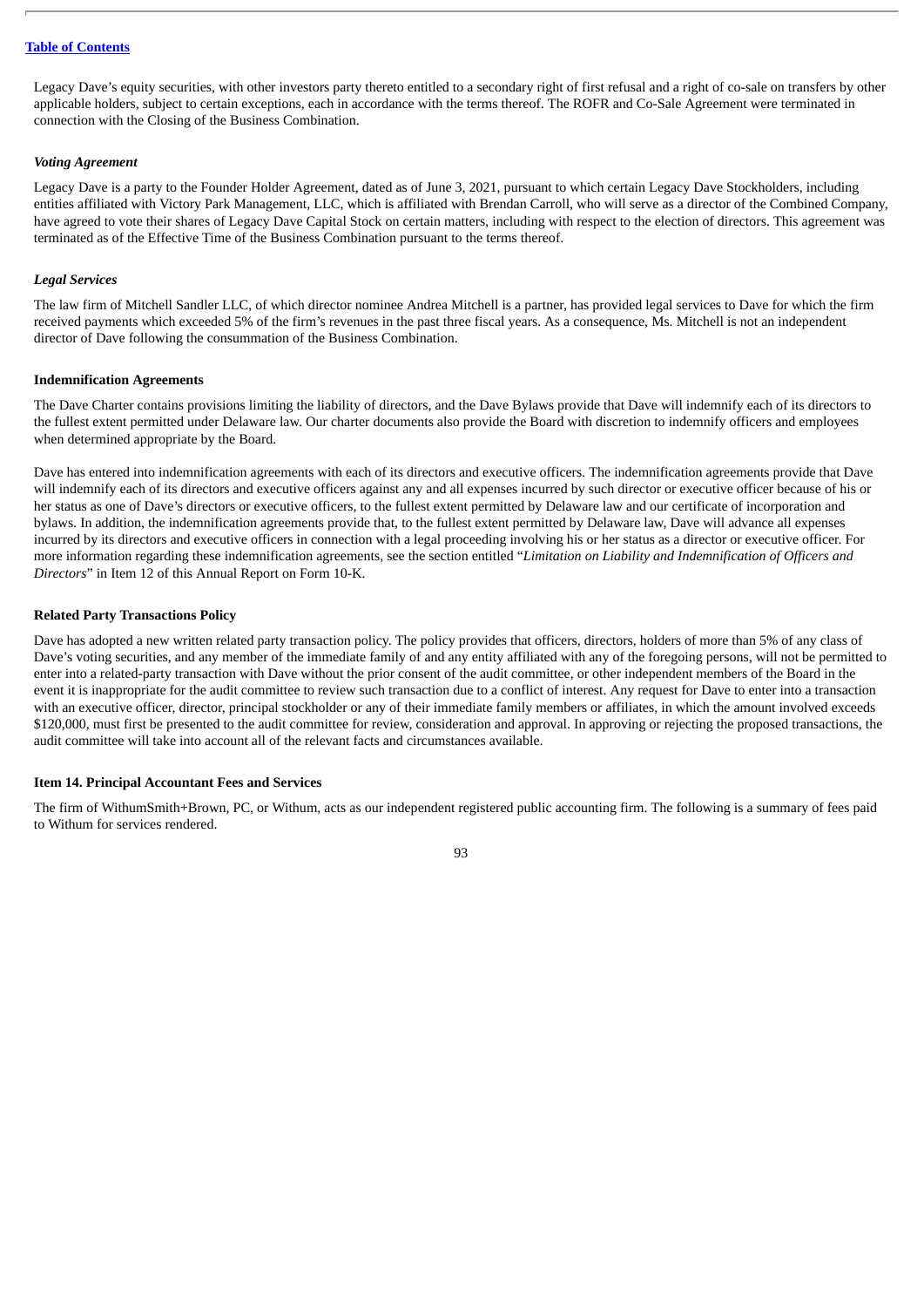Legacy Dave's equity securities, with other investors party thereto entitled to a secondary right of first refusal and a right of co-sale on transfers by other applicable holders, subject to certain exceptions, each in accordance with the terms thereof. The ROFR and Co-Sale Agreement were terminated in connection with the Closing of the Business Combination.

### *Voting Agreement*

Legacy Dave is a party to the Founder Holder Agreement, dated as of June 3, 2021, pursuant to which certain Legacy Dave Stockholders, including entities affiliated with Victory Park Management, LLC, which is affiliated with Brendan Carroll, who will serve as a director of the Combined Company, have agreed to vote their shares of Legacy Dave Capital Stock on certain matters, including with respect to the election of directors. This agreement was terminated as of the Effective Time of the Business Combination pursuant to the terms thereof.

### *Legal Services*

The law firm of Mitchell Sandler LLC, of which director nominee Andrea Mitchell is a partner, has provided legal services to Dave for which the firm received payments which exceeded 5% of the firm's revenues in the past three fiscal years. As a consequence, Ms. Mitchell is not an independent director of Dave following the consummation of the Business Combination.

### Indemnification Agreements

The Dave Charter contains provisions limiting the liability of directors, and the Dave Bylaws provide that Dave will indemnify each of its directors to the fullest extent permitted under Delaware law. Our charter documents also provide the Board with discretion to indemnify officers and employees when determined appropriate by the Board.

Dave has entered into indemnification agreements with each of its directors and executive officers. The indemnification agreements provide that Dave will indemnify each of its directors and executive officers against any and all expenses incurred by such director or executive officer because of his or her status as one of Dave's directors or executive officers, to the fullest extent permitted by Delaware law and our certificate of incorporation and bylaws. In addition, the indemnification agreements provide that, to the fullest extent permitted by Delaware law, Dave will advance all expenses incurred by its directors and executive officers in connection with a legal proceeding involving his or her status as a director or executive officer. For more information regarding these indemnification agreements, see the section entitled "*Limitation on Liability and Indemnification of Officers and Directors*" in Item 12 of this Annual Report on Form 10-K.

### Related Party Transactions Policy

Dave has adopted a new written related party transaction policy. The policy provides that officers, directors, holders of more than 5% of any class of Dave's voting securities, and any member of the immediate family of and any entity affiliated with any of the foregoing persons, will not be permitted to enter into a related-party transaction with Dave without the prior consent of the audit committee, or other independent members of the Board in the event it is inappropriate for the audit committee to review such transaction due to a conflict of interest. Any request for Dave to enter into a transaction with an executive officer, director, principal stockholder or any of their immediate family members or affiliates, in which the amount involved exceeds $120,000, must first be presented to the audit committee for review, consideration and approval. In approving or rejecting the proposed transactions, the audit committee will take into account all of the relevant facts and circumstances available.

## Item 14. Principal Accountant Fees and Services

The firm of WithumSmith+Brown, PC, or Withum, acts as our independent registered public accounting firm. The following is a summary of fees paid to Withum for services rendered.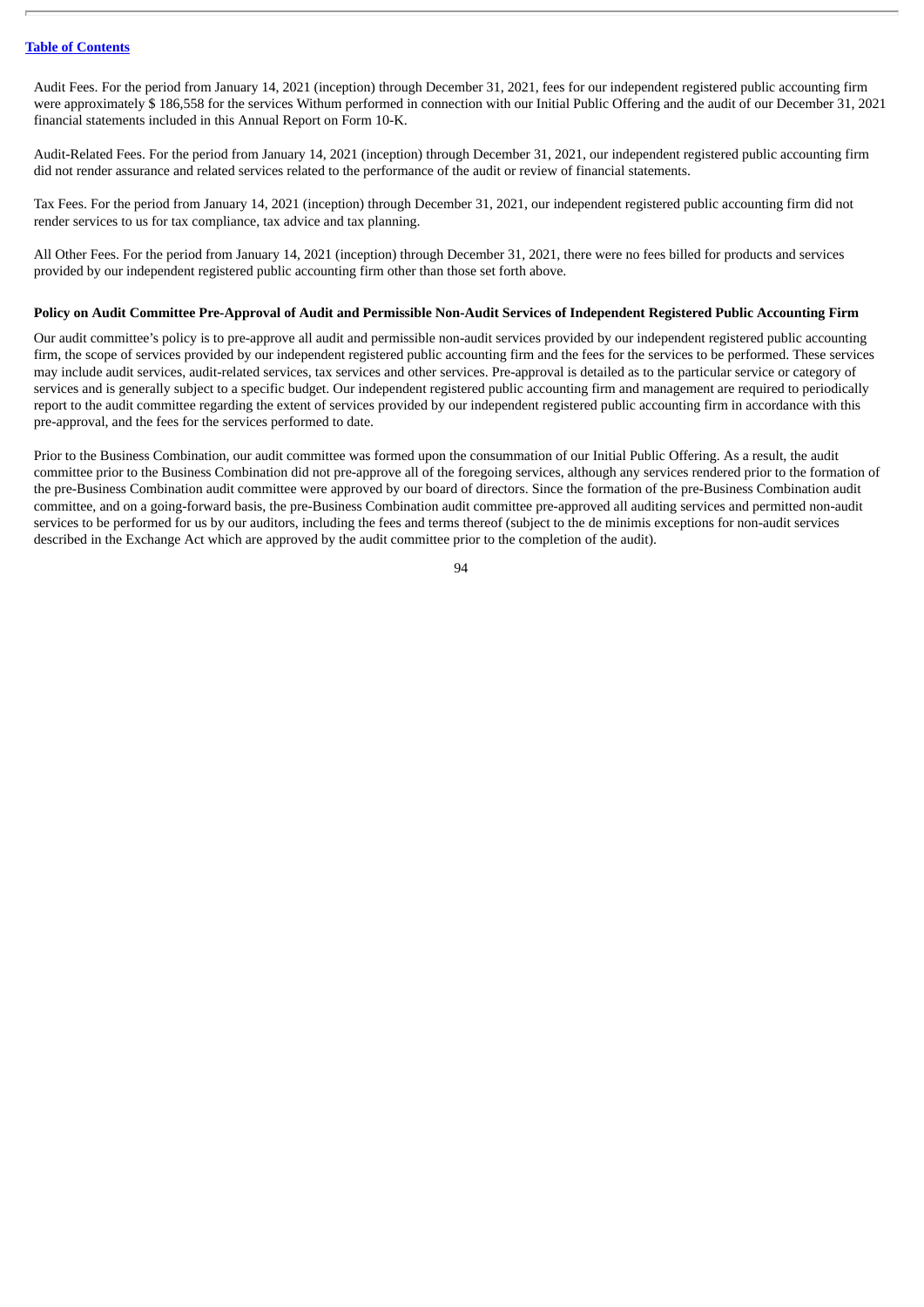Audit Fees. For the period from January 14, 2021 (inception) through December 31, 2021, fees for our independent registered public accounting firm were approximately $ 186,558 for the services Withum performed in connection with our Initial Public Offering and the audit of our December 31, 2021 financial statements included in this Annual Report on Form 10-K.

Audit-Related Fees. For the period from January 14, 2021 (inception) through December 31, 2021, our independent registered public accounting firm did not render assurance and related services related to the performance of the audit or review of financial statements.

Tax Fees. For the period from January 14, 2021 (inception) through December 31, 2021, our independent registered public accounting firm did not render services to us for tax compliance, tax advice and tax planning.

All Other Fees. For the period from January 14, 2021 (inception) through December 31, 2021, there were no fees billed for products and services provided by our independent registered public accounting firm other than those set forth above.

**Policy on Audit Committee Pre-Approval of Audit and Permissible Non-Audit Services of Independent Registered Public Accounting Firm**

Our audit committee's policy is to pre-approve all audit and permissible non-audit services provided by our independent registered public accounting firm, the scope of services provided by our independent registered public accounting firm and the fees for the services to be performed. These services may include audit services, audit-related services, tax services and other services. Pre-approval is detailed as to the particular service or category of services and is generally subject to a specific budget. Our independent registered public accounting firm and management are required to periodically report to the audit committee regarding the extent of services provided by our independent registered public accounting firm in accordance with this pre-approval, and the fees for the services performed to date.

Prior to the Business Combination, our audit committee was formed upon the consummation of our Initial Public Offering. As a result, the audit committee prior to the Business Combination did not pre-approve all of the foregoing services, although any services rendered prior to the formation of the pre-Business Combination audit committee were approved by our board of directors. Since the formation of the pre-Business Combination audit committee, and on a going-forward basis, the pre-Business Combination audit committee pre-approved all auditing services and permitted non-audit services to be performed for us by our auditors, including the fees and terms thereof (subject to the de minimis exceptions for non-audit services described in the Exchange Act which are approved by the audit committee prior to the completion of the audit).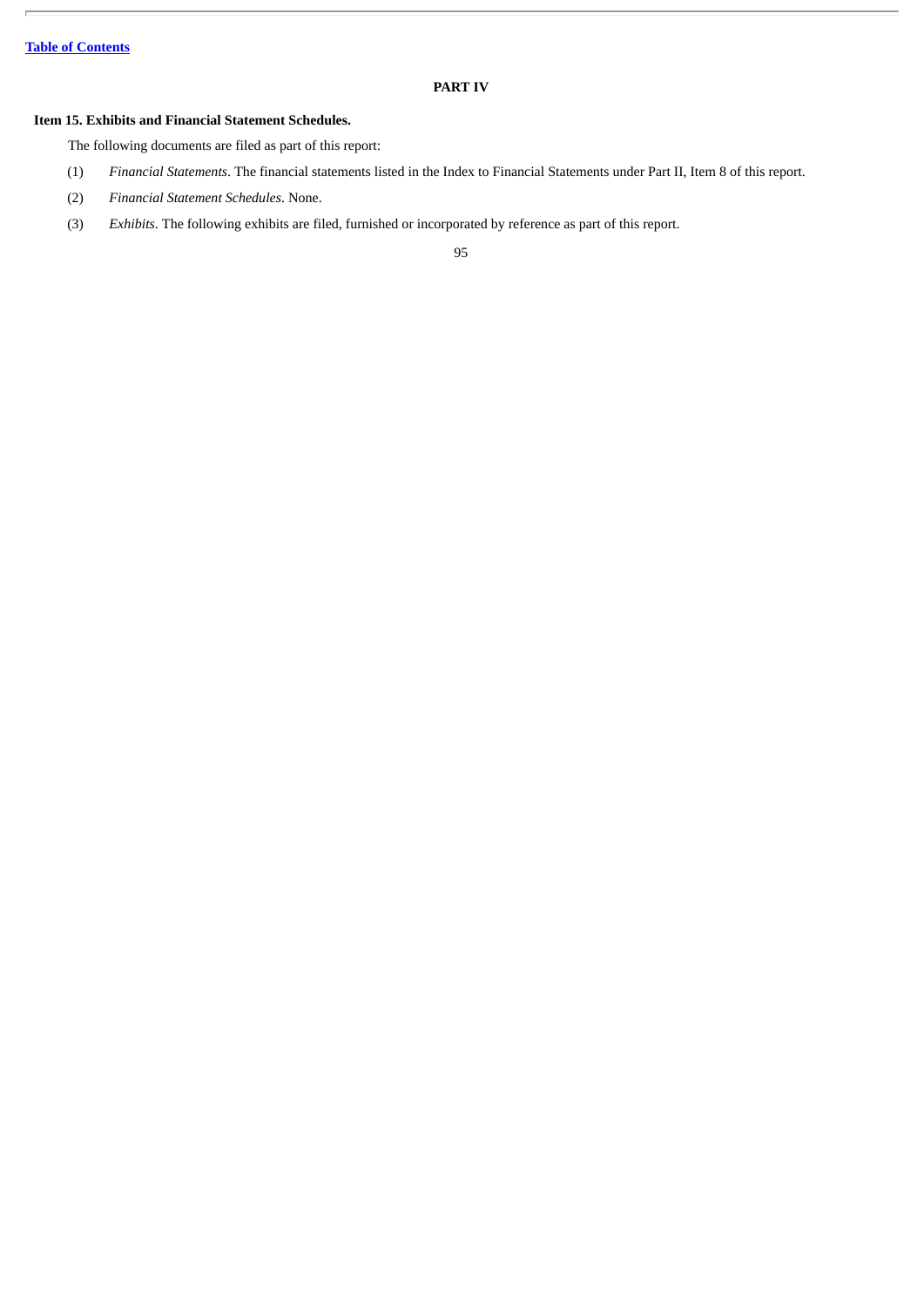## PART IV

### Item 15. Exhibits and Financial Statement Schedules.

The following documents are filed as part of this report:

(1) *Financial Statements*. The financial statements listed in the Index to Financial Statements under Part II, Item 8 of this report.

(2) *Financial Statement Schedules*. None.

(3) *Exhibits*. The following exhibits are filed, furnished or incorporated by reference as part of this report.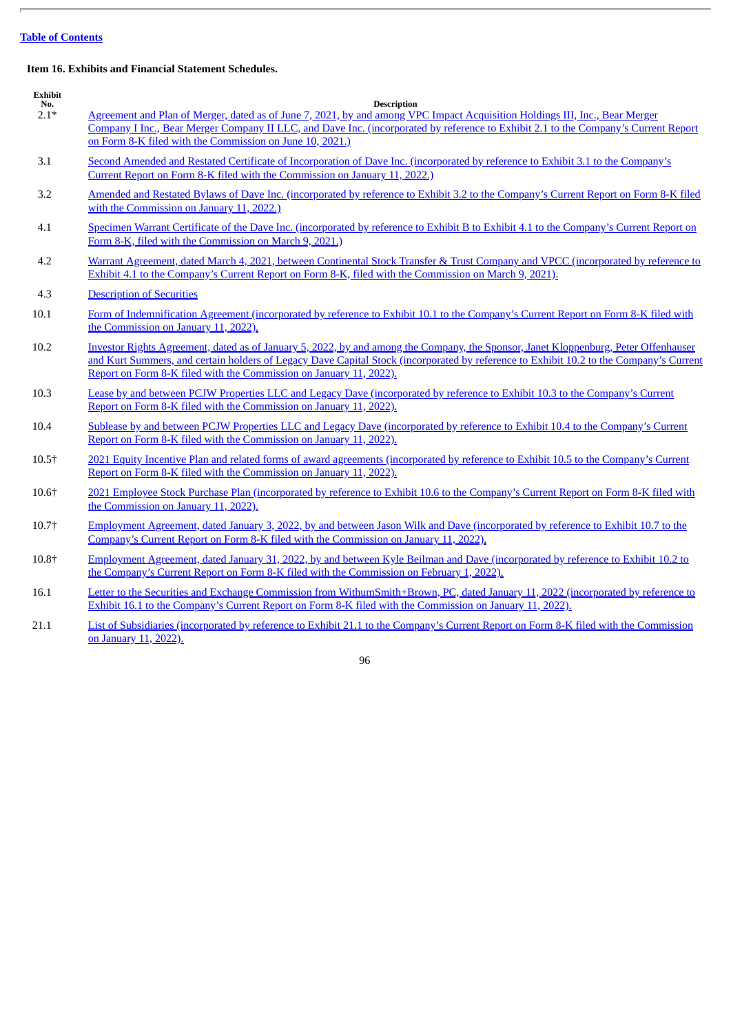[Table of Contents](#)

**Item 16. Exhibits and Financial Statement Schedules.**

| Exhibit No. | Description |
|---|---|
| 2.1* | Agreement and Plan of Merger, dated as of June 7, 2021, by and among VPC Impact Acquisition Holdings III, Inc., Bear Merger Company I Inc., Bear Merger Company II LLC, and Dave Inc. (incorporated by reference to Exhibit 2.1 to the Company's Current Report on Form 8-K filed with the Commission on June 10, 2021.) |
| 3.1 | Second Amended and Restated Certificate of Incorporation of Dave Inc. (incorporated by reference to Exhibit 3.1 to the Company's Current Report on Form 8-K filed with the Commission on January 11, 2022.) |
| 3.2 | Amended and Restated Bylaws of Dave Inc. (incorporated by reference to Exhibit 3.2 to the Company's Current Report on Form 8-K filed with the Commission on January 11, 2022.) |
| 4.1 | Specimen Warrant Certificate of the Dave Inc. (incorporated by reference to Exhibit B to Exhibit 4.1 to the Company's Current Report on Form 8-K, filed with the Commission on March 9, 2021.) |
| 4.2 | Warrant Agreement, dated March 4, 2021, between Continental Stock Transfer & Trust Company and VPCC (incorporated by reference to Exhibit 4.1 to the Company's Current Report on Form 8-K, filed with the Commission on March 9, 2021). |
| 4.3 | Description of Securities |
| 10.1 | Form of Indemnification Agreement (incorporated by reference to Exhibit 10.1 to the Company's Current Report on Form 8-K filed with the Commission on January 11, 2022). |
| 10.2 | Investor Rights Agreement, dated as of January 5, 2022, by and among the Company, the Sponsor, Janet Kloppenburg, Peter Offenhauser and Kurt Summers, and certain holders of Legacy Dave Capital Stock (incorporated by reference to Exhibit 10.2 to the Company's Current Report on Form 8-K filed with the Commission on January 11, 2022). |
| 10.3 | Lease by and between PCJW Properties LLC and Legacy Dave (incorporated by reference to Exhibit 10.3 to the Company's Current Report on Form 8-K filed with the Commission on January 11, 2022). |
| 10.4 | Sublease by and between PCJW Properties LLC and Legacy Dave (incorporated by reference to Exhibit 10.4 to the Company's Current Report on Form 8-K filed with the Commission on January 11, 2022). |
| 10.5† | 2021 Equity Incentive Plan and related forms of award agreements (incorporated by reference to Exhibit 10.5 to the Company's Current Report on Form 8-K filed with the Commission on January 11, 2022). |
| 10.6† | 2021 Employee Stock Purchase Plan (incorporated by reference to Exhibit 10.6 to the Company's Current Report on Form 8-K filed with the Commission on January 11, 2022). |
| 10.7† | Employment Agreement, dated January 3, 2022, by and between Jason Wilk and Dave (incorporated by reference to Exhibit 10.7 to the Company's Current Report on Form 8-K filed with the Commission on January 11, 2022). |
| 10.8† | Employment Agreement, dated January 31, 2022, by and between Kyle Beilman and Dave (incorporated by reference to Exhibit 10.2 to the Company's Current Report on Form 8-K filed with the Commission on February 1, 2022). |
| 16.1 | Letter to the Securities and Exchange Commission from WithumSmith+Brown, PC, dated January 11, 2022 (incorporated by reference to Exhibit 16.1 to the Company's Current Report on Form 8-K filed with the Commission on January 11, 2022). |
| 21.1 | List of Subsidiaries (incorporated by reference to Exhibit 21.1 to the Company's Current Report on Form 8-K filed with the Commission on January 11, 2022). |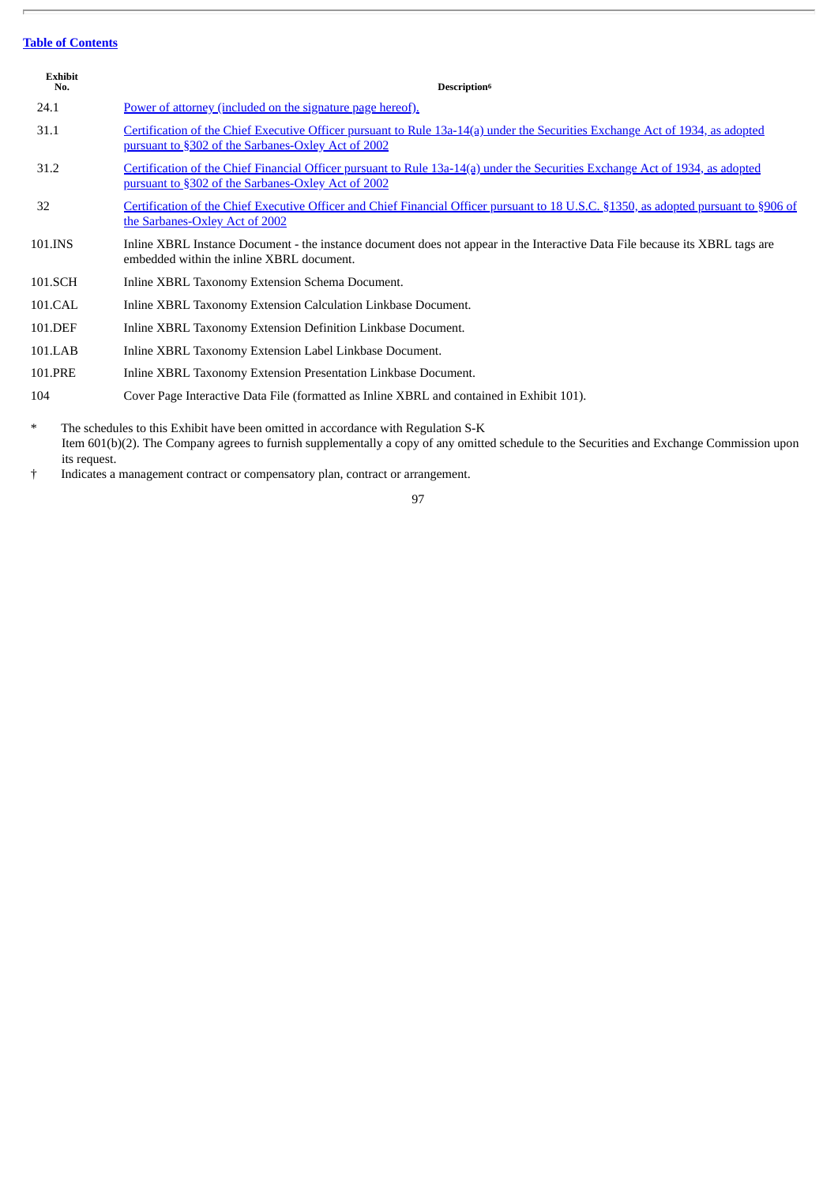Table of Contents

| Exhibit No. | Description[6] |
|---|---|
| 24.1 | Power of attorney (included on the signature page hereof). |
| 31.1 | Certification of the Chief Executive Officer pursuant to Rule 13a-14(a) under the Securities Exchange Act of 1934, as adopted pursuant to §302 of the Sarbanes-Oxley Act of 2002 |
| 31.2 | Certification of the Chief Financial Officer pursuant to Rule 13a-14(a) under the Securities Exchange Act of 1934, as adopted pursuant to §302 of the Sarbanes-Oxley Act of 2002 |
| 32 | Certification of the Chief Executive Officer and Chief Financial Officer pursuant to 18 U.S.C. §1350, as adopted pursuant to §906 of the Sarbanes-Oxley Act of 2002 |
| 101.INS | Inline XBRL Instance Document - the instance document does not appear in the Interactive Data File because its XBRL tags are embedded within the inline XBRL document. |
| 101.SCH | Inline XBRL Taxonomy Extension Schema Document. |
| 101.CAL | Inline XBRL Taxonomy Extension Calculation Linkbase Document. |
| 101.DEF | Inline XBRL Taxonomy Extension Definition Linkbase Document. |
| 101.LAB | Inline XBRL Taxonomy Extension Label Linkbase Document. |
| 101.PRE | Inline XBRL Taxonomy Extension Presentation Linkbase Document. |
| 104 | Cover Page Interactive Data File (formatted as Inline XBRL and contained in Exhibit 101). |

\* The schedules to this Exhibit have been omitted in accordance with Regulation S-K Item 601(b)(2). The Company agrees to furnish supplementally a copy of any omitted schedule to the Securities and Exchange Commission upon its request.

† Indicates a management contract or compensatory plan, contract or arrangement.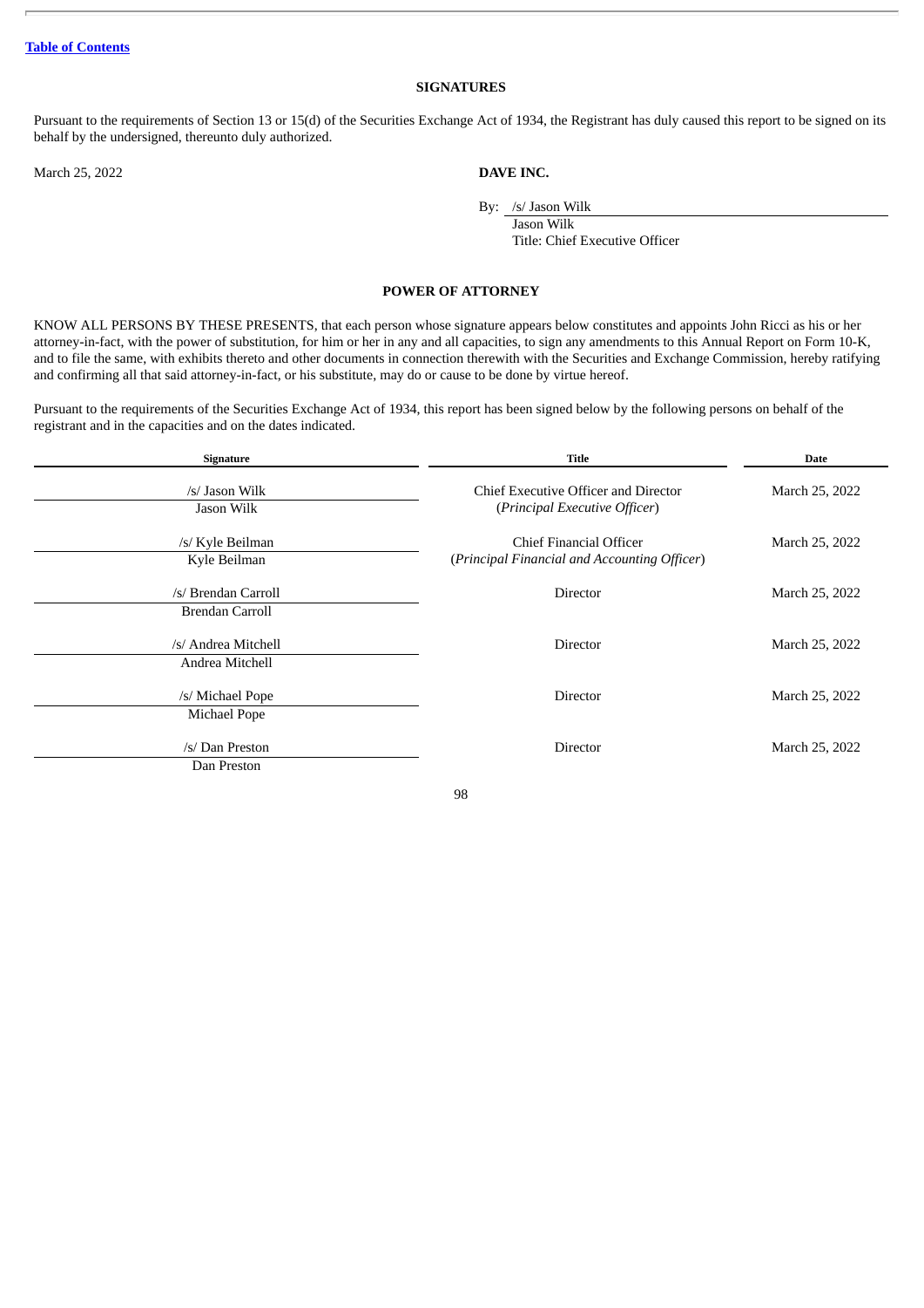[Table of Contents](#)

## SIGNATURES

Pursuant to the requirements of Section 13 or 15(d) of the Securities Exchange Act of 1934, the Registrant has duly caused this report to be signed on its behalf by the undersigned, thereunto duly authorized.

March 25, 2022

**DAVE INC.**

By: /s/ Jason Wilk
Jason Wilk
Title: Chief Executive Officer

## POWER OF ATTORNEY

KNOW ALL PERSONS BY THESE PRESENTS, that each person whose signature appears below constitutes and appoints John Ricci as his or her attorney-in-fact, with the power of substitution, for him or her in any and all capacities, to sign any amendments to this Annual Report on Form 10-K, and to file the same, with exhibits thereto and other documents in connection therewith with the Securities and Exchange Commission, hereby ratifying and confirming all that said attorney-in-fact, or his substitute, may do or cause to be done by virtue hereof.

Pursuant to the requirements of the Securities Exchange Act of 1934, this report has been signed below by the following persons on behalf of the registrant and in the capacities and on the dates indicated.

| Signature | Title | Date |
|---|---|---|
| /s/ Jason Wilk<br>Jason Wilk | Chief Executive Officer and Director<br>(*Principal Executive Officer*) | March 25, 2022 |
| /s/ Kyle Beilman<br>Kyle Beilman | Chief Financial Officer<br>(*Principal Financial and Accounting Officer*) | March 25, 2022 |
| /s/ Brendan Carroll<br>Brendan Carroll | Director | March 25, 2022 |
| /s/ Andrea Mitchell<br>Andrea Mitchell | Director | March 25, 2022 |
| /s/ Michael Pope<br>Michael Pope | Director | March 25, 2022 |
| /s/ Dan Preston<br>Dan Preston | Director | March 25, 2022 |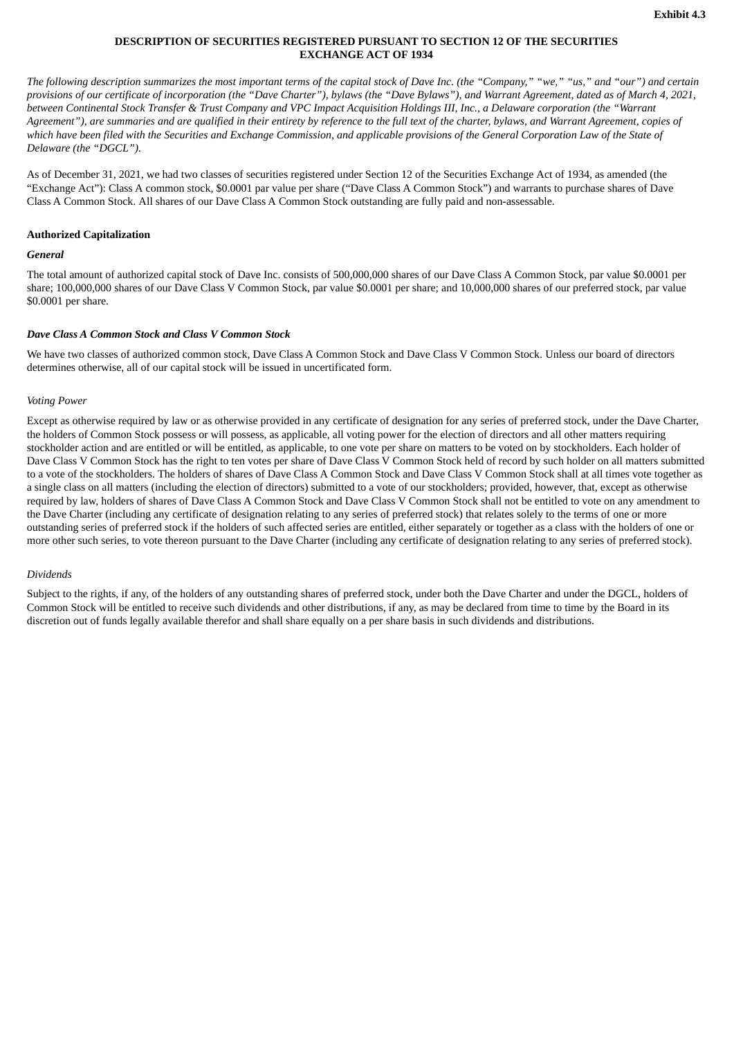**Exhibit 4.3**

**DESCRIPTION OF SECURITIES REGISTERED PURSUANT TO SECTION 12 OF THE SECURITIES EXCHANGE ACT OF 1934**

*The following description summarizes the most important terms of the capital stock of Dave Inc. (the "Company," "we," "us," and "our") and certain provisions of our certificate of incorporation (the "Dave Charter"), bylaws (the "Dave Bylaws"), and Warrant Agreement, dated as of March 4, 2021, between Continental Stock Transfer & Trust Company and VPC Impact Acquisition Holdings III, Inc., a Delaware corporation (the "Warrant Agreement"), are summaries and are qualified in their entirety by reference to the full text of the charter, bylaws, and Warrant Agreement, copies of which have been filed with the Securities and Exchange Commission, and applicable provisions of the General Corporation Law of the State of Delaware (the "DGCL").*

As of December 31, 2021, we had two classes of securities registered under Section 12 of the Securities Exchange Act of 1934, as amended (the "Exchange Act"): Class A common stock, $0.0001 par value per share ("Dave Class A Common Stock") and warrants to purchase shares of Dave Class A Common Stock. All shares of our Dave Class A Common Stock outstanding are fully paid and non-assessable.

**Authorized Capitalization**

***General***

The total amount of authorized capital stock of Dave Inc. consists of 500,000,000 shares of our Dave Class A Common Stock, par value $0.0001 per share; 100,000,000 shares of our Dave Class V Common Stock, par value $0.0001 per share; and 10,000,000 shares of our preferred stock, par value $0.0001 per share.

***Dave Class A Common Stock and Class V Common Stock***

We have two classes of authorized common stock, Dave Class A Common Stock and Dave Class V Common Stock. Unless our board of directors determines otherwise, all of our capital stock will be issued in uncertificated form.

*Voting Power*

Except as otherwise required by law or as otherwise provided in any certificate of designation for any series of preferred stock, under the Dave Charter, the holders of Common Stock possess or will possess, as applicable, all voting power for the election of directors and all other matters requiring stockholder action and are entitled or will be entitled, as applicable, to one vote per share on matters to be voted on by stockholders. Each holder of Dave Class V Common Stock has the right to ten votes per share of Dave Class V Common Stock held of record by such holder on all matters submitted to a vote of the stockholders. The holders of shares of Dave Class A Common Stock and Dave Class V Common Stock shall at all times vote together as a single class on all matters (including the election of directors) submitted to a vote of our stockholders; provided, however, that, except as otherwise required by law, holders of shares of Dave Class A Common Stock and Dave Class V Common Stock shall not be entitled to vote on any amendment to the Dave Charter (including any certificate of designation relating to any series of preferred stock) that relates solely to the terms of one or more outstanding series of preferred stock if the holders of such affected series are entitled, either separately or together as a class with the holders of one or more other such series, to vote thereon pursuant to the Dave Charter (including any certificate of designation relating to any series of preferred stock).

*Dividends*

Subject to the rights, if any, of the holders of any outstanding shares of preferred stock, under both the Dave Charter and under the DGCL, holders of Common Stock will be entitled to receive such dividends and other distributions, if any, as may be declared from time to time by the Board in its discretion out of funds legally available therefor and shall share equally on a per share basis in such dividends and distributions.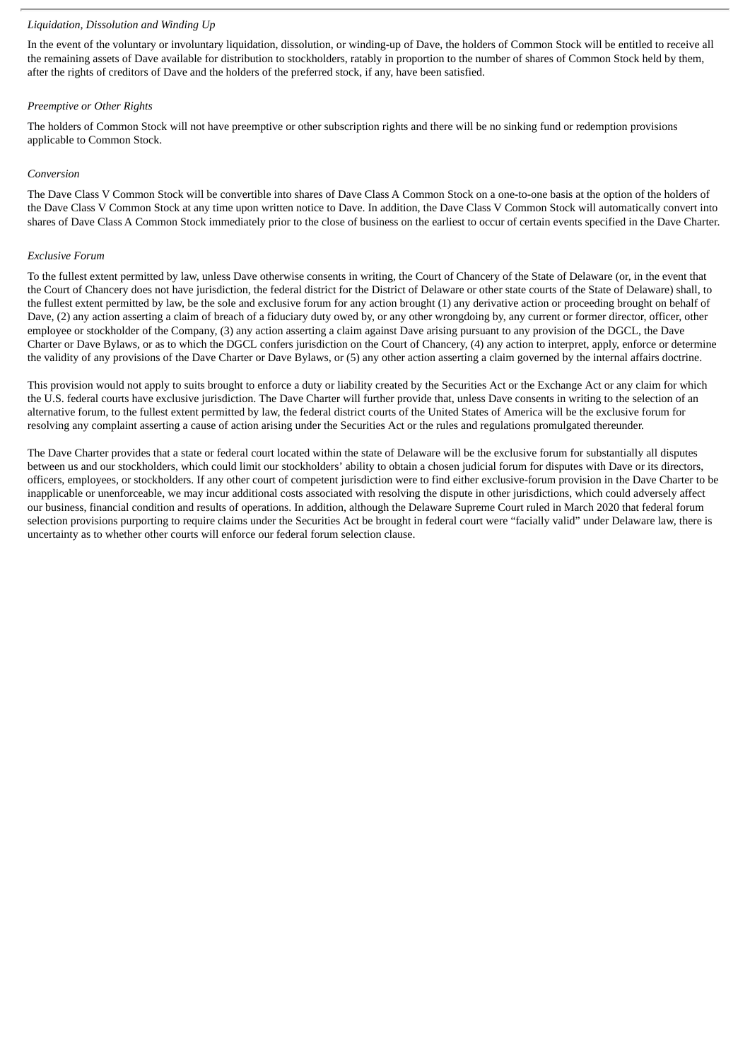*Liquidation, Dissolution and Winding Up*

In the event of the voluntary or involuntary liquidation, dissolution, or winding-up of Dave, the holders of Common Stock will be entitled to receive all the remaining assets of Dave available for distribution to stockholders, ratably in proportion to the number of shares of Common Stock held by them, after the rights of creditors of Dave and the holders of the preferred stock, if any, have been satisfied.

*Preemptive or Other Rights*

The holders of Common Stock will not have preemptive or other subscription rights and there will be no sinking fund or redemption provisions applicable to Common Stock.

*Conversion*

The Dave Class V Common Stock will be convertible into shares of Dave Class A Common Stock on a one-to-one basis at the option of the holders of the Dave Class V Common Stock at any time upon written notice to Dave. In addition, the Dave Class V Common Stock will automatically convert into shares of Dave Class A Common Stock immediately prior to the close of business on the earliest to occur of certain events specified in the Dave Charter.

*Exclusive Forum*

To the fullest extent permitted by law, unless Dave otherwise consents in writing, the Court of Chancery of the State of Delaware (or, in the event that the Court of Chancery does not have jurisdiction, the federal district for the District of Delaware or other state courts of the State of Delaware) shall, to the fullest extent permitted by law, be the sole and exclusive forum for any action brought (1) any derivative action or proceeding brought on behalf of Dave, (2) any action asserting a claim of breach of a fiduciary duty owed by, or any other wrongdoing by, any current or former director, officer, other employee or stockholder of the Company, (3) any action asserting a claim against Dave arising pursuant to any provision of the DGCL, the Dave Charter or Dave Bylaws, or as to which the DGCL confers jurisdiction on the Court of Chancery, (4) any action to interpret, apply, enforce or determine the validity of any provisions of the Dave Charter or Dave Bylaws, or (5) any other action asserting a claim governed by the internal affairs doctrine.

This provision would not apply to suits brought to enforce a duty or liability created by the Securities Act or the Exchange Act or any claim for which the U.S. federal courts have exclusive jurisdiction. The Dave Charter will further provide that, unless Dave consents in writing to the selection of an alternative forum, to the fullest extent permitted by law, the federal district courts of the United States of America will be the exclusive forum for resolving any complaint asserting a cause of action arising under the Securities Act or the rules and regulations promulgated thereunder.

The Dave Charter provides that a state or federal court located within the state of Delaware will be the exclusive forum for substantially all disputes between us and our stockholders, which could limit our stockholders' ability to obtain a chosen judicial forum for disputes with Dave or its directors, officers, employees, or stockholders. If any other court of competent jurisdiction were to find either exclusive-forum provision in the Dave Charter to be inapplicable or unenforceable, we may incur additional costs associated with resolving the dispute in other jurisdictions, which could adversely affect our business, financial condition and results of operations. In addition, although the Delaware Supreme Court ruled in March 2020 that federal forum selection provisions purporting to require claims under the Securities Act be brought in federal court were "facially valid" under Delaware law, there is uncertainty as to whether other courts will enforce our federal forum selection clause.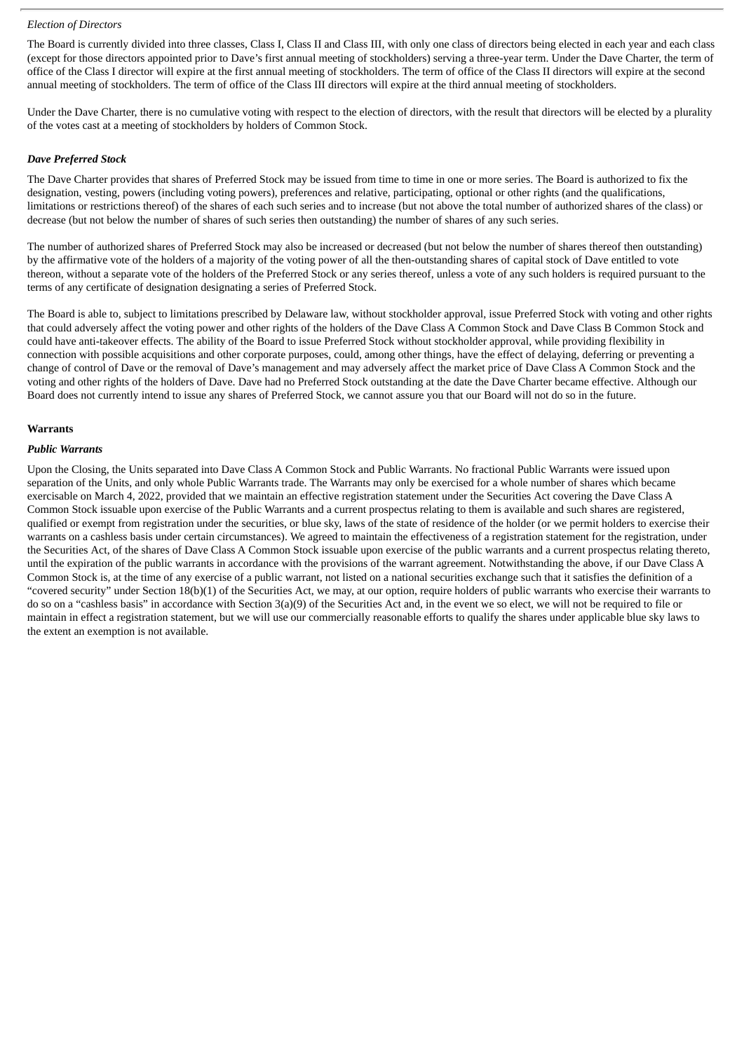*Election of Directors*

The Board is currently divided into three classes, Class I, Class II and Class III, with only one class of directors being elected in each year and each class (except for those directors appointed prior to Dave's first annual meeting of stockholders) serving a three-year term. Under the Dave Charter, the term of office of the Class I director will expire at the first annual meeting of stockholders. The term of office of the Class II directors will expire at the second annual meeting of stockholders. The term of office of the Class III directors will expire at the third annual meeting of stockholders.

Under the Dave Charter, there is no cumulative voting with respect to the election of directors, with the result that directors will be elected by a plurality of the votes cast at a meeting of stockholders by holders of Common Stock.

***Dave Preferred Stock***

The Dave Charter provides that shares of Preferred Stock may be issued from time to time in one or more series. The Board is authorized to fix the designation, vesting, powers (including voting powers), preferences and relative, participating, optional or other rights (and the qualifications, limitations or restrictions thereof) of the shares of each such series and to increase (but not above the total number of authorized shares of the class) or decrease (but not below the number of shares of such series then outstanding) the number of shares of any such series.

The number of authorized shares of Preferred Stock may also be increased or decreased (but not below the number of shares thereof then outstanding) by the affirmative vote of the holders of a majority of the voting power of all the then-outstanding shares of capital stock of Dave entitled to vote thereon, without a separate vote of the holders of the Preferred Stock or any series thereof, unless a vote of any such holders is required pursuant to the terms of any certificate of designation designating a series of Preferred Stock.

The Board is able to, subject to limitations prescribed by Delaware law, without stockholder approval, issue Preferred Stock with voting and other rights that could adversely affect the voting power and other rights of the holders of the Dave Class A Common Stock and Dave Class B Common Stock and could have anti-takeover effects. The ability of the Board to issue Preferred Stock without stockholder approval, while providing flexibility in connection with possible acquisitions and other corporate purposes, could, among other things, have the effect of delaying, deferring or preventing a change of control of Dave or the removal of Dave's management and may adversely affect the market price of Dave Class A Common Stock and the voting and other rights of the holders of Dave. Dave had no Preferred Stock outstanding at the date the Dave Charter became effective. Although our Board does not currently intend to issue any shares of Preferred Stock, we cannot assure you that our Board will not do so in the future.

**Warrants**

***Public Warrants***

Upon the Closing, the Units separated into Dave Class A Common Stock and Public Warrants. No fractional Public Warrants were issued upon separation of the Units, and only whole Public Warrants trade. The Warrants may only be exercised for a whole number of shares which became exercisable on March 4, 2022, provided that we maintain an effective registration statement under the Securities Act covering the Dave Class A Common Stock issuable upon exercise of the Public Warrants and a current prospectus relating to them is available and such shares are registered, qualified or exempt from registration under the securities, or blue sky, laws of the state of residence of the holder (or we permit holders to exercise their warrants on a cashless basis under certain circumstances). We agreed to maintain the effectiveness of a registration statement for the registration, under the Securities Act, of the shares of Dave Class A Common Stock issuable upon exercise of the public warrants and a current prospectus relating thereto, until the expiration of the public warrants in accordance with the provisions of the warrant agreement. Notwithstanding the above, if our Dave Class A Common Stock is, at the time of any exercise of a public warrant, not listed on a national securities exchange such that it satisfies the definition of a "covered security" under Section 18(b)(1) of the Securities Act, we may, at our option, require holders of public warrants who exercise their warrants to do so on a "cashless basis" in accordance with Section 3(a)(9) of the Securities Act and, in the event we so elect, we will not be required to file or maintain in effect a registration statement, but we will use our commercially reasonable efforts to qualify the shares under applicable blue sky laws to the extent an exemption is not available.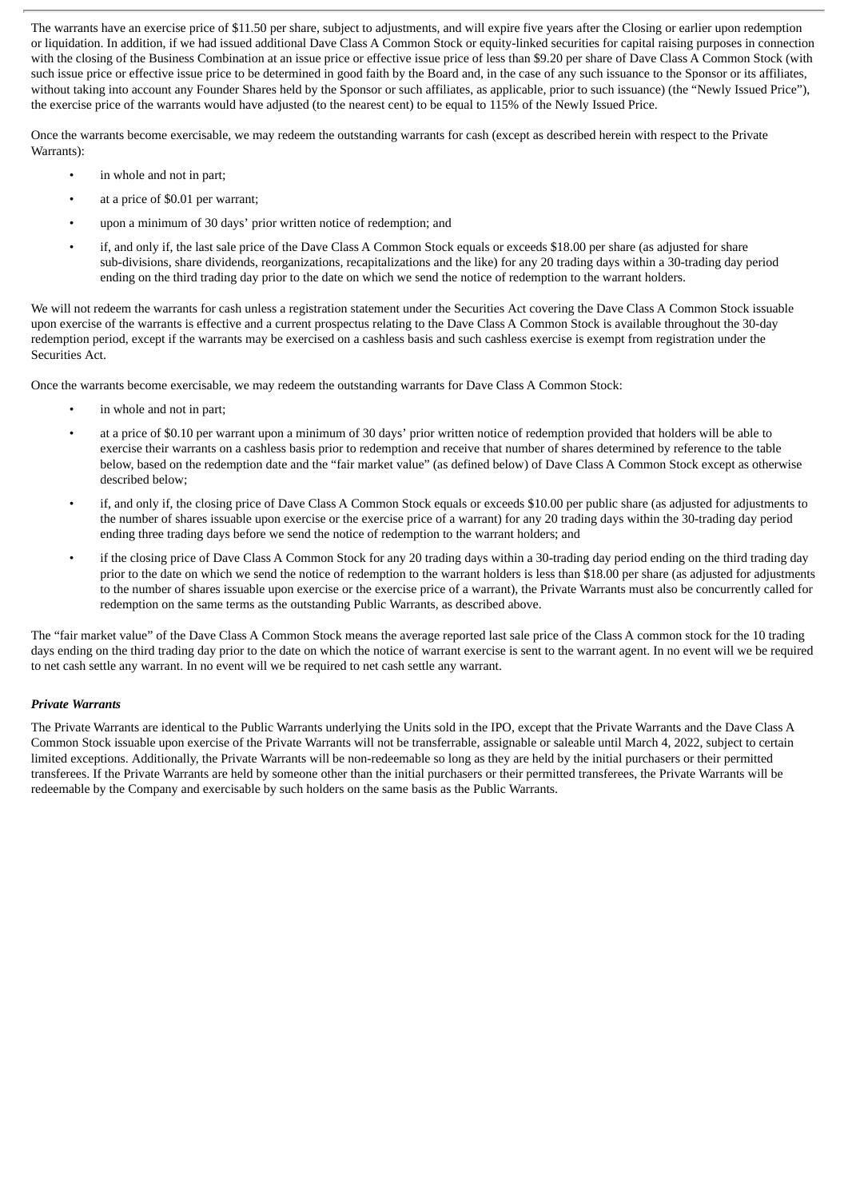The warrants have an exercise price of $11.50 per share, subject to adjustments, and will expire five years after the Closing or earlier upon redemption or liquidation. In addition, if we had issued additional Dave Class A Common Stock or equity-linked securities for capital raising purposes in connection with the closing of the Business Combination at an issue price or effective issue price of less than $9.20 per share of Dave Class A Common Stock (with such issue price or effective issue price to be determined in good faith by the Board and, in the case of any such issuance to the Sponsor or its affiliates, without taking into account any Founder Shares held by the Sponsor or such affiliates, as applicable, prior to such issuance) (the "Newly Issued Price"), the exercise price of the warrants would have adjusted (to the nearest cent) to be equal to 115% of the Newly Issued Price.

Once the warrants become exercisable, we may redeem the outstanding warrants for cash (except as described herein with respect to the Private Warrants):

- in whole and not in part;
- at a price of $0.01 per warrant;
- upon a minimum of 30 days' prior written notice of redemption; and
- if, and only if, the last sale price of the Dave Class A Common Stock equals or exceeds $18.00 per share (as adjusted for share sub-divisions, share dividends, reorganizations, recapitalizations and the like) for any 20 trading days within a 30-trading day period ending on the third trading day prior to the date on which we send the notice of redemption to the warrant holders.

We will not redeem the warrants for cash unless a registration statement under the Securities Act covering the Dave Class A Common Stock issuable upon exercise of the warrants is effective and a current prospectus relating to the Dave Class A Common Stock is available throughout the 30-day redemption period, except if the warrants may be exercised on a cashless basis and such cashless exercise is exempt from registration under the Securities Act.

Once the warrants become exercisable, we may redeem the outstanding warrants for Dave Class A Common Stock:

- in whole and not in part;
- at a price of $0.10 per warrant upon a minimum of 30 days' prior written notice of redemption provided that holders will be able to exercise their warrants on a cashless basis prior to redemption and receive that number of shares determined by reference to the table below, based on the redemption date and the "fair market value" (as defined below) of Dave Class A Common Stock except as otherwise described below;
- if, and only if, the closing price of Dave Class A Common Stock equals or exceeds $10.00 per public share (as adjusted for adjustments to the number of shares issuable upon exercise or the exercise price of a warrant) for any 20 trading days within the 30-trading day period ending three trading days before we send the notice of redemption to the warrant holders; and
- if the closing price of Dave Class A Common Stock for any 20 trading days within a 30-trading day period ending on the third trading day prior to the date on which we send the notice of redemption to the warrant holders is less than $18.00 per share (as adjusted for adjustments to the number of shares issuable upon exercise or the exercise price of a warrant), the Private Warrants must also be concurrently called for redemption on the same terms as the outstanding Public Warrants, as described above.

The "fair market value" of the Dave Class A Common Stock means the average reported last sale price of the Class A common stock for the 10 trading days ending on the third trading day prior to the date on which the notice of warrant exercise is sent to the warrant agent. In no event will we be required to net cash settle any warrant. In no event will we be required to net cash settle any warrant.

***Private Warrants***

The Private Warrants are identical to the Public Warrants underlying the Units sold in the IPO, except that the Private Warrants and the Dave Class A Common Stock issuable upon exercise of the Private Warrants will not be transferrable, assignable or saleable until March 4, 2022, subject to certain limited exceptions. Additionally, the Private Warrants will be non-redeemable so long as they are held by the initial purchasers or their permitted transferees. If the Private Warrants are held by someone other than the initial purchasers or their permitted transferees, the Private Warrants will be redeemable by the Company and exercisable by such holders on the same basis as the Public Warrants.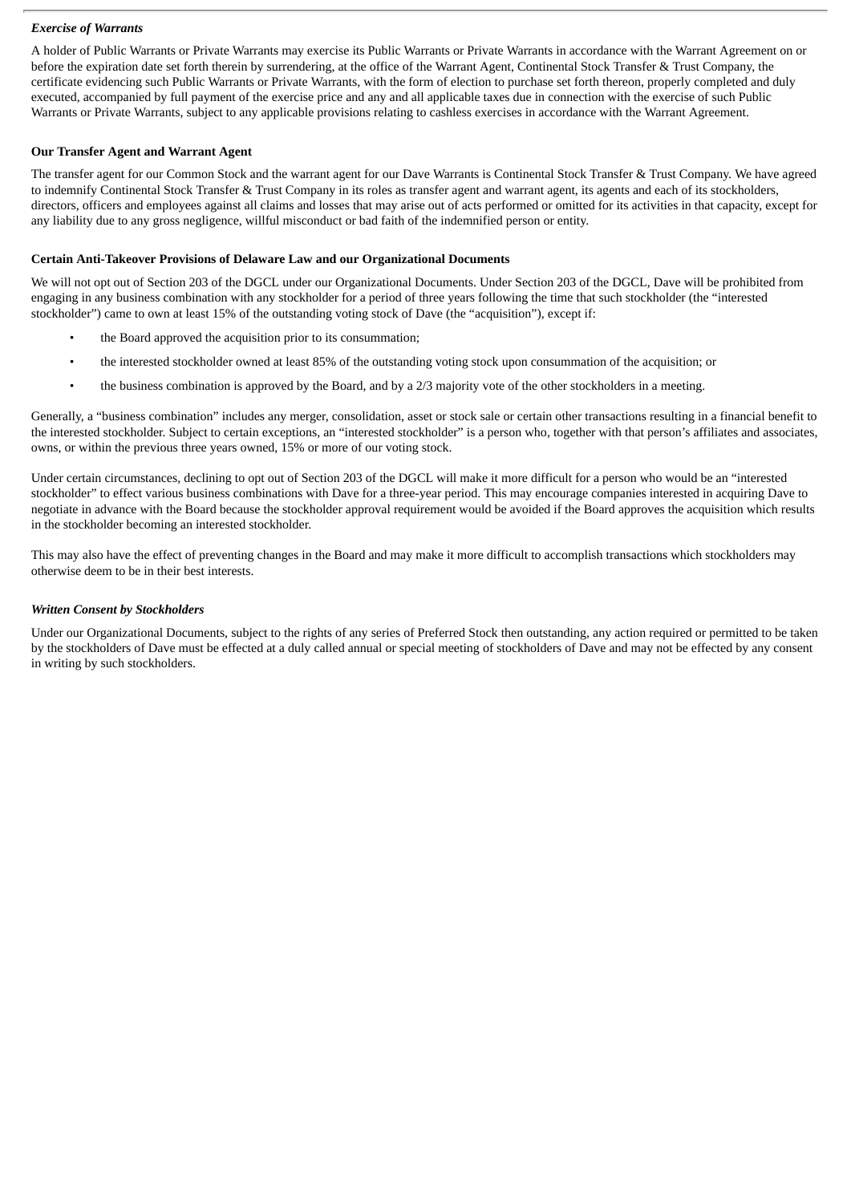*Exercise of Warrants*

A holder of Public Warrants or Private Warrants may exercise its Public Warrants or Private Warrants in accordance with the Warrant Agreement on or before the expiration date set forth therein by surrendering, at the office of the Warrant Agent, Continental Stock Transfer & Trust Company, the certificate evidencing such Public Warrants or Private Warrants, with the form of election to purchase set forth thereon, properly completed and duly executed, accompanied by full payment of the exercise price and any and all applicable taxes due in connection with the exercise of such Public Warrants or Private Warrants, subject to any applicable provisions relating to cashless exercises in accordance with the Warrant Agreement.

**Our Transfer Agent and Warrant Agent**

The transfer agent for our Common Stock and the warrant agent for our Dave Warrants is Continental Stock Transfer & Trust Company. We have agreed to indemnify Continental Stock Transfer & Trust Company in its roles as transfer agent and warrant agent, its agents and each of its stockholders, directors, officers and employees against all claims and losses that may arise out of acts performed or omitted for its activities in that capacity, except for any liability due to any gross negligence, willful misconduct or bad faith of the indemnified person or entity.

**Certain Anti-Takeover Provisions of Delaware Law and our Organizational Documents**

We will not opt out of Section 203 of the DGCL under our Organizational Documents. Under Section 203 of the DGCL, Dave will be prohibited from engaging in any business combination with any stockholder for a period of three years following the time that such stockholder (the "interested stockholder") came to own at least 15% of the outstanding voting stock of Dave (the "acquisition"), except if:

- the Board approved the acquisition prior to its consummation;
- the interested stockholder owned at least 85% of the outstanding voting stock upon consummation of the acquisition; or
- the business combination is approved by the Board, and by a 2/3 majority vote of the other stockholders in a meeting.

Generally, a "business combination" includes any merger, consolidation, asset or stock sale or certain other transactions resulting in a financial benefit to the interested stockholder. Subject to certain exceptions, an "interested stockholder" is a person who, together with that person's affiliates and associates, owns, or within the previous three years owned, 15% or more of our voting stock.

Under certain circumstances, declining to opt out of Section 203 of the DGCL will make it more difficult for a person who would be an "interested stockholder" to effect various business combinations with Dave for a three-year period. This may encourage companies interested in acquiring Dave to negotiate in advance with the Board because the stockholder approval requirement would be avoided if the Board approves the acquisition which results in the stockholder becoming an interested stockholder.

This may also have the effect of preventing changes in the Board and may make it more difficult to accomplish transactions which stockholders may otherwise deem to be in their best interests.

***Written Consent by Stockholders***

Under our Organizational Documents, subject to the rights of any series of Preferred Stock then outstanding, any action required or permitted to be taken by the stockholders of Dave must be effected at a duly called annual or special meeting of stockholders of Dave and may not be effected by any consent in writing by such stockholders.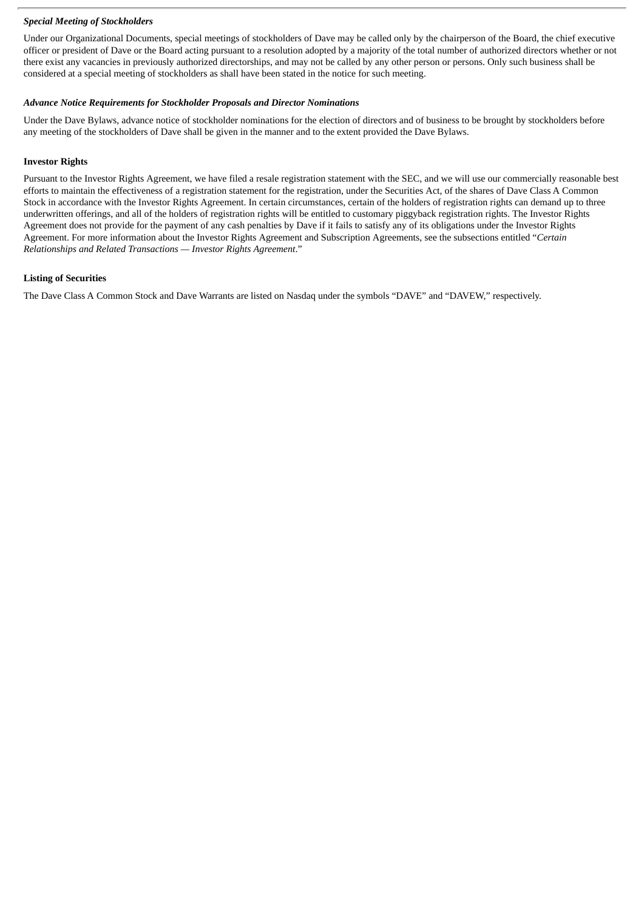### *Special Meeting of Stockholders*

Under our Organizational Documents, special meetings of stockholders of Dave may be called only by the chairperson of the Board, the chief executive officer or president of Dave or the Board acting pursuant to a resolution adopted by a majority of the total number of authorized directors whether or not there exist any vacancies in previously authorized directorships, and may not be called by any other person or persons. Only such business shall be considered at a special meeting of stockholders as shall have been stated in the notice for such meeting.

### *Advance Notice Requirements for Stockholder Proposals and Director Nominations*

Under the Dave Bylaws, advance notice of stockholder nominations for the election of directors and of business to be brought by stockholders before any meeting of the stockholders of Dave shall be given in the manner and to the extent provided the Dave Bylaws.

## Investor Rights

Pursuant to the Investor Rights Agreement, we have filed a resale registration statement with the SEC, and we will use our commercially reasonable best efforts to maintain the effectiveness of a registration statement for the registration, under the Securities Act, of the shares of Dave Class A Common Stock in accordance with the Investor Rights Agreement. In certain circumstances, certain of the holders of registration rights can demand up to three underwritten offerings, and all of the holders of registration rights will be entitled to customary piggyback registration rights. The Investor Rights Agreement does not provide for the payment of any cash penalties by Dave if it fails to satisfy any of its obligations under the Investor Rights Agreement. For more information about the Investor Rights Agreement and Subscription Agreements, see the subsections entitled "*Certain Relationships and Related Transactions — Investor Rights Agreement*."

## Listing of Securities

The Dave Class A Common Stock and Dave Warrants are listed on Nasdaq under the symbols "DAVE" and "DAVEW," respectively.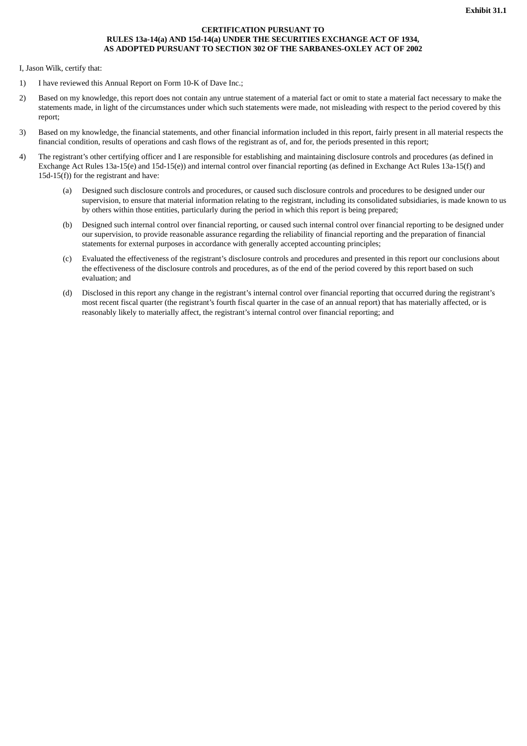**Exhibit 31.1**

**CERTIFICATION PURSUANT TO**
**RULES 13a-14(a) AND 15d-14(a) UNDER THE SECURITIES EXCHANGE ACT OF 1934,**
**AS ADOPTED PURSUANT TO SECTION 302 OF THE SARBANES-OXLEY ACT OF 2002**

I, Jason Wilk, certify that:

1) I have reviewed this Annual Report on Form 10-K of Dave Inc.;

2) Based on my knowledge, this report does not contain any untrue statement of a material fact or omit to state a material fact necessary to make the statements made, in light of the circumstances under which such statements were made, not misleading with respect to the period covered by this report;

3) Based on my knowledge, the financial statements, and other financial information included in this report, fairly present in all material respects the financial condition, results of operations and cash flows of the registrant as of, and for, the periods presented in this report;

4) The registrant's other certifying officer and I are responsible for establishing and maintaining disclosure controls and procedures (as defined in Exchange Act Rules 13a-15(e) and 15d-15(e)) and internal control over financial reporting (as defined in Exchange Act Rules 13a-15(f) and 15d-15(f)) for the registrant and have:

   (a) Designed such disclosure controls and procedures, or caused such disclosure controls and procedures to be designed under our supervision, to ensure that material information relating to the registrant, including its consolidated subsidiaries, is made known to us by others within those entities, particularly during the period in which this report is being prepared;

   (b) Designed such internal control over financial reporting, or caused such internal control over financial reporting to be designed under our supervision, to provide reasonable assurance regarding the reliability of financial reporting and the preparation of financial statements for external purposes in accordance with generally accepted accounting principles;

   (c) Evaluated the effectiveness of the registrant's disclosure controls and procedures and presented in this report our conclusions about the effectiveness of the disclosure controls and procedures, as of the end of the period covered by this report based on such evaluation; and

   (d) Disclosed in this report any change in the registrant's internal control over financial reporting that occurred during the registrant's most recent fiscal quarter (the registrant's fourth fiscal quarter in the case of an annual report) that has materially affected, or is reasonably likely to materially affect, the registrant's internal control over financial reporting; and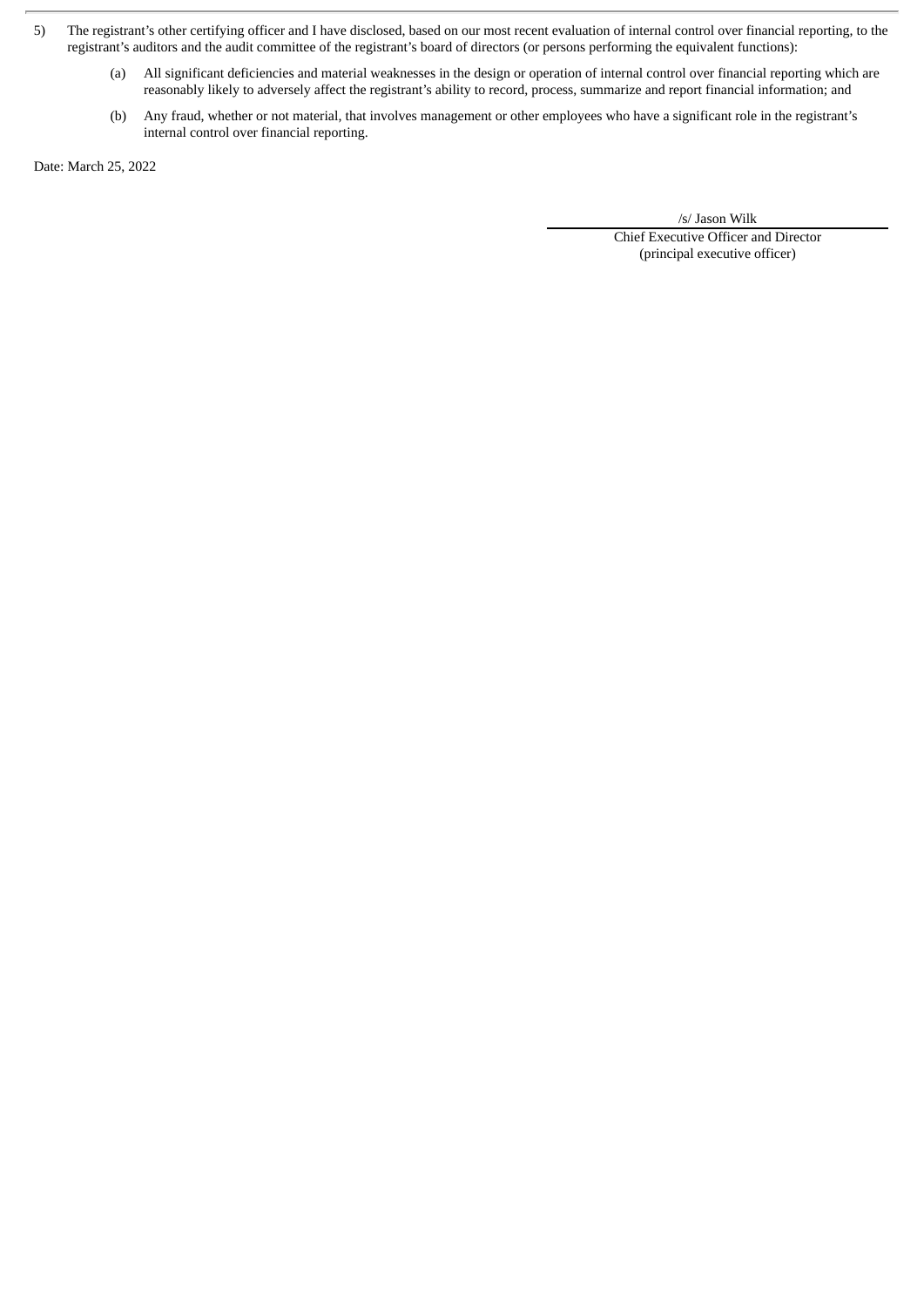5) The registrant's other certifying officer and I have disclosed, based on our most recent evaluation of internal control over financial reporting, to the registrant's auditors and the audit committee of the registrant's board of directors (or persons performing the equivalent functions):

   (a) All significant deficiencies and material weaknesses in the design or operation of internal control over financial reporting which are reasonably likely to adversely affect the registrant's ability to record, process, summarize and report financial information; and

   (b) Any fraud, whether or not material, that involves management or other employees who have a significant role in the registrant's internal control over financial reporting.

Date: March 25, 2022

/s/ Jason Wilk

Chief Executive Officer and Director
(principal executive officer)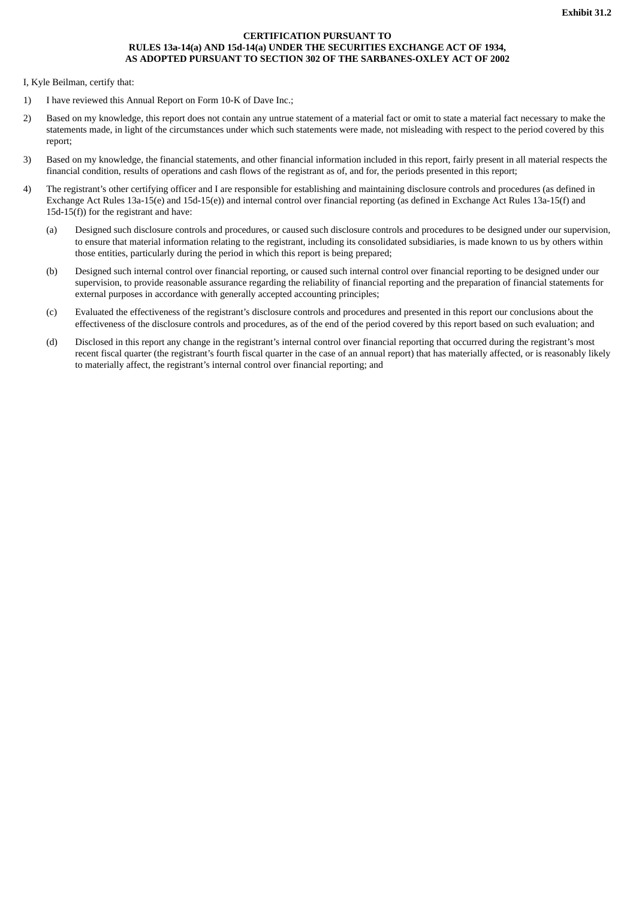**Exhibit 31.2**

**CERTIFICATION PURSUANT TO**
**RULES 13a-14(a) AND 15d-14(a) UNDER THE SECURITIES EXCHANGE ACT OF 1934,**
**AS ADOPTED PURSUANT TO SECTION 302 OF THE SARBANES-OXLEY ACT OF 2002**

I, Kyle Beilman, certify that:

1) I have reviewed this Annual Report on Form 10-K of Dave Inc.;

2) Based on my knowledge, this report does not contain any untrue statement of a material fact or omit to state a material fact necessary to make the statements made, in light of the circumstances under which such statements were made, not misleading with respect to the period covered by this report;

3) Based on my knowledge, the financial statements, and other financial information included in this report, fairly present in all material respects the financial condition, results of operations and cash flows of the registrant as of, and for, the periods presented in this report;

4) The registrant's other certifying officer and I are responsible for establishing and maintaining disclosure controls and procedures (as defined in Exchange Act Rules 13a-15(e) and 15d-15(e)) and internal control over financial reporting (as defined in Exchange Act Rules 13a-15(f) and 15d-15(f)) for the registrant and have:

   (a) Designed such disclosure controls and procedures, or caused such disclosure controls and procedures to be designed under our supervision, to ensure that material information relating to the registrant, including its consolidated subsidiaries, is made known to us by others within those entities, particularly during the period in which this report is being prepared;

   (b) Designed such internal control over financial reporting, or caused such internal control over financial reporting to be designed under our supervision, to provide reasonable assurance regarding the reliability of financial reporting and the preparation of financial statements for external purposes in accordance with generally accepted accounting principles;

   (c) Evaluated the effectiveness of the registrant's disclosure controls and procedures and presented in this report our conclusions about the effectiveness of the disclosure controls and procedures, as of the end of the period covered by this report based on such evaluation; and

   (d) Disclosed in this report any change in the registrant's internal control over financial reporting that occurred during the registrant's most recent fiscal quarter (the registrant's fourth fiscal quarter in the case of an annual report) that has materially affected, or is reasonably likely to materially affect, the registrant's internal control over financial reporting; and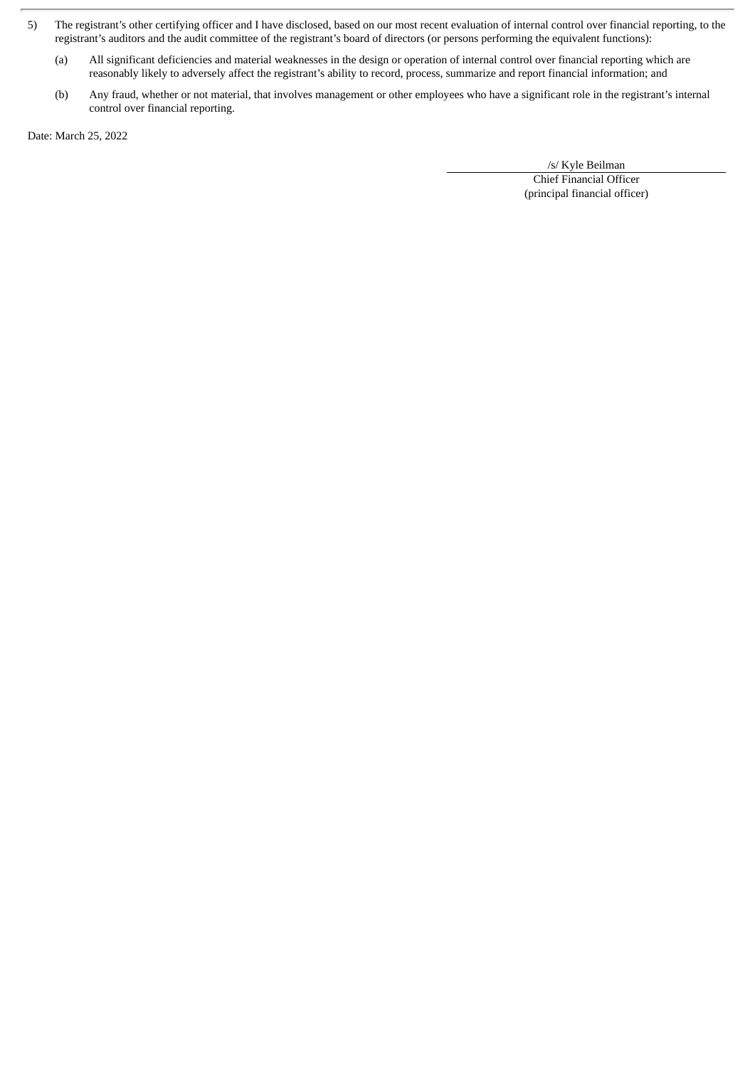5) The registrant's other certifying officer and I have disclosed, based on our most recent evaluation of internal control over financial reporting, to the registrant's auditors and the audit committee of the registrant's board of directors (or persons performing the equivalent functions):

   (a) All significant deficiencies and material weaknesses in the design or operation of internal control over financial reporting which are reasonably likely to adversely affect the registrant's ability to record, process, summarize and report financial information; and

   (b) Any fraud, whether or not material, that involves management or other employees who have a significant role in the registrant's internal control over financial reporting.

Date: March 25, 2022

/s/ Kyle Beilman
Chief Financial Officer
(principal financial officer)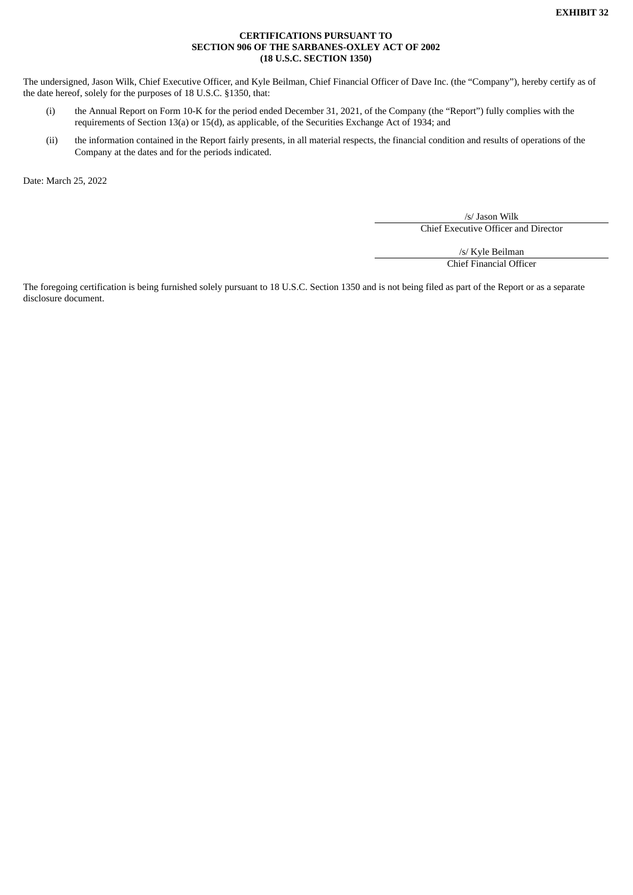**EXHIBIT 32**

**CERTIFICATIONS PURSUANT TO**
**SECTION 906 OF THE SARBANES-OXLEY ACT OF 2002**
**(18 U.S.C. SECTION 1350)**

The undersigned, Jason Wilk, Chief Executive Officer, and Kyle Beilman, Chief Financial Officer of Dave Inc. (the "Company"), hereby certify as of the date hereof, solely for the purposes of 18 U.S.C. §1350, that:

(i) the Annual Report on Form 10-K for the period ended December 31, 2021, of the Company (the "Report") fully complies with the requirements of Section 13(a) or 15(d), as applicable, of the Securities Exchange Act of 1934; and

(ii) the information contained in the Report fairly presents, in all material respects, the financial condition and results of operations of the Company at the dates and for the periods indicated.

Date: March 25, 2022

/s/ Jason Wilk
Chief Executive Officer and Director

/s/ Kyle Beilman
Chief Financial Officer

The foregoing certification is being furnished solely pursuant to 18 U.S.C. Section 1350 and is not being filed as part of the Report or as a separate disclosure document.